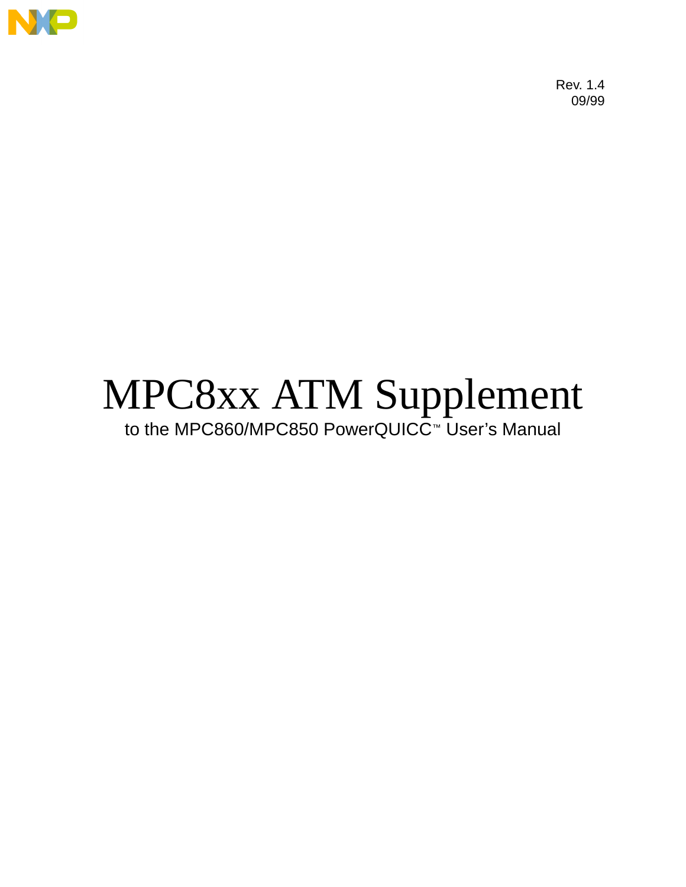Rev. 1.4
09/99

# MPC8xx ATM Supplement

to the MPC860/MPC850 PowerQUICC™ User's Manual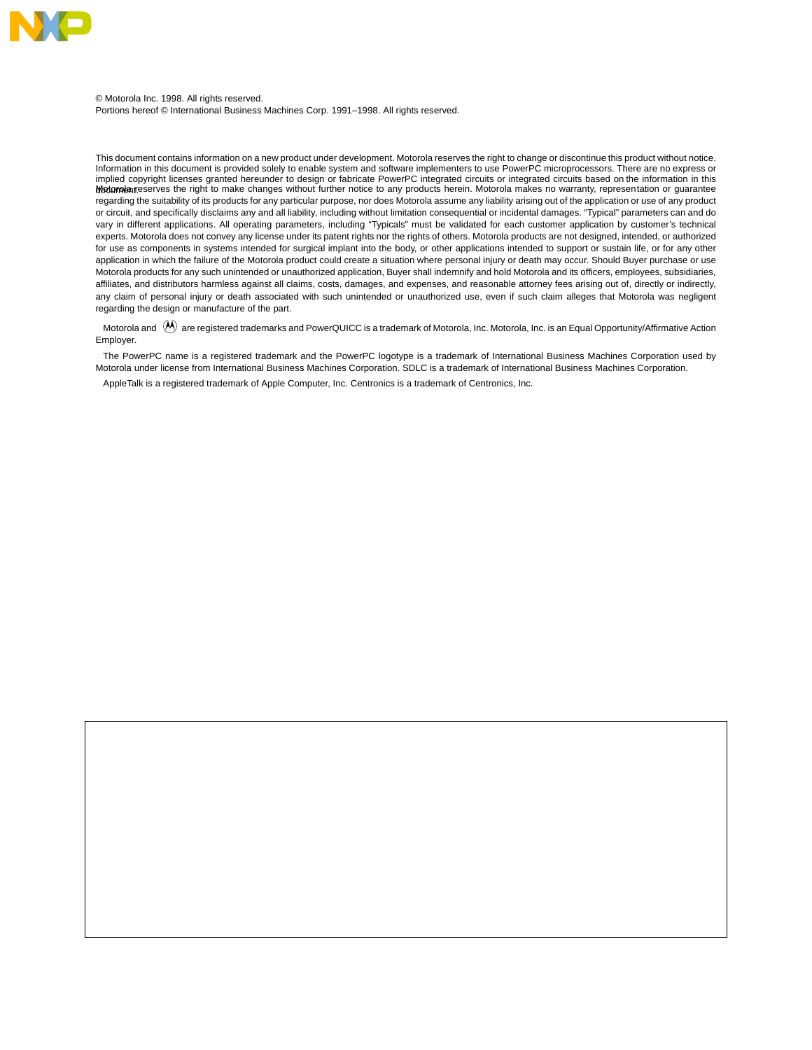© Motorola Inc. 1998. All rights reserved.
Portions hereof © International Business Machines Corp. 1991–1998. All rights reserved.

This document contains information on a new product under development. Motorola reserves the right to change or discontinue this product without notice. Information in this document is provided solely to enable system and software implementers to use PowerPC microprocessors. There are no express or implied copyright licenses granted hereunder to design or fabricate PowerPC integrated circuits or integrated circuits based on the information in this document.

Motorola reserves the right to make changes without further notice to any products herein. Motorola makes no warranty, representation or guarantee regarding the suitability of its products for any particular purpose, nor does Motorola assume any liability arising out of the application or use of any product or circuit, and specifically disclaims any and all liability, including without limitation consequential or incidental damages. "Typical" parameters can and do vary in different applications. All operating parameters, including "Typicals" must be validated for each customer application by customer's technical experts. Motorola does not convey any license under its patent rights nor the rights of others. Motorola products are not designed, intended, or authorized for use as components in systems intended for surgical implant into the body, or other applications intended to support or sustain life, or for any other application in which the failure of the Motorola product could create a situation where personal injury or death may occur. Should Buyer purchase or use Motorola products for any such unintended or unauthorized application, Buyer shall indemnify and hold Motorola and its officers, employees, subsidiaries, affiliates, and distributors harmless against all claims, costs, damages, and expenses, and reasonable attorney fees arising out of, directly or indirectly, any claim of personal injury or death associated with such unintended or unauthorized use, even if such claim alleges that Motorola was negligent regarding the design or manufacture of the part.

Motorola and Ⓜ are registered trademarks and PowerQUICC is a trademark of Motorola, Inc. Motorola, Inc. is an Equal Opportunity/Affirmative Action Employer.

The PowerPC name is a registered trademark and the PowerPC logotype is a trademark of International Business Machines Corporation used by Motorola under license from International Business Machines Corporation. SDLC is a trademark of International Business Machines Corporation.

AppleTalk is a registered trademark of Apple Computer, Inc. Centronics is a trademark of Centronics, Inc.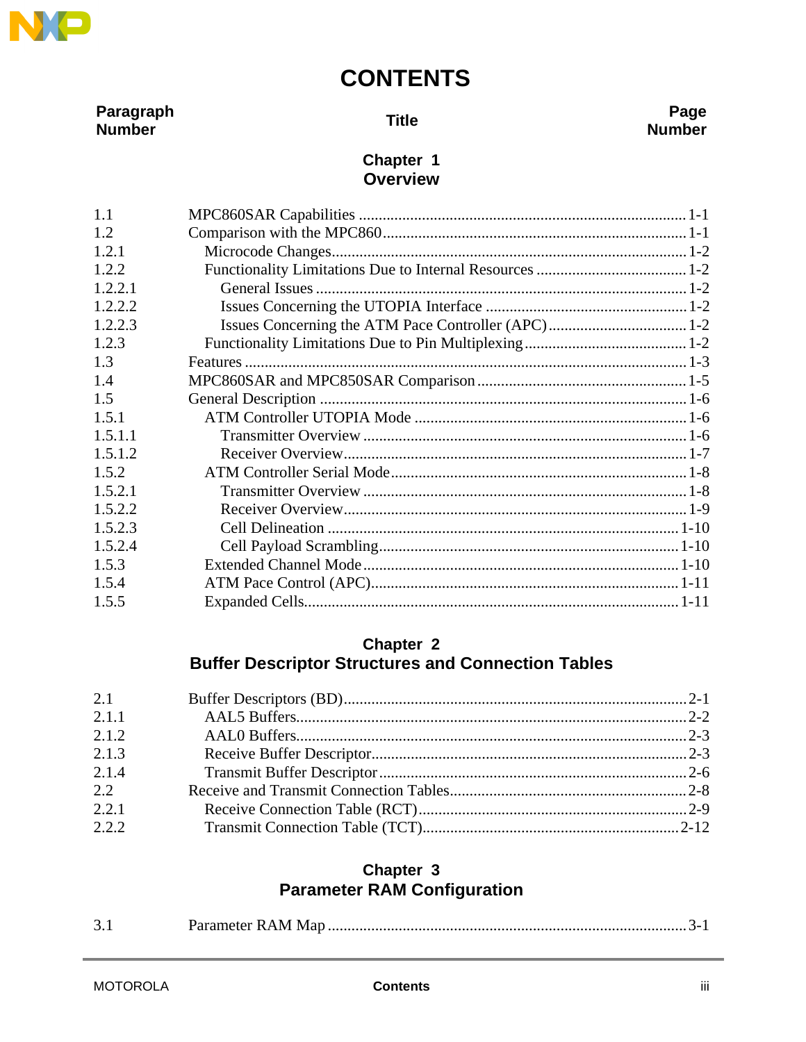# CONTENTS

| Paragraph Number | Title | Page Number |
|---|---|---|

## Chapter 1
## Overview

| | | |
|---|---|---|
| 1.1 | MPC860SAR Capabilities | 1-1 |
| 1.2 | Comparison with the MPC860 | 1-1 |
| 1.2.1 | Microcode Changes | 1-2 |
| 1.2.2 | Functionality Limitations Due to Internal Resources | 1-2 |
| 1.2.2.1 | General Issues | 1-2 |
| 1.2.2.2 | Issues Concerning the UTOPIA Interface | 1-2 |
| 1.2.2.3 | Issues Concerning the ATM Pace Controller (APC) | 1-2 |
| 1.2.3 | Functionality Limitations Due to Pin Multiplexing | 1-2 |
| 1.3 | Features | 1-3 |
| 1.4 | MPC860SAR and MPC850SAR Comparison | 1-5 |
| 1.5 | General Description | 1-6 |
| 1.5.1 | ATM Controller UTOPIA Mode | 1-6 |
| 1.5.1.1 | Transmitter Overview | 1-6 |
| 1.5.1.2 | Receiver Overview | 1-7 |
| 1.5.2 | ATM Controller Serial Mode | 1-8 |
| 1.5.2.1 | Transmitter Overview | 1-8 |
| 1.5.2.2 | Receiver Overview | 1-9 |
| 1.5.2.3 | Cell Delineation | 1-10 |
| 1.5.2.4 | Cell Payload Scrambling | 1-10 |
| 1.5.3 | Extended Channel Mode | 1-10 |
| 1.5.4 | ATM Pace Control (APC) | 1-11 |
| 1.5.5 | Expanded Cells | 1-11 |

## Chapter 2
## Buffer Descriptor Structures and Connection Tables

| | | |
|---|---|---|
| 2.1 | Buffer Descriptors (BD) | 2-1 |
| 2.1.1 | AAL5 Buffers | 2-2 |
| 2.1.2 | AAL0 Buffers | 2-3 |
| 2.1.3 | Receive Buffer Descriptor | 2-3 |
| 2.1.4 | Transmit Buffer Descriptor | 2-6 |
| 2.2 | Receive and Transmit Connection Tables | 2-8 |
| 2.2.1 | Receive Connection Table (RCT) | 2-9 |
| 2.2.2 | Transmit Connection Table (TCT) | 2-12 |

## Chapter 3
## Parameter RAM Configuration

| | | |
|---|---|---|
| 3.1 | Parameter RAM Map | 3-1 |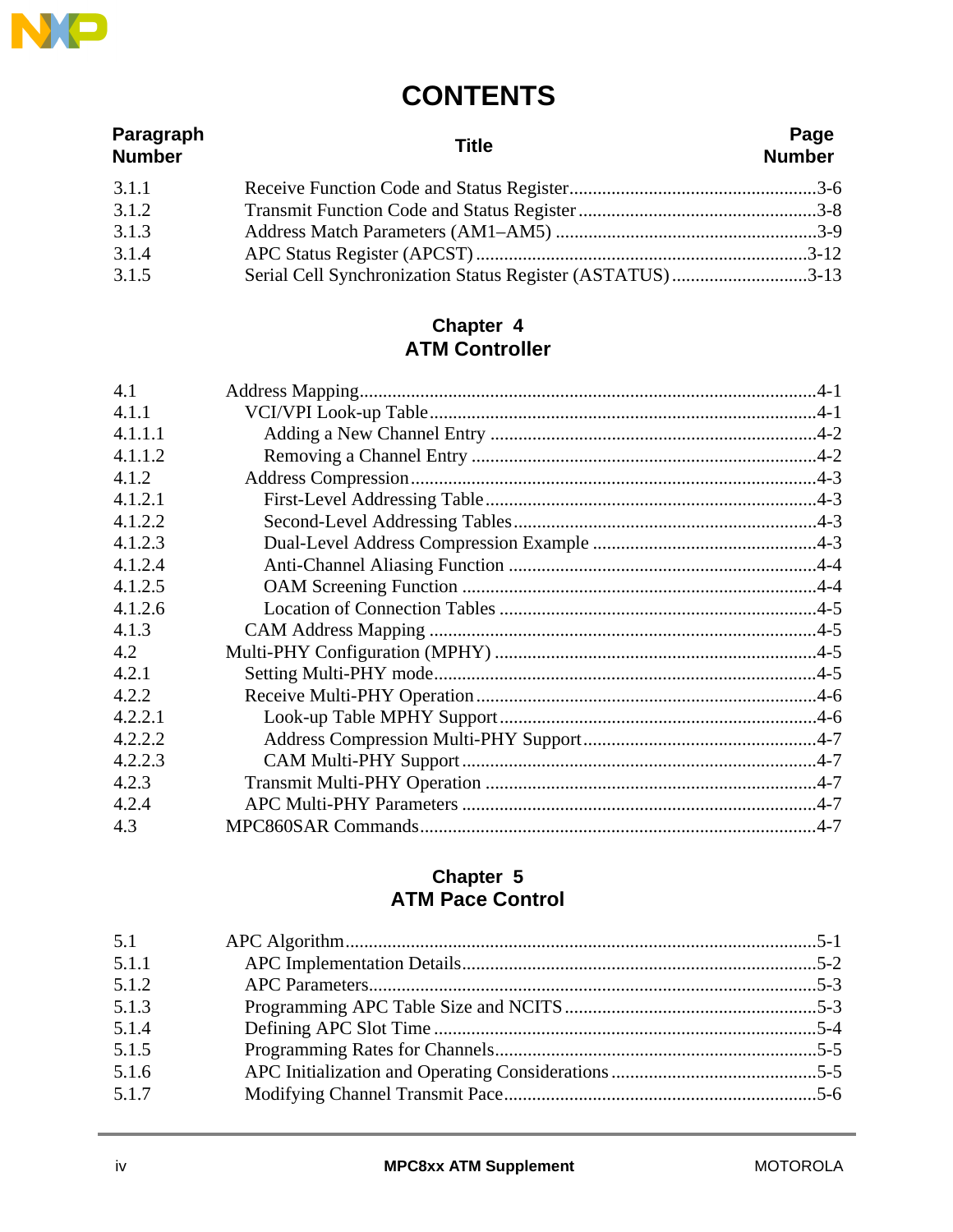# CONTENTS

| Paragraph Number | Title | Page Number |
|---|---|---|
| 3.1.1 | Receive Function Code and Status Register | 3-6 |
| 3.1.2 | Transmit Function Code and Status Register | 3-8 |
| 3.1.3 | Address Match Parameters (AM1–AM5) | 3-9 |
| 3.1.4 | APC Status Register (APCST) | 3-12 |
| 3.1.5 | Serial Cell Synchronization Status Register (ASTATUS) | 3-13 |

## Chapter 4
## ATM Controller

| Paragraph Number | Title | Page Number |
|---|---|---|
| 4.1 | Address Mapping | 4-1 |
| 4.1.1 | VCI/VPI Look-up Table | 4-1 |
| 4.1.1.1 | Adding a New Channel Entry | 4-2 |
| 4.1.1.2 | Removing a Channel Entry | 4-2 |
| 4.1.2 | Address Compression | 4-3 |
| 4.1.2.1 | First-Level Addressing Table | 4-3 |
| 4.1.2.2 | Second-Level Addressing Tables | 4-3 |
| 4.1.2.3 | Dual-Level Address Compression Example | 4-3 |
| 4.1.2.4 | Anti-Channel Aliasing Function | 4-4 |
| 4.1.2.5 | OAM Screening Function | 4-4 |
| 4.1.2.6 | Location of Connection Tables | 4-5 |
| 4.1.3 | CAM Address Mapping | 4-5 |
| 4.2 | Multi-PHY Configuration (MPHY) | 4-5 |
| 4.2.1 | Setting Multi-PHY mode | 4-5 |
| 4.2.2 | Receive Multi-PHY Operation | 4-6 |
| 4.2.2.1 | Look-up Table MPHY Support | 4-6 |
| 4.2.2.2 | Address Compression Multi-PHY Support | 4-7 |
| 4.2.2.3 | CAM Multi-PHY Support | 4-7 |
| 4.2.3 | Transmit Multi-PHY Operation | 4-7 |
| 4.2.4 | APC Multi-PHY Parameters | 4-7 |
| 4.3 | MPC860SAR Commands | 4-7 |

## Chapter 5
## ATM Pace Control

| Paragraph Number | Title | Page Number |
|---|---|---|
| 5.1 | APC Algorithm | 5-1 |
| 5.1.1 | APC Implementation Details | 5-2 |
| 5.1.2 | APC Parameters | 5-3 |
| 5.1.3 | Programming APC Table Size and NCITS | 5-3 |
| 5.1.4 | Defining APC Slot Time | 5-4 |
| 5.1.5 | Programming Rates for Channels | 5-5 |
| 5.1.6 | APC Initialization and Operating Considerations | 5-5 |
| 5.1.7 | Modifying Channel Transmit Pace | 5-6 |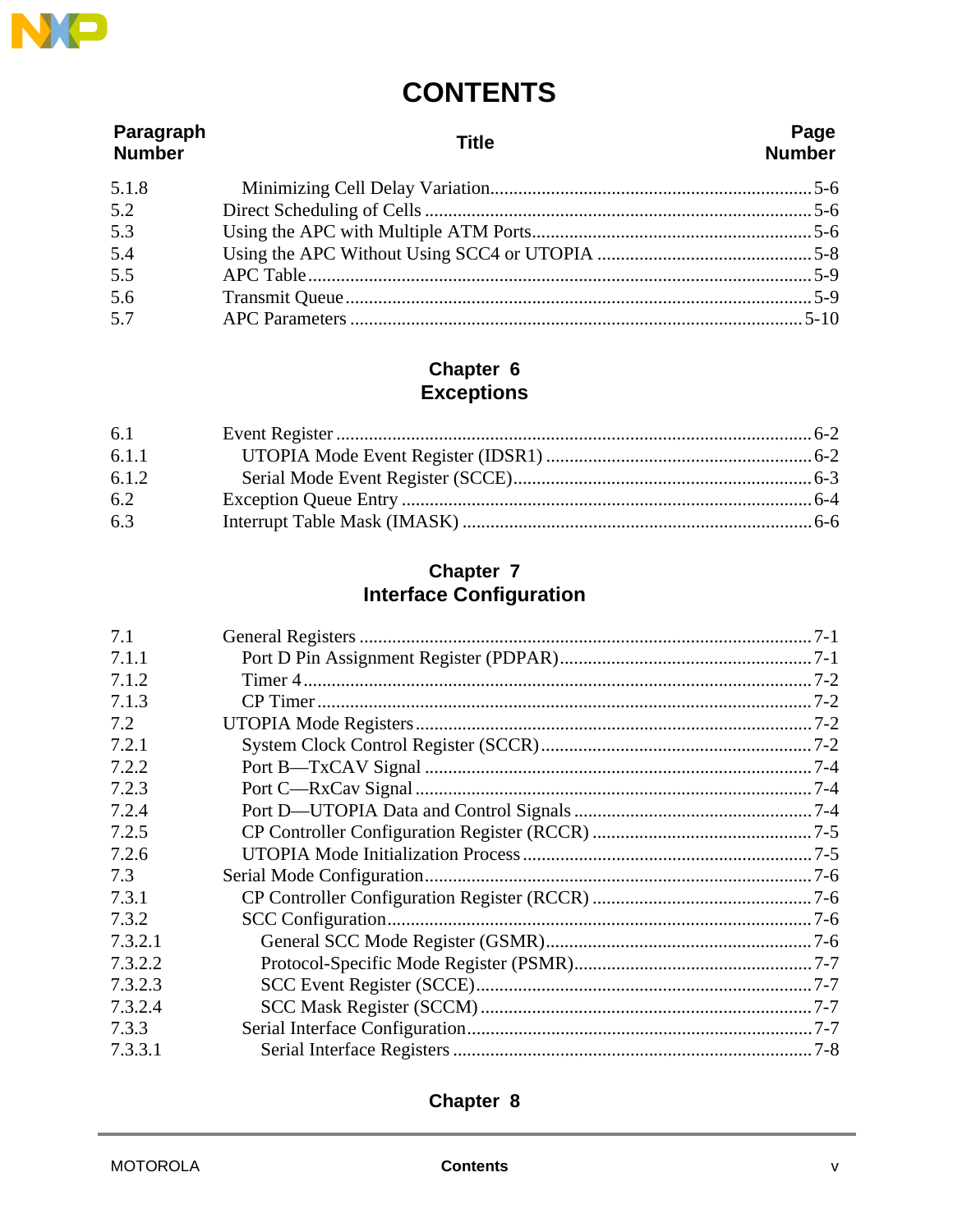# CONTENTS

| Paragraph Number | Title | Page Number |
|---|---|---|
| 5.1.8 | Minimizing Cell Delay Variation | 5-6 |
| 5.2 | Direct Scheduling of Cells | 5-6 |
| 5.3 | Using the APC with Multiple ATM Ports | 5-6 |
| 5.4 | Using the APC Without Using SCC4 or UTOPIA | 5-8 |
| 5.5 | APC Table | 5-9 |
| 5.6 | Transmit Queue | 5-9 |
| 5.7 | APC Parameters | 5-10 |

## Chapter 6
## Exceptions

| Paragraph Number | Title | Page Number |
|---|---|---|
| 6.1 | Event Register | 6-2 |
| 6.1.1 | UTOPIA Mode Event Register (IDSR1) | 6-2 |
| 6.1.2 | Serial Mode Event Register (SCCE) | 6-3 |
| 6.2 | Exception Queue Entry | 6-4 |
| 6.3 | Interrupt Table Mask (IMASK) | 6-6 |

## Chapter 7
## Interface Configuration

| Paragraph Number | Title | Page Number |
|---|---|---|
| 7.1 | General Registers | 7-1 |
| 7.1.1 | Port D Pin Assignment Register (PDPAR) | 7-1 |
| 7.1.2 | Timer 4 | 7-2 |
| 7.1.3 | CP Timer | 7-2 |
| 7.2 | UTOPIA Mode Registers | 7-2 |
| 7.2.1 | System Clock Control Register (SCCR) | 7-2 |
| 7.2.2 | Port B—TxCAV Signal | 7-4 |
| 7.2.3 | Port C—RxCav Signal | 7-4 |
| 7.2.4 | Port D—UTOPIA Data and Control Signals | 7-4 |
| 7.2.5 | CP Controller Configuration Register (RCCR) | 7-5 |
| 7.2.6 | UTOPIA Mode Initialization Process | 7-5 |
| 7.3 | Serial Mode Configuration | 7-6 |
| 7.3.1 | CP Controller Configuration Register (RCCR) | 7-6 |
| 7.3.2 | SCC Configuration | 7-6 |
| 7.3.2.1 | General SCC Mode Register (GSMR) | 7-6 |
| 7.3.2.2 | Protocol-Specific Mode Register (PSMR) | 7-7 |
| 7.3.2.3 | SCC Event Register (SCCE) | 7-7 |
| 7.3.2.4 | SCC Mask Register (SCCM) | 7-7 |
| 7.3.3 | Serial Interface Configuration | 7-7 |
| 7.3.3.1 | Serial Interface Registers | 7-8 |

## Chapter 8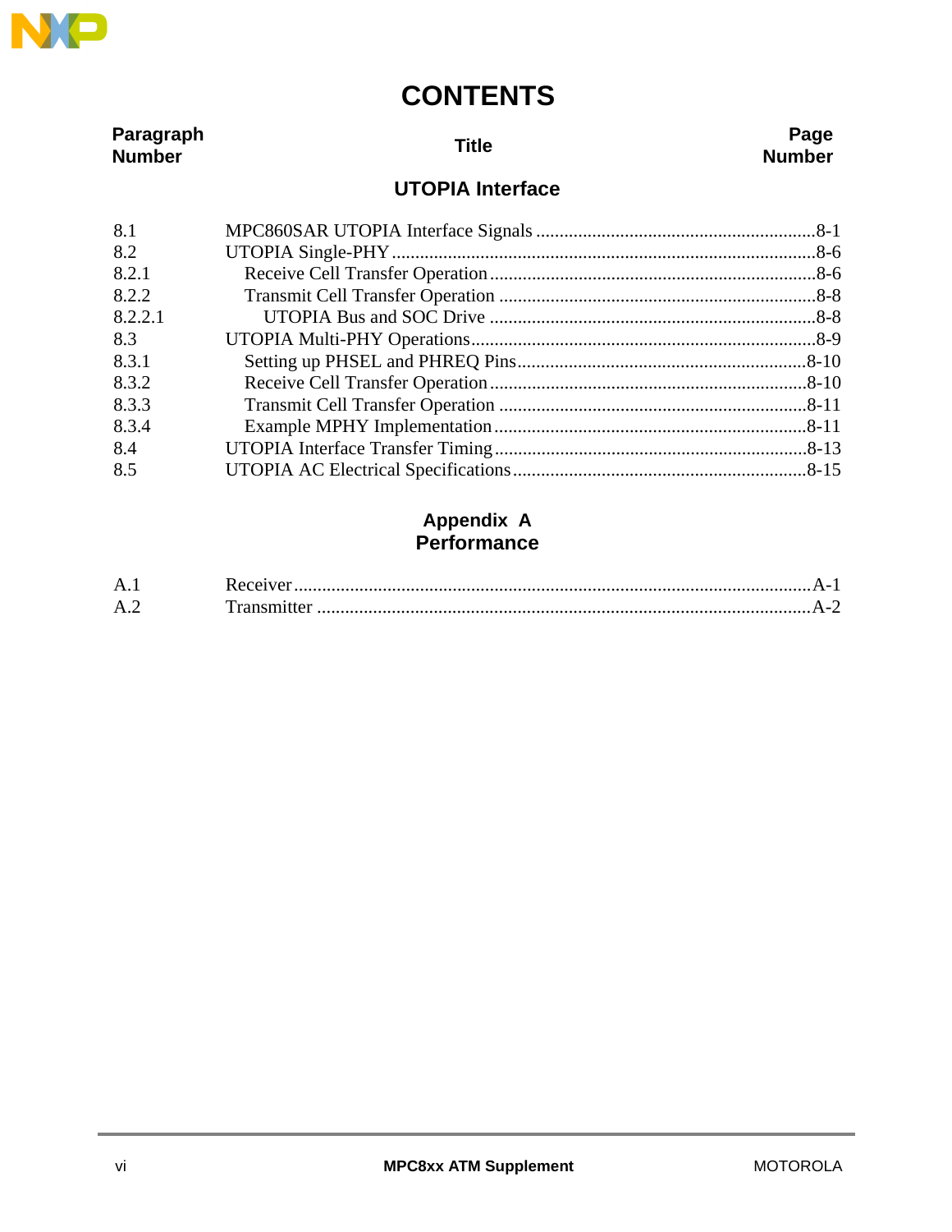# CONTENTS

| Paragraph Number | Title | Page Number |
|---|---|---|

## UTOPIA Interface

| | | |
|---|---|---|
| 8.1 | MPC860SAR UTOPIA Interface Signals | 8-1 |
| 8.2 | UTOPIA Single-PHY | 8-6 |
| 8.2.1 | Receive Cell Transfer Operation | 8-6 |
| 8.2.2 | Transmit Cell Transfer Operation | 8-8 |
| 8.2.2.1 | UTOPIA Bus and SOC Drive | 8-8 |
| 8.3 | UTOPIA Multi-PHY Operations | 8-9 |
| 8.3.1 | Setting up PHSEL and PHREQ Pins | 8-10 |
| 8.3.2 | Receive Cell Transfer Operation | 8-10 |
| 8.3.3 | Transmit Cell Transfer Operation | 8-11 |
| 8.3.4 | Example MPHY Implementation | 8-11 |
| 8.4 | UTOPIA Interface Transfer Timing | 8-13 |
| 8.5 | UTOPIA AC Electrical Specifications | 8-15 |

## Appendix A
## Performance

| | | |
|---|---|---|
| A.1 | Receiver | A-1 |
| A.2 | Transmitter | A-2 |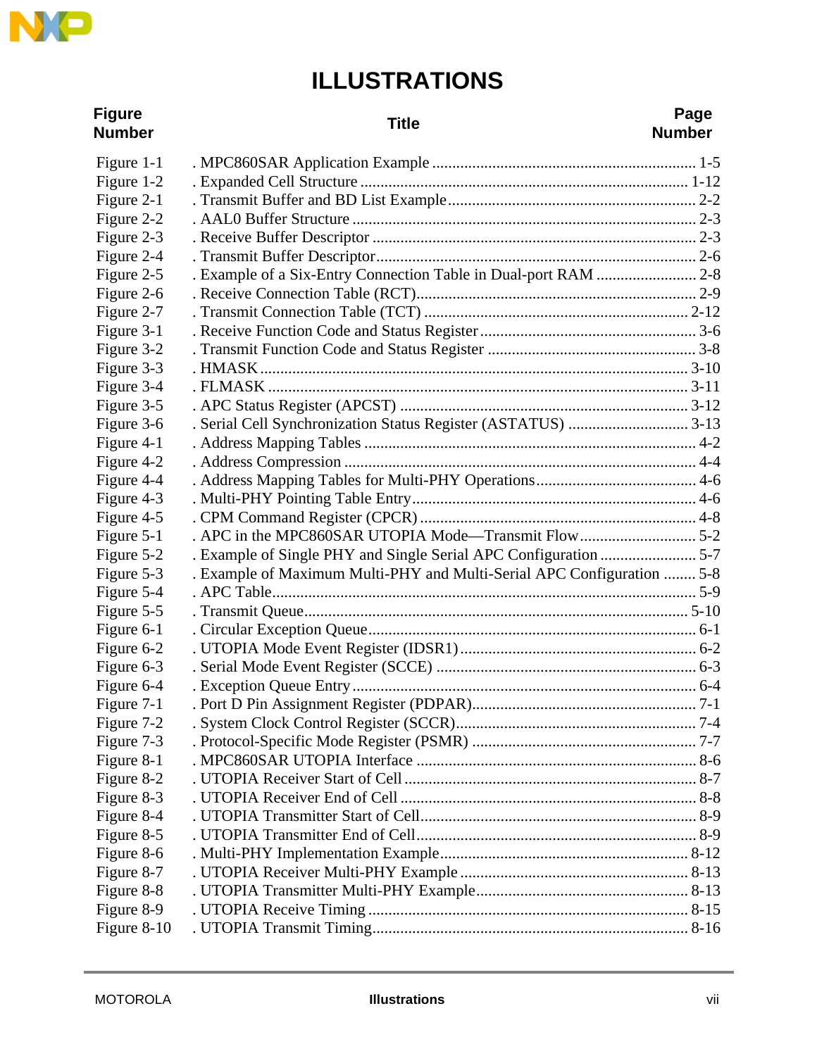# ILLUSTRATIONS

| Figure Number | Title | Page Number |
|---|---|---|
| Figure 1-1 | MPC860SAR Application Example | 1-5 |
| Figure 1-2 | Expanded Cell Structure | 1-12 |
| Figure 2-1 | Transmit Buffer and BD List Example | 2-2 |
| Figure 2-2 | AAL0 Buffer Structure | 2-3 |
| Figure 2-3 | Receive Buffer Descriptor | 2-3 |
| Figure 2-4 | Transmit Buffer Descriptor | 2-6 |
| Figure 2-5 | Example of a Six-Entry Connection Table in Dual-port RAM | 2-8 |
| Figure 2-6 | Receive Connection Table (RCT) | 2-9 |
| Figure 2-7 | Transmit Connection Table (TCT) | 2-12 |
| Figure 3-1 | Receive Function Code and Status Register | 3-6 |
| Figure 3-2 | Transmit Function Code and Status Register | 3-8 |
| Figure 3-3 | HMASK | 3-10 |
| Figure 3-4 | FLMASK | 3-11 |
| Figure 3-5 | APC Status Register (APCST) | 3-12 |
| Figure 3-6 | Serial Cell Synchronization Status Register (ASTATUS) | 3-13 |
| Figure 4-1 | Address Mapping Tables | 4-2 |
| Figure 4-2 | Address Compression | 4-4 |
| Figure 4-4 | Address Mapping Tables for Multi-PHY Operations | 4-6 |
| Figure 4-3 | Multi-PHY Pointing Table Entry | 4-6 |
| Figure 4-5 | CPM Command Register (CPCR) | 4-8 |
| Figure 5-1 | APC in the MPC860SAR UTOPIA Mode—Transmit Flow | 5-2 |
| Figure 5-2 | Example of Single PHY and Single Serial APC Configuration | 5-7 |
| Figure 5-3 | Example of Maximum Multi-PHY and Multi-Serial APC Configuration | 5-8 |
| Figure 5-4 | APC Table | 5-9 |
| Figure 5-5 | Transmit Queue | 5-10 |
| Figure 6-1 | Circular Exception Queue | 6-1 |
| Figure 6-2 | UTOPIA Mode Event Register (IDSR1) | 6-2 |
| Figure 6-3 | Serial Mode Event Register (SCCE) | 6-3 |
| Figure 6-4 | Exception Queue Entry | 6-4 |
| Figure 7-1 | Port D Pin Assignment Register (PDPAR) | 7-1 |
| Figure 7-2 | System Clock Control Register (SCCR) | 7-4 |
| Figure 7-3 | Protocol-Specific Mode Register (PSMR) | 7-7 |
| Figure 8-1 | MPC860SAR UTOPIA Interface | 8-6 |
| Figure 8-2 | UTOPIA Receiver Start of Cell | 8-7 |
| Figure 8-3 | UTOPIA Receiver End of Cell | 8-8 |
| Figure 8-4 | UTOPIA Transmitter Start of Cell | 8-9 |
| Figure 8-5 | UTOPIA Transmitter End of Cell | 8-9 |
| Figure 8-6 | Multi-PHY Implementation Example | 8-12 |
| Figure 8-7 | UTOPIA Receiver Multi-PHY Example | 8-13 |
| Figure 8-8 | UTOPIA Transmitter Multi-PHY Example | 8-13 |
| Figure 8-9 | UTOPIA Receive Timing | 8-15 |
| Figure 8-10 | UTOPIA Transmit Timing | 8-16 |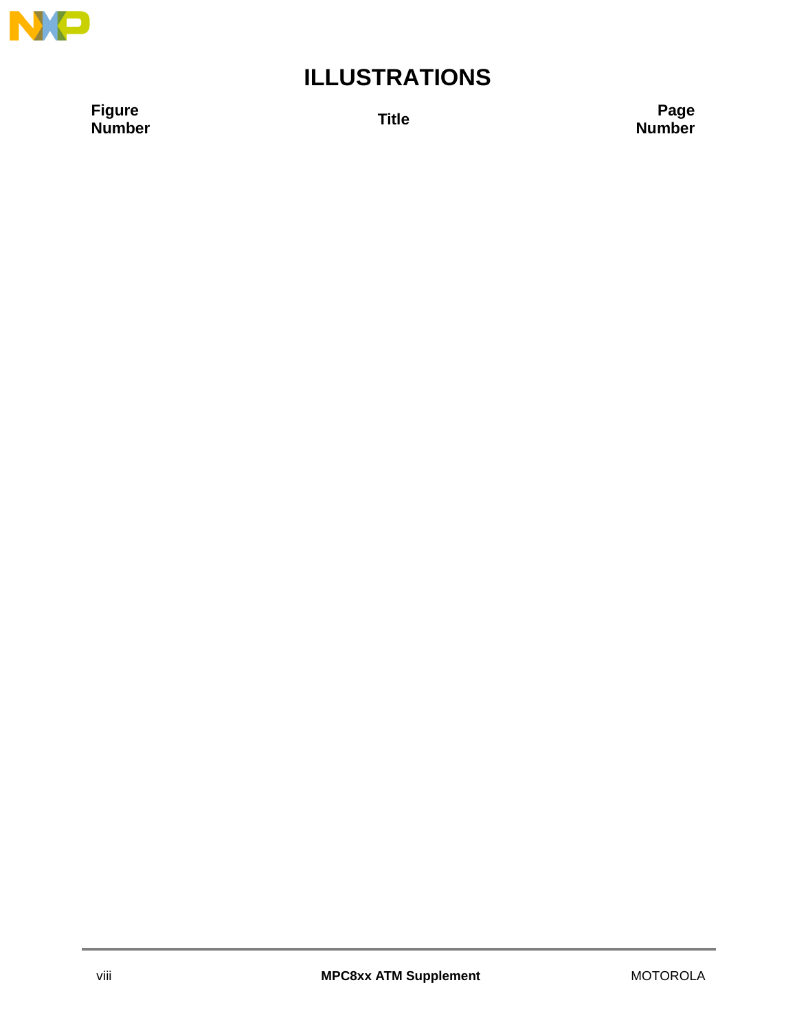# ILLUSTRATIONS

| Figure Number | Title | Page Number |
|---|---|---|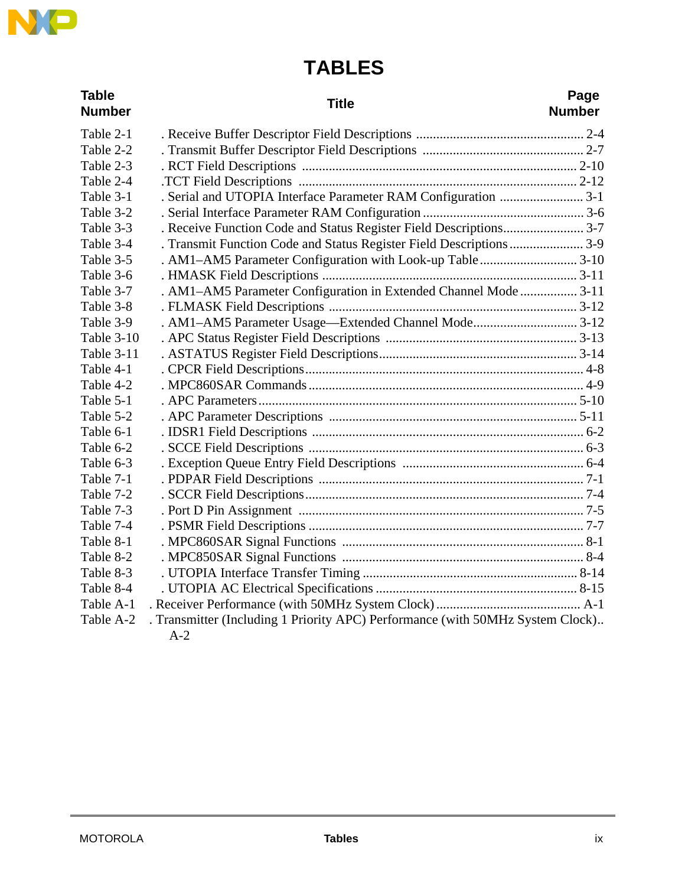# TABLES

| Table Number | Title | Page Number |
|---|---|---|
| Table 2-1 | Receive Buffer Descriptor Field Descriptions | 2-4 |
| Table 2-2 | Transmit Buffer Descriptor Field Descriptions | 2-7 |
| Table 2-3 | RCT Field Descriptions | 2-10 |
| Table 2-4 | TCT Field Descriptions | 2-12 |
| Table 3-1 | Serial and UTOPIA Interface Parameter RAM Configuration | 3-1 |
| Table 3-2 | Serial Interface Parameter RAM Configuration | 3-6 |
| Table 3-3 | Receive Function Code and Status Register Field Descriptions | 3-7 |
| Table 3-4 | Transmit Function Code and Status Register Field Descriptions | 3-9 |
| Table 3-5 | AM1–AM5 Parameter Configuration with Look-up Table | 3-10 |
| Table 3-6 | HMASK Field Descriptions | 3-11 |
| Table 3-7 | AM1–AM5 Parameter Configuration in Extended Channel Mode | 3-11 |
| Table 3-8 | FLMASK Field Descriptions | 3-12 |
| Table 3-9 | AM1–AM5 Parameter Usage—Extended Channel Mode | 3-12 |
| Table 3-10 | APC Status Register Field Descriptions | 3-13 |
| Table 3-11 | ASTATUS Register Field Descriptions | 3-14 |
| Table 4-1 | CPCR Field Descriptions | 4-8 |
| Table 4-2 | MPC860SAR Commands | 4-9 |
| Table 5-1 | APC Parameters | 5-10 |
| Table 5-2 | APC Parameter Descriptions | 5-11 |
| Table 6-1 | IDSR1 Field Descriptions | 6-2 |
| Table 6-2 | SCCE Field Descriptions | 6-3 |
| Table 6-3 | Exception Queue Entry Field Descriptions | 6-4 |
| Table 7-1 | PDPAR Field Descriptions | 7-1 |
| Table 7-2 | SCCR Field Descriptions | 7-4 |
| Table 7-3 | Port D Pin Assignment | 7-5 |
| Table 7-4 | PSMR Field Descriptions | 7-7 |
| Table 8-1 | MPC860SAR Signal Functions | 8-1 |
| Table 8-2 | MPC850SAR Signal Functions | 8-4 |
| Table 8-3 | UTOPIA Interface Transfer Timing | 8-14 |
| Table 8-4 | UTOPIA AC Electrical Specifications | 8-15 |
| Table A-1 | Receiver Performance (with 50MHz System Clock) | A-1 |
| Table A-2 | Transmitter (Including 1 Priority APC) Performance (with 50MHz System Clock) | A-2 |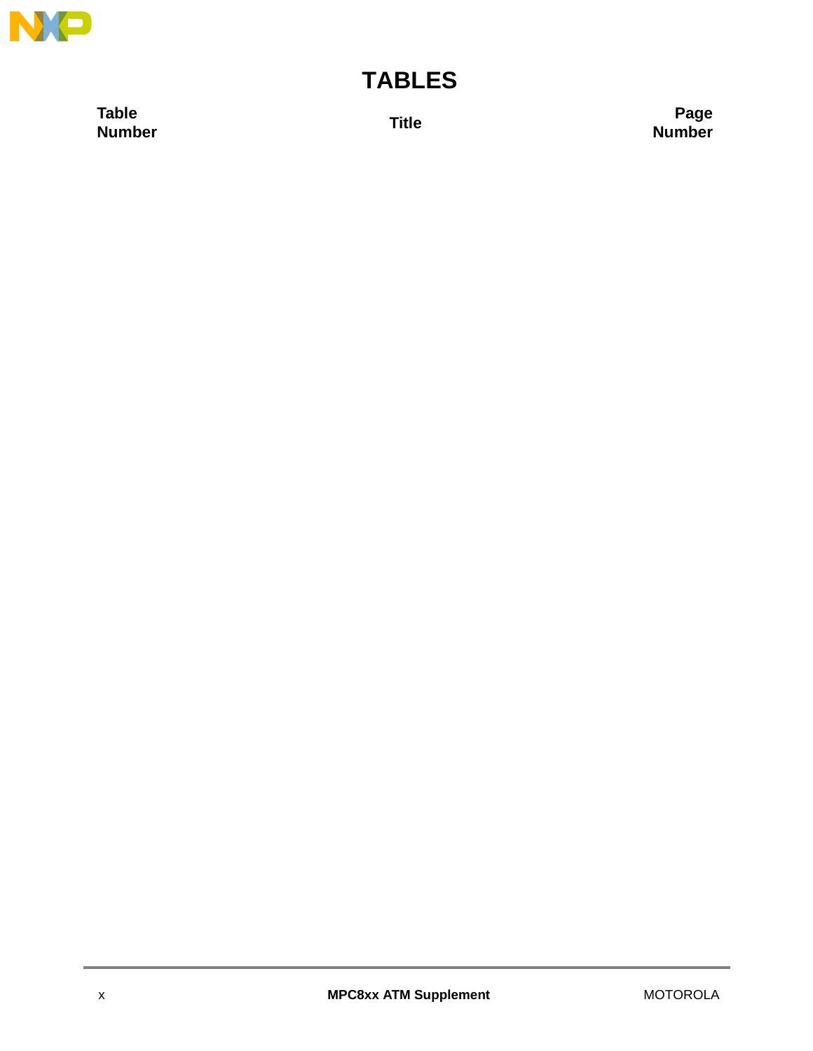# TABLES

| Table Number | Title | Page Number |
|---|---|---|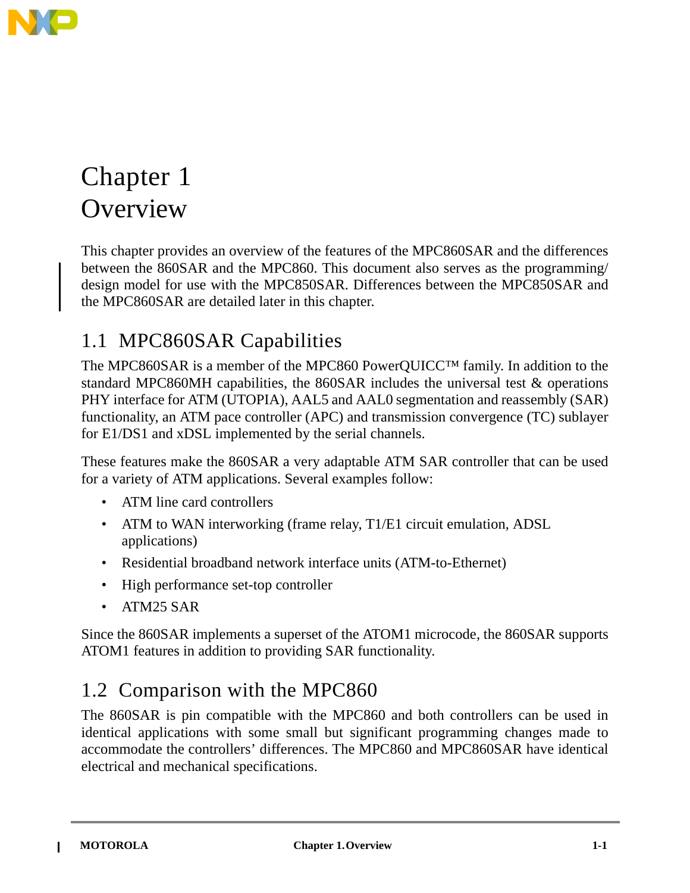# Chapter 1
# Overview

This chapter provides an overview of the features of the MPC860SAR and the differences between the 860SAR and the MPC860. This document also serves as the programming/design model for use with the MPC850SAR. Differences between the MPC850SAR and the MPC860SAR are detailed later in this chapter.

## 1.1 MPC860SAR Capabilities

The MPC860SAR is a member of the MPC860 PowerQUICC™ family. In addition to the standard MPC860MH capabilities, the 860SAR includes the universal test & operations PHY interface for ATM (UTOPIA), AAL5 and AAL0 segmentation and reassembly (SAR) functionality, an ATM pace controller (APC) and transmission convergence (TC) sublayer for E1/DS1 and xDSL implemented by the serial channels.

These features make the 860SAR a very adaptable ATM SAR controller that can be used for a variety of ATM applications. Several examples follow:

- ATM line card controllers
- ATM to WAN interworking (frame relay, T1/E1 circuit emulation, ADSL applications)
- Residential broadband network interface units (ATM-to-Ethernet)
- High performance set-top controller
- ATM25 SAR

Since the 860SAR implements a superset of the ATOM1 microcode, the 860SAR supports ATOM1 features in addition to providing SAR functionality.

## 1.2 Comparison with the MPC860

The 860SAR is pin compatible with the MPC860 and both controllers can be used in identical applications with some small but significant programming changes made to accommodate the controllers' differences. The MPC860 and MPC860SAR have identical electrical and mechanical specifications.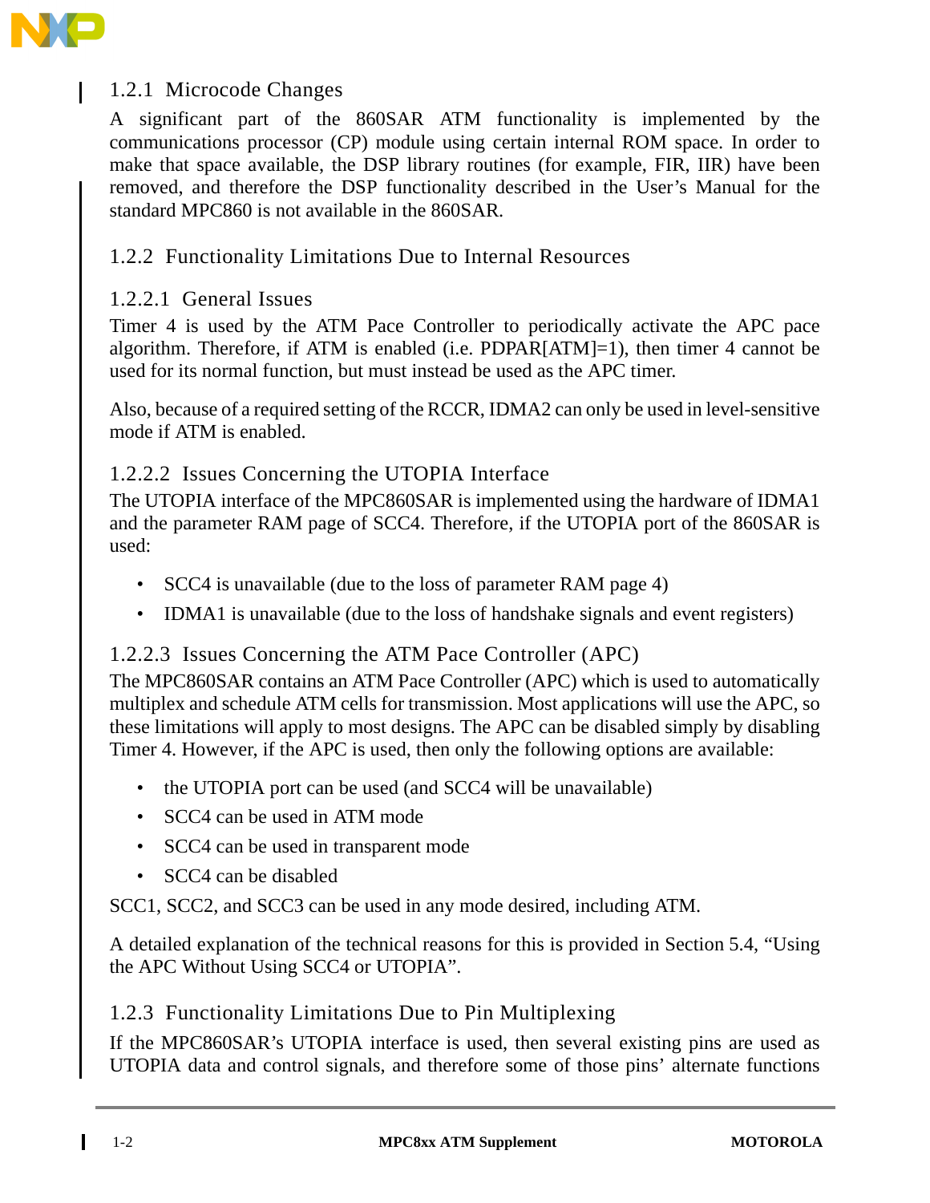### 1.2.1 Microcode Changes

A significant part of the 860SAR ATM functionality is implemented by the communications processor (CP) module using certain internal ROM space. In order to make that space available, the DSP library routines (for example, FIR, IIR) have been removed, and therefore the DSP functionality described in the User's Manual for the standard MPC860 is not available in the 860SAR.

### 1.2.2 Functionality Limitations Due to Internal Resources

#### 1.2.2.1 General Issues

Timer 4 is used by the ATM Pace Controller to periodically activate the APC pace algorithm. Therefore, if ATM is enabled (i.e. PDPAR[ATM]=1), then timer 4 cannot be used for its normal function, but must instead be used as the APC timer.

Also, because of a required setting of the RCCR, IDMA2 can only be used in level-sensitive mode if ATM is enabled.

#### 1.2.2.2 Issues Concerning the UTOPIA Interface

The UTOPIA interface of the MPC860SAR is implemented using the hardware of IDMA1 and the parameter RAM page of SCC4. Therefore, if the UTOPIA port of the 860SAR is used:

- SCC4 is unavailable (due to the loss of parameter RAM page 4)
- IDMA1 is unavailable (due to the loss of handshake signals and event registers)

#### 1.2.2.3 Issues Concerning the ATM Pace Controller (APC)

The MPC860SAR contains an ATM Pace Controller (APC) which is used to automatically multiplex and schedule ATM cells for transmission. Most applications will use the APC, so these limitations will apply to most designs. The APC can be disabled simply by disabling Timer 4. However, if the APC is used, then only the following options are available:

- the UTOPIA port can be used (and SCC4 will be unavailable)
- SCC4 can be used in ATM mode
- SCC4 can be used in transparent mode
- SCC4 can be disabled

SCC1, SCC2, and SCC3 can be used in any mode desired, including ATM.

A detailed explanation of the technical reasons for this is provided in Section 5.4, "Using the APC Without Using SCC4 or UTOPIA".

### 1.2.3 Functionality Limitations Due to Pin Multiplexing

If the MPC860SAR's UTOPIA interface is used, then several existing pins are used as UTOPIA data and control signals, and therefore some of those pins' alternate functions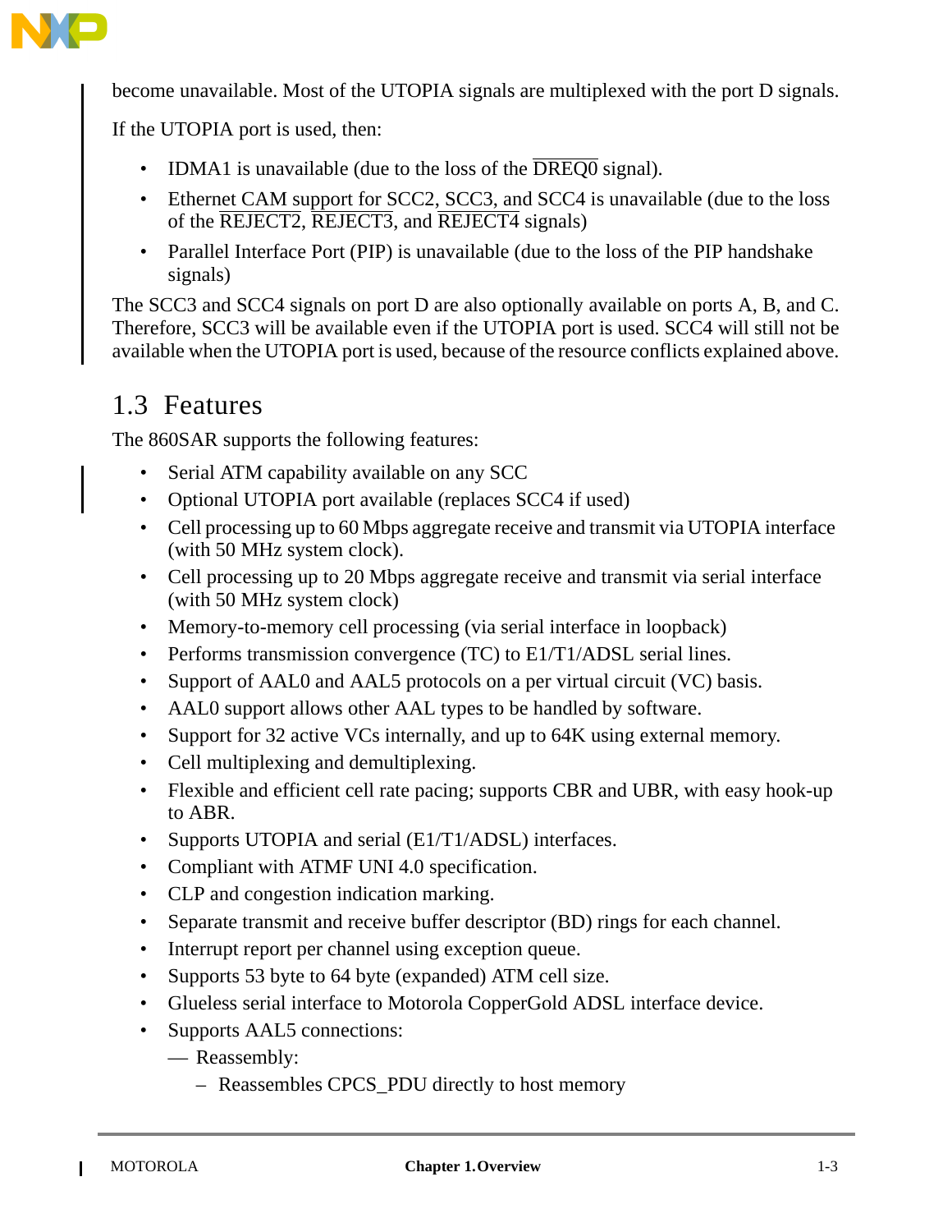become unavailable. Most of the UTOPIA signals are multiplexed with the port D signals.

If the UTOPIA port is used, then:

- IDMA1 is unavailable (due to the loss of the $\overline{\text{DREQ0}}$ signal).
- Ethernet CAM support for SCC2, SCC3, and SCC4 is unavailable (due to the loss of the $\overline{\text{REJECT2}}$, $\overline{\text{REJECT3}}$, and $\overline{\text{REJECT4}}$ signals)
- Parallel Interface Port (PIP) is unavailable (due to the loss of the PIP handshake signals)

The SCC3 and SCC4 signals on port D are also optionally available on ports A, B, and C. Therefore, SCC3 will be available even if the UTOPIA port is used. SCC4 will still not be available when the UTOPIA port is used, because of the resource conflicts explained above.

## 1.3 Features

The 860SAR supports the following features:

- Serial ATM capability available on any SCC
- Optional UTOPIA port available (replaces SCC4 if used)
- Cell processing up to 60 Mbps aggregate receive and transmit via UTOPIA interface (with 50 MHz system clock).
- Cell processing up to 20 Mbps aggregate receive and transmit via serial interface (with 50 MHz system clock)
- Memory-to-memory cell processing (via serial interface in loopback)
- Performs transmission convergence (TC) to E1/T1/ADSL serial lines.
- Support of AAL0 and AAL5 protocols on a per virtual circuit (VC) basis.
- AAL0 support allows other AAL types to be handled by software.
- Support for 32 active VCs internally, and up to 64K using external memory.
- Cell multiplexing and demultiplexing.
- Flexible and efficient cell rate pacing; supports CBR and UBR, with easy hook-up to ABR.
- Supports UTOPIA and serial (E1/T1/ADSL) interfaces.
- Compliant with ATMF UNI 4.0 specification.
- CLP and congestion indication marking.
- Separate transmit and receive buffer descriptor (BD) rings for each channel.
- Interrupt report per channel using exception queue.
- Supports 53 byte to 64 byte (expanded) ATM cell size.
- Glueless serial interface to Motorola CopperGold ADSL interface device.
- Supports AAL5 connections:
  - Reassembly:
    - Reassembles CPCS_PDU directly to host memory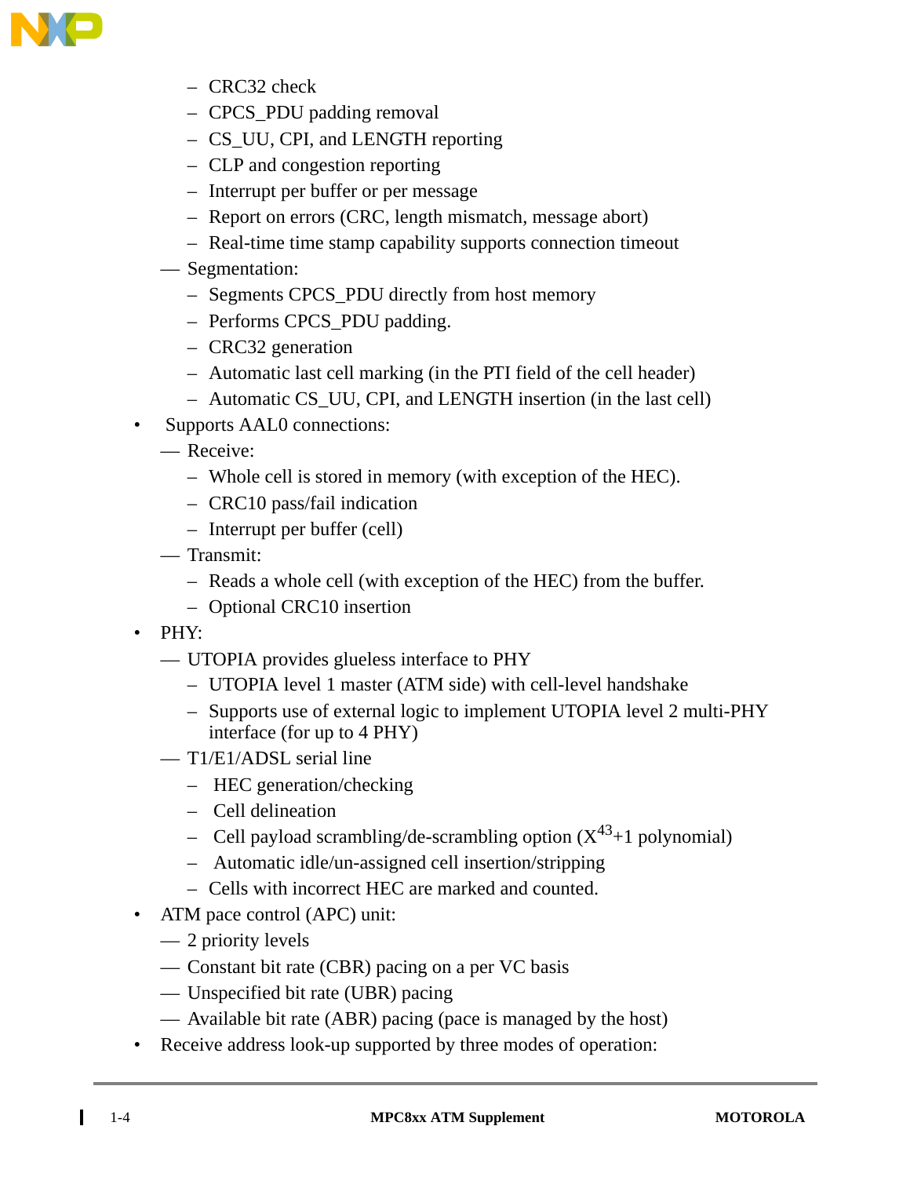- CRC32 check
    - CPCS_PDU padding removal
    - CS_UU, CPI, and LENGTH reporting
    - CLP and congestion reporting
    - Interrupt per buffer or per message
    - Report on errors (CRC, length mismatch, message abort)
    - Real-time time stamp capability supports connection timeout
  - Segmentation:
    - Segments CPCS_PDU directly from host memory
    - Performs CPCS_PDU padding.
    - CRC32 generation
    - Automatic last cell marking (in the PTI field of the cell header)
    - Automatic CS_UU, CPI, and LENGTH insertion (in the last cell)
- Supports AAL0 connections:
  - Receive:
    - Whole cell is stored in memory (with exception of the HEC).
    - CRC10 pass/fail indication
    - Interrupt per buffer (cell)
  - Transmit:
    - Reads a whole cell (with exception of the HEC) from the buffer.
    - Optional CRC10 insertion
- PHY:
  - UTOPIA provides glueless interface to PHY
    - UTOPIA level 1 master (ATM side) with cell-level handshake
    - Supports use of external logic to implement UTOPIA level 2 multi-PHY interface (for up to 4 PHY)
  - T1/E1/ADSL serial line
    - HEC generation/checking
    - Cell delineation
    - Cell payload scrambling/de-scrambling option ($X^{43}$+1 polynomial)
    - Automatic idle/un-assigned cell insertion/stripping
    - Cells with incorrect HEC are marked and counted.
- ATM pace control (APC) unit:
  - 2 priority levels
  - Constant bit rate (CBR) pacing on a per VC basis
  - Unspecified bit rate (UBR) pacing
  - Available bit rate (ABR) pacing (pace is managed by the host)
- Receive address look-up supported by three modes of operation: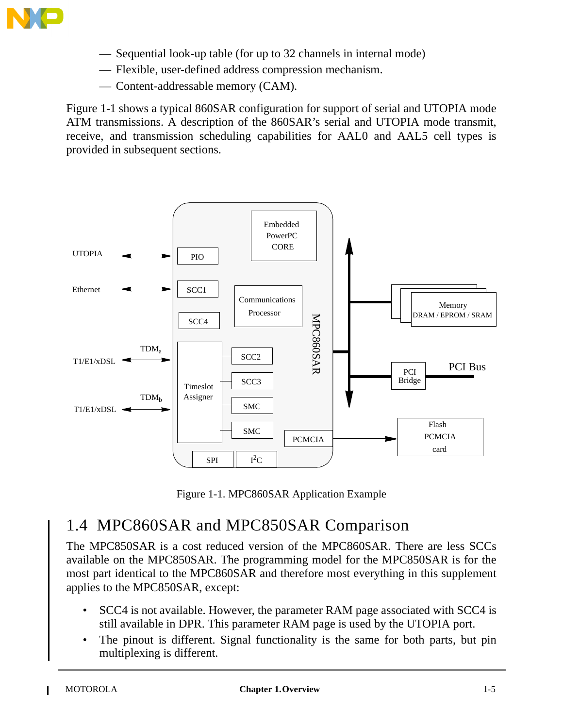— Sequential look-up table (for up to 32 channels in internal mode)
— Flexible, user-defined address compression mechanism.
— Content-addressable memory (CAM).

Figure 1-1 shows a typical 860SAR configuration for support of serial and UTOPIA mode ATM transmissions. A description of the 860SAR's serial and UTOPIA mode transmit, receive, and transmission scheduling capabilities for AAL0 and AAL5 cell types is provided in subsequent sections.

Figure 1-1. MPC860SAR Application Example

## 1.4 MPC860SAR and MPC850SAR Comparison

The MPC850SAR is a cost reduced version of the MPC860SAR. There are less SCCs available on the MPC850SAR. The programming model for the MPC850SAR is for the most part identical to the MPC860SAR and therefore most everything in this supplement applies to the MPC850SAR, except:

- SCC4 is not available. However, the parameter RAM page associated with SCC4 is still available in DPR. This parameter RAM page is used by the UTOPIA port.
- The pinout is different. Signal functionality is the same for both parts, but pin multiplexing is different.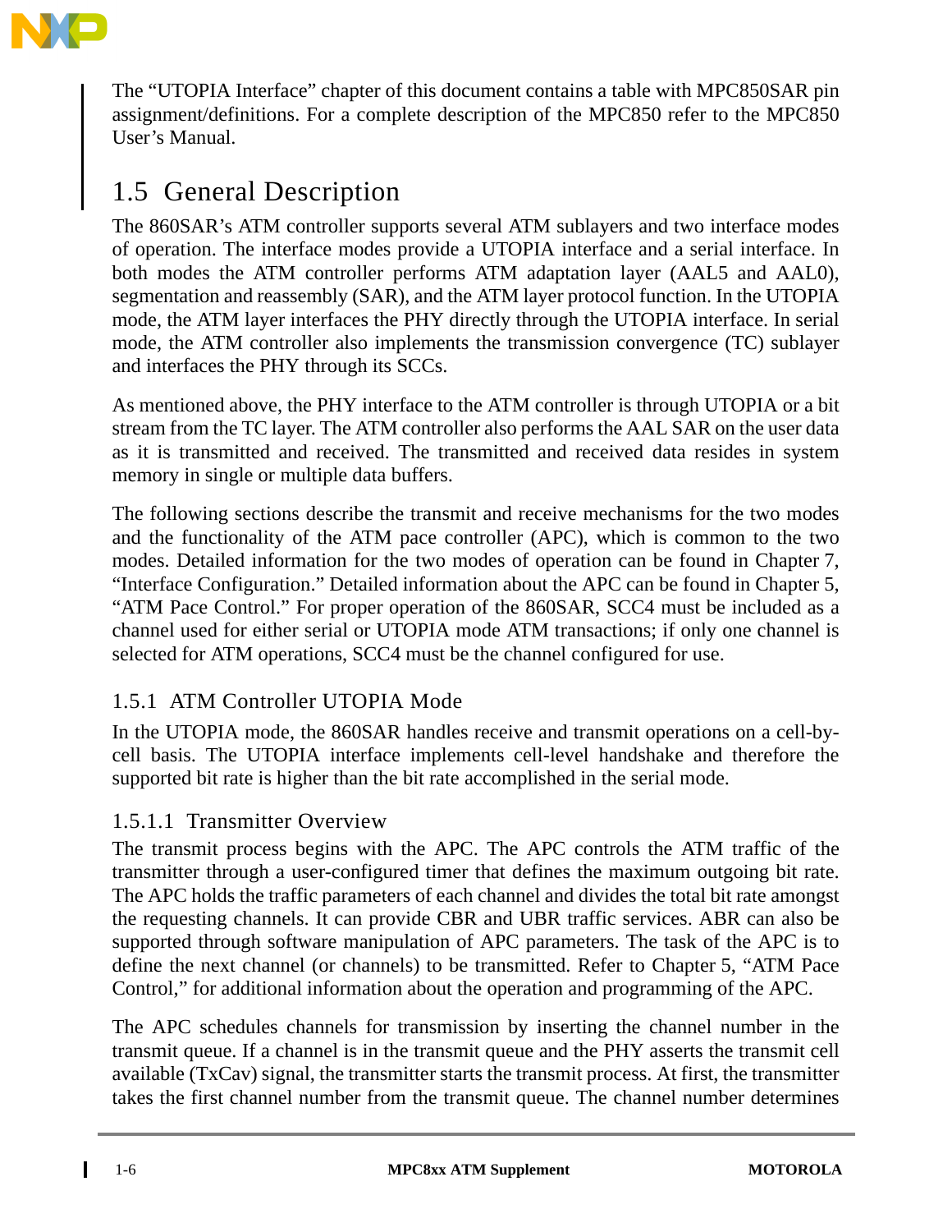The “UTOPIA Interface” chapter of this document contains a table with MPC850SAR pin assignment/definitions. For a complete description of the MPC850 refer to the MPC850 User’s Manual.

## 1.5 General Description

The 860SAR’s ATM controller supports several ATM sublayers and two interface modes of operation. The interface modes provide a UTOPIA interface and a serial interface. In both modes the ATM controller performs ATM adaptation layer (AAL5 and AAL0), segmentation and reassembly (SAR), and the ATM layer protocol function. In the UTOPIA mode, the ATM layer interfaces the PHY directly through the UTOPIA interface. In serial mode, the ATM controller also implements the transmission convergence (TC) sublayer and interfaces the PHY through its SCCs.

As mentioned above, the PHY interface to the ATM controller is through UTOPIA or a bit stream from the TC layer. The ATM controller also performs the AAL SAR on the user data as it is transmitted and received. The transmitted and received data resides in system memory in single or multiple data buffers.

The following sections describe the transmit and receive mechanisms for the two modes and the functionality of the ATM pace controller (APC), which is common to the two modes. Detailed information for the two modes of operation can be found in Chapter 7, “Interface Configuration.” Detailed information about the APC can be found in Chapter 5, “ATM Pace Control.” For proper operation of the 860SAR, SCC4 must be included as a channel used for either serial or UTOPIA mode ATM transactions; if only one channel is selected for ATM operations, SCC4 must be the channel configured for use.

### 1.5.1 ATM Controller UTOPIA Mode

In the UTOPIA mode, the 860SAR handles receive and transmit operations on a cell-by-cell basis. The UTOPIA interface implements cell-level handshake and therefore the supported bit rate is higher than the bit rate accomplished in the serial mode.

#### 1.5.1.1 Transmitter Overview

The transmit process begins with the APC. The APC controls the ATM traffic of the transmitter through a user-configured timer that defines the maximum outgoing bit rate. The APC holds the traffic parameters of each channel and divides the total bit rate amongst the requesting channels. It can provide CBR and UBR traffic services. ABR can also be supported through software manipulation of APC parameters. The task of the APC is to define the next channel (or channels) to be transmitted. Refer to Chapter 5, “ATM Pace Control,” for additional information about the operation and programming of the APC.

The APC schedules channels for transmission by inserting the channel number in the transmit queue. If a channel is in the transmit queue and the PHY asserts the transmit cell available (TxCav) signal, the transmitter starts the transmit process. At first, the transmitter takes the first channel number from the transmit queue. The channel number determines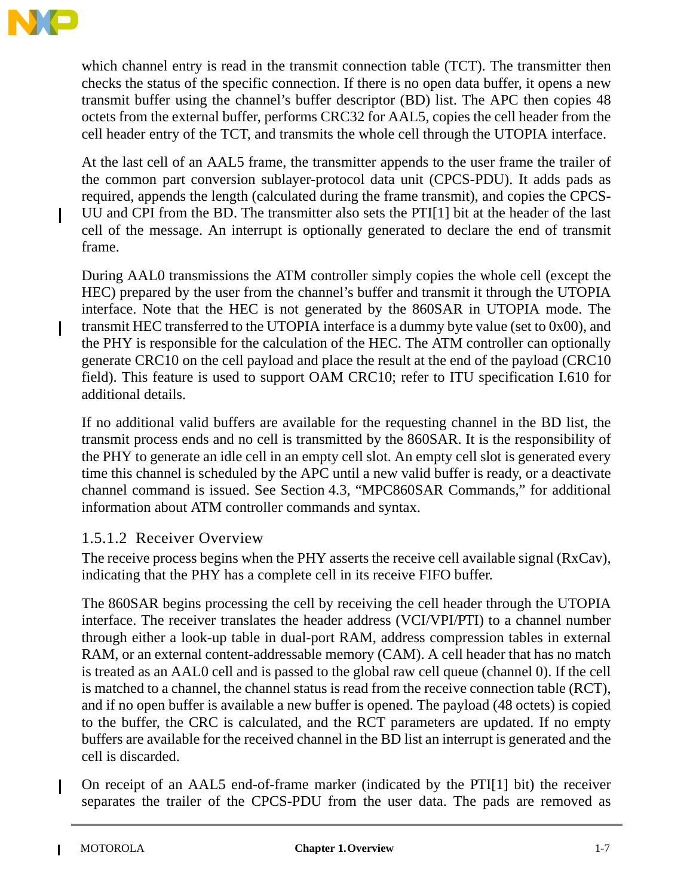which channel entry is read in the transmit connection table (TCT). The transmitter then checks the status of the specific connection. If there is no open data buffer, it opens a new transmit buffer using the channel's buffer descriptor (BD) list. The APC then copies 48 octets from the external buffer, performs CRC32 for AAL5, copies the cell header from the cell header entry of the TCT, and transmits the whole cell through the UTOPIA interface.

At the last cell of an AAL5 frame, the transmitter appends to the user frame the trailer of the common part conversion sublayer-protocol data unit (CPCS-PDU). It adds pads as required, appends the length (calculated during the frame transmit), and copies the CPCS-UU and CPI from the BD. The transmitter also sets the PTI[1] bit at the header of the last cell of the message. An interrupt is optionally generated to declare the end of transmit frame.

During AAL0 transmissions the ATM controller simply copies the whole cell (except the HEC) prepared by the user from the channel's buffer and transmit it through the UTOPIA interface. Note that the HEC is not generated by the 860SAR in UTOPIA mode. The transmit HEC transferred to the UTOPIA interface is a dummy byte value (set to 0x00), and the PHY is responsible for the calculation of the HEC. The ATM controller can optionally generate CRC10 on the cell payload and place the result at the end of the payload (CRC10 field). This feature is used to support OAM CRC10; refer to ITU specification I.610 for additional details.

If no additional valid buffers are available for the requesting channel in the BD list, the transmit process ends and no cell is transmitted by the 860SAR. It is the responsibility of the PHY to generate an idle cell in an empty cell slot. An empty cell slot is generated every time this channel is scheduled by the APC until a new valid buffer is ready, or a deactivate channel command is issued. See Section 4.3, "MPC860SAR Commands," for additional information about ATM controller commands and syntax.

#### 1.5.1.2 Receiver Overview

The receive process begins when the PHY asserts the receive cell available signal (RxCav), indicating that the PHY has a complete cell in its receive FIFO buffer.

The 860SAR begins processing the cell by receiving the cell header through the UTOPIA interface. The receiver translates the header address (VCI/VPI/PTI) to a channel number through either a look-up table in dual-port RAM, address compression tables in external RAM, or an external content-addressable memory (CAM). A cell header that has no match is treated as an AAL0 cell and is passed to the global raw cell queue (channel 0). If the cell is matched to a channel, the channel status is read from the receive connection table (RCT), and if no open buffer is available a new buffer is opened. The payload (48 octets) is copied to the buffer, the CRC is calculated, and the RCT parameters are updated. If no empty buffers are available for the received channel in the BD list an interrupt is generated and the cell is discarded.

On receipt of an AAL5 end-of-frame marker (indicated by the PTI[1] bit) the receiver separates the trailer of the CPCS-PDU from the user data. The pads are removed as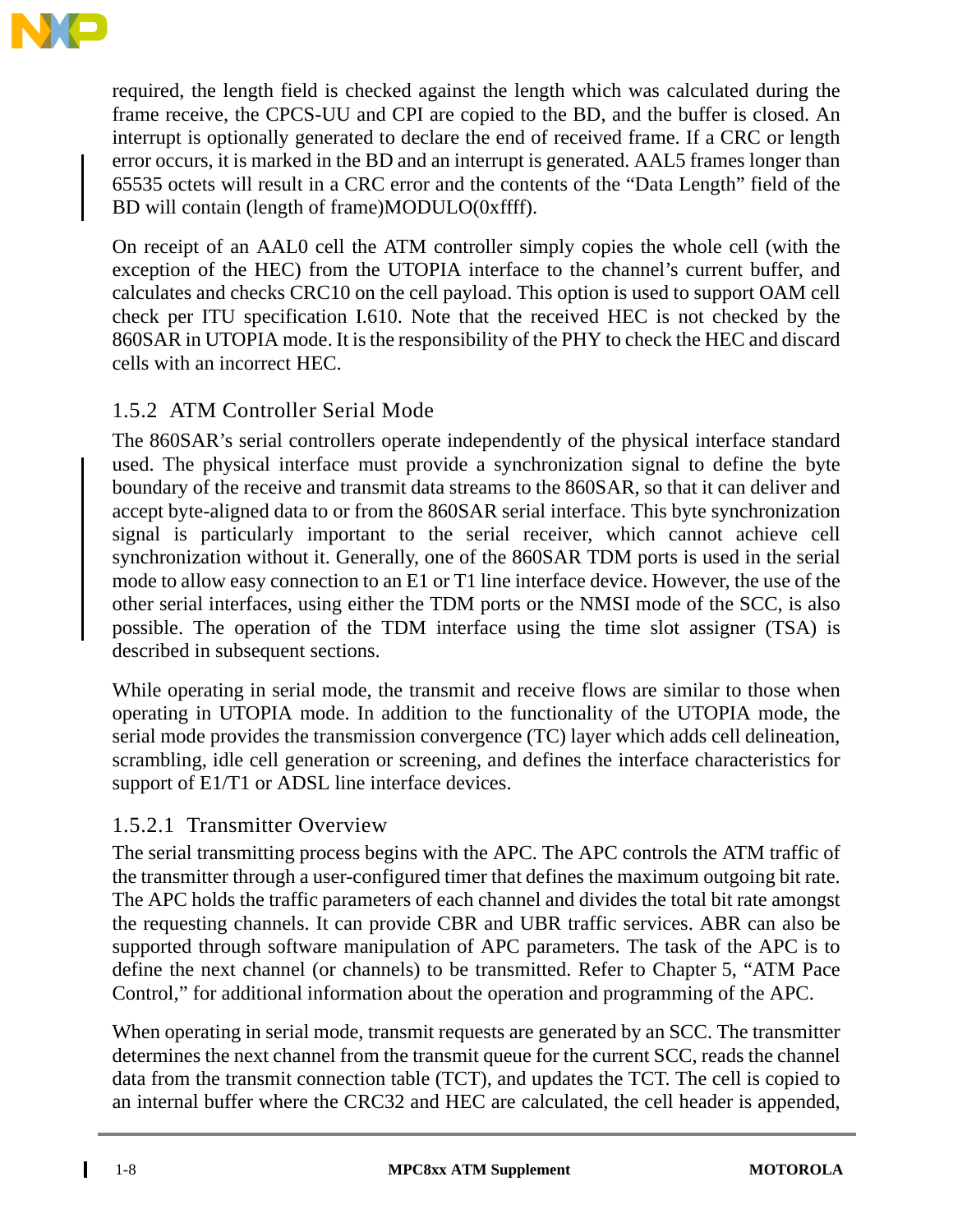required, the length field is checked against the length which was calculated during the frame receive, the CPCS-UU and CPI are copied to the BD, and the buffer is closed. An interrupt is optionally generated to declare the end of received frame. If a CRC or length error occurs, it is marked in the BD and an interrupt is generated. AAL5 frames longer than 65535 octets will result in a CRC error and the contents of the “Data Length” field of the BD will contain (length of frame)MODULO(0xffff).

On receipt of an AAL0 cell the ATM controller simply copies the whole cell (with the exception of the HEC) from the UTOPIA interface to the channel’s current buffer, and calculates and checks CRC10 on the cell payload. This option is used to support OAM cell check per ITU specification I.610. Note that the received HEC is not checked by the 860SAR in UTOPIA mode. It is the responsibility of the PHY to check the HEC and discard cells with an incorrect HEC.

### 1.5.2 ATM Controller Serial Mode

The 860SAR’s serial controllers operate independently of the physical interface standard used. The physical interface must provide a synchronization signal to define the byte boundary of the receive and transmit data streams to the 860SAR, so that it can deliver and accept byte-aligned data to or from the 860SAR serial interface. This byte synchronization signal is particularly important to the serial receiver, which cannot achieve cell synchronization without it. Generally, one of the 860SAR TDM ports is used in the serial mode to allow easy connection to an E1 or T1 line interface device. However, the use of the other serial interfaces, using either the TDM ports or the NMSI mode of the SCC, is also possible. The operation of the TDM interface using the time slot assigner (TSA) is described in subsequent sections.

While operating in serial mode, the transmit and receive flows are similar to those when operating in UTOPIA mode. In addition to the functionality of the UTOPIA mode, the serial mode provides the transmission convergence (TC) layer which adds cell delineation, scrambling, idle cell generation or screening, and defines the interface characteristics for support of E1/T1 or ADSL line interface devices.

#### 1.5.2.1 Transmitter Overview

The serial transmitting process begins with the APC. The APC controls the ATM traffic of the transmitter through a user-configured timer that defines the maximum outgoing bit rate. The APC holds the traffic parameters of each channel and divides the total bit rate amongst the requesting channels. It can provide CBR and UBR traffic services. ABR can also be supported through software manipulation of APC parameters. The task of the APC is to define the next channel (or channels) to be transmitted. Refer to Chapter 5, “ATM Pace Control,” for additional information about the operation and programming of the APC.

When operating in serial mode, transmit requests are generated by an SCC. The transmitter determines the next channel from the transmit queue for the current SCC, reads the channel data from the transmit connection table (TCT), and updates the TCT. The cell is copied to an internal buffer where the CRC32 and HEC are calculated, the cell header is appended,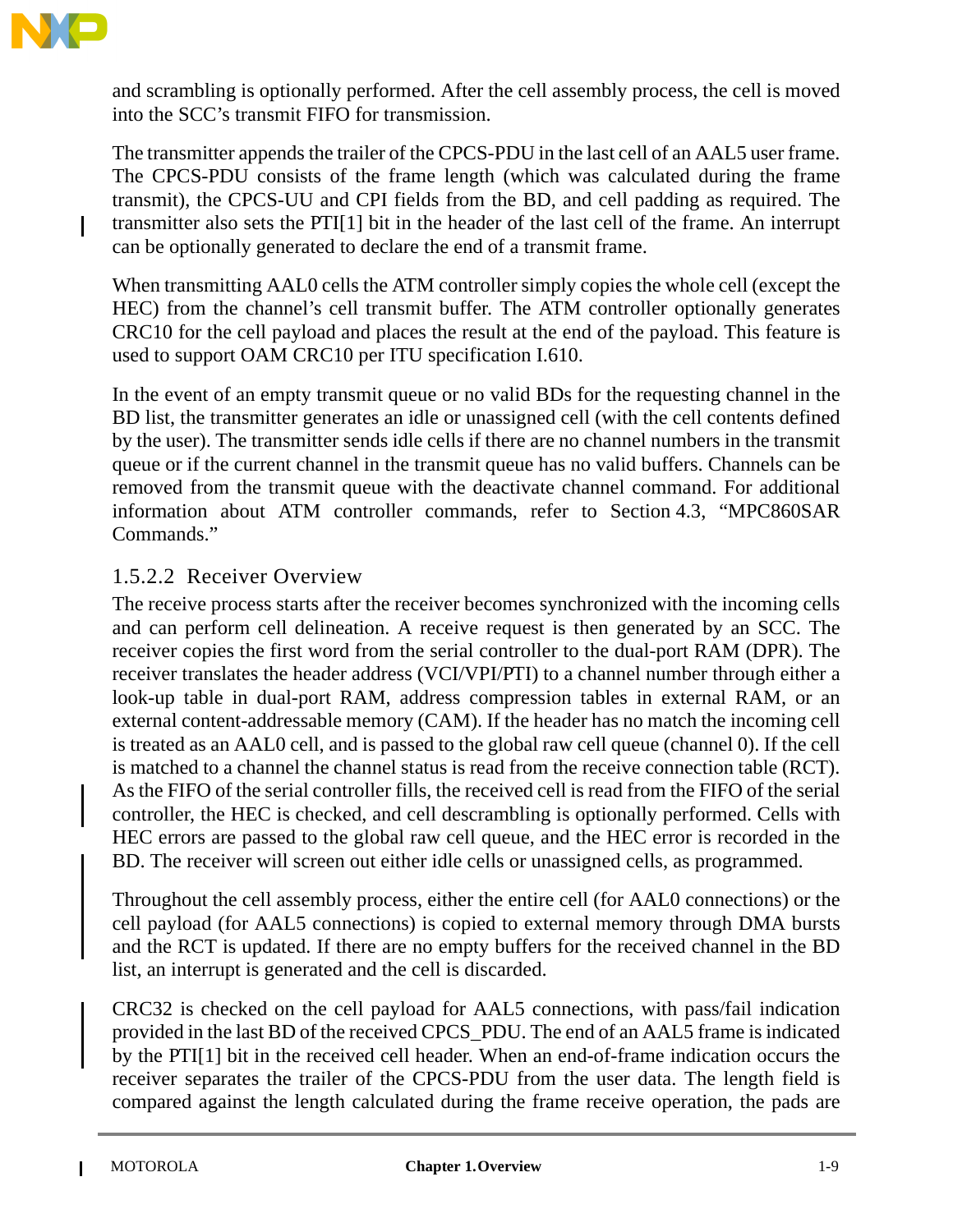and scrambling is optionally performed. After the cell assembly process, the cell is moved into the SCC's transmit FIFO for transmission.

The transmitter appends the trailer of the CPCS-PDU in the last cell of an AAL5 user frame. The CPCS-PDU consists of the frame length (which was calculated during the frame transmit), the CPCS-UU and CPI fields from the BD, and cell padding as required. The transmitter also sets the PTI[1] bit in the header of the last cell of the frame. An interrupt can be optionally generated to declare the end of a transmit frame.

When transmitting AAL0 cells the ATM controller simply copies the whole cell (except the HEC) from the channel's cell transmit buffer. The ATM controller optionally generates CRC10 for the cell payload and places the result at the end of the payload. This feature is used to support OAM CRC10 per ITU specification I.610.

In the event of an empty transmit queue or no valid BDs for the requesting channel in the BD list, the transmitter generates an idle or unassigned cell (with the cell contents defined by the user). The transmitter sends idle cells if there are no channel numbers in the transmit queue or if the current channel in the transmit queue has no valid buffers. Channels can be removed from the transmit queue with the deactivate channel command. For additional information about ATM controller commands, refer to Section 4.3, "MPC860SAR Commands."

### 1.5.2.2 Receiver Overview

The receive process starts after the receiver becomes synchronized with the incoming cells and can perform cell delineation. A receive request is then generated by an SCC. The receiver copies the first word from the serial controller to the dual-port RAM (DPR). The receiver translates the header address (VCI/VPI/PTI) to a channel number through either a look-up table in dual-port RAM, address compression tables in external RAM, or an external content-addressable memory (CAM). If the header has no match the incoming cell is treated as an AAL0 cell, and is passed to the global raw cell queue (channel 0). If the cell is matched to a channel the channel status is read from the receive connection table (RCT). As the FIFO of the serial controller fills, the received cell is read from the FIFO of the serial controller, the HEC is checked, and cell descrambling is optionally performed. Cells with HEC errors are passed to the global raw cell queue, and the HEC error is recorded in the BD. The receiver will screen out either idle cells or unassigned cells, as programmed.

Throughout the cell assembly process, either the entire cell (for AAL0 connections) or the cell payload (for AAL5 connections) is copied to external memory through DMA bursts and the RCT is updated. If there are no empty buffers for the received channel in the BD list, an interrupt is generated and the cell is discarded.

CRC32 is checked on the cell payload for AAL5 connections, with pass/fail indication provided in the last BD of the received CPCS_PDU. The end of an AAL5 frame is indicated by the PTI[1] bit in the received cell header. When an end-of-frame indication occurs the receiver separates the trailer of the CPCS-PDU from the user data. The length field is compared against the length calculated during the frame receive operation, the pads are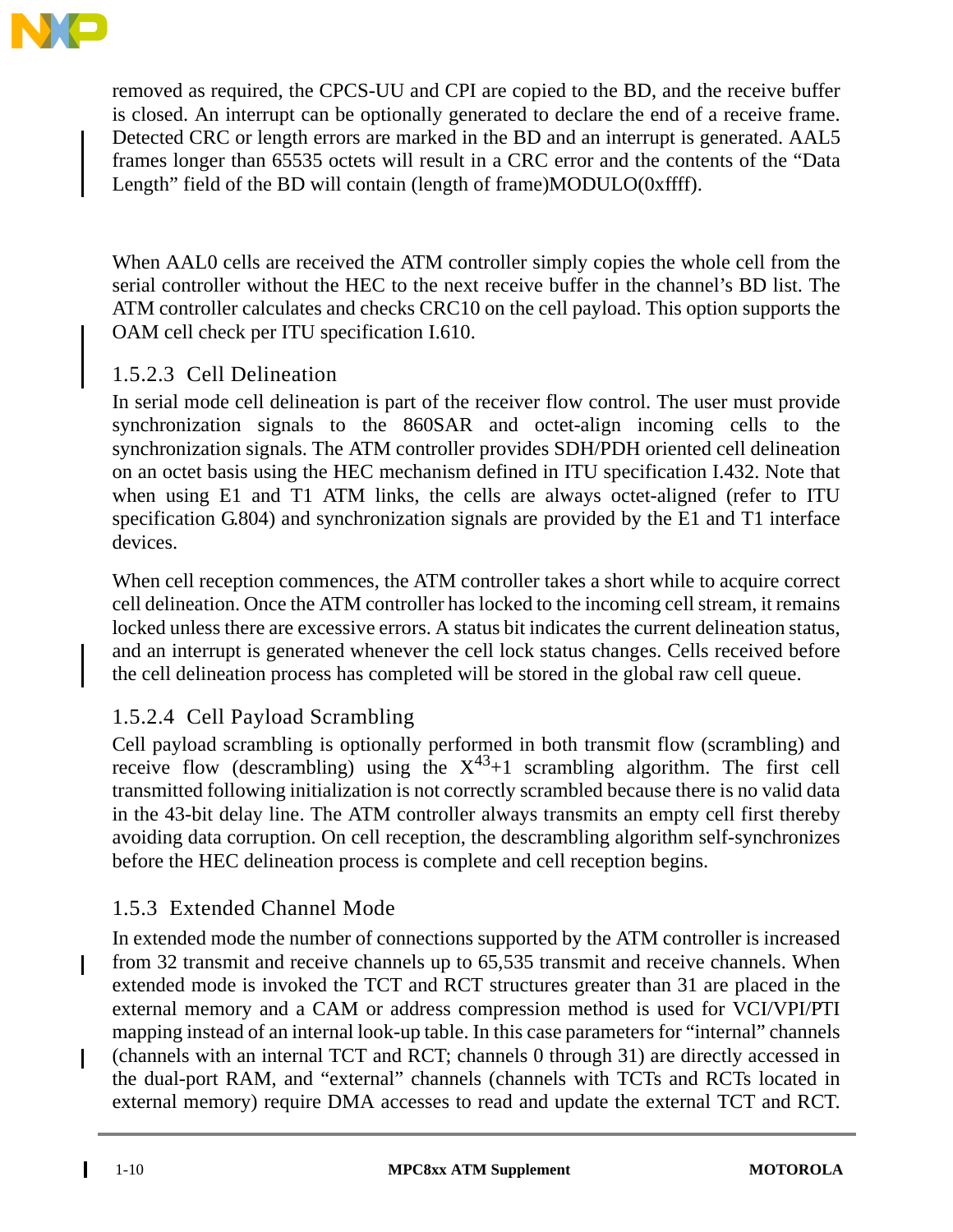removed as required, the CPCS-UU and CPI are copied to the BD, and the receive buffer is closed. An interrupt can be optionally generated to declare the end of a receive frame. Detected CRC or length errors are marked in the BD and an interrupt is generated. AAL5 frames longer than 65535 octets will result in a CRC error and the contents of the "Data Length" field of the BD will contain (length of frame)MODULO(0xffff).

When AAL0 cells are received the ATM controller simply copies the whole cell from the serial controller without the HEC to the next receive buffer in the channel's BD list. The ATM controller calculates and checks CRC10 on the cell payload. This option supports the OAM cell check per ITU specification I.610.

#### 1.5.2.3 Cell Delineation

In serial mode cell delineation is part of the receiver flow control. The user must provide synchronization signals to the 860SAR and octet-align incoming cells to the synchronization signals. The ATM controller provides SDH/PDH oriented cell delineation on an octet basis using the HEC mechanism defined in ITU specification I.432. Note that when using E1 and T1 ATM links, the cells are always octet-aligned (refer to ITU specification G.804) and synchronization signals are provided by the E1 and T1 interface devices.

When cell reception commences, the ATM controller takes a short while to acquire correct cell delineation. Once the ATM controller has locked to the incoming cell stream, it remains locked unless there are excessive errors. A status bit indicates the current delineation status, and an interrupt is generated whenever the cell lock status changes. Cells received before the cell delineation process has completed will be stored in the global raw cell queue.

#### 1.5.2.4 Cell Payload Scrambling

Cell payload scrambling is optionally performed in both transmit flow (scrambling) and receive flow (descrambling) using the $X^{43}+1$ scrambling algorithm. The first cell transmitted following initialization is not correctly scrambled because there is no valid data in the 43-bit delay line. The ATM controller always transmits an empty cell first thereby avoiding data corruption. On cell reception, the descrambling algorithm self-synchronizes before the HEC delineation process is complete and cell reception begins.

### 1.5.3 Extended Channel Mode

In extended mode the number of connections supported by the ATM controller is increased from 32 transmit and receive channels up to 65,535 transmit and receive channels. When extended mode is invoked the TCT and RCT structures greater than 31 are placed in the external memory and a CAM or address compression method is used for VCI/VPI/PTI mapping instead of an internal look-up table. In this case parameters for "internal" channels (channels with an internal TCT and RCT; channels 0 through 31) are directly accessed in the dual-port RAM, and "external" channels (channels with TCTs and RCTs located in external memory) require DMA accesses to read and update the external TCT and RCT.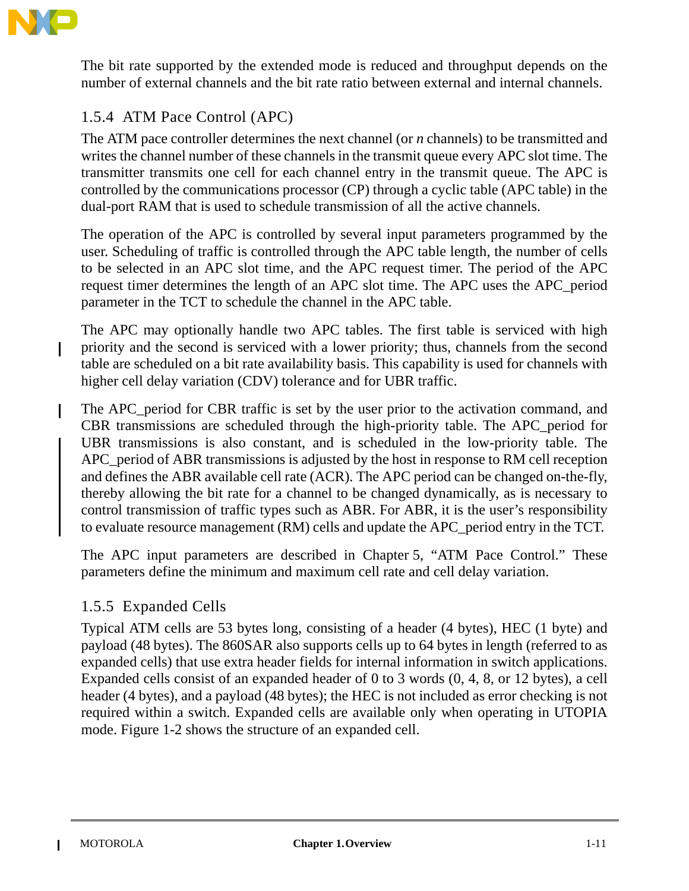The bit rate supported by the extended mode is reduced and throughput depends on the number of external channels and the bit rate ratio between external and internal channels.

### 1.5.4 ATM Pace Control (APC)

The ATM pace controller determines the next channel (or *n* channels) to be transmitted and writes the channel number of these channels in the transmit queue every APC slot time. The transmitter transmits one cell for each channel entry in the transmit queue. The APC is controlled by the communications processor (CP) through a cyclic table (APC table) in the dual-port RAM that is used to schedule transmission of all the active channels.

The operation of the APC is controlled by several input parameters programmed by the user. Scheduling of traffic is controlled through the APC table length, the number of cells to be selected in an APC slot time, and the APC request timer. The period of the APC request timer determines the length of an APC slot time. The APC uses the APC_period parameter in the TCT to schedule the channel in the APC table.

The APC may optionally handle two APC tables. The first table is serviced with high priority and the second is serviced with a lower priority; thus, channels from the second table are scheduled on a bit rate availability basis. This capability is used for channels with higher cell delay variation (CDV) tolerance and for UBR traffic.

The APC_period for CBR traffic is set by the user prior to the activation command, and CBR transmissions are scheduled through the high-priority table. The APC_period for UBR transmissions is also constant, and is scheduled in the low-priority table. The APC_period of ABR transmissions is adjusted by the host in response to RM cell reception and defines the ABR available cell rate (ACR). The APC period can be changed on-the-fly, thereby allowing the bit rate for a channel to be changed dynamically, as is necessary to control transmission of traffic types such as ABR. For ABR, it is the user's responsibility to evaluate resource management (RM) cells and update the APC_period entry in the TCT.

The APC input parameters are described in Chapter 5, "ATM Pace Control." These parameters define the minimum and maximum cell rate and cell delay variation.

### 1.5.5 Expanded Cells

Typical ATM cells are 53 bytes long, consisting of a header (4 bytes), HEC (1 byte) and payload (48 bytes). The 860SAR also supports cells up to 64 bytes in length (referred to as expanded cells) that use extra header fields for internal information in switch applications. Expanded cells consist of an expanded header of 0 to 3 words (0, 4, 8, or 12 bytes), a cell header (4 bytes), and a payload (48 bytes); the HEC is not included as error checking is not required within a switch. Expanded cells are available only when operating in UTOPIA mode. Figure 1-2 shows the structure of an expanded cell.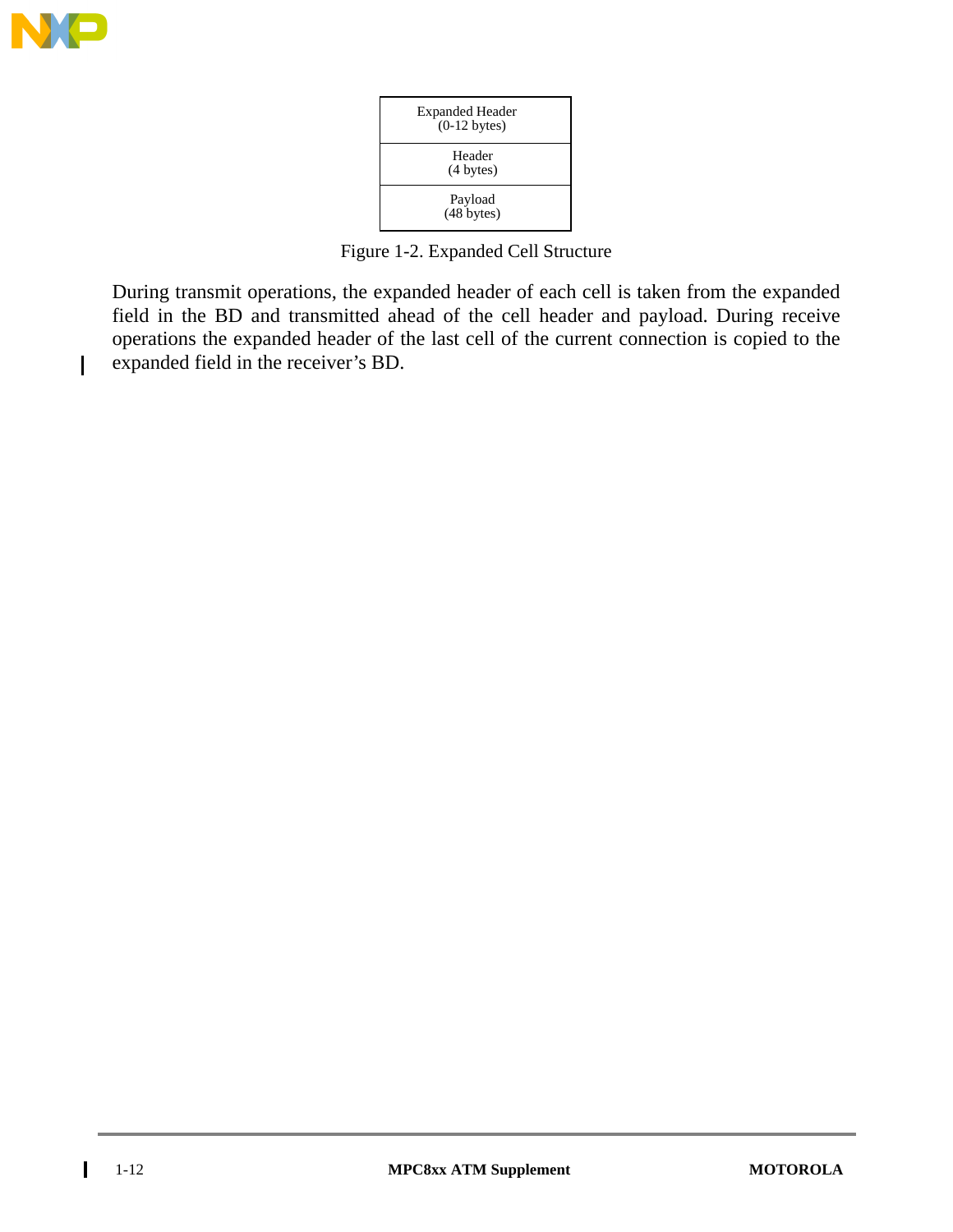| Expanded Header (0-12 bytes) |
|---|
| Header (4 bytes) |
| Payload (48 bytes) |

Figure 1-2. Expanded Cell Structure

During transmit operations, the expanded header of each cell is taken from the expanded field in the BD and transmitted ahead of the cell header and payload. During receive operations the expanded header of the last cell of the current connection is copied to the expanded field in the receiver's BD.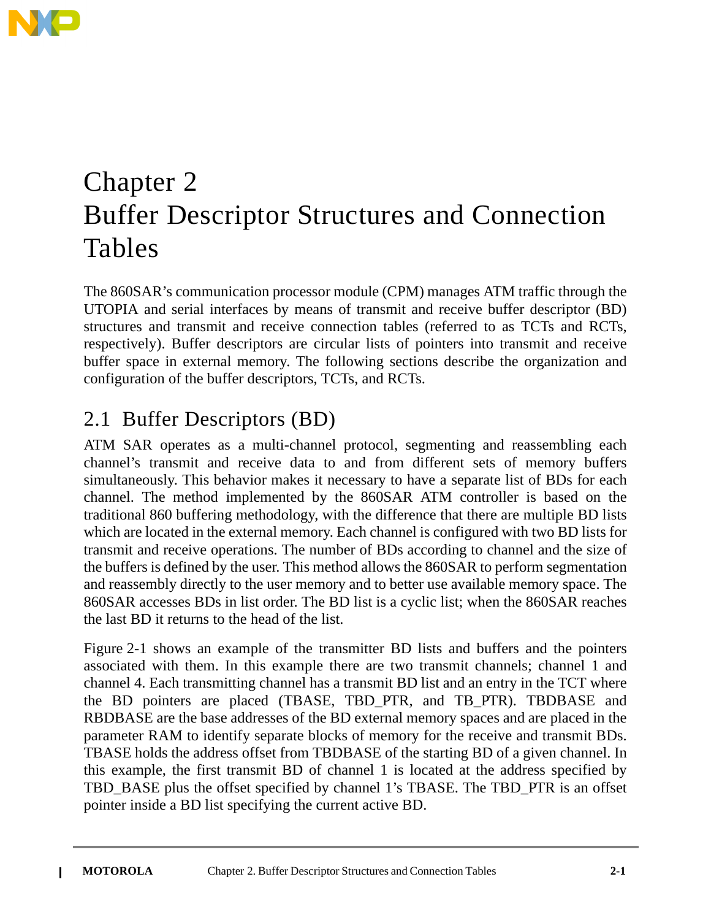# Chapter 2 Buffer Descriptor Structures and Connection Tables

The 860SAR's communication processor module (CPM) manages ATM traffic through the UTOPIA and serial interfaces by means of transmit and receive buffer descriptor (BD) structures and transmit and receive connection tables (referred to as TCTs and RCTs, respectively). Buffer descriptors are circular lists of pointers into transmit and receive buffer space in external memory. The following sections describe the organization and configuration of the buffer descriptors, TCTs, and RCTs.

## 2.1 Buffer Descriptors (BD)

ATM SAR operates as a multi-channel protocol, segmenting and reassembling each channel's transmit and receive data to and from different sets of memory buffers simultaneously. This behavior makes it necessary to have a separate list of BDs for each channel. The method implemented by the 860SAR ATM controller is based on the traditional 860 buffering methodology, with the difference that there are multiple BD lists which are located in the external memory. Each channel is configured with two BD lists for transmit and receive operations. The number of BDs according to channel and the size of the buffers is defined by the user. This method allows the 860SAR to perform segmentation and reassembly directly to the user memory and to better use available memory space. The 860SAR accesses BDs in list order. The BD list is a cyclic list; when the 860SAR reaches the last BD it returns to the head of the list.

Figure 2-1 shows an example of the transmitter BD lists and buffers and the pointers associated with them. In this example there are two transmit channels; channel 1 and channel 4. Each transmitting channel has a transmit BD list and an entry in the TCT where the BD pointers are placed (TBASE, TBD_PTR, and TB_PTR). TBDBASE and RBDBASE are the base addresses of the BD external memory spaces and are placed in the parameter RAM to identify separate blocks of memory for the receive and transmit BDs. TBASE holds the address offset from TBDBASE of the starting BD of a given channel. In this example, the first transmit BD of channel 1 is located at the address specified by TBD_BASE plus the offset specified by channel 1's TBASE. The TBD_PTR is an offset pointer inside a BD list specifying the current active BD.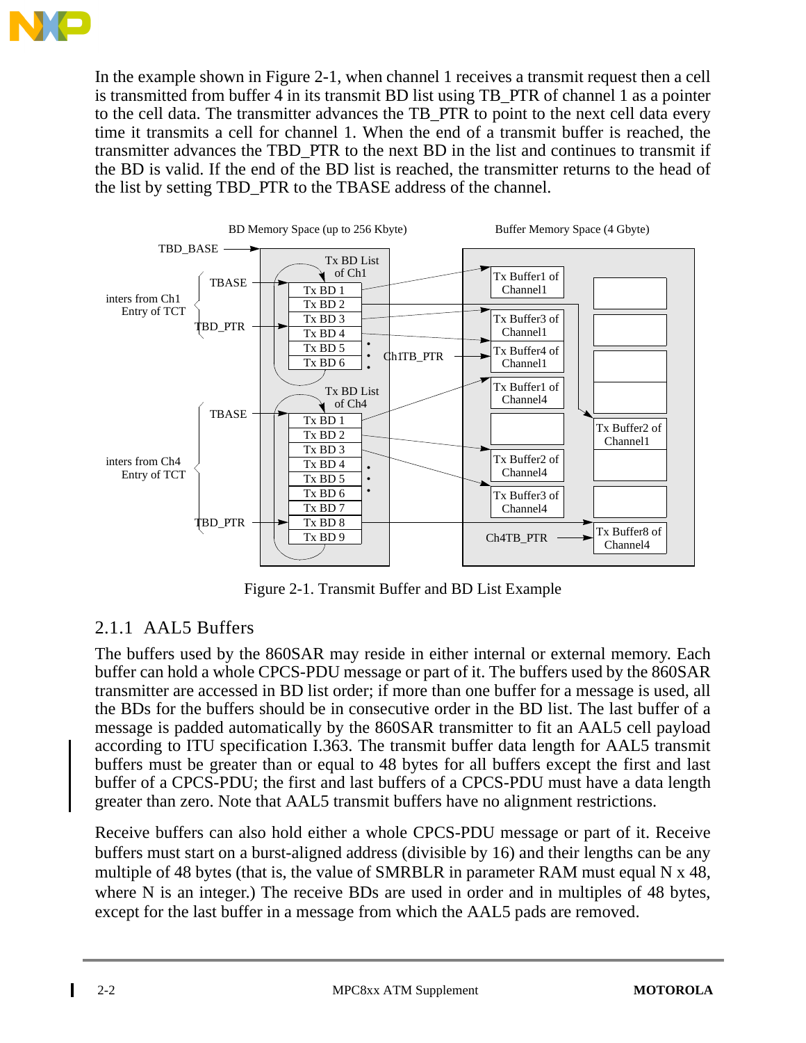In the example shown in Figure 2-1, when channel 1 receives a transmit request then a cell is transmitted from buffer 4 in its transmit BD list using TB_PTR of channel 1 as a pointer to the cell data. The transmitter advances the TB_PTR to point to the next cell data every time it transmits a cell for channel 1. When the end of a transmit buffer is reached, the transmitter advances the TBD_PTR to the next BD in the list and continues to transmit if the BD is valid. If the end of the BD list is reached, the transmitter returns to the head of the list by setting TBD_PTR to the TBASE address of the channel.

Figure 2-1. Transmit Buffer and BD List Example

### 2.1.1 AAL5 Buffers

The buffers used by the 860SAR may reside in either internal or external memory. Each buffer can hold a whole CPCS-PDU message or part of it. The buffers used by the 860SAR transmitter are accessed in BD list order; if more than one buffer for a message is used, all the BDs for the buffers should be in consecutive order in the BD list. The last buffer of a message is padded automatically by the 860SAR transmitter to fit an AAL5 cell payload according to ITU specification I.363. The transmit buffer data length for AAL5 transmit buffers must be greater than or equal to 48 bytes for all buffers except the first and last buffer of a CPCS-PDU; the first and last buffers of a CPCS-PDU must have a data length greater than zero. Note that AAL5 transmit buffers have no alignment restrictions.

Receive buffers can also hold either a whole CPCS-PDU message or part of it. Receive buffers must start on a burst-aligned address (divisible by 16) and their lengths can be any multiple of 48 bytes (that is, the value of SMRBLR in parameter RAM must equal N x 48, where N is an integer.) The receive BDs are used in order and in multiples of 48 bytes, except for the last buffer in a message from which the AAL5 pads are removed.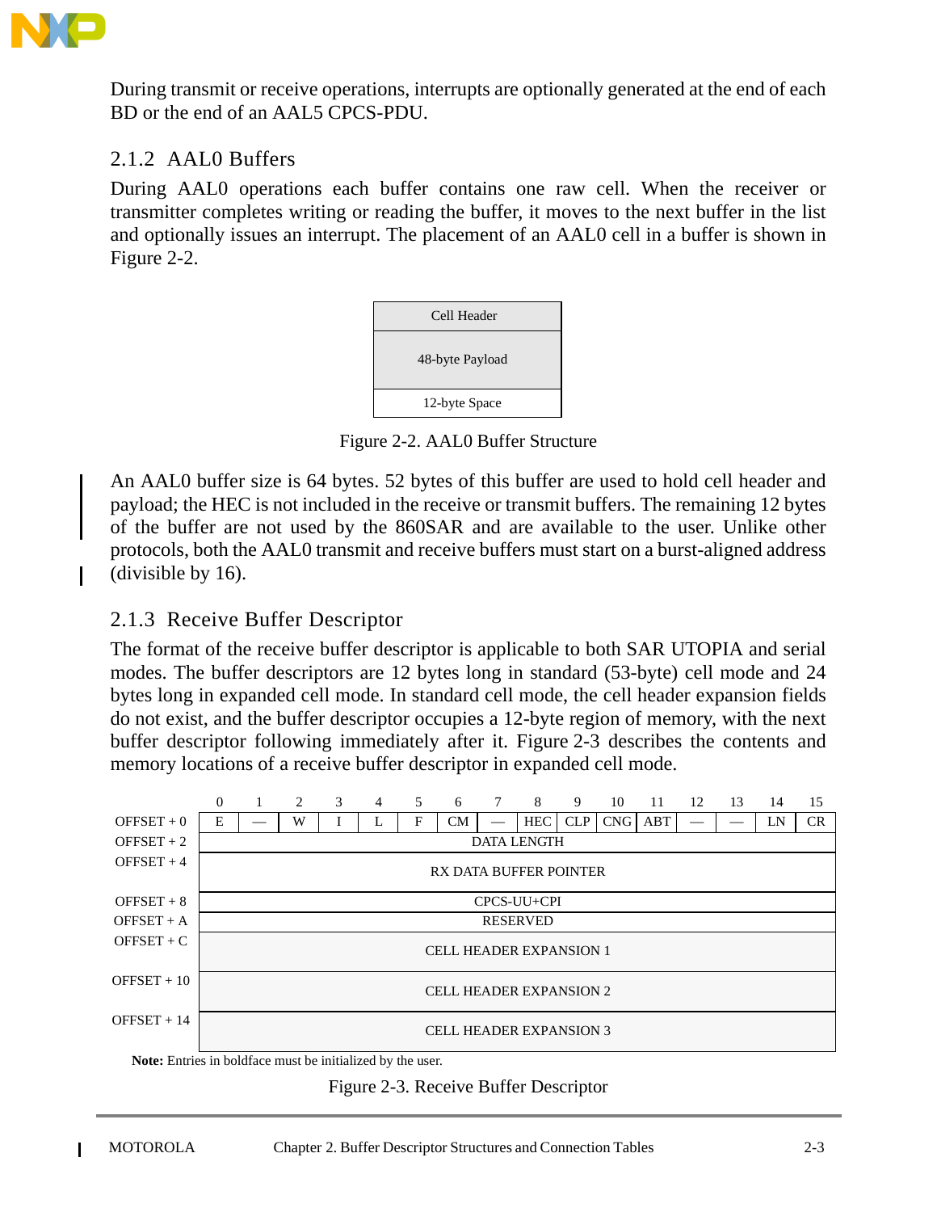During transmit or receive operations, interrupts are optionally generated at the end of each BD or the end of an AAL5 CPCS-PDU.

### 2.1.2 AAL0 Buffers

During AAL0 operations each buffer contains one raw cell. When the receiver or transmitter completes writing or reading the buffer, it moves to the next buffer in the list and optionally issues an interrupt. The placement of an AAL0 cell in a buffer is shown in Figure 2-2.

| Cell Header |
|---|
| 48-byte Payload |
| 12-byte Space |

Figure 2-2. AAL0 Buffer Structure

An AAL0 buffer size is 64 bytes. 52 bytes of this buffer are used to hold cell header and payload; the HEC is not included in the receive or transmit buffers. The remaining 12 bytes of the buffer are not used by the 860SAR and are available to the user. Unlike other protocols, both the AAL0 transmit and receive buffers must start on a burst-aligned address (divisible by 16).

### 2.1.3 Receive Buffer Descriptor

The format of the receive buffer descriptor is applicable to both SAR UTOPIA and serial modes. The buffer descriptors are 12 bytes long in standard (53-byte) cell mode and 24 bytes long in expanded cell mode. In standard cell mode, the cell header expansion fields do not exist, and the buffer descriptor occupies a 12-byte region of memory, with the next buffer descriptor following immediately after it. Figure 2-3 describes the contents and memory locations of a receive buffer descriptor in expanded cell mode.

| | 0 | 1 | 2 | 3 | 4 | 5 | 6 | 7 | 8 | 9 | 10 | 11 | 12 | 13 | 14 | 15 |
|---|---|---|---|---|---|---|---|---|---|---|---|---|---|---|---|---|
| OFFSET + 0 | E | — | W | I | L | F | CM | — | HEC | CLP | CNG | ABT | — | — | LN | CR |
| OFFSET + 2 | DATA LENGTH | | | | | | | | | | | | | | | |
| OFFSET + 4 | RX DATA BUFFER POINTER | | | | | | | | | | | | | | | |
| OFFSET + 8 | CPCS-UU+CPI | | | | | | | | | | | | | | | |
| OFFSET + A | RESERVED | | | | | | | | | | | | | | | |
| OFFSET + C | CELL HEADER EXPANSION 1 | | | | | | | | | | | | | | | |
| OFFSET + 10 | CELL HEADER EXPANSION 2 | | | | | | | | | | | | | | | |
| OFFSET + 14 | CELL HEADER EXPANSION 3 | | | | | | | | | | | | | | | |

**Note:** Entries in boldface must be initialized by the user.

Figure 2-3. Receive Buffer Descriptor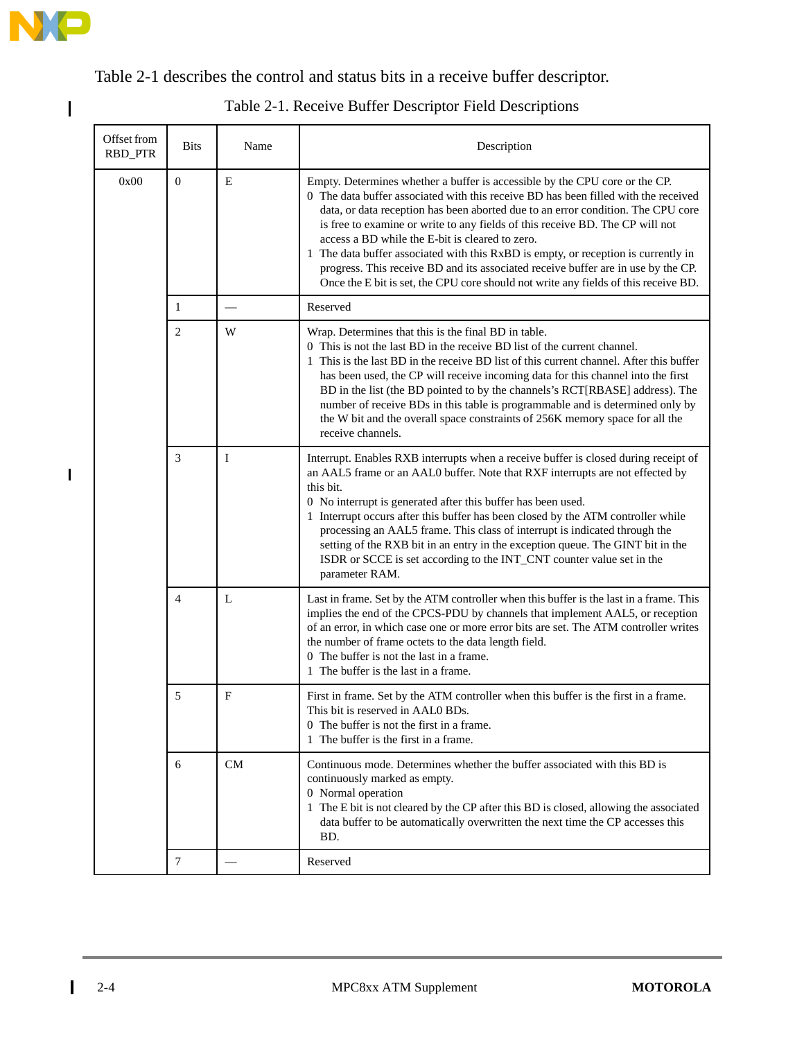Table 2-1 describes the control and status bits in a receive buffer descriptor.

Table 2-1. Receive Buffer Descriptor Field Descriptions

| Offset from RBD_PTR | Bits | Name | Description |
|---|---|---|---|
| 0x00 | 0 | E | Empty. Determines whether a buffer is accessible by the CPU core or the CP.<br>0 The data buffer associated with this receive BD has been filled with the received data, or data reception has been aborted due to an error condition. The CPU core is free to examine or write to any fields of this receive BD. The CP will not access a BD while the E-bit is cleared to zero.<br>1 The data buffer associated with this RxBD is empty, or reception is currently in progress. This receive BD and its associated receive buffer are in use by the CP. Once the E bit is set, the CPU core should not write any fields of this receive BD. |
| | 1 | — | Reserved |
| | 2 | W | Wrap. Determines that this is the final BD in table.<br>0 This is not the last BD in the receive BD list of the current channel.<br>1 This is the last BD in the receive BD list of this current channel. After this buffer has been used, the CP will receive incoming data for this channel into the first BD in the list (the BD pointed to by the channels's RCT[RBASE] address). The number of receive BDs in this table is programmable and is determined only by the W bit and the overall space constraints of 256K memory space for all the receive channels. |
| | 3 | I | Interrupt. Enables RXB interrupts when a receive buffer is closed during receipt of an AAL5 frame or an AAL0 buffer. Note that RXF interrupts are not effected by this bit.<br>0 No interrupt is generated after this buffer has been used.<br>1 Interrupt occurs after this buffer has been closed by the ATM controller while processing an AAL5 frame. This class of interrupt is indicated through the setting of the RXB bit in an entry in the exception queue. The GINT bit in the ISDR or SCCE is set according to the INT_CNT counter value set in the parameter RAM. |
| | 4 | L | Last in frame. Set by the ATM controller when this buffer is the last in a frame. This implies the end of the CPCS-PDU by channels that implement AAL5, or reception of an error, in which case one or more error bits are set. The ATM controller writes the number of frame octets to the data length field.<br>0 The buffer is not the last in a frame.<br>1 The buffer is the last in a frame. |
| | 5 | F | First in frame. Set by the ATM controller when this buffer is the first in a frame. This bit is reserved in AAL0 BDs.<br>0 The buffer is not the first in a frame.<br>1 The buffer is the first in a frame. |
| | 6 | CM | Continuous mode. Determines whether the buffer associated with this BD is continuously marked as empty.<br>0 Normal operation<br>1 The E bit is not cleared by the CP after this BD is closed, allowing the associated data buffer to be automatically overwritten the next time the CP accesses this BD. |
| | 7 | — | Reserved |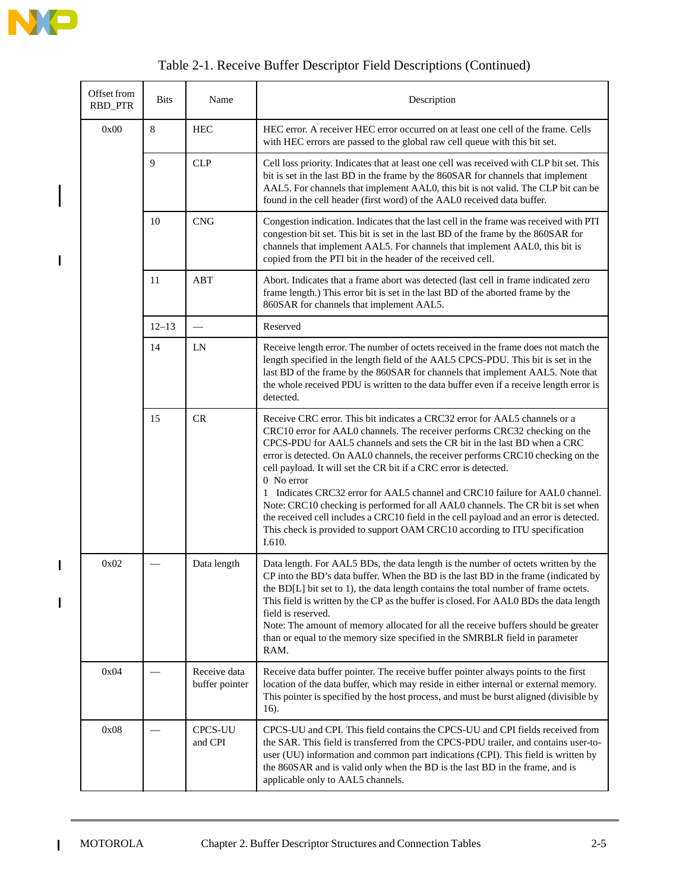Table 2-1. Receive Buffer Descriptor Field Descriptions (Continued)

| Offset from RBD_PTR | Bits | Name | Description |
|---|---|---|---|
| 0x00 | 8 | HEC | HEC error. A receiver HEC error occurred on at least one cell of the frame. Cells with HEC errors are passed to the global raw cell queue with this bit set. |
| | 9 | CLP | Cell loss priority. Indicates that at least one cell was received with CLP bit set. This bit is set in the last BD in the frame by the 860SAR for channels that implement AAL5. For channels that implement AAL0, this bit is not valid. The CLP bit can be found in the cell header (first word) of the AAL0 received data buffer. |
| | 10 | CNG | Congestion indication. Indicates that the last cell in the frame was received with PTI congestion bit set. This bit is set in the last BD of the frame by the 860SAR for channels that implement AAL5. For channels that implement AAL0, this bit is copied from the PTI bit in the header of the received cell. |
| | 11 | ABT | Abort. Indicates that a frame abort was detected (last cell in frame indicated zero frame length.) This error bit is set in the last BD of the aborted frame by the 860SAR for channels that implement AAL5. |
| | 12–13 | — | Reserved |
| | 14 | LN | Receive length error. The number of octets received in the frame does not match the length specified in the length field of the AAL5 CPCS-PDU. This bit is set in the last BD of the frame by the 860SAR for channels that implement AAL5. Note that the whole received PDU is written to the data buffer even if a receive length error is detected. |
| | 15 | CR | Receive CRC error. This bit indicates a CRC32 error for AAL5 channels or a CRC10 error for AAL0 channels. The receiver performs CRC32 checking on the CPCS-PDU for AAL5 channels and sets the CR bit in the last BD when a CRC error is detected. On AAL0 channels, the receiver performs CRC10 checking on the cell payload. It will set the CR bit if a CRC error is detected.<br>0 No error<br>1 Indicates CRC32 error for AAL5 channel and CRC10 failure for AAL0 channel.<br>Note: CRC10 checking is performed for all AAL0 channels. The CR bit is set when the received cell includes a CRC10 field in the cell payload and an error is detected. This check is provided to support OAM CRC10 according to ITU specification I.610. |
| 0x02 | — | Data length | Data length. For AAL5 BDs, the data length is the number of octets written by the CP into the BD's data buffer. When the BD is the last BD in the frame (indicated by the BD[L] bit set to 1), the data length contains the total number of frame octets. This field is written by the CP as the buffer is closed. For AAL0 BDs the data length field is reserved.<br>Note: The amount of memory allocated for all the receive buffers should be greater than or equal to the memory size specified in the SMRBLR field in parameter RAM. |
| 0x04 | — | Receive data buffer pointer | Receive data buffer pointer. The receive buffer pointer always points to the first location of the data buffer, which may reside in either internal or external memory. This pointer is specified by the host process, and must be burst aligned (divisible by 16). |
| 0x08 | — | CPCS-UU and CPI | CPCS-UU and CPI. This field contains the CPCS-UU and CPI fields received from the SAR. This field is transferred from the CPCS-PDU trailer, and contains user-to-user (UU) information and common part indications (CPI). This field is written by the 860SAR and is valid only when the BD is the last BD in the frame, and is applicable only to AAL5 channels. |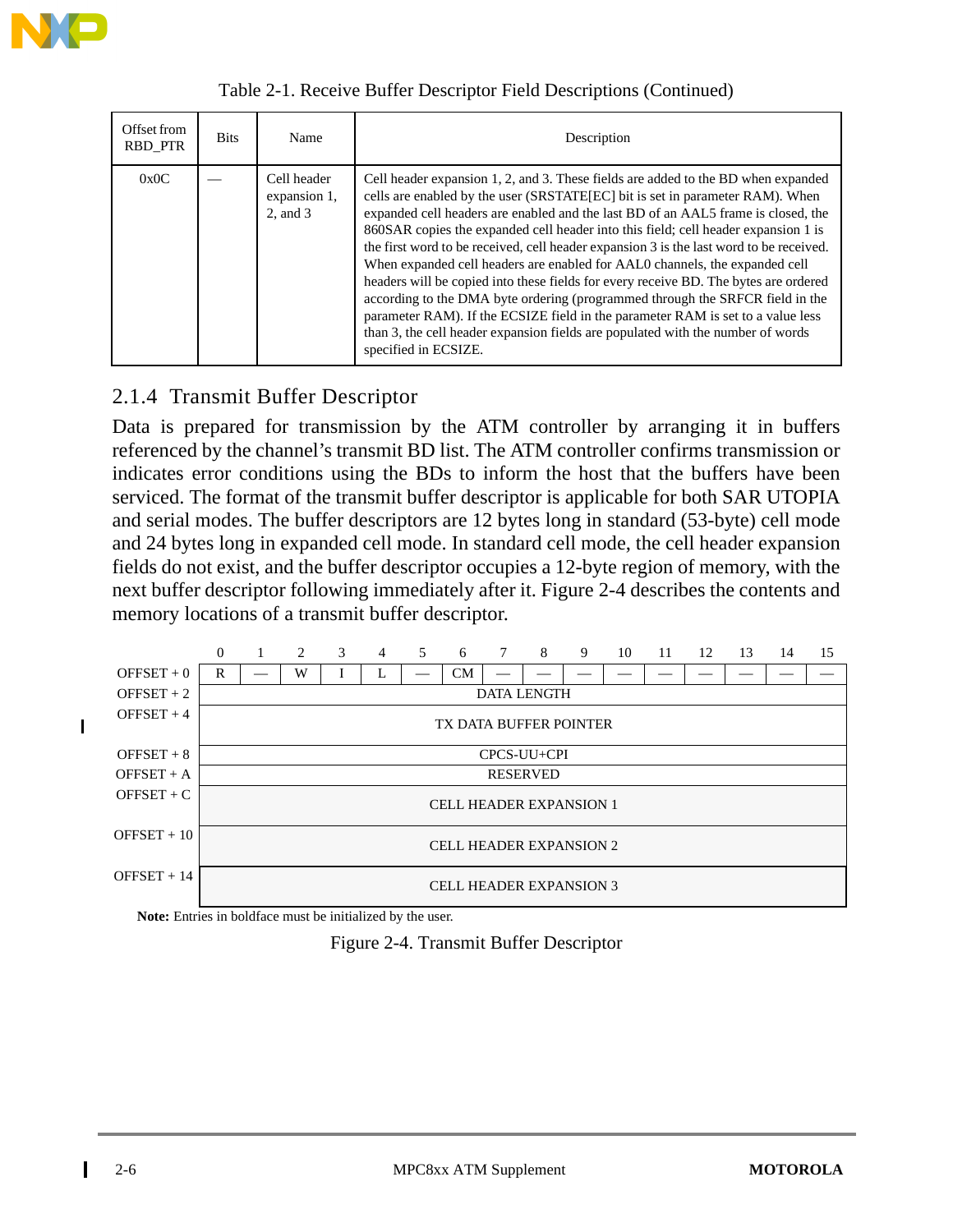Table 2-1. Receive Buffer Descriptor Field Descriptions (Continued)

| Offset from RBD_PTR | Bits | Name | Description |
|---|---|---|---|
| 0x0C | — | Cell header expansion 1, 2, and 3 | Cell header expansion 1, 2, and 3. These fields are added to the BD when expanded cells are enabled by the user (SRSTATE[EC] bit is set in parameter RAM). When expanded cell headers are enabled and the last BD of an AAL5 frame is closed, the 860SAR copies the expanded cell header into this field; cell header expansion 1 is the first word to be received, cell header expansion 3 is the last word to be received. When expanded cell headers are enabled for AAL0 channels, the expanded cell headers will be copied into these fields for every receive BD. The bytes are ordered according to the DMA byte ordering (programmed through the SRFCR field in the parameter RAM). If the ECSIZE field in the parameter RAM is set to a value less than 3, the cell header expansion fields are populated with the number of words specified in ECSIZE. |

### 2.1.4 Transmit Buffer Descriptor

Data is prepared for transmission by the ATM controller by arranging it in buffers referenced by the channel's transmit BD list. The ATM controller confirms transmission or indicates error conditions using the BDs to inform the host that the buffers have been serviced. The format of the transmit buffer descriptor is applicable for both SAR UTOPIA and serial modes. The buffer descriptors are 12 bytes long in standard (53-byte) cell mode and 24 bytes long in expanded cell mode. In standard cell mode, the cell header expansion fields do not exist, and the buffer descriptor occupies a 12-byte region of memory, with the next buffer descriptor following immediately after it. Figure 2-4 describes the contents and memory locations of a transmit buffer descriptor.

| | 0 | 1 | 2 | 3 | 4 | 5 | 6 | 7 | 8 | 9 | 10 | 11 | 12 | 13 | 14 | 15 |
|---|---|---|---|---|---|---|---|---|---|---|---|---|---|---|---|---|
| OFFSET + 0 | R | — | W | I | L | — | CM | — | — | — | — | — | — | — | — | — |
| OFFSET + 2 | DATA LENGTH | | | | | | | | | | | | | | | |
| OFFSET + 4 | TX DATA BUFFER POINTER | | | | | | | | | | | | | | | |
| OFFSET + 8 | CPCS-UU+CPI | | | | | | | | | | | | | | | |
| OFFSET + A | RESERVED | | | | | | | | | | | | | | | |
| OFFSET + C | CELL HEADER EXPANSION 1 | | | | | | | | | | | | | | | |
| OFFSET + 10 | CELL HEADER EXPANSION 2 | | | | | | | | | | | | | | | |
| OFFSET + 14 | CELL HEADER EXPANSION 3 | | | | | | | | | | | | | | | |

**Note:** Entries in boldface must be initialized by the user.

Figure 2-4. Transmit Buffer Descriptor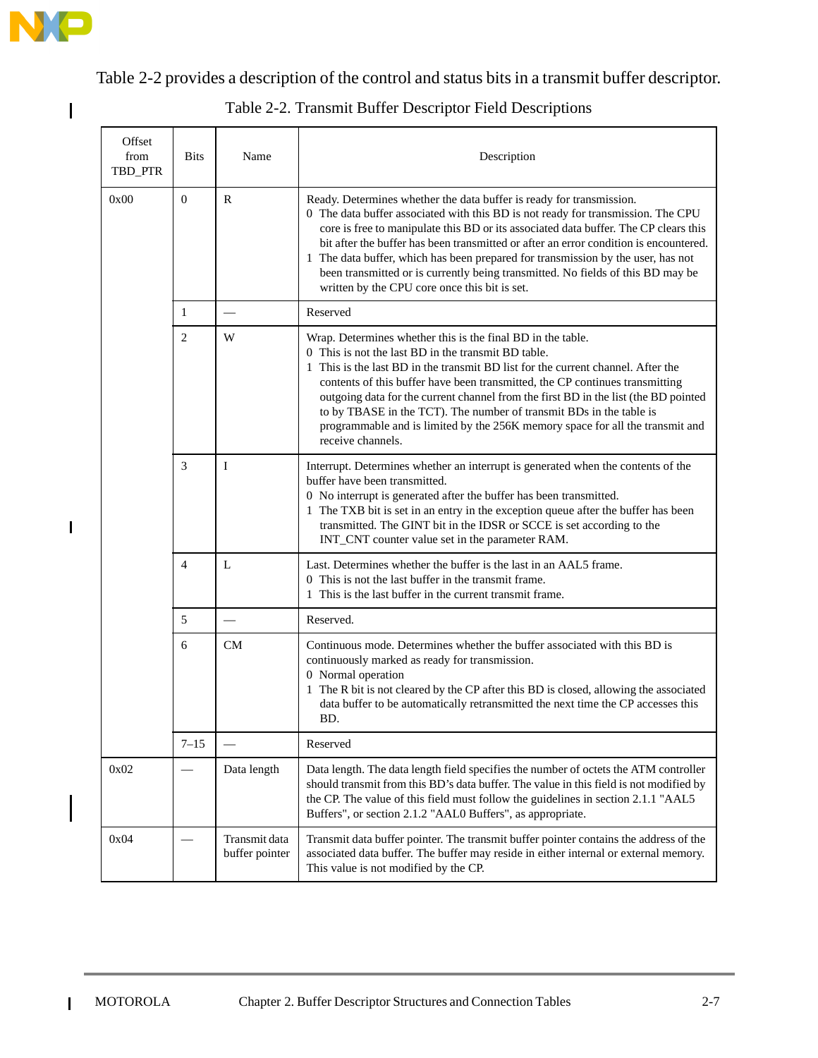Table 2-2 provides a description of the control and status bits in a transmit buffer descriptor.

Table 2-2. Transmit Buffer Descriptor Field Descriptions

| Offset from TBD_PTR | Bits | Name | Description |
|---|---|---|---|
| 0x00 | 0 | R | Ready. Determines whether the data buffer is ready for transmission.<br>0 The data buffer associated with this BD is not ready for transmission. The CPU core is free to manipulate this BD or its associated data buffer. The CP clears this bit after the buffer has been transmitted or after an error condition is encountered.<br>1 The data buffer, which has been prepared for transmission by the user, has not been transmitted or is currently being transmitted. No fields of this BD may be written by the CPU core once this bit is set. |
| | 1 | — | Reserved |
| | 2 | W | Wrap. Determines whether this is the final BD in the table.<br>0 This is not the last BD in the transmit BD table.<br>1 This is the last BD in the transmit BD list for the current channel. After the contents of this buffer have been transmitted, the CP continues transmitting outgoing data for the current channel from the first BD in the list (the BD pointed to by TBASE in the TCT). The number of transmit BDs in the table is programmable and is limited by the 256K memory space for all the transmit and receive channels. |
| | 3 | I | Interrupt. Determines whether an interrupt is generated when the contents of the buffer have been transmitted.<br>0 No interrupt is generated after the buffer has been transmitted.<br>1 The TXB bit is set in an entry in the exception queue after the buffer has been transmitted. The GINT bit in the IDSR or SCCE is set according to the INT_CNT counter value set in the parameter RAM. |
| | 4 | L | Last. Determines whether the buffer is the last in an AAL5 frame.<br>0 This is not the last buffer in the transmit frame.<br>1 This is the last buffer in the current transmit frame. |
| | 5 | — | Reserved. |
| | 6 | CM | Continuous mode. Determines whether the buffer associated with this BD is continuously marked as ready for transmission.<br>0 Normal operation<br>1 The R bit is not cleared by the CP after this BD is closed, allowing the associated data buffer to be automatically retransmitted the next time the CP accesses this BD. |
| | 7–15 | — | Reserved |
| 0x02 | — | Data length | Data length. The data length field specifies the number of octets the ATM controller should transmit from this BD's data buffer. The value in this field is not modified by the CP. The value of this field must follow the guidelines in section 2.1.1 "AAL5 Buffers", or section 2.1.2 "AAL0 Buffers", as appropriate. |
| 0x04 | — | Transmit data buffer pointer | Transmit data buffer pointer. The transmit buffer pointer contains the address of the associated data buffer. The buffer may reside in either internal or external memory. This value is not modified by the CP. |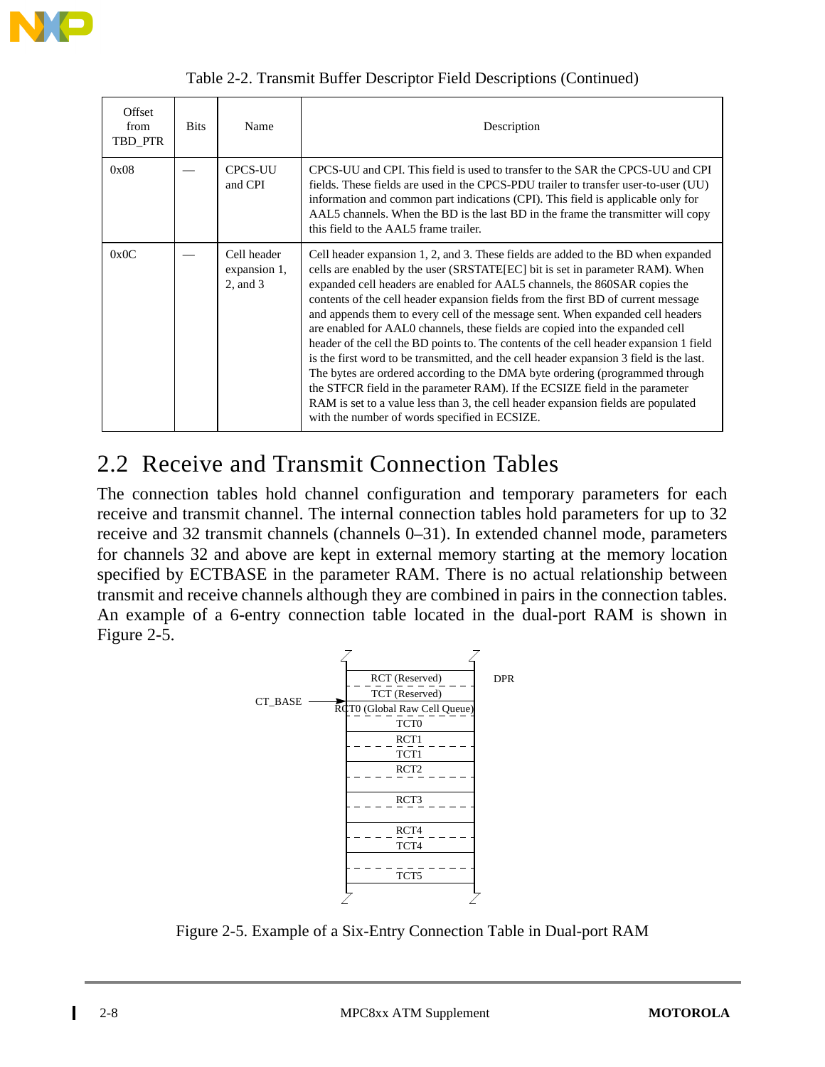Table 2-2. Transmit Buffer Descriptor Field Descriptions (Continued)

| Offset from TBD_PTR | Bits | Name | Description |
|---|---|---|---|
| 0x08 | — | CPCS-UU and CPI | CPCS-UU and CPI. This field is used to transfer to the SAR the CPCS-UU and CPI fields. These fields are used in the CPCS-PDU trailer to transfer user-to-user (UU) information and common part indications (CPI). This field is applicable only for AAL5 channels. When the BD is the last BD in the frame the transmitter will copy this field to the AAL5 frame trailer. |
| 0x0C | — | Cell header expansion 1, 2, and 3 | Cell header expansion 1, 2, and 3. These fields are added to the BD when expanded cells are enabled by the user (SRSTATE[EC] bit is set in parameter RAM). When expanded cell headers are enabled for AAL5 channels, the 860SAR copies the contents of the cell header expansion fields from the first BD of current message and appends them to every cell of the message sent. When expanded cell headers are enabled for AAL0 channels, these fields are copied into the expanded cell header of the cell the BD points to. The contents of the cell header expansion 1 field is the first word to be transmitted, and the cell header expansion 3 field is the last. The bytes are ordered according to the DMA byte ordering (programmed through the STFCR field in the parameter RAM). If the ECSIZE field in the parameter RAM is set to a value less than 3, the cell header expansion fields are populated with the number of words specified in ECSIZE. |

## 2.2 Receive and Transmit Connection Tables

The connection tables hold channel configuration and temporary parameters for each receive and transmit channel. The internal connection tables hold parameters for up to 32 receive and 32 transmit channels (channels 0–31). In extended channel mode, parameters for channels 32 and above are kept in external memory starting at the memory location specified by ECTBASE in the parameter RAM. There is no actual relationship between transmit and receive channels although they are combined in pairs in the connection tables. An example of a 6-entry connection table located in the dual-port RAM is shown in Figure 2-5.

| DPR |
|---|
| RCT (Reserved) |
| TCT (Reserved) |
| RCT0 (Global Raw Cell Queue) ← CT_BASE |
| TCT0 |
| RCT1 |
| TCT1 |
| RCT2 |
| |
| RCT3 |
| |
| RCT4 |
| TCT4 |
| |
| TCT5 |

Figure 2-5. Example of a Six-Entry Connection Table in Dual-port RAM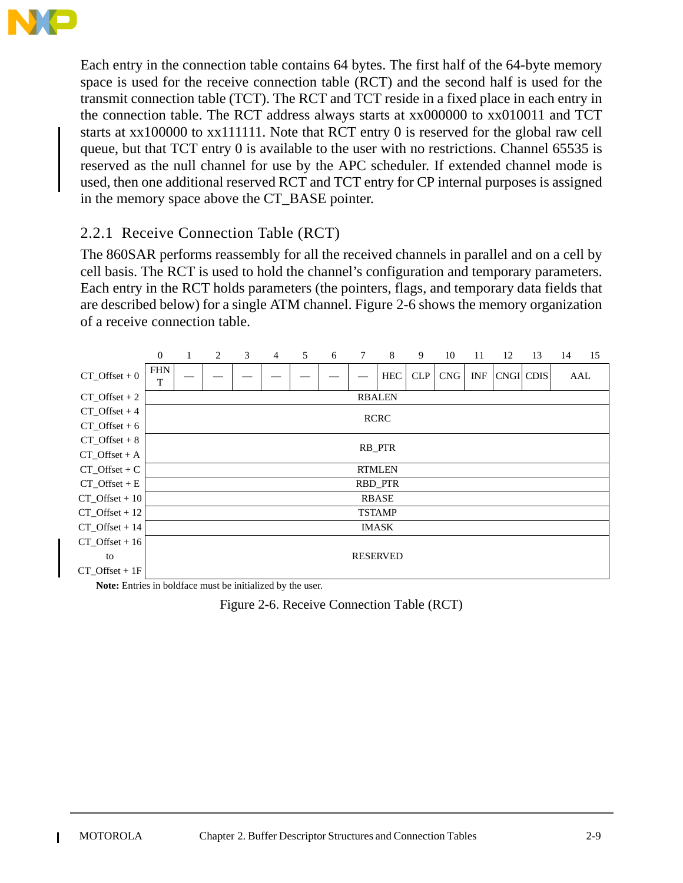Each entry in the connection table contains 64 bytes. The first half of the 64-byte memory space is used for the receive connection table (RCT) and the second half is used for the transmit connection table (TCT). The RCT and TCT reside in a fixed place in each entry in the connection table. The RCT address always starts at xx000000 to xx010011 and TCT starts at xx100000 to xx111111. Note that RCT entry 0 is reserved for the global raw cell queue, but that TCT entry 0 is available to the user with no restrictions. Channel 65535 is reserved as the null channel for use by the APC scheduler. If extended channel mode is used, then one additional reserved RCT and TCT entry for CP internal purposes is assigned in the memory space above the CT_BASE pointer.

### 2.2.1 Receive Connection Table (RCT)

The 860SAR performs reassembly for all the received channels in parallel and on a cell by cell basis. The RCT is used to hold the channel's configuration and temporary parameters. Each entry in the RCT holds parameters (the pointers, flags, and temporary data fields that are described below) for a single ATM channel. Figure 2-6 shows the memory organization of a receive connection table.

| | 0 | 1 | 2 | 3 | 4 | 5 | 6 | 7 | 8 | 9 | 10 | 11 | 12 | 13 | 14 | 15 |
|---|---|---|---|---|---|---|---|---|---|---|---|---|---|---|---|---|
| CT_Offset + 0 | FHNT | — | — | — | — | — | — | — | HEC | CLP | CNG | INF | CNGI | CDIS | AAL | |
| CT_Offset + 2 | RBALEN | | | | | | | | | | | | | | | |
| CT_Offset + 4<br>CT_Offset + 6 | RCRC | | | | | | | | | | | | | | | |
| CT_Offset + 8<br>CT_Offset + A | RB_PTR | | | | | | | | | | | | | | | |
| CT_Offset + C | RTMLEN | | | | | | | | | | | | | | | |
| CT_Offset + E | RBD_PTR | | | | | | | | | | | | | | | |
| CT_Offset + 10 | RBASE | | | | | | | | | | | | | | | |
| CT_Offset + 12 | TSTAMP | | | | | | | | | | | | | | | |
| CT_Offset + 14 | IMASK | | | | | | | | | | | | | | | |
| CT_Offset + 16 to CT_Offset + 1F | RESERVED | | | | | | | | | | | | | | | |

**Note:** Entries in boldface must be initialized by the user.

Figure 2-6. Receive Connection Table (RCT)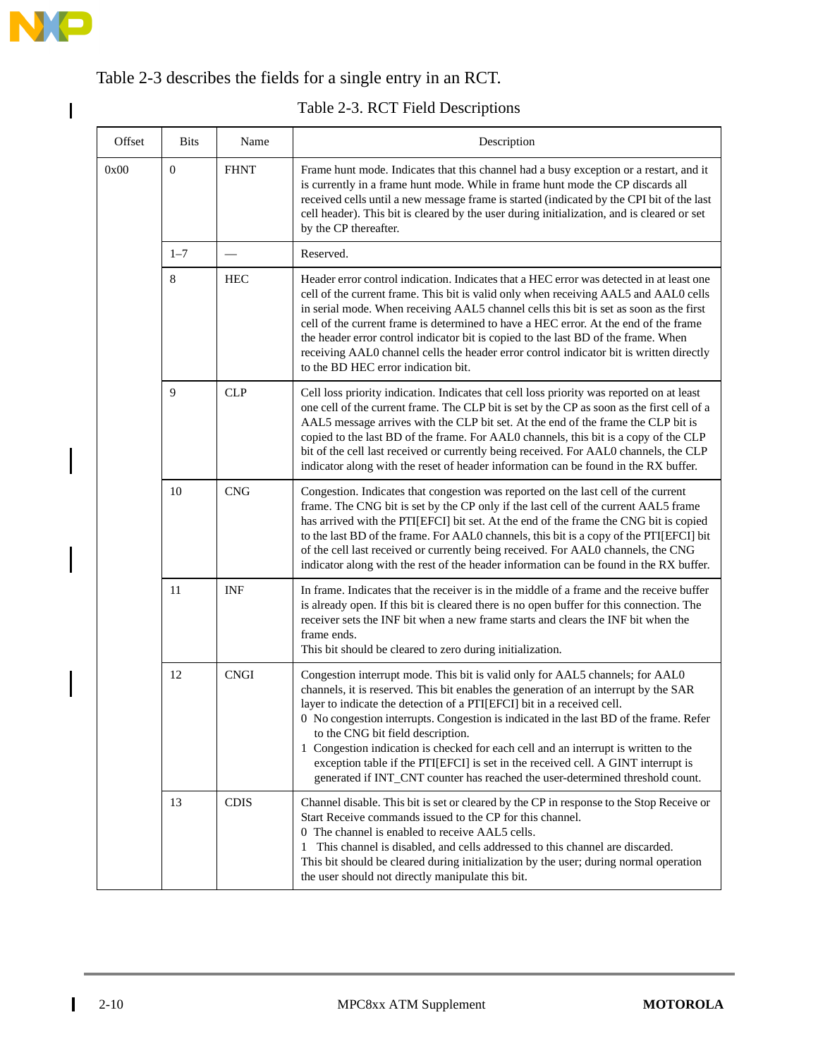Table 2-3 describes the fields for a single entry in an RCT.

Table 2-3. RCT Field Descriptions

| Offset | Bits | Name | Description |
|---|---|---|---|
| 0x00 | 0 | FHNT | Frame hunt mode. Indicates that this channel had a busy exception or a restart, and it is currently in a frame hunt mode. While in frame hunt mode the CP discards all received cells until a new message frame is started (indicated by the CPI bit of the last cell header). This bit is cleared by the user during initialization, and is cleared or set by the CP thereafter. |
| | 1–7 | — | Reserved. |
| | 8 | HEC | Header error control indication. Indicates that a HEC error was detected in at least one cell of the current frame. This bit is valid only when receiving AAL5 and AAL0 cells in serial mode. When receiving AAL5 channel cells this bit is set as soon as the first cell of the current frame is determined to have a HEC error. At the end of the frame the header error control indicator bit is copied to the last BD of the frame. When receiving AAL0 channel cells the header error control indicator bit is written directly to the BD HEC error indication bit. |
| | 9 | CLP | Cell loss priority indication. Indicates that cell loss priority was reported on at least one cell of the current frame. The CLP bit is set by the CP as soon as the first cell of a AAL5 message arrives with the CLP bit set. At the end of the frame the CLP bit is copied to the last BD of the frame. For AAL0 channels, this bit is a copy of the CLP bit of the cell last received or currently being received. For AAL0 channels, the CLP indicator along with the reset of header information can be found in the RX buffer. |
| | 10 | CNG | Congestion. Indicates that congestion was reported on the last cell of the current frame. The CNG bit is set by the CP only if the last cell of the current AAL5 frame has arrived with the PTI[EFCI] bit set. At the end of the frame the CNG bit is copied to the last BD of the frame. For AAL0 channels, this bit is a copy of the PTI[EFCI] bit of the cell last received or currently being received. For AAL0 channels, the CNG indicator along with the rest of the header information can be found in the RX buffer. |
| | 11 | INF | In frame. Indicates that the receiver is in the middle of a frame and the receive buffer is already open. If this bit is cleared there is no open buffer for this connection. The receiver sets the INF bit when a new frame starts and clears the INF bit when the frame ends.<br>This bit should be cleared to zero during initialization. |
| | 12 | CNGI | Congestion interrupt mode. This bit is valid only for AAL5 channels; for AAL0 channels, it is reserved. This bit enables the generation of an interrupt by the SAR layer to indicate the detection of a PTI[EFCI] bit in a received cell.<br>0 No congestion interrupts. Congestion is indicated in the last BD of the frame. Refer to the CNG bit field description.<br>1 Congestion indication is checked for each cell and an interrupt is written to the exception table if the PTI[EFCI] is set in the received cell. A GINT interrupt is generated if INT_CNT counter has reached the user-determined threshold count. |
| | 13 | CDIS | Channel disable. This bit is set or cleared by the CP in response to the Stop Receive or Start Receive commands issued to the CP for this channel.<br>0 The channel is enabled to receive AAL5 cells.<br>1 This channel is disabled, and cells addressed to this channel are discarded.<br>This bit should be cleared during initialization by the user; during normal operation the user should not directly manipulate this bit. |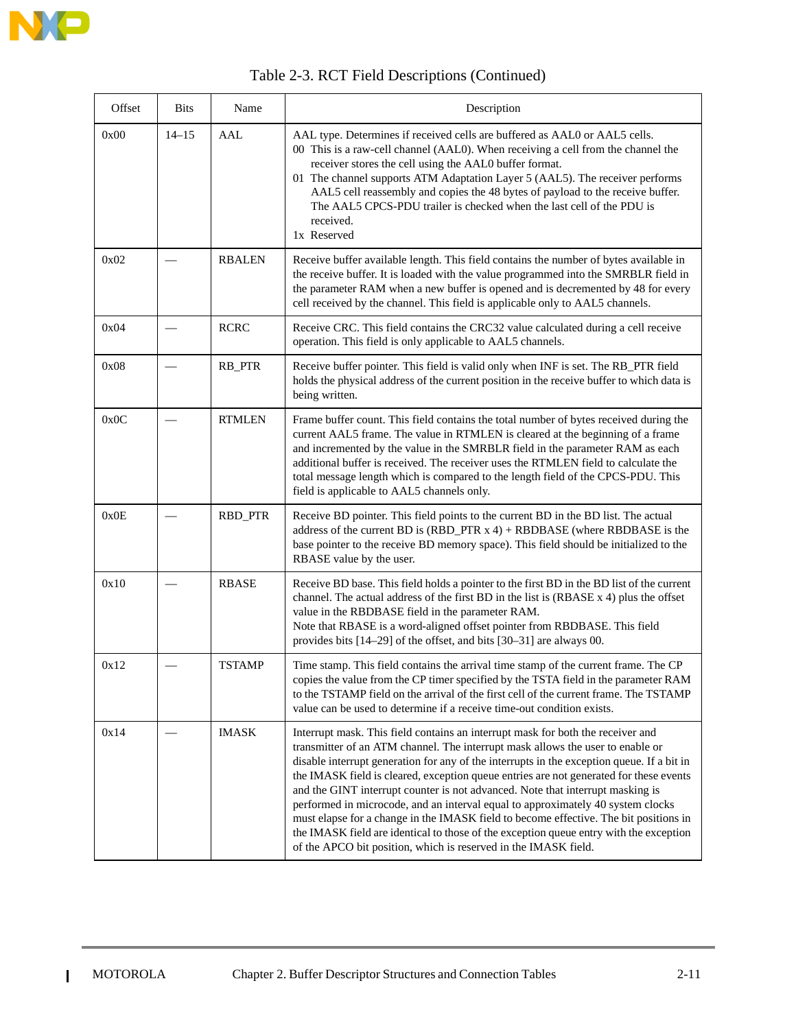## Table 2-3. RCT Field Descriptions (Continued)

| Offset | Bits | Name | Description |
|---|---|---|---|
| 0x00 | 14–15 | AAL | AAL type. Determines if received cells are buffered as AAL0 or AAL5 cells.<br>00 This is a raw-cell channel (AAL0). When receiving a cell from the channel the receiver stores the cell using the AAL0 buffer format.<br>01 The channel supports ATM Adaptation Layer 5 (AAL5). The receiver performs AAL5 cell reassembly and copies the 48 bytes of payload to the receive buffer. The AAL5 CPCS-PDU trailer is checked when the last cell of the PDU is received.<br>1x Reserved |
| 0x02 | — | RBALEN | Receive buffer available length. This field contains the number of bytes available in the receive buffer. It is loaded with the value programmed into the SMRBLR field in the parameter RAM when a new buffer is opened and is decremented by 48 for every cell received by the channel. This field is applicable only to AAL5 channels. |
| 0x04 | — | RCRC | Receive CRC. This field contains the CRC32 value calculated during a cell receive operation. This field is only applicable to AAL5 channels. |
| 0x08 | — | RB_PTR | Receive buffer pointer. This field is valid only when INF is set. The RB_PTR field holds the physical address of the current position in the receive buffer to which data is being written. |
| 0x0C | — | RTMLEN | Frame buffer count. This field contains the total number of bytes received during the current AAL5 frame. The value in RTMLEN is cleared at the beginning of a frame and incremented by the value in the SMRBLR field in the parameter RAM as each additional buffer is received. The receiver uses the RTMLEN field to calculate the total message length which is compared to the length field of the CPCS-PDU. This field is applicable to AAL5 channels only. |
| 0x0E | — | RBD_PTR | Receive BD pointer. This field points to the current BD in the BD list. The actual address of the current BD is (RBD_PTR x 4) + RBDBASE (where RBDBASE is the base pointer to the receive BD memory space). This field should be initialized to the RBASE value by the user. |
| 0x10 | — | RBASE | Receive BD base. This field holds a pointer to the first BD in the BD list of the current channel. The actual address of the first BD in the list is (RBASE x 4) plus the offset value in the RBDBASE field in the parameter RAM.<br>Note that RBASE is a word-aligned offset pointer from RBDBASE. This field provides bits [14–29] of the offset, and bits [30–31] are always 00. |
| 0x12 | — | TSTAMP | Time stamp. This field contains the arrival time stamp of the current frame. The CP copies the value from the CP timer specified by the TSTA field in the parameter RAM to the TSTAMP field on the arrival of the first cell of the current frame. The TSTAMP value can be used to determine if a receive time-out condition exists. |
| 0x14 | — | IMASK | Interrupt mask. This field contains an interrupt mask for both the receiver and transmitter of an ATM channel. The interrupt mask allows the user to enable or disable interrupt generation for any of the interrupts in the exception queue. If a bit in the IMASK field is cleared, exception queue entries are not generated for these events and the GINT interrupt counter is not advanced. Note that interrupt masking is performed in microcode, and an interval equal to approximately 40 system clocks must elapse for a change in the IMASK field to become effective. The bit positions in the IMASK field are identical to those of the exception queue entry with the exception of the APCO bit position, which is reserved in the IMASK field. |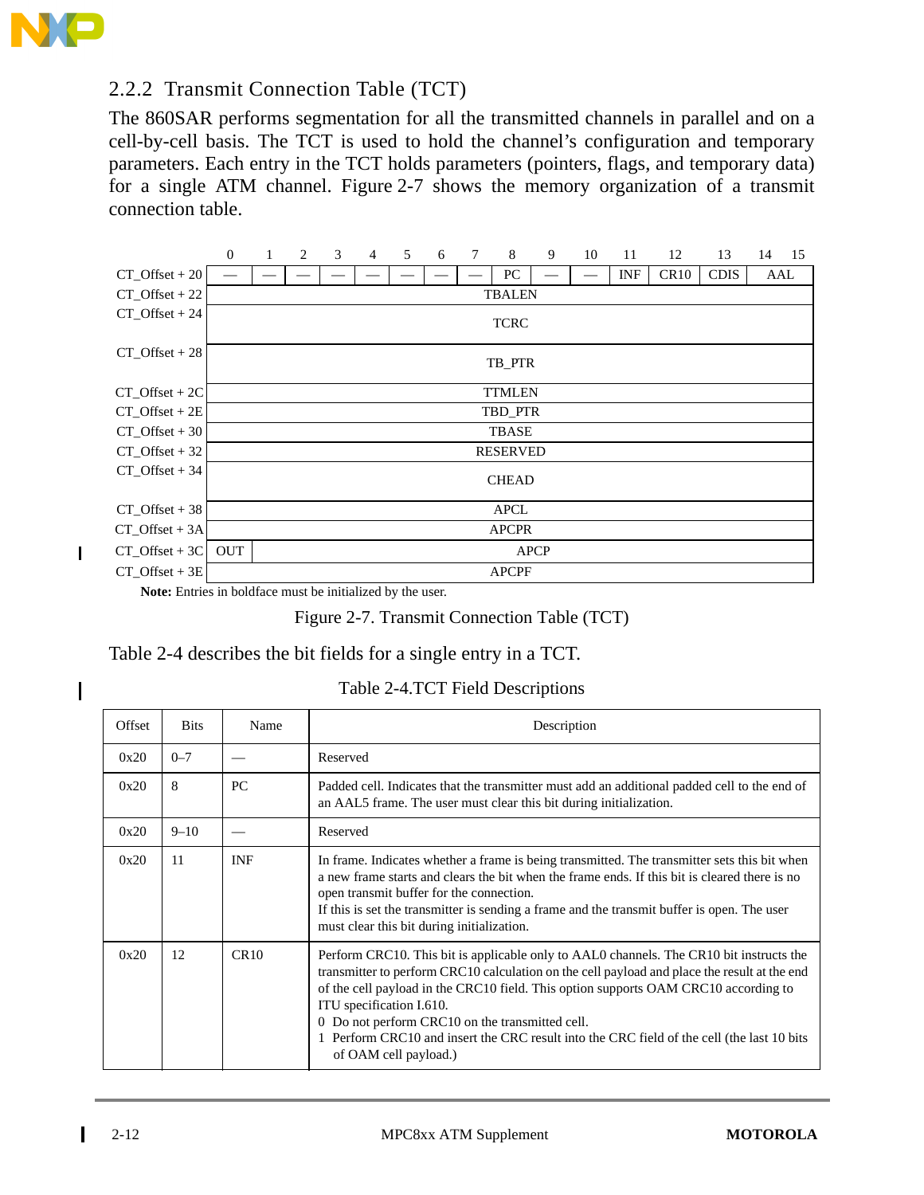### 2.2.2 Transmit Connection Table (TCT)

The 860SAR performs segmentation for all the transmitted channels in parallel and on a cell-by-cell basis. The TCT is used to hold the channel's configuration and temporary parameters. Each entry in the TCT holds parameters (pointers, flags, and temporary data) for a single ATM channel. Figure 2-7 shows the memory organization of a transmit connection table.

| | 0 | 1 | 2 | 3 | 4 | 5 | 6 | 7 | 8 | 9 | 10 | 11 | 12 | 13 | 14 | 15 |
|---|---|---|---|---|---|---|---|---|---|---|---|---|---|---|---|---|
| CT_Offset + 20 | — | — | — | — | — | — | — | — | PC | — | — | INF | CR10 | CDIS | AAL | |
| CT_Offset + 22 | TBALEN | | | | | | | | | | | | | | | |
| CT_Offset + 24 | TCRC | | | | | | | | | | | | | | | |
| CT_Offset + 28 | TB_PTR | | | | | | | | | | | | | | | |
| CT_Offset + 2C | TTMLEN | | | | | | | | | | | | | | | |
| CT_Offset + 2E | TBD_PTR | | | | | | | | | | | | | | | |
| CT_Offset + 30 | TBASE | | | | | | | | | | | | | | | |
| CT_Offset + 32 | RESERVED | | | | | | | | | | | | | | | |
| CT_Offset + 34 | CHEAD | | | | | | | | | | | | | | | |
| CT_Offset + 38 | APCL | | | | | | | | | | | | | | | |
| CT_Offset + 3A | APCPR | | | | | | | | | | | | | | | |
| CT_Offset + 3C | OUT | APCP | | | | | | | | | | | | | | |
| CT_Offset + 3E | APCPF | | | | | | | | | | | | | | | |

**Note:** Entries in boldface must be initialized by the user.

Figure 2-7. Transmit Connection Table (TCT)

Table 2-4 describes the bit fields for a single entry in a TCT.

Table 2-4.TCT Field Descriptions

| Offset | Bits | Name | Description |
|---|---|---|---|
| 0x20 | 0–7 | — | Reserved |
| 0x20 | 8 | PC | Padded cell. Indicates that the transmitter must add an additional padded cell to the end of an AAL5 frame. The user must clear this bit during initialization. |
| 0x20 | 9–10 | — | Reserved |
| 0x20 | 11 | INF | In frame. Indicates whether a frame is being transmitted. The transmitter sets this bit when a new frame starts and clears the bit when the frame ends. If this bit is cleared there is no open transmit buffer for the connection.<br>If this is set the transmitter is sending a frame and the transmit buffer is open. The user must clear this bit during initialization. |
| 0x20 | 12 | CR10 | Perform CRC10. This bit is applicable only to AAL0 channels. The CR10 bit instructs the transmitter to perform CRC10 calculation on the cell payload and place the result at the end of the cell payload in the CRC10 field. This option supports OAM CRC10 according to ITU specification I.610.<br>0 Do not perform CRC10 on the transmitted cell.<br>1 Perform CRC10 and insert the CRC result into the CRC field of the cell (the last 10 bits of OAM cell payload.) |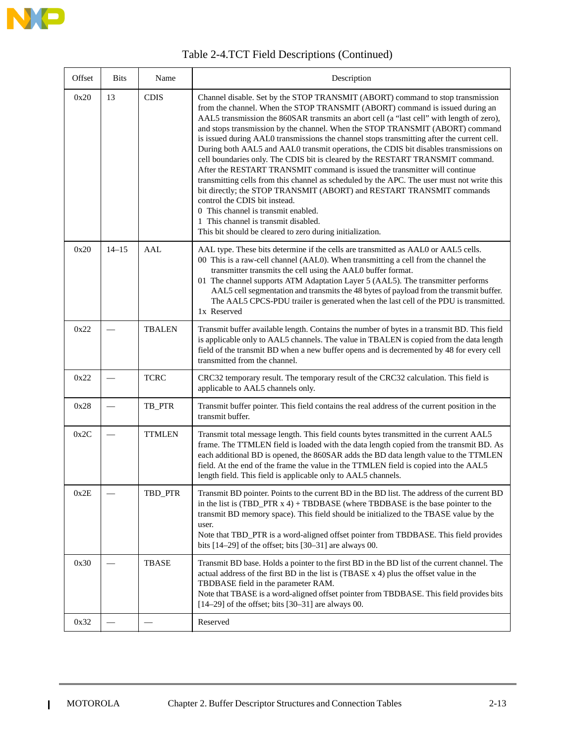Table 2-4.TCT Field Descriptions (Continued)

| Offset | Bits | Name | Description |
|---|---|---|---|
| 0x20 | 13 | CDIS | Channel disable. Set by the STOP TRANSMIT (ABORT) command to stop transmission from the channel. When the STOP TRANSMIT (ABORT) command is issued during an AAL5 transmission the 860SAR transmits an abort cell (a "last cell" with length of zero), and stops transmission by the channel. When the STOP TRANSMIT (ABORT) command is issued during AAL0 transmissions the channel stops transmitting after the current cell. During both AAL5 and AAL0 transmit operations, the CDIS bit disables transmissions on cell boundaries only. The CDIS bit is cleared by the RESTART TRANSMIT command. After the RESTART TRANSMIT command is issued the transmitter will continue transmitting cells from this channel as scheduled by the APC. The user must not write this bit directly; the STOP TRANSMIT (ABORT) and RESTART TRANSMIT commands control the CDIS bit instead.<br>0 This channel is transmit enabled.<br>1 This channel is transmit disabled.<br>This bit should be cleared to zero during initialization. |
| 0x20 | 14–15 | AAL | AAL type. These bits determine if the cells are transmitted as AAL0 or AAL5 cells.<br>00 This is a raw-cell channel (AAL0). When transmitting a cell from the channel the transmitter transmits the cell using the AAL0 buffer format.<br>01 The channel supports ATM Adaptation Layer 5 (AAL5). The transmitter performs AAL5 cell segmentation and transmits the 48 bytes of payload from the transmit buffer. The AAL5 CPCS-PDU trailer is generated when the last cell of the PDU is transmitted.<br>1x Reserved |
| 0x22 | — | TBALEN | Transmit buffer available length. Contains the number of bytes in a transmit BD. This field is applicable only to AAL5 channels. The value in TBALEN is copied from the data length field of the transmit BD when a new buffer opens and is decremented by 48 for every cell transmitted from the channel. |
| 0x22 | — | TCRC | CRC32 temporary result. The temporary result of the CRC32 calculation. This field is applicable to AAL5 channels only. |
| 0x28 | — | TB_PTR | Transmit buffer pointer. This field contains the real address of the current position in the transmit buffer. |
| 0x2C | — | TTMLEN | Transmit total message length. This field counts bytes transmitted in the current AAL5 frame. The TTMLEN field is loaded with the data length copied from the transmit BD. As each additional BD is opened, the 860SAR adds the BD data length value to the TTMLEN field. At the end of the frame the value in the TTMLEN field is copied into the AAL5 length field. This field is applicable only to AAL5 channels. |
| 0x2E | — | TBD_PTR | Transmit BD pointer. Points to the current BD in the BD list. The address of the current BD in the list is (TBD_PTR x 4) + TBDBASE (where TBDBASE is the base pointer to the transmit BD memory space). This field should be initialized to the TBASE value by the user.<br>Note that TBD_PTR is a word-aligned offset pointer from TBDBASE. This field provides bits [14–29] of the offset; bits [30–31] are always 00. |
| 0x30 | — | TBASE | Transmit BD base. Holds a pointer to the first BD in the BD list of the current channel. The actual address of the first BD in the list is (TBASE x 4) plus the offset value in the TBDBASE field in the parameter RAM.<br>Note that TBASE is a word-aligned offset pointer from TBDBASE. This field provides bits [14–29] of the offset; bits [30–31] are always 00. |
| 0x32 | — | — | Reserved |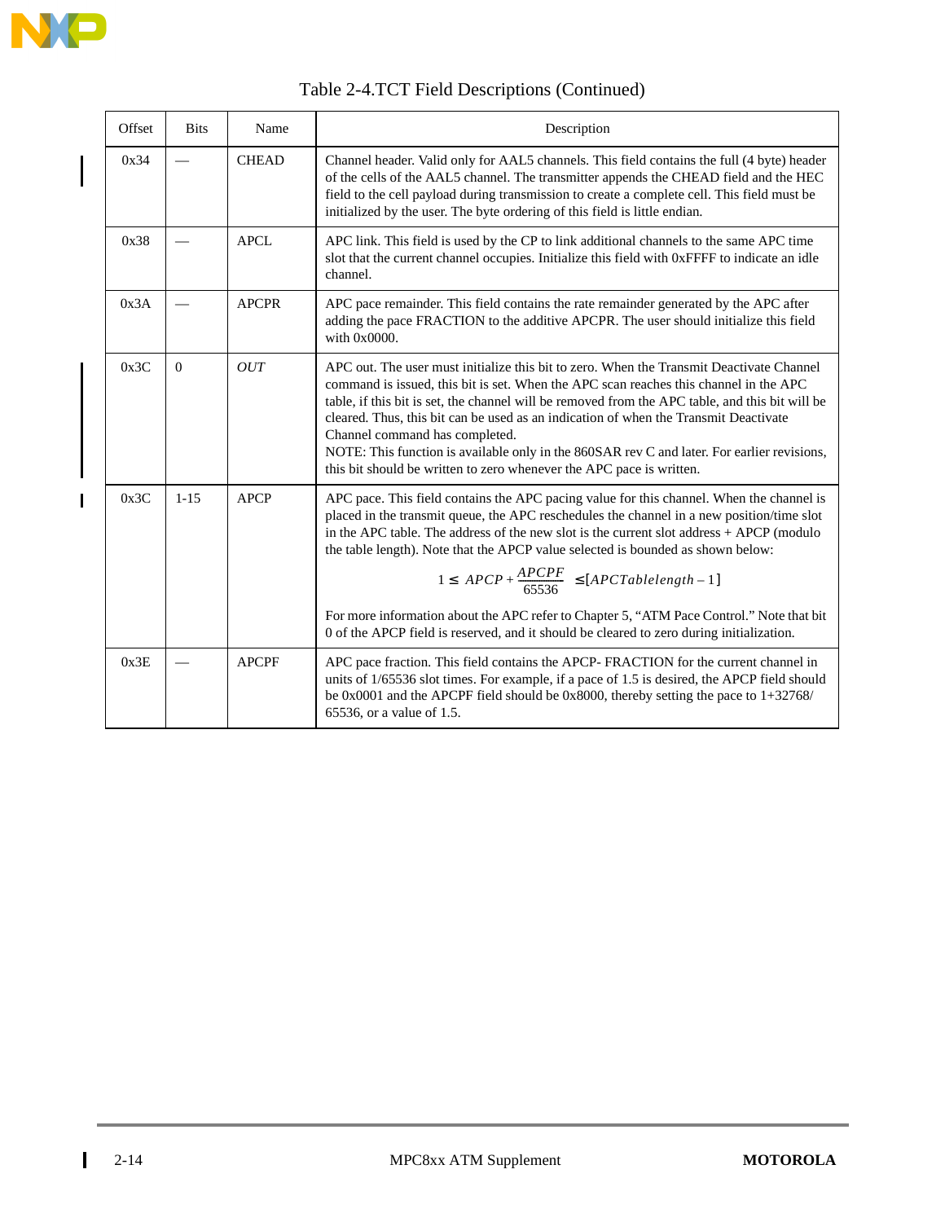Table 2-4.TCT Field Descriptions (Continued)

| Offset | Bits | Name | Description |
|---|---|---|---|
| 0x34 | — | CHEAD | Channel header. Valid only for AAL5 channels. This field contains the full (4 byte) header of the cells of the AAL5 channel. The transmitter appends the CHEAD field and the HEC field to the cell payload during transmission to create a complete cell. This field must be initialized by the user. The byte ordering of this field is little endian. |
| 0x38 | — | APCL | APC link. This field is used by the CP to link additional channels to the same APC time slot that the current channel occupies. Initialize this field with 0xFFFF to indicate an idle channel. |
| 0x3A | — | APCPR | APC pace remainder. This field contains the rate remainder generated by the APC after adding the pace FRACTION to the additive APCPR. The user should initialize this field with 0x0000. |
| 0x3C | 0 | *OUT* | APC out. The user must initialize this bit to zero. When the Transmit Deactivate Channel command is issued, this bit is set. When the APC scan reaches this channel in the APC table, if this bit is set, the channel will be removed from the APC table, and this bit will be cleared. Thus, this bit can be used as an indication of when the Transmit Deactivate Channel command has completed.<br>NOTE: This function is available only in the 860SAR rev C and later. For earlier revisions, this bit should be written to zero whenever the APC pace is written. |
| 0x3C | 1-15 | APCP | APC pace. This field contains the APC pacing value for this channel. When the channel is placed in the transmit queue, the APC reschedules the channel in a new position/time slot in the APC table. The address of the new slot is the current slot address + APCP (modulo the table length). Note that the APCP value selected is bounded as shown below:<br>$1 \le APCP + \frac{APCPF}{65536} \le [APCTablelength - 1]$<br>For more information about the APC refer to Chapter 5, “ATM Pace Control.” Note that bit 0 of the APCP field is reserved, and it should be cleared to zero during initialization. |
| 0x3E | — | APCPF | APC pace fraction. This field contains the APCP- FRACTION for the current channel in units of 1/65536 slot times. For example, if a pace of 1.5 is desired, the APCP field should be 0x0001 and the APCPF field should be 0x8000, thereby setting the pace to 1+32768/65536, or a value of 1.5. |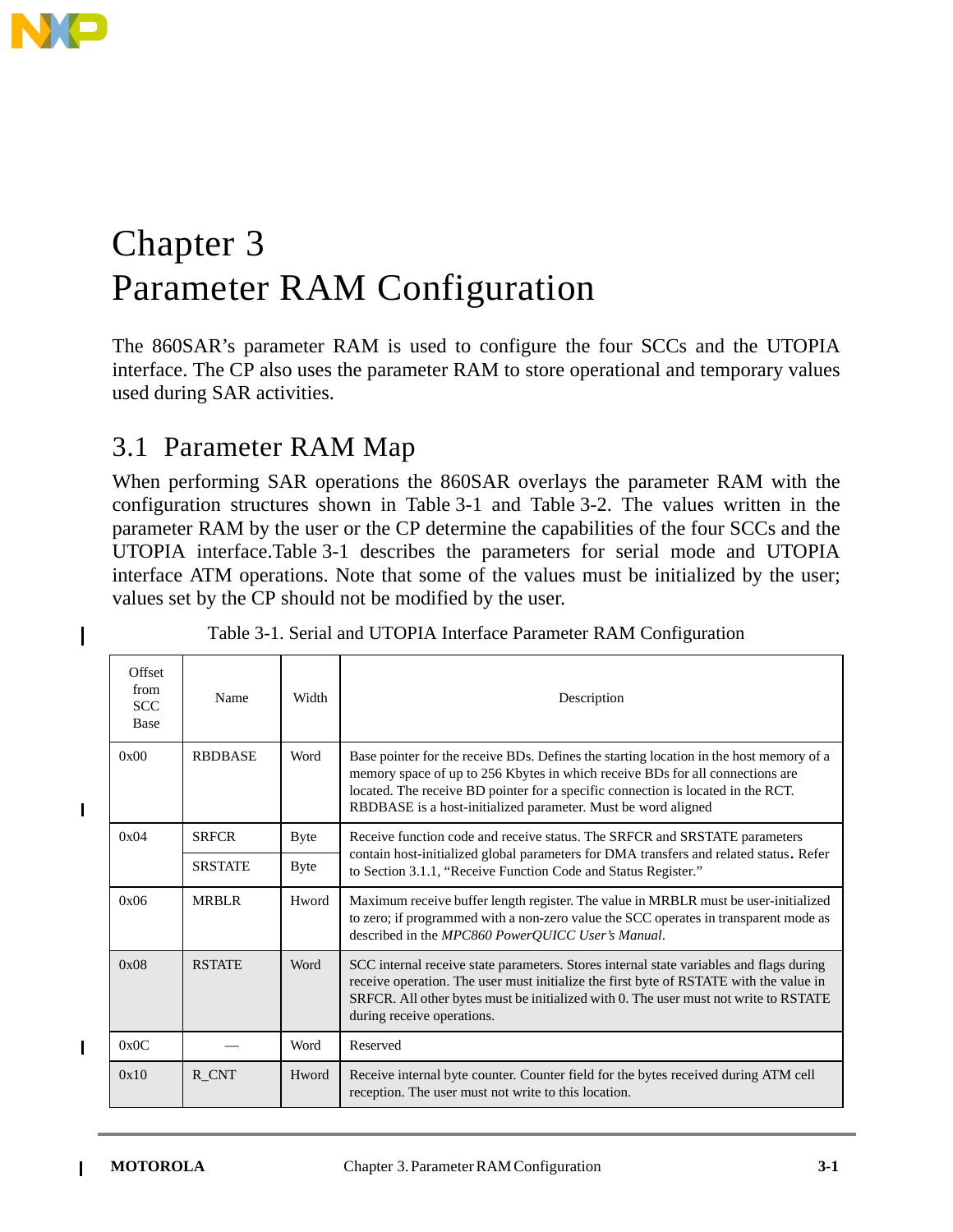# Chapter 3 Parameter RAM Configuration

The 860SAR's parameter RAM is used to configure the four SCCs and the UTOPIA interface. The CP also uses the parameter RAM to store operational and temporary values used during SAR activities.

## 3.1 Parameter RAM Map

When performing SAR operations the 860SAR overlays the parameter RAM with the configuration structures shown in Table 3-1 and Table 3-2. The values written in the parameter RAM by the user or the CP determine the capabilities of the four SCCs and the UTOPIA interface.Table 3-1 describes the parameters for serial mode and UTOPIA interface ATM operations. Note that some of the values must be initialized by the user; values set by the CP should not be modified by the user.

Table 3-1. Serial and UTOPIA Interface Parameter RAM Configuration

| Offset from SCC Base | Name | Width | Description |
|---|---|---|---|
| 0x00 | RBDBASE | Word | Base pointer for the receive BDs. Defines the starting location in the host memory of a memory space of up to 256 Kbytes in which receive BDs for all connections are located. The receive BD pointer for a specific connection is located in the RCT. RBDBASE is a host-initialized parameter. Must be word aligned |
| 0x04 | SRFCR | Byte | Receive function code and receive status. The SRFCR and SRSTATE parameters contain host-initialized global parameters for DMA transfers and related status. Refer to Section 3.1.1, "Receive Function Code and Status Register." |
| | SRSTATE | Byte | |
| 0x06 | MRBLR | Hword | Maximum receive buffer length register. The value in MRBLR must be user-initialized to zero; if programmed with a non-zero value the SCC operates in transparent mode as described in the *MPC860 PowerQUICC User's Manual*. |
| 0x08 | RSTATE | Word | SCC internal receive state parameters. Stores internal state variables and flags during receive operation. The user must initialize the first byte of RSTATE with the value in SRFCR. All other bytes must be initialized with 0. The user must not write to RSTATE during receive operations. |
| 0x0C | — | Word | Reserved |
| 0x10 | R_CNT | Hword | Receive internal byte counter. Counter field for the bytes received during ATM cell reception. The user must not write to this location. |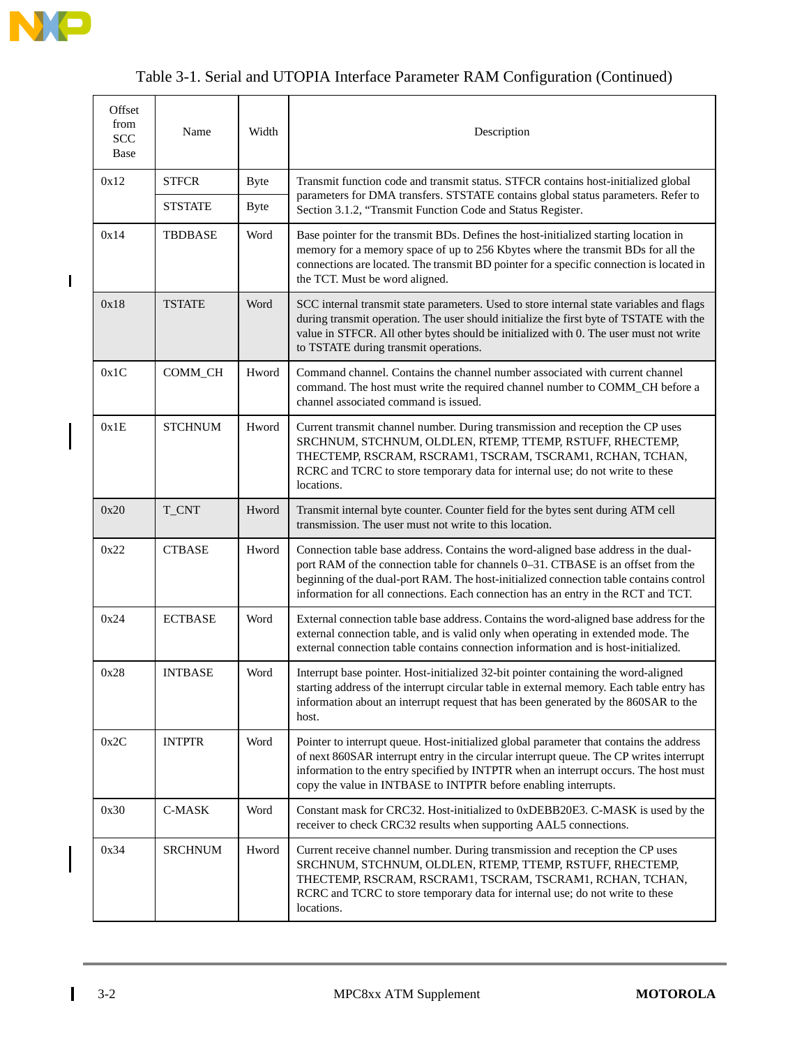Table 3-1. Serial and UTOPIA Interface Parameter RAM Configuration (Continued)

| Offset from SCC Base | Name | Width | Description |
|---|---|---|---|
| 0x12 | STFCR | Byte | Transmit function code and transmit status. STFCR contains host-initialized global parameters for DMA transfers. STSTATE contains global status parameters. Refer to Section 3.1.2, "Transmit Function Code and Status Register. |
| | STSTATE | Byte | |
| 0x14 | TBDBASE | Word | Base pointer for the transmit BDs. Defines the host-initialized starting location in memory for a memory space of up to 256 Kbytes where the transmit BDs for all the connections are located. The transmit BD pointer for a specific connection is located in the TCT. Must be word aligned. |
| 0x18 | TSTATE | Word | SCC internal transmit state parameters. Used to store internal state variables and flags during transmit operation. The user should initialize the first byte of TSTATE with the value in STFCR. All other bytes should be initialized with 0. The user must not write to TSTATE during transmit operations. |
| 0x1C | COMM_CH | Hword | Command channel. Contains the channel number associated with current channel command. The host must write the required channel number to COMM_CH before a channel associated command is issued. |
| 0x1E | STCHNUM | Hword | Current transmit channel number. During transmission and reception the CP uses SRCHNUM, STCHNUM, OLDLEN, RTEMP, TTEMP, RSTUFF, RHECTEMP, THECTEMP, RSCRAM, RSCRAM1, TSCRAM, TSCRAM1, RCHAN, TCHAN, RCRC and TCRC to store temporary data for internal use; do not write to these locations. |
| 0x20 | T_CNT | Hword | Transmit internal byte counter. Counter field for the bytes sent during ATM cell transmission. The user must not write to this location. |
| 0x22 | CTBASE | Hword | Connection table base address. Contains the word-aligned base address in the dual-port RAM of the connection table for channels 0–31. CTBASE is an offset from the beginning of the dual-port RAM. The host-initialized connection table contains control information for all connections. Each connection has an entry in the RCT and TCT. |
| 0x24 | ECTBASE | Word | External connection table base address. Contains the word-aligned base address for the external connection table, and is valid only when operating in extended mode. The external connection table contains connection information and is host-initialized. |
| 0x28 | INTBASE | Word | Interrupt base pointer. Host-initialized 32-bit pointer containing the word-aligned starting address of the interrupt circular table in external memory. Each table entry has information about an interrupt request that has been generated by the 860SAR to the host. |
| 0x2C | INTPTR | Word | Pointer to interrupt queue. Host-initialized global parameter that contains the address of next 860SAR interrupt entry in the circular interrupt queue. The CP writes interrupt information to the entry specified by INTPTR when an interrupt occurs. The host must copy the value in INTBASE to INTPTR before enabling interrupts. |
| 0x30 | C-MASK | Word | Constant mask for CRC32. Host-initialized to 0xDEBB20E3. C-MASK is used by the receiver to check CRC32 results when supporting AAL5 connections. |
| 0x34 | SRCHNUM | Hword | Current receive channel number. During transmission and reception the CP uses SRCHNUM, STCHNUM, OLDLEN, RTEMP, TTEMP, RSTUFF, RHECTEMP, THECTEMP, RSCRAM, RSCRAM1, TSCRAM, TSCRAM1, RCHAN, TCHAN, RCRC and TCRC to store temporary data for internal use; do not write to these locations. |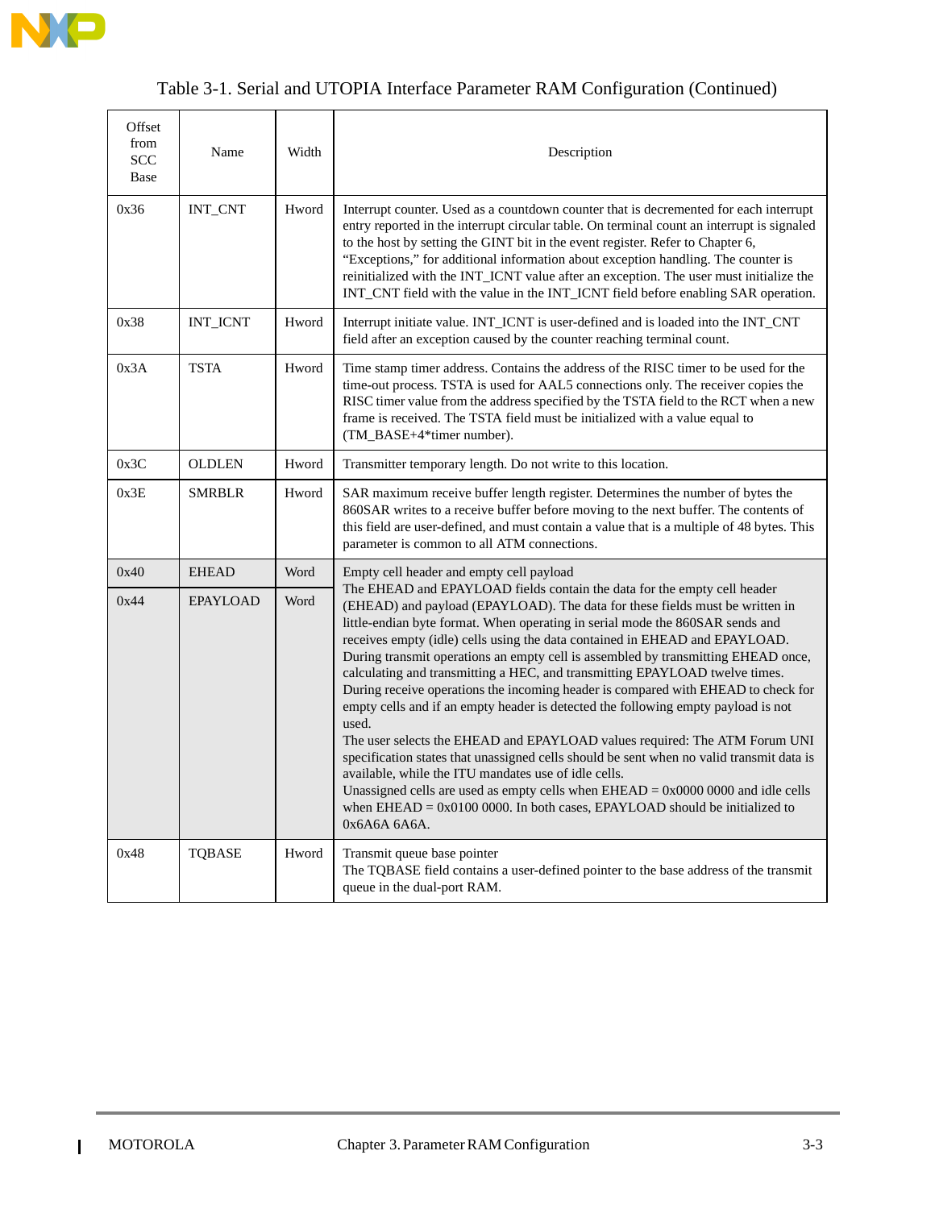Table 3-1. Serial and UTOPIA Interface Parameter RAM Configuration (Continued)

| Offset from SCC Base | Name | Width | Description |
|---|---|---|---|
| 0x36 | INT_CNT | Hword | Interrupt counter. Used as a countdown counter that is decremented for each interrupt entry reported in the interrupt circular table. On terminal count an interrupt is signaled to the host by setting the GINT bit in the event register. Refer to Chapter 6, "Exceptions," for additional information about exception handling. The counter is reinitialized with the INT_ICNT value after an exception. The user must initialize the INT_CNT field with the value in the INT_ICNT field before enabling SAR operation. |
| 0x38 | INT_ICNT | Hword | Interrupt initiate value. INT_ICNT is user-defined and is loaded into the INT_CNT field after an exception caused by the counter reaching terminal count. |
| 0x3A | TSTA | Hword | Time stamp timer address. Contains the address of the RISC timer to be used for the time-out process. TSTA is used for AAL5 connections only. The receiver copies the RISC timer value from the address specified by the TSTA field to the RCT when a new frame is received. The TSTA field must be initialized with a value equal to (TM_BASE+4*timer number). |
| 0x3C | OLDLEN | Hword | Transmitter temporary length. Do not write to this location. |
| 0x3E | SMRBLR | Hword | SAR maximum receive buffer length register. Determines the number of bytes the 860SAR writes to a receive buffer before moving to the next buffer. The contents of this field are user-defined, and must contain a value that is a multiple of 48 bytes. This parameter is common to all ATM connections. |
| 0x40 | EHEAD | Word | Empty cell header and empty cell payload<br>The EHEAD and EPAYLOAD fields contain the data for the empty cell header (EHEAD) and payload (EPAYLOAD). The data for these fields must be written in little-endian byte format. When operating in serial mode the 860SAR sends and receives empty (idle) cells using the data contained in EHEAD and EPAYLOAD. During transmit operations an empty cell is assembled by transmitting EHEAD once, calculating and transmitting a HEC, and transmitting EPAYLOAD twelve times. During receive operations the incoming header is compared with EHEAD to check for empty cells and if an empty header is detected the following empty payload is not used.<br>The user selects the EHEAD and EPAYLOAD values required: The ATM Forum UNI specification states that unassigned cells should be sent when no valid transmit data is available, while the ITU mandates use of idle cells.<br>Unassigned cells are used as empty cells when EHEAD = 0x0000 0000 and idle cells when EHEAD = 0x0100 0000. In both cases, EPAYLOAD should be initialized to 0x6A6A 6A6A. |
| 0x44 | EPAYLOAD | Word | |
| 0x48 | TQBASE | Hword | Transmit queue base pointer<br>The TQBASE field contains a user-defined pointer to the base address of the transmit queue in the dual-port RAM. |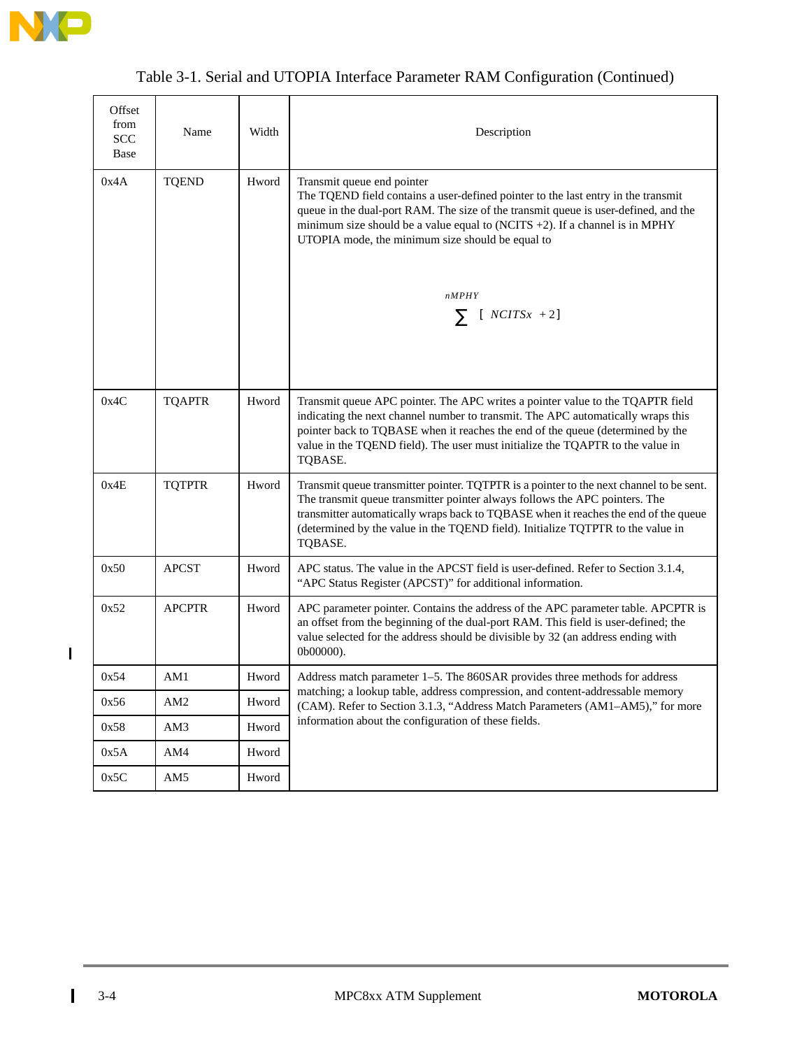Table 3-1. Serial and UTOPIA Interface Parameter RAM Configuration (Continued)

| Offset from SCC Base | Name | Width | Description |
|---|---|---|---|
| 0x4A | TQEND | Hword | Transmit queue end pointer<br>The TQEND field contains a user-defined pointer to the last entry in the transmit queue in the dual-port RAM. The size of the transmit queue is user-defined, and the minimum size should be a value equal to (NCITS +2). If a channel is in MPHY UTOPIA mode, the minimum size should be equal to<br>$\sum^{nMPHY} [\ NCITSx\ + 2]$ |
| 0x4C | TQAPTR | Hword | Transmit queue APC pointer. The APC writes a pointer value to the TQAPTR field indicating the next channel number to transmit. The APC automatically wraps this pointer back to TQBASE when it reaches the end of the queue (determined by the value in the TQEND field). The user must initialize the TQAPTR to the value in TQBASE. |
| 0x4E | TQTPTR | Hword | Transmit queue transmitter pointer. TQTPTR is a pointer to the next channel to be sent. The transmit queue transmitter pointer always follows the APC pointers. The transmitter automatically wraps back to TQBASE when it reaches the end of the queue (determined by the value in the TQEND field). Initialize TQTPTR to the value in TQBASE. |
| 0x50 | APCST | Hword | APC status. The value in the APCST field is user-defined. Refer to Section 3.1.4, “APC Status Register (APCST)” for additional information. |
| 0x52 | APCPTR | Hword | APC parameter pointer. Contains the address of the APC parameter table. APCPTR is an offset from the beginning of the dual-port RAM. This field is user-defined; the value selected for the address should be divisible by 32 (an address ending with 0b00000). |
| 0x54 | AM1 | Hword | Address match parameter 1–5. The 860SAR provides three methods for address matching; a lookup table, address compression, and content-addressable memory (CAM). Refer to Section 3.1.3, “Address Match Parameters (AM1–AM5),” for more information about the configuration of these fields. |
| 0x56 | AM2 | Hword | |
| 0x58 | AM3 | Hword | |
| 0x5A | AM4 | Hword | |
| 0x5C | AM5 | Hword | |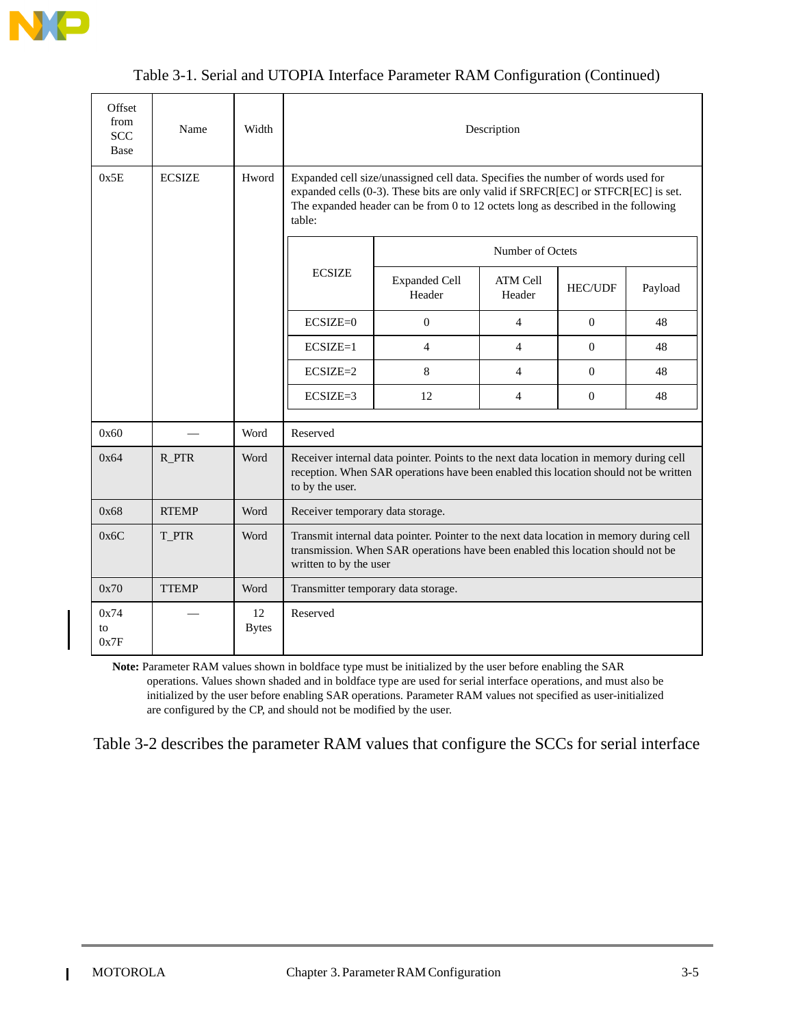Table 3-1. Serial and UTOPIA Interface Parameter RAM Configuration (Continued)

| Offset from SCC Base | Name | Width | Description |
|---|---|---|---|
| 0x5E | ECSIZE | Hword | Expanded cell size/unassigned cell data. Specifies the number of words used for expanded cells (0-3). These bits are only valid if SRFCR[EC] or STFCR[EC] is set. The expanded header can be from 0 to 12 octets long as described in the following table:<br><br>ECSIZE / Number of Octets (Expanded Cell Header, ATM Cell Header, HEC/UDF, Payload):<br>ECSIZE=0: 0, 4, 0, 48<br>ECSIZE=1: 4, 4, 0, 48<br>ECSIZE=2: 8, 4, 0, 48<br>ECSIZE=3: 12, 4, 0, 48 |
| 0x60 | — | Word | Reserved |
| 0x64 | R_PTR | Word | Receiver internal data pointer. Points to the next data location in memory during cell reception. When SAR operations have been enabled this location should not be written to by the user. |
| 0x68 | RTEMP | Word | Receiver temporary data storage. |
| 0x6C | T_PTR | Word | Transmit internal data pointer. Pointer to the next data location in memory during cell transmission. When SAR operations have been enabled this location should not be written to by the user |
| 0x70 | TTEMP | Word | Transmitter temporary data storage. |
| 0x74 to 0x7F | — | 12 Bytes | Reserved |

| ECSIZE | Number of Octets | | | |
|---|---|---|---|---|
| | Expanded Cell Header | ATM Cell Header | HEC/UDF | Payload |
| ECSIZE=0 | 0 | 4 | 0 | 48 |
| ECSIZE=1 | 4 | 4 | 0 | 48 |
| ECSIZE=2 | 8 | 4 | 0 | 48 |
| ECSIZE=3 | 12 | 4 | 0 | 48 |

**Note:** Parameter RAM values shown in boldface type must be initialized by the user before enabling the SAR operations. Values shown shaded and in boldface type are used for serial interface operations, and must also be initialized by the user before enabling SAR operations. Parameter RAM values not specified as user-initialized are configured by the CP, and should not be modified by the user.

Table 3-2 describes the parameter RAM values that configure the SCCs for serial interface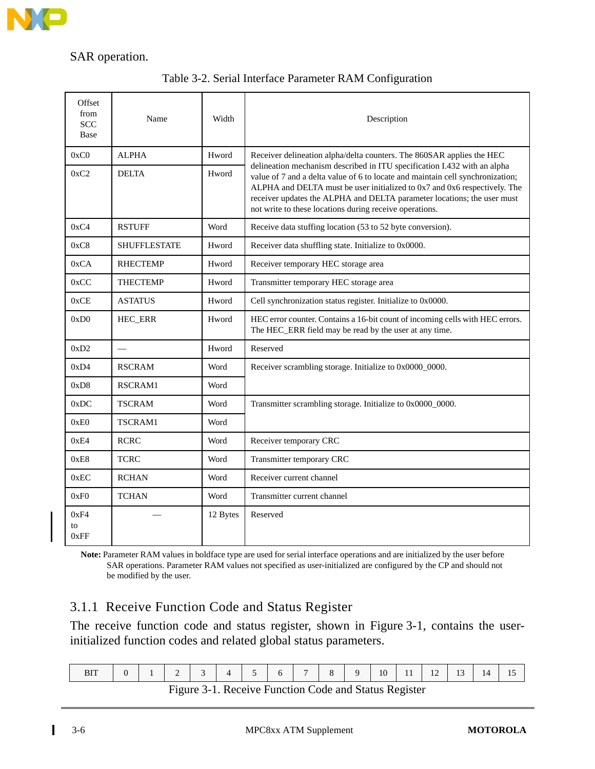SAR operation.

Table 3-2. Serial Interface Parameter RAM Configuration

| Offset from SCC Base | Name | Width | Description |
|---|---|---|---|
| 0xC0 | ALPHA | Hword | Receiver delineation alpha/delta counters. The 860SAR applies the HEC delineation mechanism described in ITU specification I.432 with an alpha value of 7 and a delta value of 6 to locate and maintain cell synchronization; ALPHA and DELTA must be user initialized to 0x7 and 0x6 respectively. The receiver updates the ALPHA and DELTA parameter locations; the user must not write to these locations during receive operations. |
| 0xC2 | DELTA | Hword | |
| 0xC4 | RSTUFF | Word | Receive data stuffing location (53 to 52 byte conversion). |
| 0xC8 | SHUFFLESTATE | Hword | Receiver data shuffling state. Initialize to 0x0000. |
| 0xCA | RHECTEMP | Hword | Receiver temporary HEC storage area |
| 0xCC | THECTEMP | Hword | Transmitter temporary HEC storage area |
| 0xCE | ASTATUS | Hword | Cell synchronization status register. Initialize to 0x0000. |
| 0xD0 | HEC_ERR | Hword | HEC error counter. Contains a 16-bit count of incoming cells with HEC errors. The HEC_ERR field may be read by the user at any time. |
| 0xD2 | — | Hword | Reserved |
| 0xD4 | RSCRAM | Word | Receiver scrambling storage. Initialize to 0x0000_0000. |
| 0xD8 | RSCRAM1 | Word | |
| 0xDC | TSCRAM | Word | Transmitter scrambling storage. Initialize to 0x0000_0000. |
| 0xE0 | TSCRAM1 | Word | |
| 0xE4 | RCRC | Word | Receiver temporary CRC |
| 0xE8 | TCRC | Word | Transmitter temporary CRC |
| 0xEC | RCHAN | Word | Receiver current channel |
| 0xF0 | TCHAN | Word | Transmitter current channel |
| 0xF4 to 0xFF | — | 12 Bytes | Reserved |

**Note:** Parameter RAM values in boldface type are used for serial interface operations and are initialized by the user before SAR operations. Parameter RAM values not specified as user-initialized are configured by the CP and should not be modified by the user.

### 3.1.1 Receive Function Code and Status Register

The receive function code and status register, shown in Figure 3-1, contains the user-initialized function codes and related global status parameters.

| BIT | 0 | 1 | 2 | 3 | 4 | 5 | 6 | 7 | 8 | 9 | 10 | 11 | 12 | 13 | 14 | 15 |
|---|---|---|---|---|---|---|---|---|---|---|---|---|---|---|---|---|

Figure 3-1. Receive Function Code and Status Register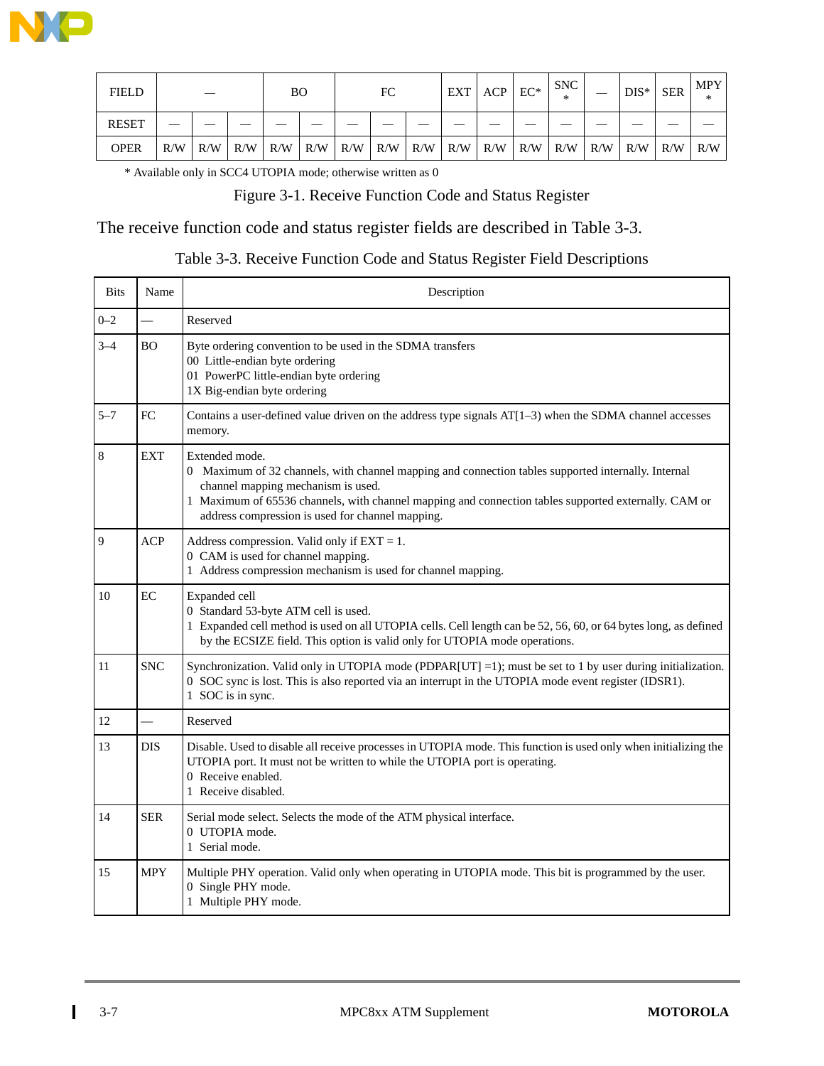| FIELD | — | | | BO | | FC | | | EXT | ACP | EC* | SNC * | — | DIS* | SER | MPY * |
|---|---|---|---|---|---|---|---|---|---|---|---|---|---|---|---|---|
| RESET | — | — | — | — | — | — | — | — | — | — | — | — | — | — | — | — |
| OPER | R/W | R/W | R/W | R/W | R/W | R/W | R/W | R/W | R/W | R/W | R/W | R/W | R/W | R/W | R/W | R/W |

\* Available only in SCC4 UTOPIA mode; otherwise written as 0

Figure 3-1. Receive Function Code and Status Register

The receive function code and status register fields are described in Table 3-3.

Table 3-3. Receive Function Code and Status Register Field Descriptions

| Bits | Name | Description |
|---|---|---|
| 0–2 | — | Reserved |
| 3–4 | BO | Byte ordering convention to be used in the SDMA transfers<br>00 Little-endian byte ordering<br>01 PowerPC little-endian byte ordering<br>1X Big-endian byte ordering |
| 5–7 | FC | Contains a user-defined value driven on the address type signals AT[1–3) when the SDMA channel accesses memory. |
| 8 | EXT | Extended mode.<br>0 Maximum of 32 channels, with channel mapping and connection tables supported internally. Internal channel mapping mechanism is used.<br>1 Maximum of 65536 channels, with channel mapping and connection tables supported externally. CAM or address compression is used for channel mapping. |
| 9 | ACP | Address compression. Valid only if EXT = 1.<br>0 CAM is used for channel mapping.<br>1 Address compression mechanism is used for channel mapping. |
| 10 | EC | Expanded cell<br>0 Standard 53-byte ATM cell is used.<br>1 Expanded cell method is used on all UTOPIA cells. Cell length can be 52, 56, 60, or 64 bytes long, as defined by the ECSIZE field. This option is valid only for UTOPIA mode operations. |
| 11 | SNC | Synchronization. Valid only in UTOPIA mode (PDPAR[UT] =1); must be set to 1 by user during initialization.<br>0 SOC sync is lost. This is also reported via an interrupt in the UTOPIA mode event register (IDSR1).<br>1 SOC is in sync. |
| 12 | — | Reserved |
| 13 | DIS | Disable. Used to disable all receive processes in UTOPIA mode. This function is used only when initializing the UTOPIA port. It must not be written to while the UTOPIA port is operating.<br>0 Receive enabled.<br>1 Receive disabled. |
| 14 | SER | Serial mode select. Selects the mode of the ATM physical interface.<br>0 UTOPIA mode.<br>1 Serial mode. |
| 15 | MPY | Multiple PHY operation. Valid only when operating in UTOPIA mode. This bit is programmed by the user.<br>0 Single PHY mode.<br>1 Multiple PHY mode. |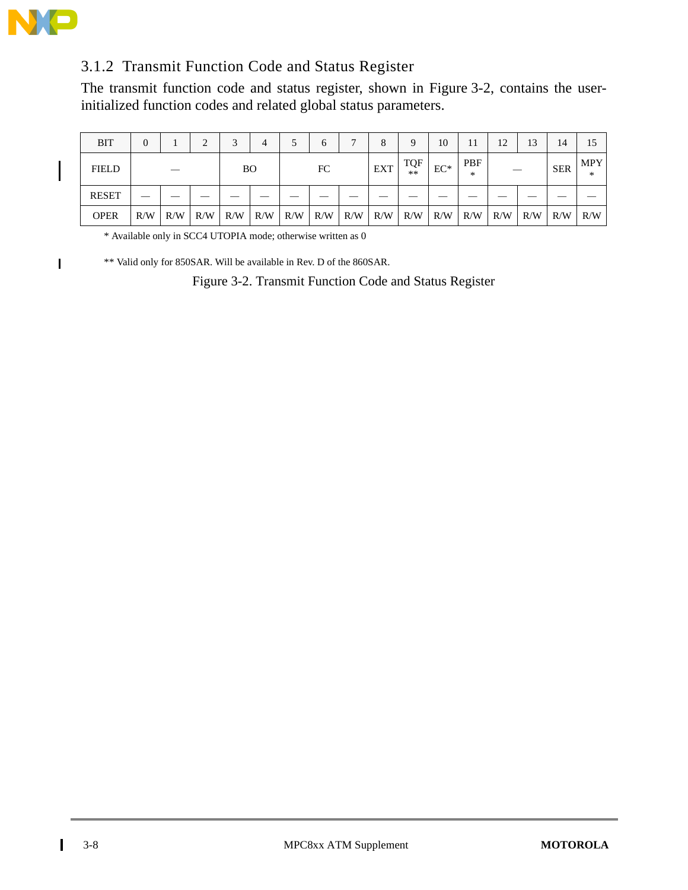### 3.1.2 Transmit Function Code and Status Register

The transmit function code and status register, shown in Figure 3-2, contains the user-initialized function codes and related global status parameters.

| BIT | 0 | 1 | 2 | 3 | 4 | 5 | 6 | 7 | 8 | 9 | 10 | 11 | 12 | 13 | 14 | 15 |
|---|---|---|---|---|---|---|---|---|---|---|---|---|---|---|---|---|
| FIELD | — | | | BO | | FC | | | EXT | TQF ** | EC* | PBF * | — | | SER | MPY * |
| RESET | — | — | — | — | — | — | — | — | — | — | — | — | — | — | — | — |
| OPER | R/W | R/W | R/W | R/W | R/W | R/W | R/W | R/W | R/W | R/W | R/W | R/W | R/W | R/W | R/W | R/W |

* Available only in SCC4 UTOPIA mode; otherwise written as 0

** Valid only for 850SAR. Will be available in Rev. D of the 860SAR.

Figure 3-2. Transmit Function Code and Status Register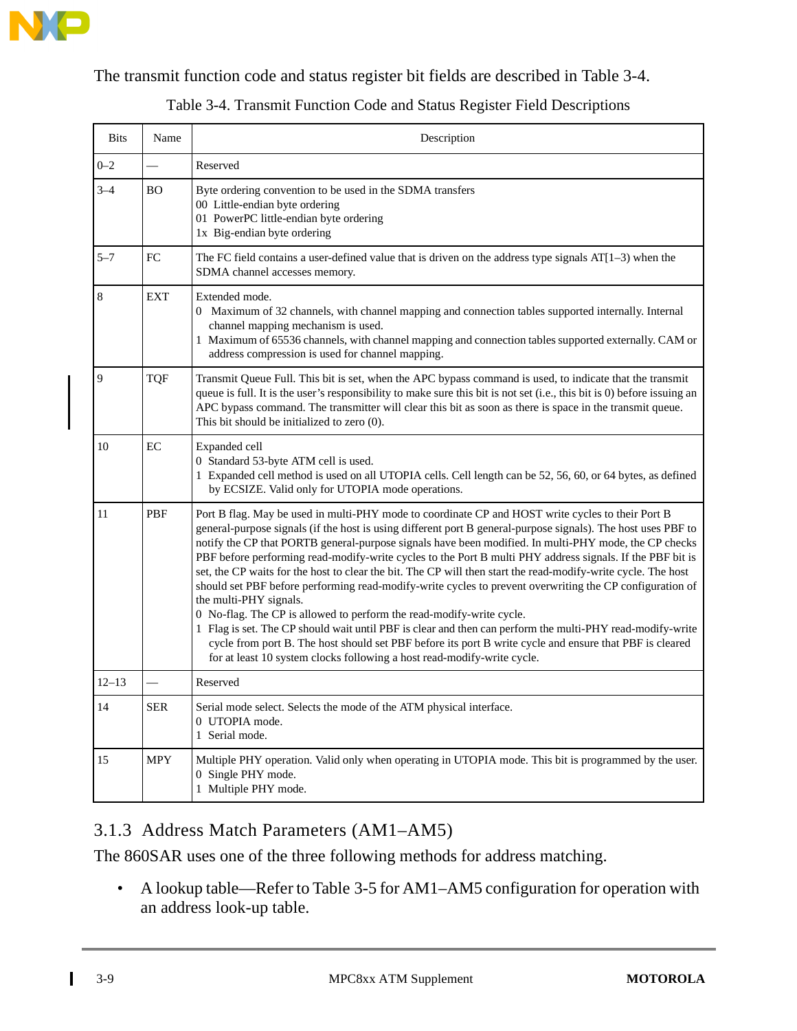The transmit function code and status register bit fields are described in Table 3-4.

Table 3-4. Transmit Function Code and Status Register Field Descriptions

| Bits | Name | Description |
|---|---|---|
| 0–2 | — | Reserved |
| 3–4 | BO | Byte ordering convention to be used in the SDMA transfers<br>00 Little-endian byte ordering<br>01 PowerPC little-endian byte ordering<br>1x Big-endian byte ordering |
| 5–7 | FC | The FC field contains a user-defined value that is driven on the address type signals AT[1–3) when the SDMA channel accesses memory. |
| 8 | EXT | Extended mode.<br>0 Maximum of 32 channels, with channel mapping and connection tables supported internally. Internal channel mapping mechanism is used.<br>1 Maximum of 65536 channels, with channel mapping and connection tables supported externally. CAM or address compression is used for channel mapping. |
| 9 | TQF | Transmit Queue Full. This bit is set, when the APC bypass command is used, to indicate that the transmit queue is full. It is the user's responsibility to make sure this bit is not set (i.e., this bit is 0) before issuing an APC bypass command. The transmitter will clear this bit as soon as there is space in the transmit queue. This bit should be initialized to zero (0). |
| 10 | EC | Expanded cell<br>0 Standard 53-byte ATM cell is used.<br>1 Expanded cell method is used on all UTOPIA cells. Cell length can be 52, 56, 60, or 64 bytes, as defined by ECSIZE. Valid only for UTOPIA mode operations. |
| 11 | PBF | Port B flag. May be used in multi-PHY mode to coordinate CP and HOST write cycles to their Port B general-purpose signals (if the host is using different port B general-purpose signals). The host uses PBF to notify the CP that PORTB general-purpose signals have been modified. In multi-PHY mode, the CP checks PBF before performing read-modify-write cycles to the Port B multi PHY address signals. If the PBF bit is set, the CP waits for the host to clear the bit. The CP will then start the read-modify-write cycle. The host should set PBF before performing read-modify-write cycles to prevent overwriting the CP configuration of the multi-PHY signals.<br>0 No-flag. The CP is allowed to perform the read-modify-write cycle.<br>1 Flag is set. The CP should wait until PBF is clear and then can perform the multi-PHY read-modify-write cycle from port B. The host should set PBF before its port B write cycle and ensure that PBF is cleared for at least 10 system clocks following a host read-modify-write cycle. |
| 12–13 | — | Reserved |
| 14 | SER | Serial mode select. Selects the mode of the ATM physical interface.<br>0 UTOPIA mode.<br>1 Serial mode. |
| 15 | MPY | Multiple PHY operation. Valid only when operating in UTOPIA mode. This bit is programmed by the user.<br>0 Single PHY mode.<br>1 Multiple PHY mode. |

### 3.1.3 Address Match Parameters (AM1–AM5)

The 860SAR uses one of the three following methods for address matching.

- A lookup table—Refer to Table 3-5 for AM1–AM5 configuration for operation with an address look-up table.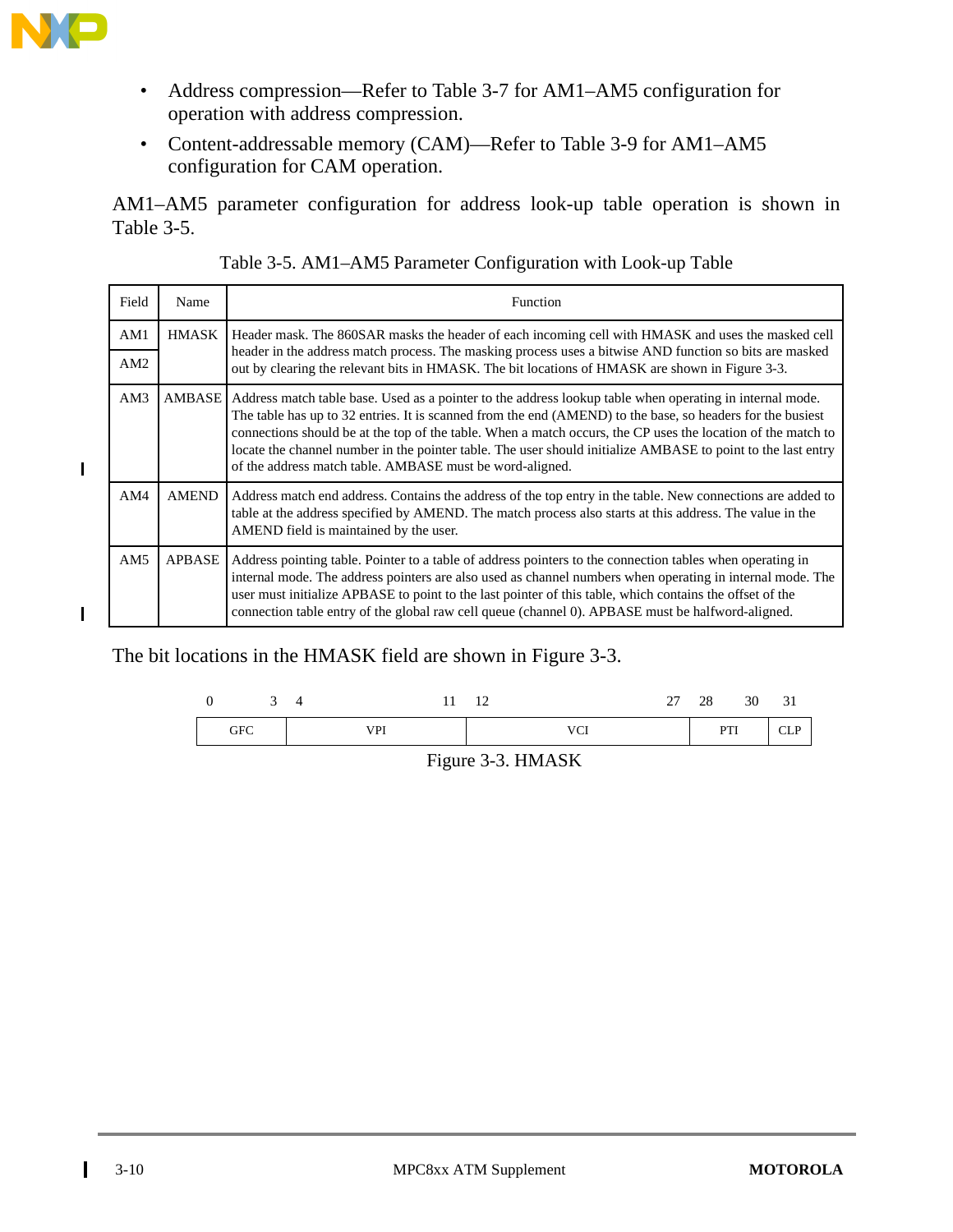- Address compression—Refer to Table 3-7 for AM1–AM5 configuration for operation with address compression.
- Content-addressable memory (CAM)—Refer to Table 3-9 for AM1–AM5 configuration for CAM operation.

AM1–AM5 parameter configuration for address look-up table operation is shown in Table 3-5.

Table 3-5. AM1–AM5 Parameter Configuration with Look-up Table

| Field | Name | Function |
|---|---|---|
| AM1 | HMASK | Header mask. The 860SAR masks the header of each incoming cell with HMASK and uses the masked cell header in the address match process. The masking process uses a bitwise AND function so bits are masked out by clearing the relevant bits in HMASK. The bit locations of HMASK are shown in Figure 3-3. |
| AM2 | | |
| AM3 | AMBASE | Address match table base. Used as a pointer to the address lookup table when operating in internal mode. The table has up to 32 entries. It is scanned from the end (AMEND) to the base, so headers for the busiest connections should be at the top of the table. When a match occurs, the CP uses the location of the match to locate the channel number in the pointer table. The user should initialize AMBASE to point to the last entry of the address match table. AMBASE must be word-aligned. |
| AM4 | AMEND | Address match end address. Contains the address of the top entry in the table. New connections are added to table at the address specified by AMEND. The match process also starts at this address. The value in the AMEND field is maintained by the user. |
| AM5 | APBASE | Address pointing table. Pointer to a table of address pointers to the connection tables when operating in internal mode. The address pointers are also used as channel numbers when operating in internal mode. The user must initialize APBASE to point to the last pointer of this table, which contains the offset of the connection table entry of the global raw cell queue (channel 0). APBASE must be halfword-aligned. |

The bit locations in the HMASK field are shown in Figure 3-3.

| 0–3 | 4–11 | 12–27 | 28–30 | 31 |
|---|---|---|---|---|
| GFC | VPI | VCI | PTI | CLP |

Figure 3-3. HMASK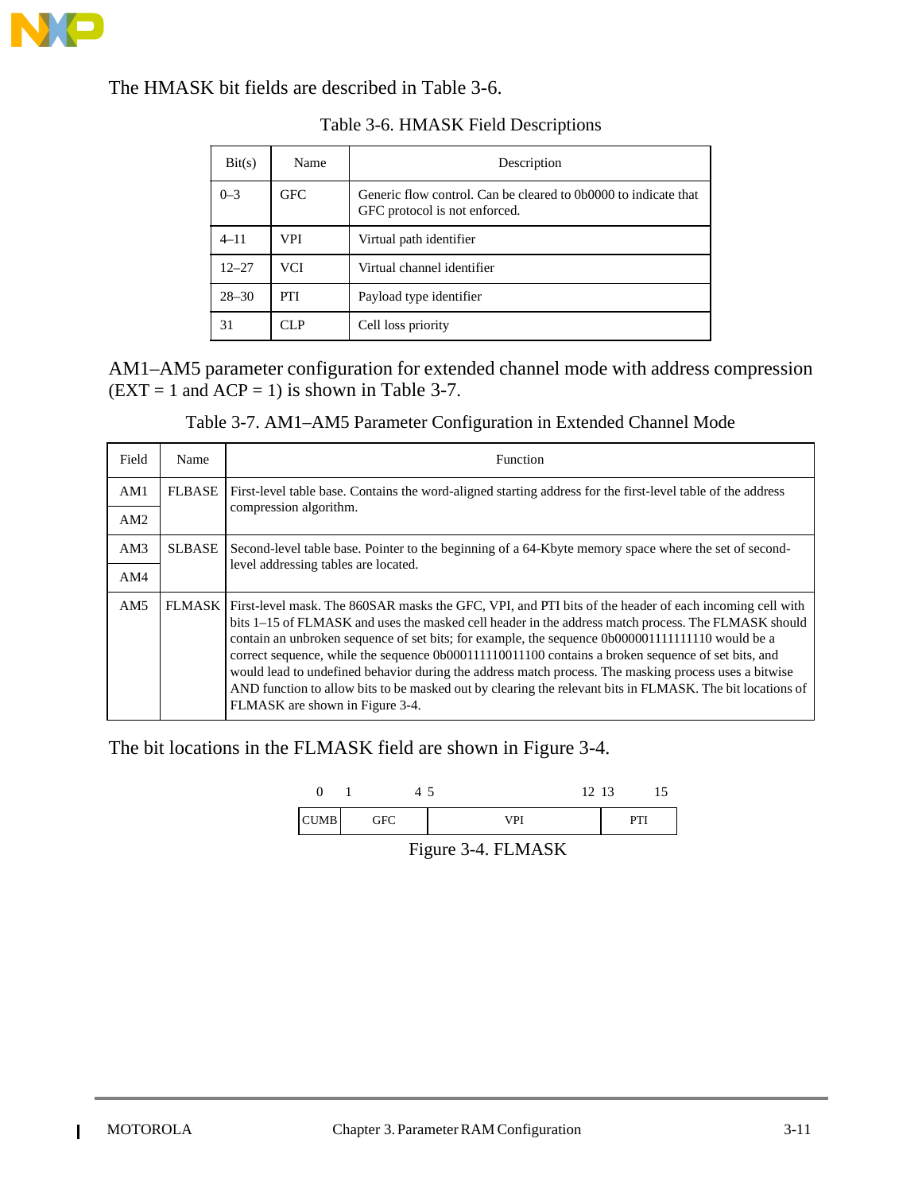The HMASK bit fields are described in Table 3-6.

Table 3-6. HMASK Field Descriptions

| Bit(s) | Name | Description |
|---|---|---|
| 0–3 | GFC | Generic flow control. Can be cleared to 0b0000 to indicate that GFC protocol is not enforced. |
| 4–11 | VPI | Virtual path identifier |
| 12–27 | VCI | Virtual channel identifier |
| 28–30 | PTI | Payload type identifier |
| 31 | CLP | Cell loss priority |

AM1–AM5 parameter configuration for extended channel mode with address compression (EXT = 1 and ACP = 1) is shown in Table 3-7.

Table 3-7. AM1–AM5 Parameter Configuration in Extended Channel Mode

| Field | Name | Function |
|---|---|---|
| AM1 | FLBASE | First-level table base. Contains the word-aligned starting address for the first-level table of the address compression algorithm. |
| AM2 | | |
| AM3 | SLBASE | Second-level table base. Pointer to the beginning of a 64-Kbyte memory space where the set of second-level addressing tables are located. |
| AM4 | | |
| AM5 | FLMASK | First-level mask. The 860SAR masks the GFC, VPI, and PTI bits of the header of each incoming cell with bits 1–15 of FLMASK and uses the masked cell header in the address match process. The FLMASK should contain an unbroken sequence of set bits; for example, the sequence 0b000001111111110 would be a correct sequence, while the sequence 0b000111110011100 contains a broken sequence of set bits, and would lead to undefined behavior during the address match process. The masking process uses a bitwise AND function to allow bits to be masked out by clearing the relevant bits in FLMASK. The bit locations of FLMASK are shown in Figure 3-4. |

The bit locations in the FLMASK field are shown in Figure 3-4.

| 0 | 1–4 | 5–12 | 13–15 |
|---|---|---|---|
| CUMB | GFC | VPI | PTI |

Figure 3-4. FLMASK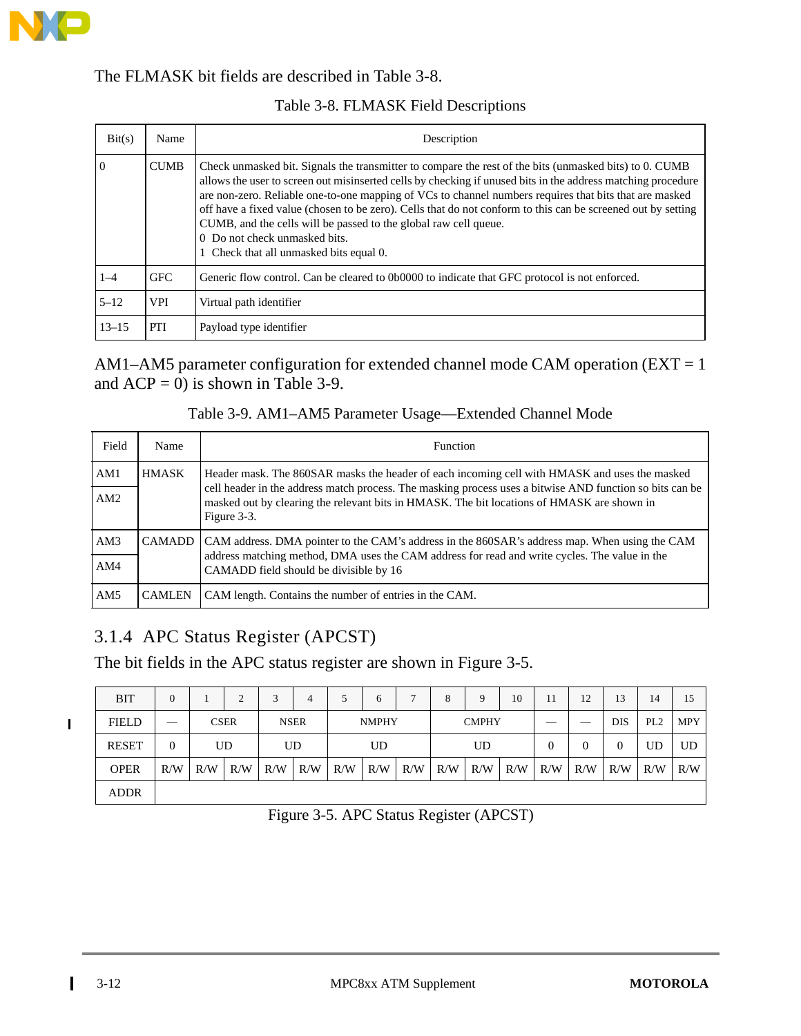The FLMASK bit fields are described in Table 3-8.

Table 3-8. FLMASK Field Descriptions

| Bit(s) | Name | Description |
|---|---|---|
| 0 | CUMB | Check unmasked bit. Signals the transmitter to compare the rest of the bits (unmasked bits) to 0. CUMB allows the user to screen out misinserted cells by checking if unused bits in the address matching procedure are non-zero. Reliable one-to-one mapping of VCs to channel numbers requires that bits that are masked off have a fixed value (chosen to be zero). Cells that do not conform to this can be screened out by setting CUMB, and the cells will be passed to the global raw cell queue.<br>0 Do not check unmasked bits.<br>1 Check that all unmasked bits equal 0. |
| 1–4 | GFC | Generic flow control. Can be cleared to 0b0000 to indicate that GFC protocol is not enforced. |
| 5–12 | VPI | Virtual path identifier |
| 13–15 | PTI | Payload type identifier |

AM1–AM5 parameter configuration for extended channel mode CAM operation (EXT = 1 and ACP = 0) is shown in Table 3-9.

Table 3-9. AM1–AM5 Parameter Usage—Extended Channel Mode

| Field | Name | Function |
|---|---|---|
| AM1 | HMASK | Header mask. The 860SAR masks the header of each incoming cell with HMASK and uses the masked cell header in the address match process. The masking process uses a bitwise AND function so bits can be masked out by clearing the relevant bits in HMASK. The bit locations of HMASK are shown in Figure 3-3. |
| AM2 | | |
| AM3 | CAMADD | CAM address. DMA pointer to the CAM's address in the 860SAR's address map. When using the CAM address matching method, DMA uses the CAM address for read and write cycles. The value in the CAMADD field should be divisible by 16 |
| AM4 | | |
| AM5 | CAMLEN | CAM length. Contains the number of entries in the CAM. |

### 3.1.4 APC Status Register (APCST)

The bit fields in the APC status register are shown in Figure 3-5.

| BIT | 0 | 1 | 2 | 3 | 4 | 5 | 6 | 7 | 8 | 9 | 10 | 11 | 12 | 13 | 14 | 15 |
|---|---|---|---|---|---|---|---|---|---|---|---|---|---|---|---|---|
| FIELD | — | CSER | | NSER | | NMPHY | | | CMPHY | | | — | — | DIS | PL2 | MPY |
| RESET | 0 | UD | | UD | | UD | | | UD | | | 0 | 0 | 0 | UD | UD |
| OPER | R/W | R/W | R/W | R/W | R/W | R/W | R/W | R/W | R/W | R/W | R/W | R/W | R/W | R/W | R/W | R/W |
| ADDR | | | | | | | | | | | | | | | | |

Figure 3-5. APC Status Register (APCST)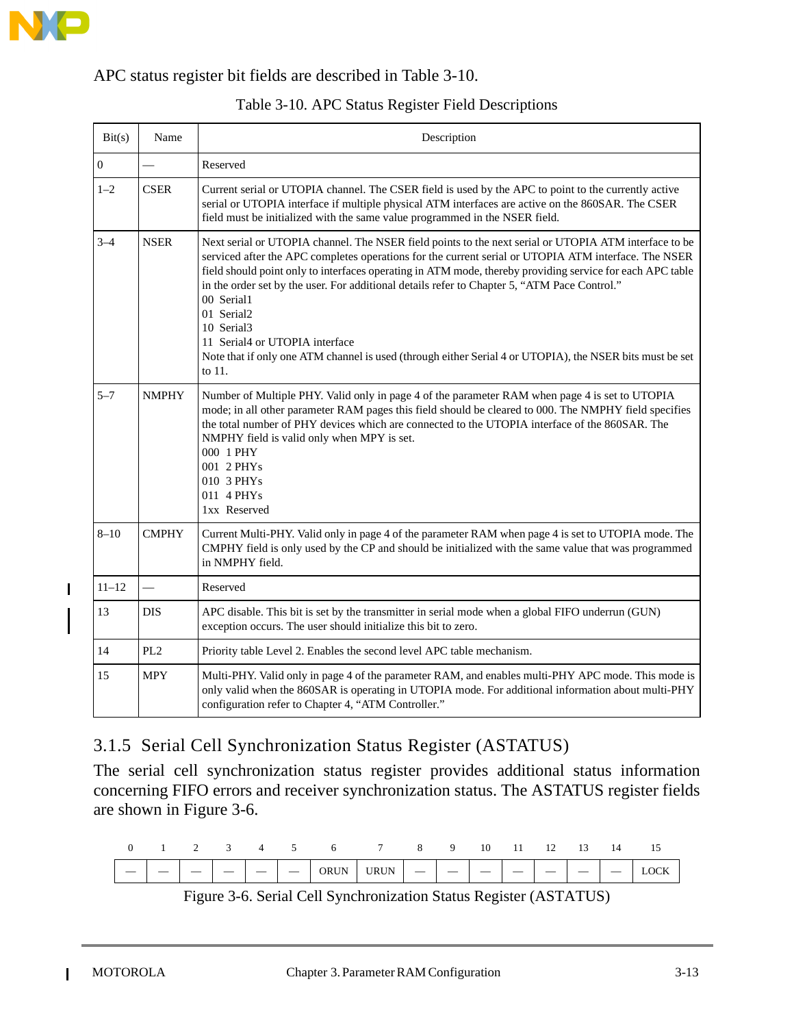APC status register bit fields are described in Table 3-10.

Table 3-10. APC Status Register Field Descriptions

| Bit(s) | Name | Description |
|---|---|---|
| 0 | — | Reserved |
| 1–2 | CSER | Current serial or UTOPIA channel. The CSER field is used by the APC to point to the currently active serial or UTOPIA interface if multiple physical ATM interfaces are active on the 860SAR. The CSER field must be initialized with the same value programmed in the NSER field. |
| 3–4 | NSER | Next serial or UTOPIA channel. The NSER field points to the next serial or UTOPIA ATM interface to be serviced after the APC completes operations for the current serial or UTOPIA ATM interface. The NSER field should point only to interfaces operating in ATM mode, thereby providing service for each APC table in the order set by the user. For additional details refer to Chapter 5, “ATM Pace Control.”<br>00 Serial1<br>01 Serial2<br>10 Serial3<br>11 Serial4 or UTOPIA interface<br>Note that if only one ATM channel is used (through either Serial 4 or UTOPIA), the NSER bits must be set to 11. |
| 5–7 | NMPHY | Number of Multiple PHY. Valid only in page 4 of the parameter RAM when page 4 is set to UTOPIA mode; in all other parameter RAM pages this field should be cleared to 000. The NMPHY field specifies the total number of PHY devices which are connected to the UTOPIA interface of the 860SAR. The NMPHY field is valid only when MPY is set.<br>000 1 PHY<br>001 2 PHYs<br>010 3 PHYs<br>011 4 PHYs<br>1xx Reserved |
| 8–10 | CMPHY | Current Multi-PHY. Valid only in page 4 of the parameter RAM when page 4 is set to UTOPIA mode. The CMPHY field is only used by the CP and should be initialized with the same value that was programmed in NMPHY field. |
| 11–12 | — | Reserved |
| 13 | DIS | APC disable. This bit is set by the transmitter in serial mode when a global FIFO underrun (GUN) exception occurs. The user should initialize this bit to zero. |
| 14 | PL2 | Priority table Level 2. Enables the second level APC table mechanism. |
| 15 | MPY | Multi-PHY. Valid only in page 4 of the parameter RAM, and enables multi-PHY APC mode. This mode is only valid when the 860SAR is operating in UTOPIA mode. For additional information about multi-PHY configuration refer to Chapter 4, “ATM Controller.” |

### 3.1.5 Serial Cell Synchronization Status Register (ASTATUS)

The serial cell synchronization status register provides additional status information concerning FIFO errors and receiver synchronization status. The ASTATUS register fields are shown in Figure 3-6.

| 0 | 1 | 2 | 3 | 4 | 5 | 6 | 7 | 8 | 9 | 10 | 11 | 12 | 13 | 14 | 15 |
|---|---|---|---|---|---|---|---|---|---|---|---|---|---|---|---|
| — | — | — | — | — | — | ORUN | URUN | — | — | — | — | — | — | — | LOCK |

Figure 3-6. Serial Cell Synchronization Status Register (ASTATUS)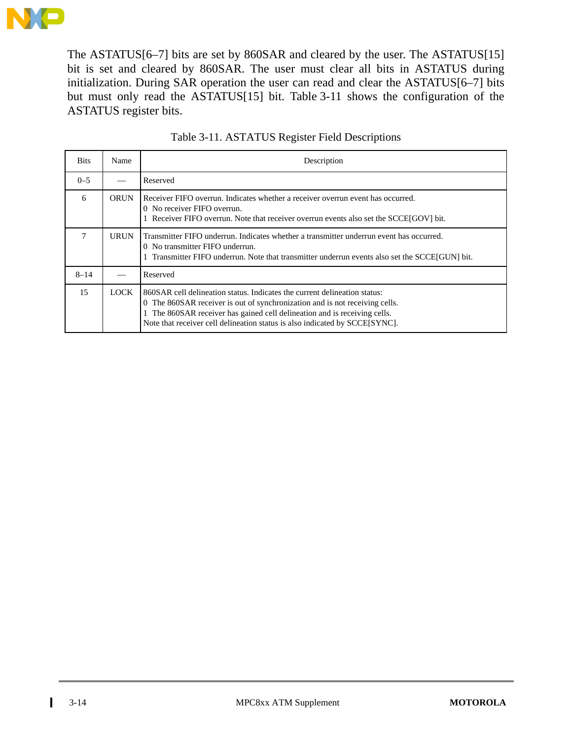The ASTATUS[6–7] bits are set by 860SAR and cleared by the user. The ASTATUS[15] bit is set and cleared by 860SAR. The user must clear all bits in ASTATUS during initialization. During SAR operation the user can read and clear the ASTATUS[6–7] bits but must only read the ASTATUS[15] bit. Table 3-11 shows the configuration of the ASTATUS register bits.

Table 3-11. ASTATUS Register Field Descriptions

| Bits | Name | Description |
|---|---|---|
| 0–5 | — | Reserved |
| 6 | ORUN | Receiver FIFO overrun. Indicates whether a receiver overrun event has occurred.<br>0 No receiver FIFO overrun.<br>1 Receiver FIFO overrun. Note that receiver overrun events also set the SCCE[GOV] bit. |
| 7 | URUN | Transmitter FIFO underrun. Indicates whether a transmitter underrun event has occurred.<br>0 No transmitter FIFO underrun.<br>1 Transmitter FIFO underrun. Note that transmitter underrun events also set the SCCE[GUN] bit. |
| 8–14 | — | Reserved |
| 15 | LOCK | 860SAR cell delineation status. Indicates the current delineation status:<br>0 The 860SAR receiver is out of synchronization and is not receiving cells.<br>1 The 860SAR receiver has gained cell delineation and is receiving cells.<br>Note that receiver cell delineation status is also indicated by SCCE[SYNC]. |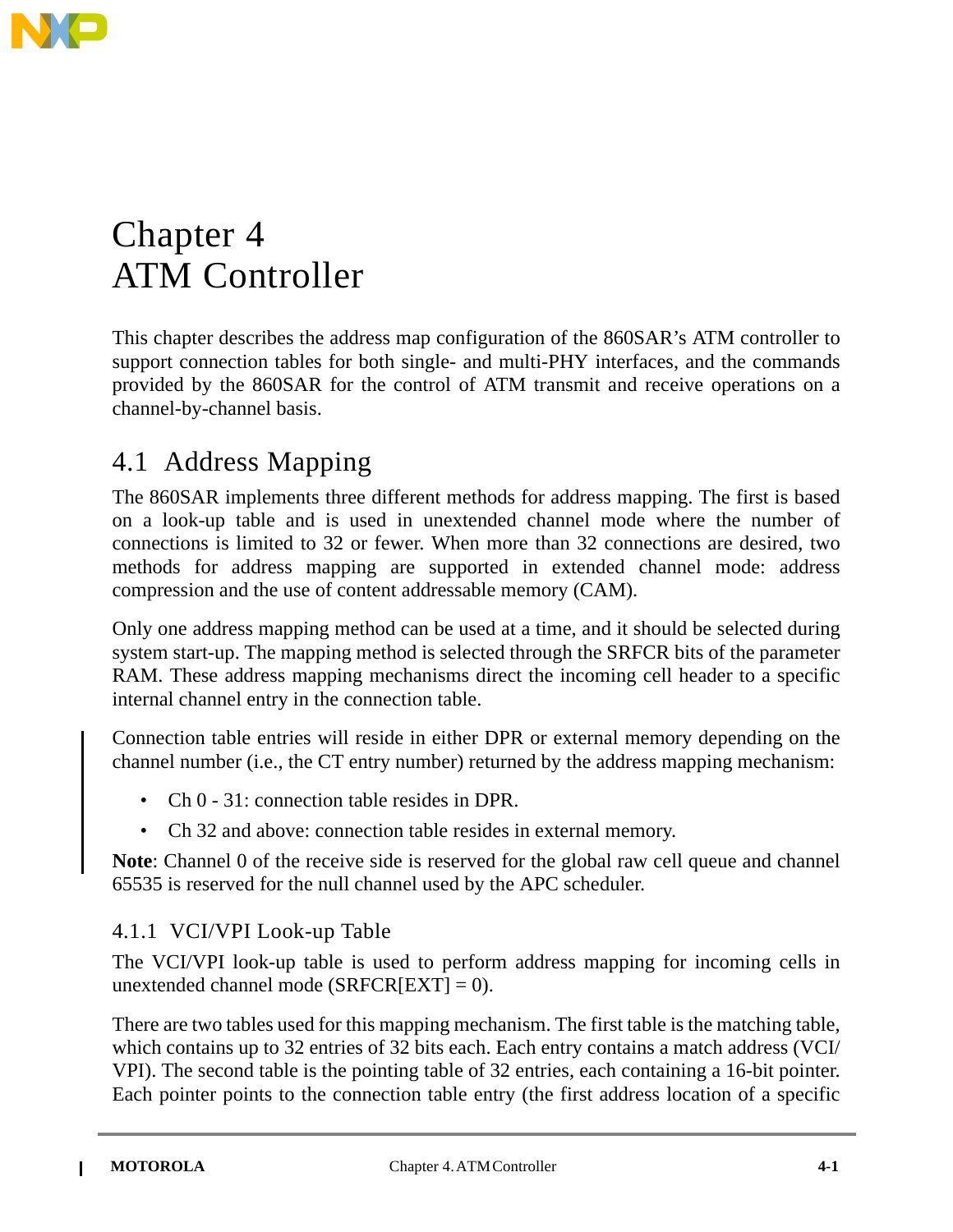# Chapter 4
# ATM Controller

This chapter describes the address map configuration of the 860SAR's ATM controller to support connection tables for both single- and multi-PHY interfaces, and the commands provided by the 860SAR for the control of ATM transmit and receive operations on a channel-by-channel basis.

## 4.1 Address Mapping

The 860SAR implements three different methods for address mapping. The first is based on a look-up table and is used in unextended channel mode where the number of connections is limited to 32 or fewer. When more than 32 connections are desired, two methods for address mapping are supported in extended channel mode: address compression and the use of content addressable memory (CAM).

Only one address mapping method can be used at a time, and it should be selected during system start-up. The mapping method is selected through the SRFCR bits of the parameter RAM. These address mapping mechanisms direct the incoming cell header to a specific internal channel entry in the connection table.

Connection table entries will reside in either DPR or external memory depending on the channel number (i.e., the CT entry number) returned by the address mapping mechanism:

- Ch 0 - 31: connection table resides in DPR.
- Ch 32 and above: connection table resides in external memory.

**Note**: Channel 0 of the receive side is reserved for the global raw cell queue and channel 65535 is reserved for the null channel used by the APC scheduler.

### 4.1.1 VCI/VPI Look-up Table

The VCI/VPI look-up table is used to perform address mapping for incoming cells in unextended channel mode (SRFCR[EXT] = 0).

There are two tables used for this mapping mechanism. The first table is the matching table, which contains up to 32 entries of 32 bits each. Each entry contains a match address (VCI/VPI). The second table is the pointing table of 32 entries, each containing a 16-bit pointer. Each pointer points to the connection table entry (the first address location of a specific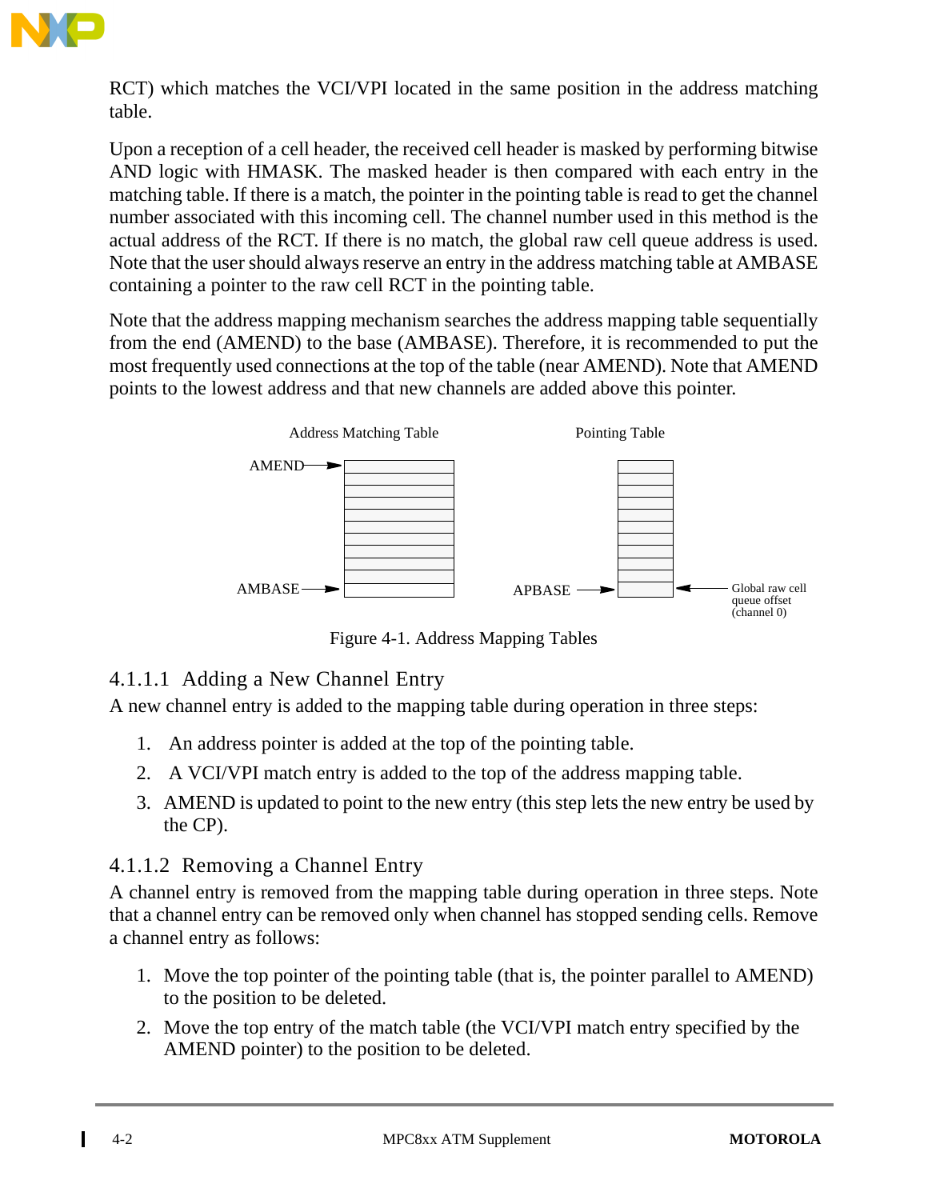RCT) which matches the VCI/VPI located in the same position in the address matching table.

Upon a reception of a cell header, the received cell header is masked by performing bitwise AND logic with HMASK. The masked header is then compared with each entry in the matching table. If there is a match, the pointer in the pointing table is read to get the channel number associated with this incoming cell. The channel number used in this method is the actual address of the RCT. If there is no match, the global raw cell queue address is used. Note that the user should always reserve an entry in the address matching table at AMBASE containing a pointer to the raw cell RCT in the pointing table.

Note that the address mapping mechanism searches the address mapping table sequentially from the end (AMEND) to the base (AMBASE). Therefore, it is recommended to put the most frequently used connections at the top of the table (near AMEND). Note that AMEND points to the lowest address and that new channels are added above this pointer.

Address Matching Table

AMEND

AMBASE

Pointing Table

APBASE

Global raw cell queue offset (channel 0)

Figure 4-1. Address Mapping Tables

#### 4.1.1.1 Adding a New Channel Entry

A new channel entry is added to the mapping table during operation in three steps:

1. An address pointer is added at the top of the pointing table.
2. A VCI/VPI match entry is added to the top of the address mapping table.
3. AMEND is updated to point to the new entry (this step lets the new entry be used by the CP).

#### 4.1.1.2 Removing a Channel Entry

A channel entry is removed from the mapping table during operation in three steps. Note that a channel entry can be removed only when channel has stopped sending cells. Remove a channel entry as follows:

1. Move the top pointer of the pointing table (that is, the pointer parallel to AMEND) to the position to be deleted.
2. Move the top entry of the match table (the VCI/VPI match entry specified by the AMEND pointer) to the position to be deleted.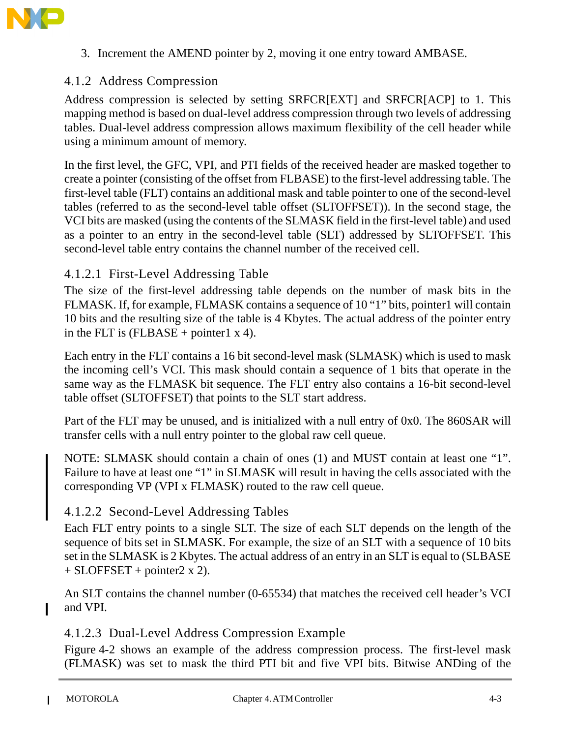3. Increment the AMEND pointer by 2, moving it one entry toward AMBASE.

### 4.1.2 Address Compression

Address compression is selected by setting SRFCR[EXT] and SRFCR[ACP] to 1. This mapping method is based on dual-level address compression through two levels of addressing tables. Dual-level address compression allows maximum flexibility of the cell header while using a minimum amount of memory.

In the first level, the GFC, VPI, and PTI fields of the received header are masked together to create a pointer (consisting of the offset from FLBASE) to the first-level addressing table. The first-level table (FLT) contains an additional mask and table pointer to one of the second-level tables (referred to as the second-level table offset (SLTOFFSET)). In the second stage, the VCI bits are masked (using the contents of the SLMASK field in the first-level table) and used as a pointer to an entry in the second-level table (SLT) addressed by SLTOFFSET. This second-level table entry contains the channel number of the received cell.

#### 4.1.2.1 First-Level Addressing Table

The size of the first-level addressing table depends on the number of mask bits in the FLMASK. If, for example, FLMASK contains a sequence of 10 “1” bits, pointer1 will contain 10 bits and the resulting size of the table is 4 Kbytes. The actual address of the pointer entry in the FLT is (FLBASE + pointer1 x 4).

Each entry in the FLT contains a 16 bit second-level mask (SLMASK) which is used to mask the incoming cell’s VCI. This mask should contain a sequence of 1 bits that operate in the same way as the FLMASK bit sequence. The FLT entry also contains a 16-bit second-level table offset (SLTOFFSET) that points to the SLT start address.

Part of the FLT may be unused, and is initialized with a null entry of 0x0. The 860SAR will transfer cells with a null entry pointer to the global raw cell queue.

NOTE: SLMASK should contain a chain of ones (1) and MUST contain at least one “1”. Failure to have at least one “1” in SLMASK will result in having the cells associated with the corresponding VP (VPI x FLMASK) routed to the raw cell queue.

#### 4.1.2.2 Second-Level Addressing Tables

Each FLT entry points to a single SLT. The size of each SLT depends on the length of the sequence of bits set in SLMASK. For example, the size of an SLT with a sequence of 10 bits set in the SLMASK is 2 Kbytes. The actual address of an entry in an SLT is equal to (SLBASE + SLOFFSET + pointer2 x 2).

An SLT contains the channel number (0-65534) that matches the received cell header’s VCI and VPI.

#### 4.1.2.3 Dual-Level Address Compression Example

Figure 4-2 shows an example of the address compression process. The first-level mask (FLMASK) was set to mask the third PTI bit and five VPI bits. Bitwise ANDing of the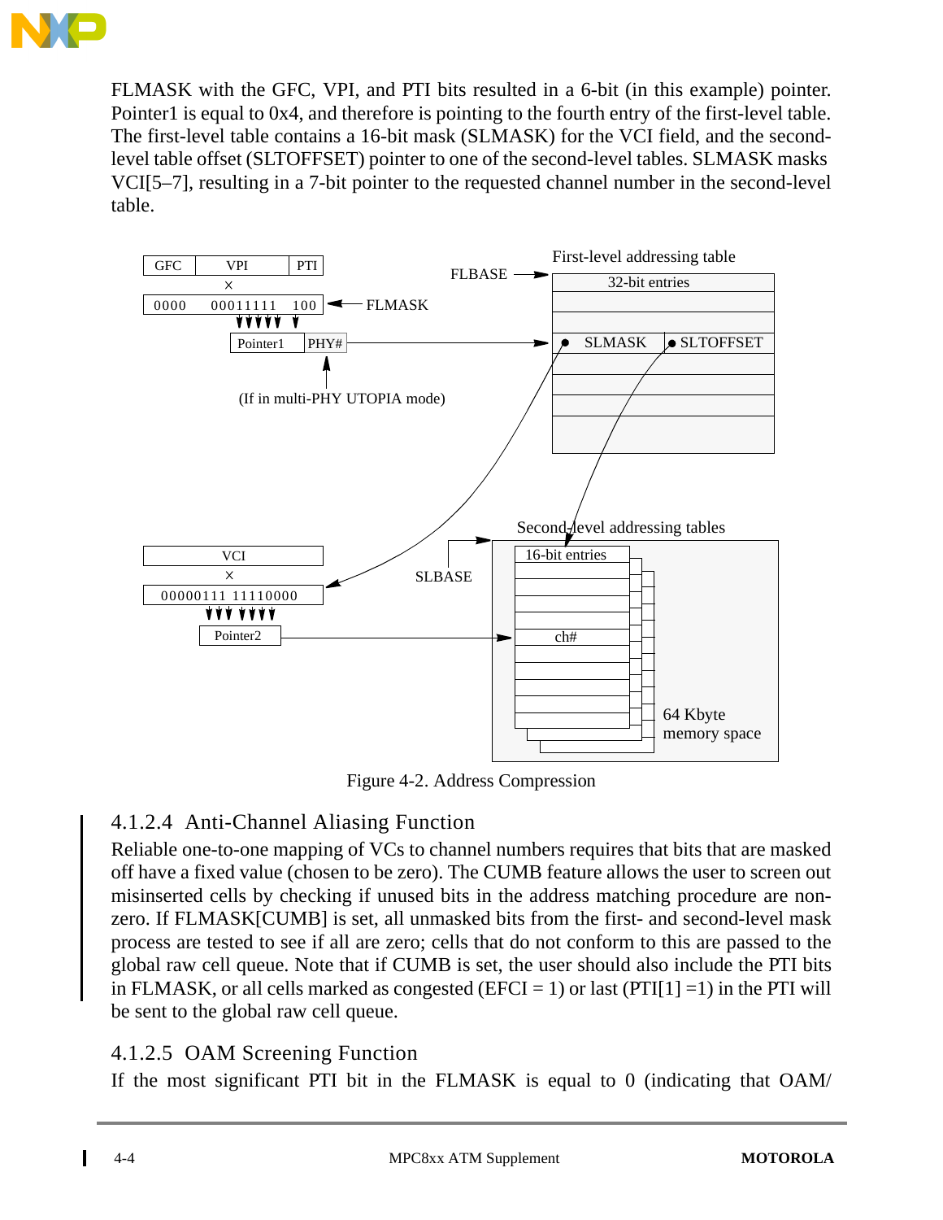FLMASK with the GFC, VPI, and PTI bits resulted in a 6-bit (in this example) pointer. Pointer1 is equal to 0x4, and therefore is pointing to the fourth entry of the first-level table. The first-level table contains a 16-bit mask (SLMASK) for the VCI field, and the second-level table offset (SLTOFFSET) pointer to one of the second-level tables. SLMASK masks VCI[5–7], resulting in a 7-bit pointer to the requested channel number in the second-level table.

Figure 4-2. Address Compression

### 4.1.2.4 Anti-Channel Aliasing Function

Reliable one-to-one mapping of VCs to channel numbers requires that bits that are masked off have a fixed value (chosen to be zero). The CUMB feature allows the user to screen out misinserted cells by checking if unused bits in the address matching procedure are non-zero. If FLMASK[CUMB] is set, all unmasked bits from the first- and second-level mask process are tested to see if all are zero; cells that do not conform to this are passed to the global raw cell queue. Note that if CUMB is set, the user should also include the PTI bits in FLMASK, or all cells marked as congested (EFCI = 1) or last (PTI[1] =1) in the PTI will be sent to the global raw cell queue.

### 4.1.2.5 OAM Screening Function

If the most significant PTI bit in the FLMASK is equal to 0 (indicating that OAM/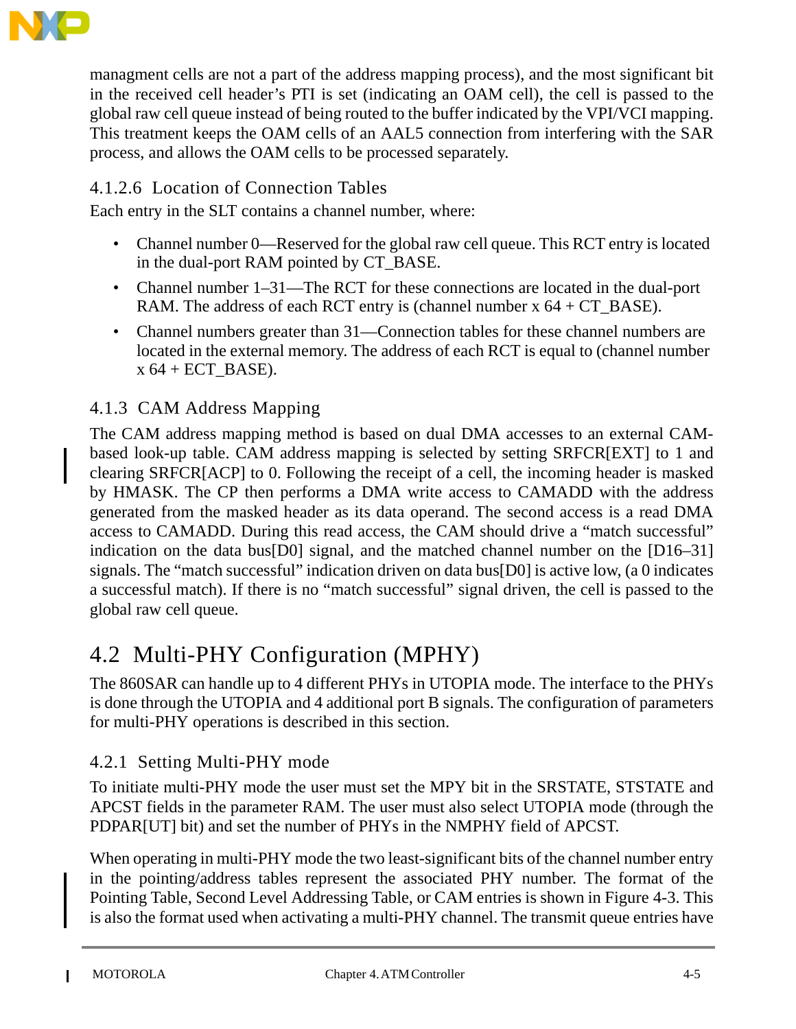managment cells are not a part of the address mapping process), and the most significant bit in the received cell header's PTI is set (indicating an OAM cell), the cell is passed to the global raw cell queue instead of being routed to the buffer indicated by the VPI/VCI mapping. This treatment keeps the OAM cells of an AAL5 connection from interfering with the SAR process, and allows the OAM cells to be processed separately.

#### 4.1.2.6 Location of Connection Tables

Each entry in the SLT contains a channel number, where:

- Channel number 0—Reserved for the global raw cell queue. This RCT entry is located in the dual-port RAM pointed by CT_BASE.
- Channel number 1–31—The RCT for these connections are located in the dual-port RAM. The address of each RCT entry is (channel number x 64 + CT_BASE).
- Channel numbers greater than 31—Connection tables for these channel numbers are located in the external memory. The address of each RCT is equal to (channel number x 64 + ECT_BASE).

### 4.1.3 CAM Address Mapping

The CAM address mapping method is based on dual DMA accesses to an external CAM-based look-up table. CAM address mapping is selected by setting SRFCR[EXT] to 1 and clearing SRFCR[ACP] to 0. Following the receipt of a cell, the incoming header is masked by HMASK. The CP then performs a DMA write access to CAMADD with the address generated from the masked header as its data operand. The second access is a read DMA access to CAMADD. During this read access, the CAM should drive a "match successful" indication on the data bus[D0] signal, and the matched channel number on the [D16–31] signals. The "match successful" indication driven on data bus[D0] is active low, (a 0 indicates a successful match). If there is no "match successful" signal driven, the cell is passed to the global raw cell queue.

## 4.2 Multi-PHY Configuration (MPHY)

The 860SAR can handle up to 4 different PHYs in UTOPIA mode. The interface to the PHYs is done through the UTOPIA and 4 additional port B signals. The configuration of parameters for multi-PHY operations is described in this section.

### 4.2.1 Setting Multi-PHY mode

To initiate multi-PHY mode the user must set the MPY bit in the SRSTATE, STSTATE and APCST fields in the parameter RAM. The user must also select UTOPIA mode (through the PDPAR[UT] bit) and set the number of PHYs in the NMPHY field of APCST.

When operating in multi-PHY mode the two least-significant bits of the channel number entry in the pointing/address tables represent the associated PHY number. The format of the Pointing Table, Second Level Addressing Table, or CAM entries is shown in Figure 4-3. This is also the format used when activating a multi-PHY channel. The transmit queue entries have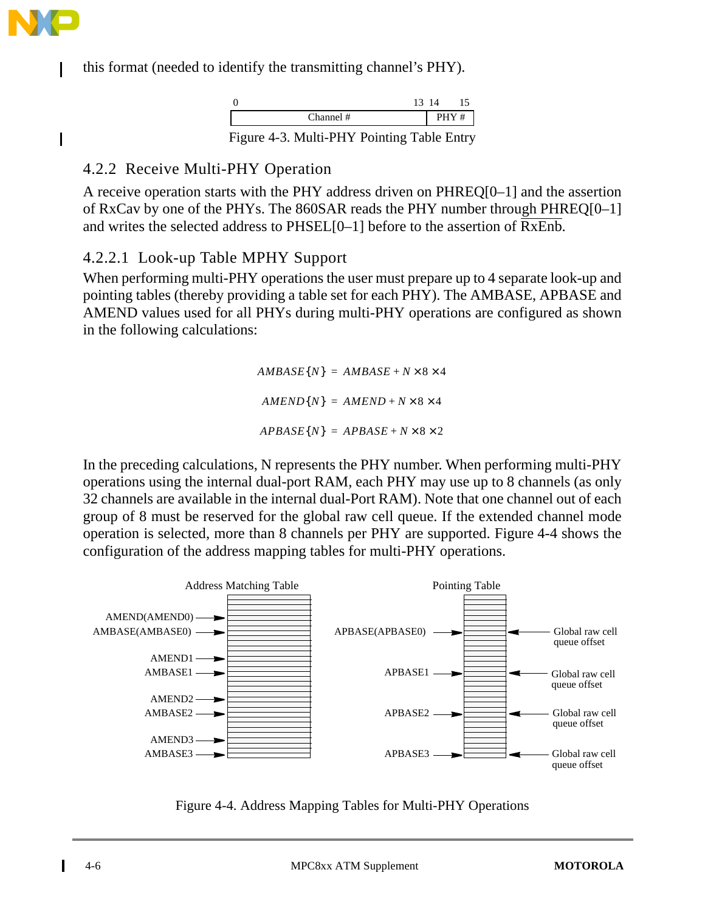this format (needed to identify the transmitting channel's PHY).

| 0 – 13 | 14 – 15 |
|---|---|
| Channel # | PHY # |

Figure 4-3. Multi-PHY Pointing Table Entry

### 4.2.2 Receive Multi-PHY Operation

A receive operation starts with the PHY address driven on PHREQ[0–1] and the assertion of RxCav by one of the PHYs. The 860SAR reads the PHY number through PHREQ[0–1] and writes the selected address to PHSEL[0–1] before to the assertion of $\overline{RxEnb}$.

#### 4.2.2.1 Look-up Table MPHY Support

When performing multi-PHY operations the user must prepare up to 4 separate look-up and pointing tables (thereby providing a table set for each PHY). The AMBASE, APBASE and AMEND values used for all PHYs during multi-PHY operations are configured as shown in the following calculations:

$$AMBASE\{N\} = AMBASE + N \times 8 \times 4$$

$$AMEND\{N\} = AMEND + N \times 8 \times 4$$

$$APBASE\{N\} = APBASE + N \times 8 \times 2$$

In the preceding calculations, N represents the PHY number. When performing multi-PHY operations using the internal dual-port RAM, each PHY may use up to 8 channels (as only 32 channels are available in the internal dual-Port RAM). Note that one channel out of each group of 8 must be reserved for the global raw cell queue. If the extended channel mode operation is selected, more than 8 channels per PHY are supported. Figure 4-4 shows the configuration of the address mapping tables for multi-PHY operations.

Address Matching Table: AMEND(AMEND0), AMBASE(AMBASE0), AMEND1, AMBASE1, AMEND2, AMBASE2, AMEND3, AMBASE3

Pointing Table: APBASE(APBASE0), APBASE1, APBASE2, APBASE3 — each with Global raw cell queue offset

Figure 4-4. Address Mapping Tables for Multi-PHY Operations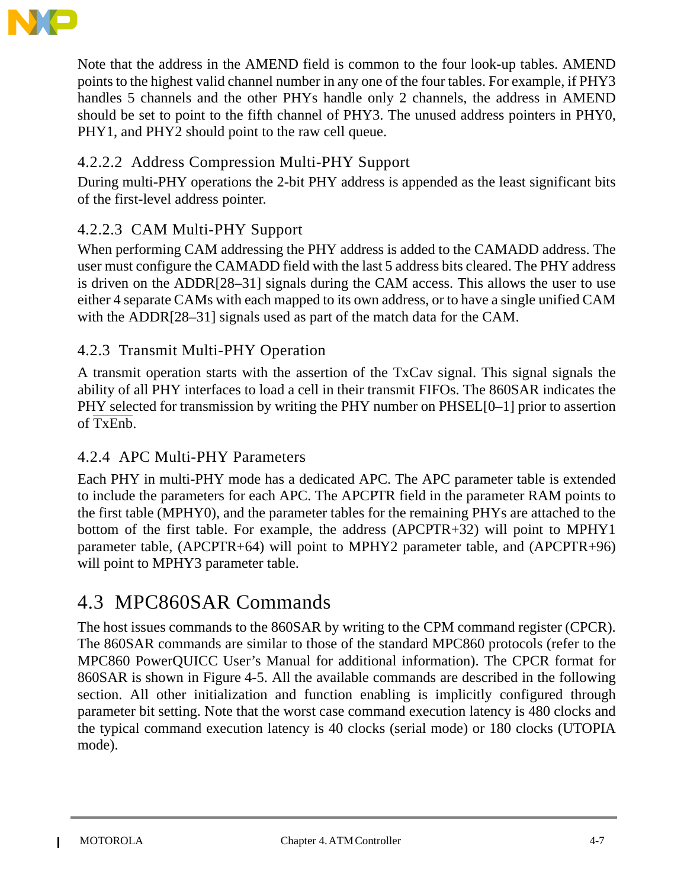Note that the address in the AMEND field is common to the four look-up tables. AMEND points to the highest valid channel number in any one of the four tables. For example, if PHY3 handles 5 channels and the other PHYs handle only 2 channels, the address in AMEND should be set to point to the fifth channel of PHY3. The unused address pointers in PHY0, PHY1, and PHY2 should point to the raw cell queue.

#### 4.2.2.2 Address Compression Multi-PHY Support

During multi-PHY operations the 2-bit PHY address is appended as the least significant bits of the first-level address pointer.

#### 4.2.2.3 CAM Multi-PHY Support

When performing CAM addressing the PHY address is added to the CAMADD address. The user must configure the CAMADD field with the last 5 address bits cleared. The PHY address is driven on the ADDR[28–31] signals during the CAM access. This allows the user to use either 4 separate CAMs with each mapped to its own address, or to have a single unified CAM with the ADDR[28–31] signals used as part of the match data for the CAM.

### 4.2.3 Transmit Multi-PHY Operation

A transmit operation starts with the assertion of the TxCav signal. This signal signals the ability of all PHY interfaces to load a cell in their transmit FIFOs. The 860SAR indicates the PHY selected for transmission by writing the PHY number on PHSEL[0–1] prior to assertion of $\overline{\text{TxEnb}}$.

### 4.2.4 APC Multi-PHY Parameters

Each PHY in multi-PHY mode has a dedicated APC. The APC parameter table is extended to include the parameters for each APC. The APCPTR field in the parameter RAM points to the first table (MPHY0), and the parameter tables for the remaining PHYs are attached to the bottom of the first table. For example, the address (APCPTR+32) will point to MPHY1 parameter table, (APCPTR+64) will point to MPHY2 parameter table, and (APCPTR+96) will point to MPHY3 parameter table.

## 4.3 MPC860SAR Commands

The host issues commands to the 860SAR by writing to the CPM command register (CPCR). The 860SAR commands are similar to those of the standard MPC860 protocols (refer to the MPC860 PowerQUICC User’s Manual for additional information). The CPCR format for 860SAR is shown in Figure 4-5. All the available commands are described in the following section. All other initialization and function enabling is implicitly configured through parameter bit setting. Note that the worst case command execution latency is 480 clocks and the typical command execution latency is 40 clocks (serial mode) or 180 clocks (UTOPIA mode).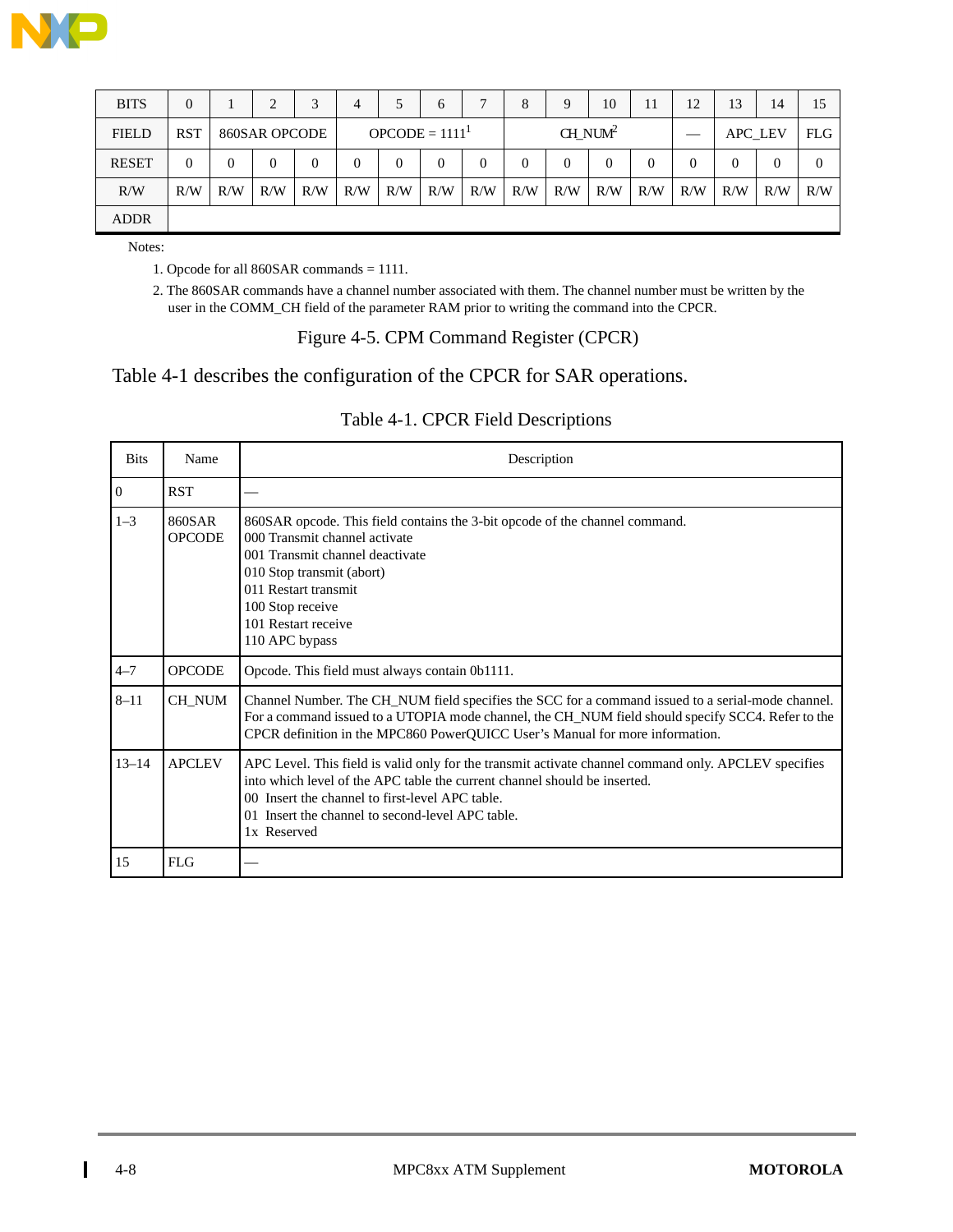| BITS | 0 | 1 | 2 | 3 | 4 | 5 | 6 | 7 | 8 | 9 | 10 | 11 | 12 | 13 | 14 | 15 |
|---|---|---|---|---|---|---|---|---|---|---|---|---|---|---|---|---|
| FIELD | RST | 860SAR OPCODE | | | OPCODE = 1111[1] | | | | CH_NUM[2] | | | | — | APC_LEV | | FLG |
| RESET | 0 | 0 | 0 | 0 | 0 | 0 | 0 | 0 | 0 | 0 | 0 | 0 | 0 | 0 | 0 | 0 |
| R/W | R/W | R/W | R/W | R/W | R/W | R/W | R/W | R/W | R/W | R/W | R/W | R/W | R/W | R/W | R/W | R/W |
| ADDR | | | | | | | | | | | | | | | | |

Notes:

1. Opcode for all 860SAR commands = 1111.
2. The 860SAR commands have a channel number associated with them. The channel number must be written by the user in the COMM_CH field of the parameter RAM prior to writing the command into the CPCR.

Figure 4-5. CPM Command Register (CPCR)

Table 4-1 describes the configuration of the CPCR for SAR operations.

Table 4-1. CPCR Field Descriptions

| Bits | Name | Description |
|---|---|---|
| 0 | RST | — |
| 1–3 | 860SAR OPCODE | 860SAR opcode. This field contains the 3-bit opcode of the channel command.<br>000 Transmit channel activate<br>001 Transmit channel deactivate<br>010 Stop transmit (abort)<br>011 Restart transmit<br>100 Stop receive<br>101 Restart receive<br>110 APC bypass |
| 4–7 | OPCODE | Opcode. This field must always contain 0b1111. |
| 8–11 | CH_NUM | Channel Number. The CH_NUM field specifies the SCC for a command issued to a serial-mode channel. For a command issued to a UTOPIA mode channel, the CH_NUM field should specify SCC4. Refer to the CPCR definition in the MPC860 PowerQUICC User's Manual for more information. |
| 13–14 | APCLEV | APC Level. This field is valid only for the transmit channel activate channel command only. APCLEV specifies into which level of the APC table the current channel should be inserted.<br>00 Insert the channel to first-level APC table.<br>01 Insert the channel to second-level APC table.<br>1x Reserved |
| 15 | FLG | — |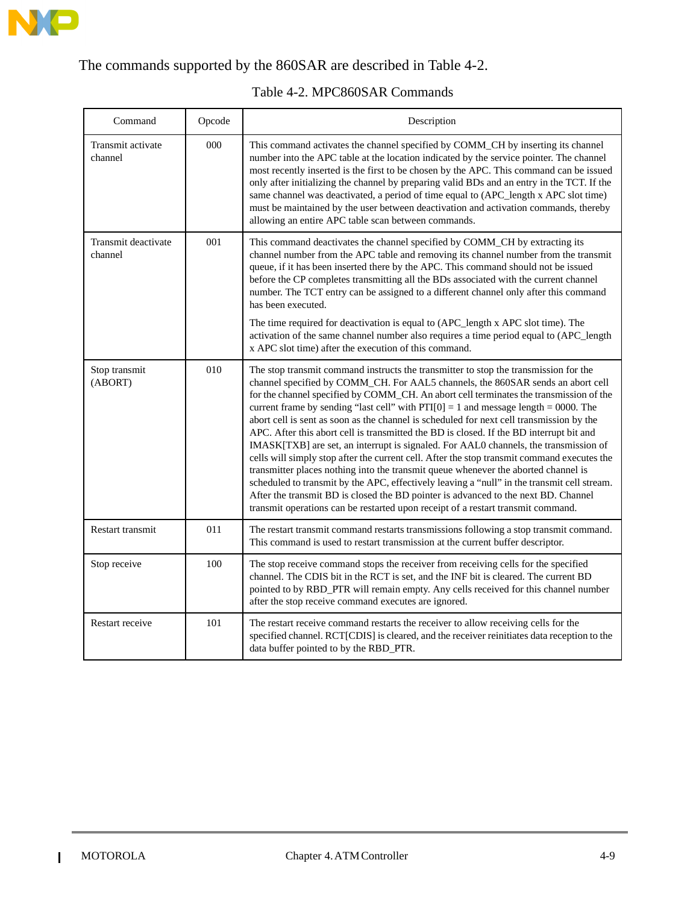The commands supported by the 860SAR are described in Table 4-2.

Table 4-2. MPC860SAR Commands

| Command | Opcode | Description |
| --- | --- | --- |
| Transmit activate channel | 000 | This command activates the channel specified by COMM_CH by inserting its channel number into the APC table at the location indicated by the service pointer. The channel most recently inserted is the first to be chosen by the APC. This command can be issued only after initializing the channel by preparing valid BDs and an entry in the TCT. If the same channel was deactivated, a period of time equal to (APC_length x APC slot time) must be maintained by the user between deactivation and activation commands, thereby allowing an entire APC table scan between commands. |
| Transmit deactivate channel | 001 | This command deactivates the channel specified by COMM_CH by extracting its channel number from the APC table and removing its channel number from the transmit queue, if it has been inserted there by the APC. This command should not be issued before the CP completes transmitting all the BDs associated with the current channel number. The TCT entry can be assigned to a different channel only after this command has been executed.<br><br>The time required for deactivation is equal to (APC_length x APC slot time). The activation of the same channel number also requires a time period equal to (APC_length x APC slot time) after the execution of this command. |
| Stop transmit (ABORT) | 010 | The stop transmit command instructs the transmitter to stop the transmission for the channel specified by COMM_CH. For AAL5 channels, the 860SAR sends an abort cell for the channel specified by COMM_CH. An abort cell terminates the transmission of the current frame by sending "last cell" with PTI[0] = 1 and message length = 0000. The abort cell is sent as soon as the channel is scheduled for next cell transmission by the APC. After this abort cell is transmitted the BD is closed. If the BD interrupt bit and IMASK[TXB] are set, an interrupt is signaled. For AAL0 channels, the transmission of cells will simply stop after the current cell. After the stop transmit command executes the transmitter places nothing into the transmit queue whenever the aborted channel is scheduled to transmit by the APC, effectively leaving a "null" in the transmit cell stream. After the transmit BD is closed the BD pointer is advanced to the next BD. Channel transmit operations can be restarted upon receipt of a restart transmit command. |
| Restart transmit | 011 | The restart transmit command restarts transmissions following a stop transmit command. This command is used to restart transmission at the current buffer descriptor. |
| Stop receive | 100 | The stop receive command stops the receiver from receiving cells for the specified channel. The CDIS bit in the RCT is set, and the INF bit is cleared. The current BD pointed to by RBD_PTR will remain empty. Any cells received for this channel number after the stop receive command executes are ignored. |
| Restart receive | 101 | The restart receive command restarts the receiver to allow receiving cells for the specified channel. RCT[CDIS] is cleared, and the receiver reinitiates data reception to the data buffer pointed to by the RBD_PTR. |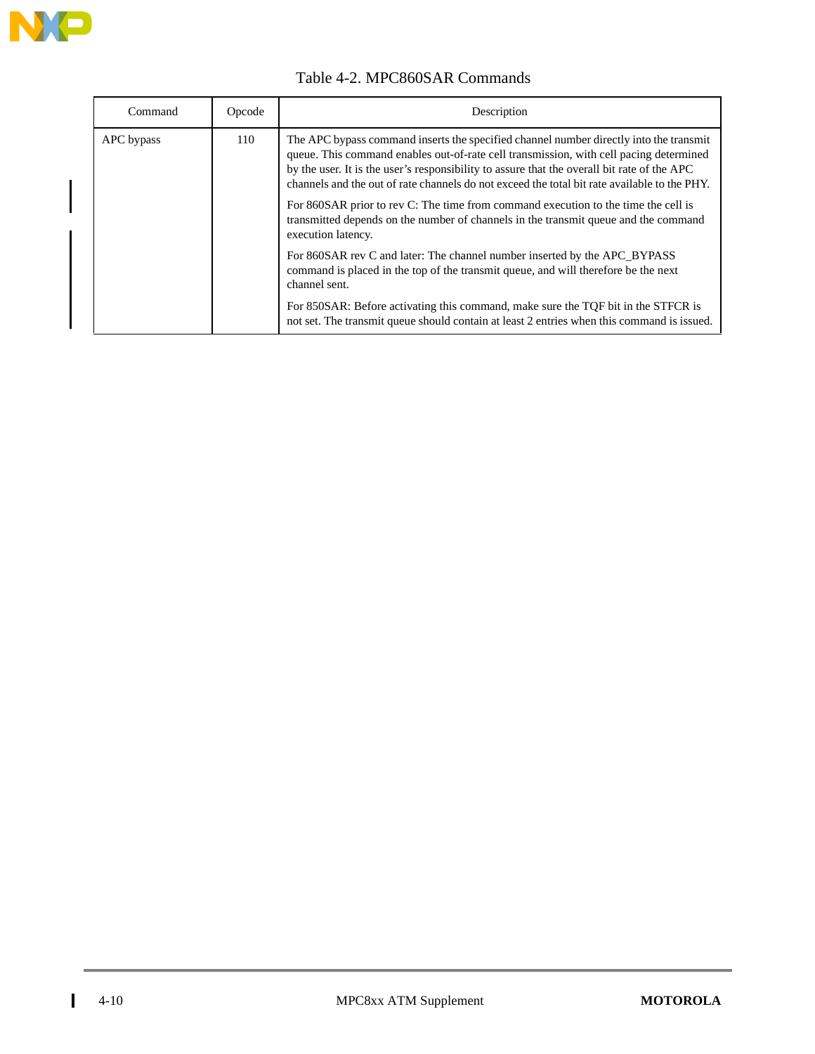Table 4-2. MPC860SAR Commands

| Command | Opcode | Description |
|---|---|---|
| APC bypass | 110 | The APC bypass command inserts the specified channel number directly into the transmit queue. This command enables out-of-rate cell transmission, with cell pacing determined by the user. It is the user's responsibility to assure that the overall bit rate of the APC channels and the out of rate channels do not exceed the total bit rate available to the PHY.<br><br>For 860SAR prior to rev C: The time from command execution to the time the cell is transmitted depends on the number of channels in the transmit queue and the command execution latency.<br><br>For 860SAR rev C and later: The channel number inserted by the APC_BYPASS command is placed in the top of the transmit queue, and will therefore be the next channel sent.<br><br>For 850SAR: Before activating this command, make sure the TQF bit in the STFCR is not set. The transmit queue should contain at least 2 entries when this command is issued. |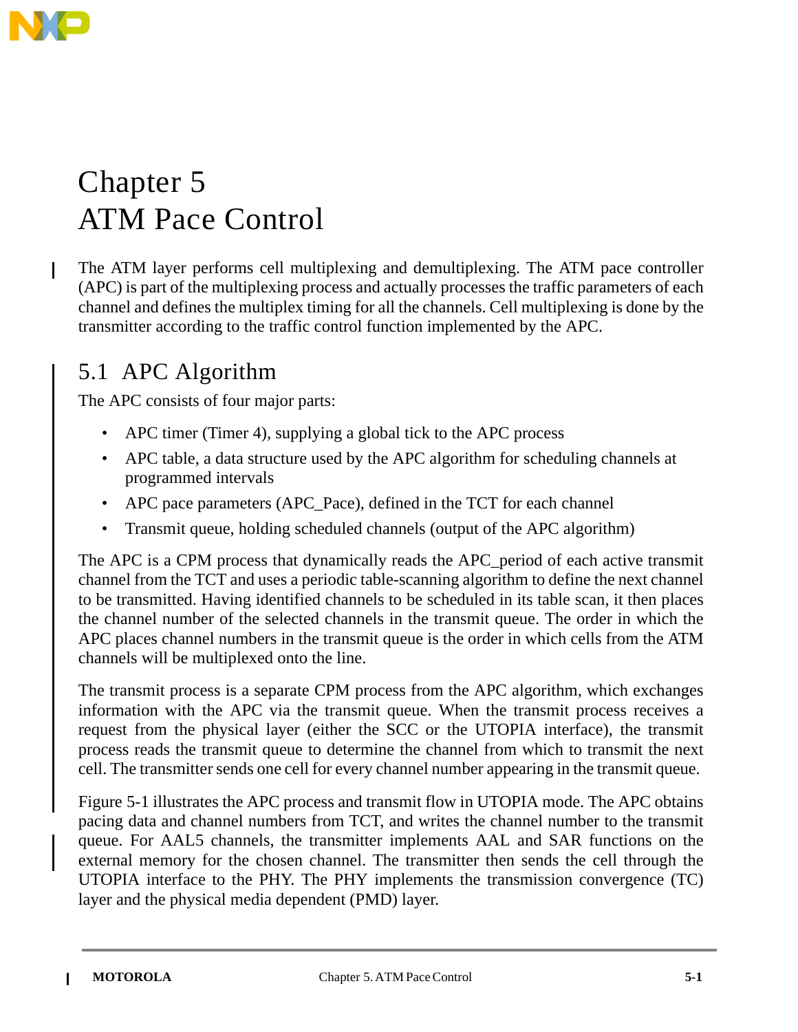# Chapter 5
# ATM Pace Control

The ATM layer performs cell multiplexing and demultiplexing. The ATM pace controller (APC) is part of the multiplexing process and actually processes the traffic parameters of each channel and defines the multiplex timing for all the channels. Cell multiplexing is done by the transmitter according to the traffic control function implemented by the APC.

## 5.1 APC Algorithm

The APC consists of four major parts:

- APC timer (Timer 4), supplying a global tick to the APC process
- APC table, a data structure used by the APC algorithm for scheduling channels at programmed intervals
- APC pace parameters (APC_Pace), defined in the TCT for each channel
- Transmit queue, holding scheduled channels (output of the APC algorithm)

The APC is a CPM process that dynamically reads the APC_period of each active transmit channel from the TCT and uses a periodic table-scanning algorithm to define the next channel to be transmitted. Having identified channels to be scheduled in its table scan, it then places the channel number of the selected channels in the transmit queue. The order in which the APC places channel numbers in the transmit queue is the order in which cells from the ATM channels will be multiplexed onto the line.

The transmit process is a separate CPM process from the APC algorithm, which exchanges information with the APC via the transmit queue. When the transmit process receives a request from the physical layer (either the SCC or the UTOPIA interface), the transmit process reads the transmit queue to determine the channel from which to transmit the next cell. The transmitter sends one cell for every channel number appearing in the transmit queue.

Figure 5-1 illustrates the APC process and transmit flow in UTOPIA mode. The APC obtains pacing data and channel numbers from TCT, and writes the channel number to the transmit queue. For AAL5 channels, the transmitter implements AAL and SAR functions on the external memory for the chosen channel. The transmitter then sends the cell through the UTOPIA interface to the PHY. The PHY implements the transmission convergence (TC) layer and the physical media dependent (PMD) layer.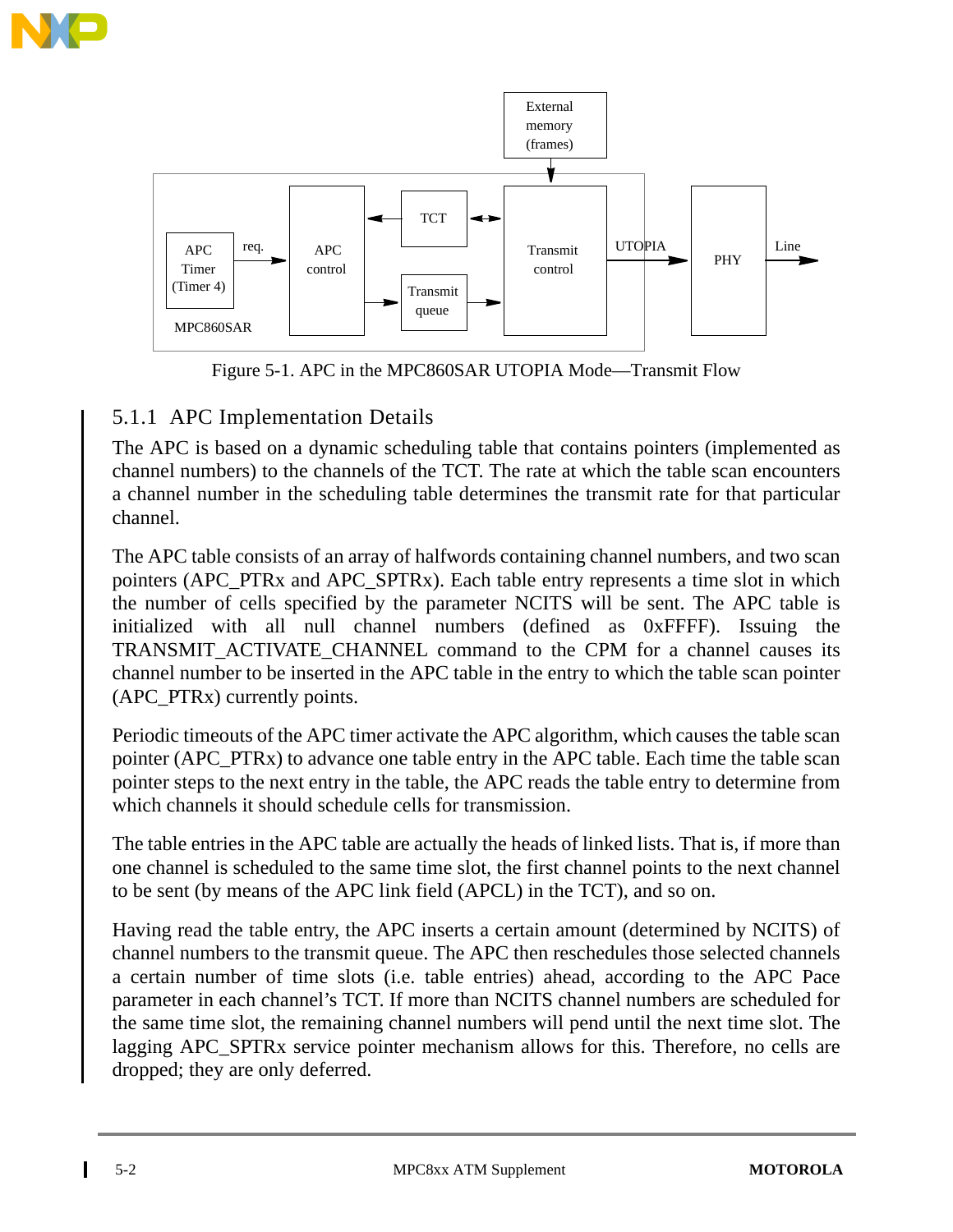Figure 5-1. APC in the MPC860SAR UTOPIA Mode—Transmit Flow

### 5.1.1 APC Implementation Details

The APC is based on a dynamic scheduling table that contains pointers (implemented as channel numbers) to the channels of the TCT. The rate at which the table scan encounters a channel number in the scheduling table determines the transmit rate for that particular channel.

The APC table consists of an array of halfwords containing channel numbers, and two scan pointers (APC_PTRx and APC_SPTRx). Each table entry represents a time slot in which the number of cells specified by the parameter NCITS will be sent. The APC table is initialized with all null channel numbers (defined as 0xFFFF). Issuing the TRANSMIT_ACTIVATE_CHANNEL command to the CPM for a channel causes its channel number to be inserted in the APC table in the entry to which the table scan pointer (APC_PTRx) currently points.

Periodic timeouts of the APC timer activate the APC algorithm, which causes the table scan pointer (APC_PTRx) to advance one table entry in the APC table. Each time the table scan pointer steps to the next entry in the table, the APC reads the table entry to determine from which channels it should schedule cells for transmission.

The table entries in the APC table are actually the heads of linked lists. That is, if more than one channel is scheduled to the same time slot, the first channel points to the next channel to be sent (by means of the APC link field (APCL) in the TCT), and so on.

Having read the table entry, the APC inserts a certain amount (determined by NCITS) of channel numbers to the transmit queue. The APC then reschedules those selected channels a certain number of time slots (i.e. table entries) ahead, according to the APC Pace parameter in each channel's TCT. If more than NCITS channel numbers are scheduled for the same time slot, the remaining channel numbers will pend until the next time slot. The lagging APC_SPTRx service pointer mechanism allows for this. Therefore, no cells are dropped; they are only deferred.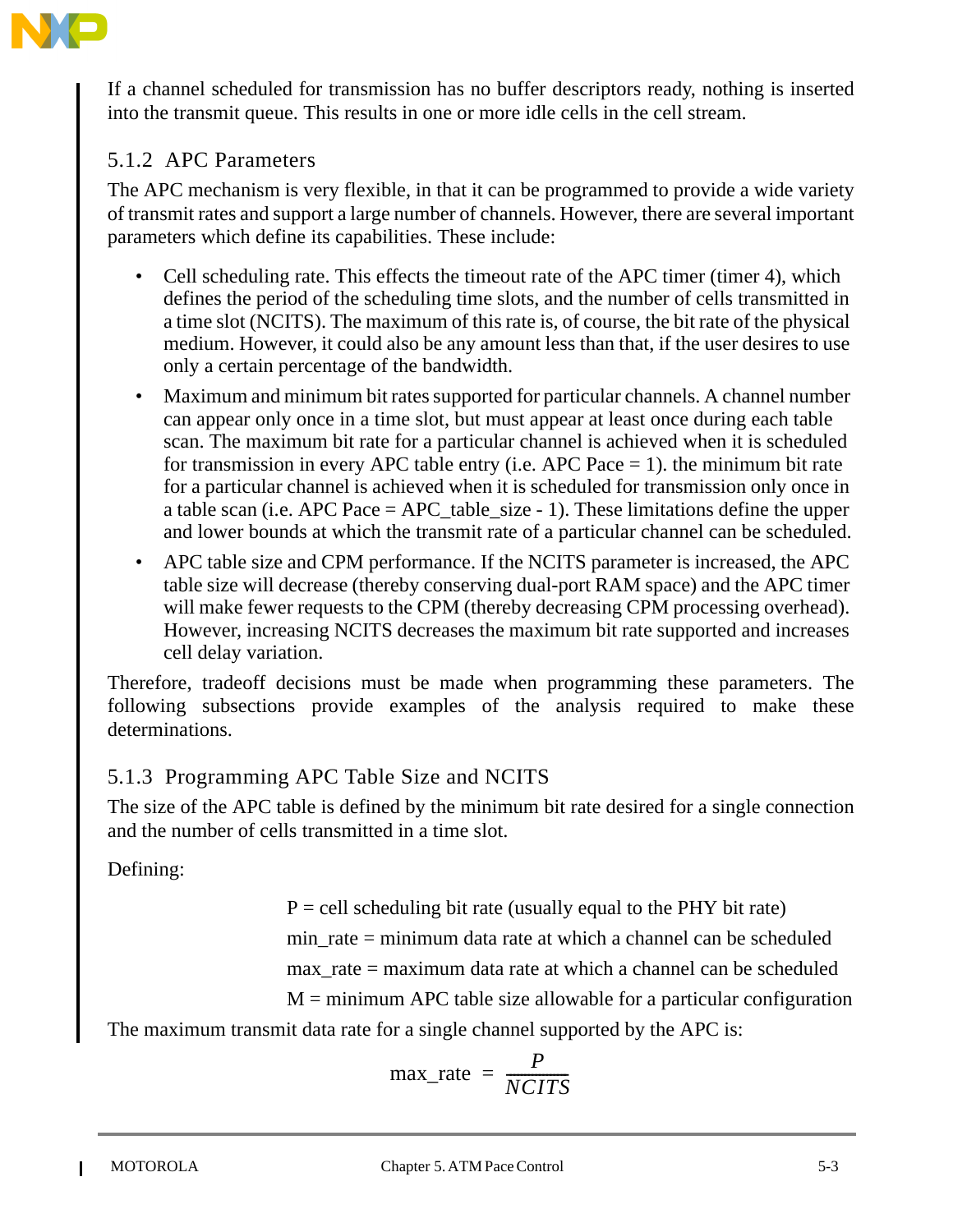If a channel scheduled for transmission has no buffer descriptors ready, nothing is inserted into the transmit queue. This results in one or more idle cells in the cell stream.

### 5.1.2 APC Parameters

The APC mechanism is very flexible, in that it can be programmed to provide a wide variety of transmit rates and support a large number of channels. However, there are several important parameters which define its capabilities. These include:

- Cell scheduling rate. This effects the timeout rate of the APC timer (timer 4), which defines the period of the scheduling time slots, and the number of cells transmitted in a time slot (NCITS). The maximum of this rate is, of course, the bit rate of the physical medium. However, it could also be any amount less than that, if the user desires to use only a certain percentage of the bandwidth.
- Maximum and minimum bit rates supported for particular channels. A channel number can appear only once in a time slot, but must appear at least once during each table scan. The maximum bit rate for a particular channel is achieved when it is scheduled for transmission in every APC table entry (i.e. APC Pace = 1). the minimum bit rate for a particular channel is achieved when it is scheduled for transmission only once in a table scan (i.e. APC Pace = APC_table_size - 1). These limitations define the upper and lower bounds at which the transmit rate of a particular channel can be scheduled.
- APC table size and CPM performance. If the NCITS parameter is increased, the APC table size will decrease (thereby conserving dual-port RAM space) and the APC timer will make fewer requests to the CPM (thereby decreasing CPM processing overhead). However, increasing NCITS decreases the maximum bit rate supported and increases cell delay variation.

Therefore, tradeoff decisions must be made when programming these parameters. The following subsections provide examples of the analysis required to make these determinations.

### 5.1.3 Programming APC Table Size and NCITS

The size of the APC table is defined by the minimum bit rate desired for a single connection and the number of cells transmitted in a time slot.

Defining:

P = cell scheduling bit rate (usually equal to the PHY bit rate)

min_rate = minimum data rate at which a channel can be scheduled

max_rate = maximum data rate at which a channel can be scheduled

M = minimum APC table size allowable for a particular configuration

The maximum transmit data rate for a single channel supported by the APC is:

$$\text{max\_rate} = \frac{P}{NCITS}$$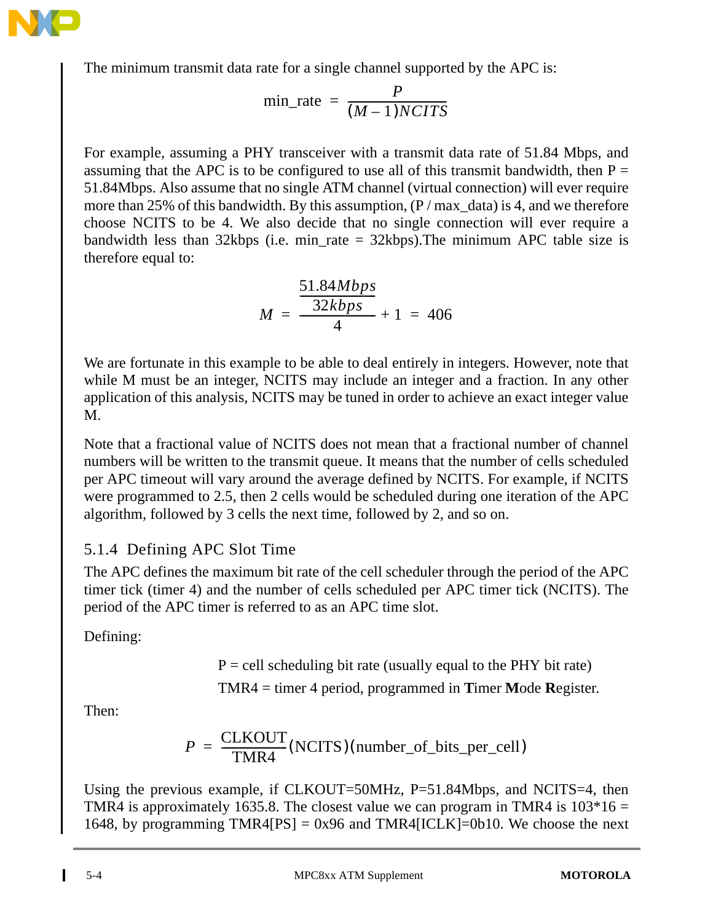The minimum transmit data rate for a single channel supported by the APC is:

$$\text{min\_rate} = \frac{P}{(M-1)NCITS}$$

For example, assuming a PHY transceiver with a transmit data rate of 51.84 Mbps, and assuming that the APC is to be configured to use all of this transmit bandwidth, then P = 51.84Mbps. Also assume that no single ATM channel (virtual connection) will ever require more than 25% of this bandwidth. By this assumption, (P / max_data) is 4, and we therefore choose NCITS to be 4. We also decide that no single connection will ever require a bandwidth less than 32kbps (i.e. min_rate = 32kbps).The minimum APC table size is therefore equal to:

$$M = \frac{\frac{51.84Mbps}{32kbps}}{4} + 1 = 406$$

We are fortunate in this example to be able to deal entirely in integers. However, note that while M must be an integer, NCITS may include an integer and a fraction. In any other application of this analysis, NCITS may be tuned in order to achieve an exact integer value M.

Note that a fractional value of NCITS does not mean that a fractional number of channel numbers will be written to the transmit queue. It means that the number of cells scheduled per APC timeout will vary around the average defined by NCITS. For example, if NCITS were programmed to 2.5, then 2 cells would be scheduled during one iteration of the APC algorithm, followed by 3 cells the next time, followed by 2, and so on.

### 5.1.4 Defining APC Slot Time

The APC defines the maximum bit rate of the cell scheduler through the period of the APC timer tick (timer 4) and the number of cells scheduled per APC timer tick (NCITS). The period of the APC timer is referred to as an APC time slot.

Defining:

P = cell scheduling bit rate (usually equal to the PHY bit rate)

TMR4 = timer 4 period, programmed in **T**imer **M**ode **R**egister.

Then:

$$P = \frac{\text{CLKOUT}}{\text{TMR4}}(\text{NCITS})(\text{number\_of\_bits\_per\_cell})$$

Using the previous example, if CLKOUT=50MHz, P=51.84Mbps, and NCITS=4, then TMR4 is approximately 1635.8. The closest value we can program in TMR4 is 103*16 = 1648, by programming TMR4[PS] = 0x96 and TMR4[ICLK]=0b10. We choose the next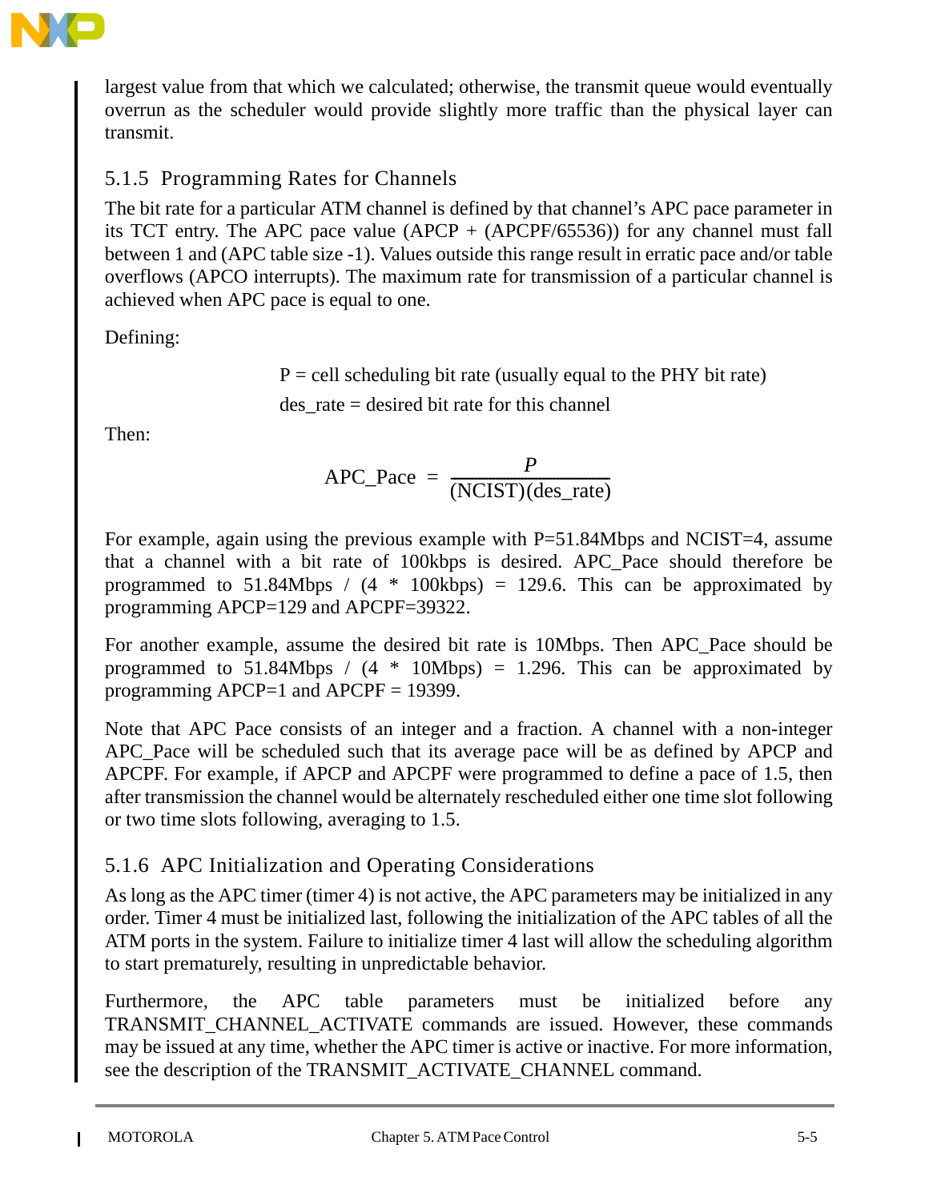largest value from that which we calculated; otherwise, the transmit queue would eventually overrun as the scheduler would provide slightly more traffic than the physical layer can transmit.

### 5.1.5 Programming Rates for Channels

The bit rate for a particular ATM channel is defined by that channel's APC pace parameter in its TCT entry. The APC pace value (APCP + (APCPF/65536)) for any channel must fall between 1 and (APC table size -1). Values outside this range result in erratic pace and/or table overflows (APCO interrupts). The maximum rate for transmission of a particular channel is achieved when APC pace is equal to one.

Defining:

P = cell scheduling bit rate (usually equal to the PHY bit rate)

des_rate = desired bit rate for this channel

Then:

$$\text{APC\_Pace} = \frac{P}{(\text{NCIST})(\text{des\_rate})}$$

For example, again using the previous example with P=51.84Mbps and NCIST=4, assume that a channel with a bit rate of 100kbps is desired. APC_Pace should therefore be programmed to 51.84Mbps / (4 * 100kbps) = 129.6. This can be approximated by programming APCP=129 and APCPF=39322.

For another example, assume the desired bit rate is 10Mbps. Then APC_Pace should be programmed to 51.84Mbps / (4 * 10Mbps) = 1.296. This can be approximated by programming APCP=1 and APCPF = 19399.

Note that APC Pace consists of an integer and a fraction. A channel with a non-integer APC_Pace will be scheduled such that its average pace will be as defined by APCP and APCPF. For example, if APCP and APCPF were programmed to define a pace of 1.5, then after transmission the channel would be alternately rescheduled either one time slot following or two time slots following, averaging to 1.5.

### 5.1.6 APC Initialization and Operating Considerations

As long as the APC timer (timer 4) is not active, the APC parameters may be initialized in any order. Timer 4 must be initialized last, following the initialization of the APC tables of all the ATM ports in the system. Failure to initialize timer 4 last will allow the scheduling algorithm to start prematurely, resulting in unpredictable behavior.

Furthermore, the APC table parameters must be initialized before any TRANSMIT_CHANNEL_ACTIVATE commands are issued. However, these commands may be issued at any time, whether the APC timer is active or inactive. For more information, see the description of the TRANSMIT_ACTIVATE_CHANNEL command.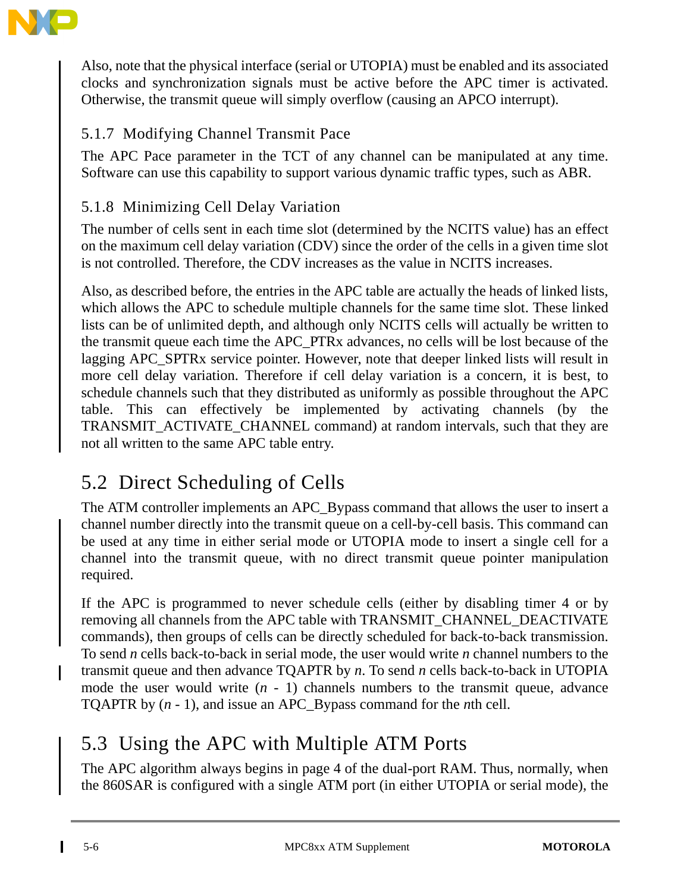Also, note that the physical interface (serial or UTOPIA) must be enabled and its associated clocks and synchronization signals must be active before the APC timer is activated. Otherwise, the transmit queue will simply overflow (causing an APCO interrupt).

### 5.1.7 Modifying Channel Transmit Pace

The APC Pace parameter in the TCT of any channel can be manipulated at any time. Software can use this capability to support various dynamic traffic types, such as ABR.

### 5.1.8 Minimizing Cell Delay Variation

The number of cells sent in each time slot (determined by the NCITS value) has an effect on the maximum cell delay variation (CDV) since the order of the cells in a given time slot is not controlled. Therefore, the CDV increases as the value in NCITS increases.

Also, as described before, the entries in the APC table are actually the heads of linked lists, which allows the APC to schedule multiple channels for the same time slot. These linked lists can be of unlimited depth, and although only NCITS cells will actually be written to the transmit queue each time the APC_PTRx advances, no cells will be lost because of the lagging APC_SPTRx service pointer. However, note that deeper linked lists will result in more cell delay variation. Therefore if cell delay variation is a concern, it is best, to schedule channels such that they distributed as uniformly as possible throughout the APC table. This can effectively be implemented by activating channels (by the TRANSMIT_ACTIVATE_CHANNEL command) at random intervals, such that they are not all written to the same APC table entry.

## 5.2 Direct Scheduling of Cells

The ATM controller implements an APC_Bypass command that allows the user to insert a channel number directly into the transmit queue on a cell-by-cell basis. This command can be used at any time in either serial mode or UTOPIA mode to insert a single cell for a channel into the transmit queue, with no direct transmit queue pointer manipulation required.

If the APC is programmed to never schedule cells (either by disabling timer 4 or by removing all channels from the APC table with TRANSMIT_CHANNEL_DEACTIVATE commands), then groups of cells can be directly scheduled for back-to-back transmission. To send *n* cells back-to-back in serial mode, the user would write *n* channel numbers to the transmit queue and then advance TQAPTR by *n*. To send *n* cells back-to-back in UTOPIA mode the user would write (*n* - 1) channels numbers to the transmit queue, advance TQAPTR by (*n* - 1), and issue an APC_Bypass command for the *n*th cell.

## 5.3 Using the APC with Multiple ATM Ports

The APC algorithm always begins in page 4 of the dual-port RAM. Thus, normally, when the 860SAR is configured with a single ATM port (in either UTOPIA or serial mode), the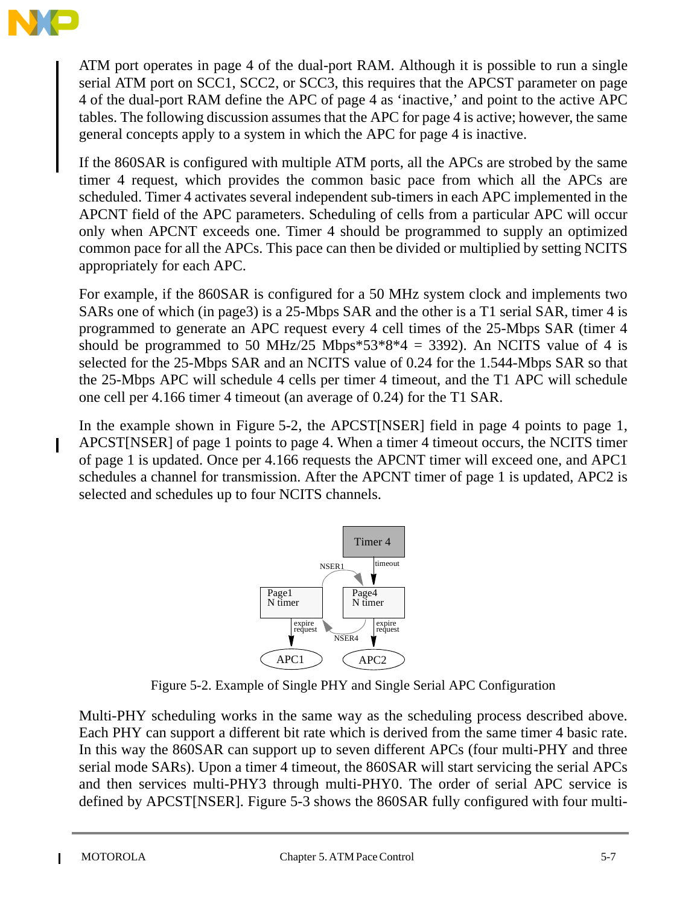ATM port operates in page 4 of the dual-port RAM. Although it is possible to run a single serial ATM port on SCC1, SCC2, or SCC3, this requires that the APCST parameter on page 4 of the dual-port RAM define the APC of page 4 as 'inactive,' and point to the active APC tables. The following discussion assumes that the APC for page 4 is active; however, the same general concepts apply to a system in which the APC for page 4 is inactive.

If the 860SAR is configured with multiple ATM ports, all the APCs are strobed by the same timer 4 request, which provides the common basic pace from which all the APCs are scheduled. Timer 4 activates several independent sub-timers in each APC implemented in the APCNT field of the APC parameters. Scheduling of cells from a particular APC will occur only when APCNT exceeds one. Timer 4 should be programmed to supply an optimized common pace for all the APCs. This pace can then be divided or multiplied by setting NCITS appropriately for each APC.

For example, if the 860SAR is configured for a 50 MHz system clock and implements two SARs one of which (in page3) is a 25-Mbps SAR and the other is a T1 serial SAR, timer 4 is programmed to generate an APC request every 4 cell times of the 25-Mbps SAR (timer 4 should be programmed to 50 MHz/25 Mbps*53*8*4 = 3392). An NCITS value of 4 is selected for the 25-Mbps SAR and an NCITS value of 0.24 for the 1.544-Mbps SAR so that the 25-Mbps APC will schedule 4 cells per timer 4 timeout, and the T1 APC will schedule one cell per 4.166 timer 4 timeout (an average of 0.24) for the T1 SAR.

In the example shown in Figure 5-2, the APCST[NSER] field in page 4 points to page 1, APCST[NSER] of page 1 points to page 4. When a timer 4 timeout occurs, the NCITS timer of page 1 is updated. Once per 4.166 requests the APCNT timer will exceed one, and APC1 schedules a channel for transmission. After the APCNT timer of page 1 is updated, APC2 is selected and schedules up to four NCITS channels.

Figure 5-2. Example of Single PHY and Single Serial APC Configuration

Multi-PHY scheduling works in the same way as the scheduling process described above. Each PHY can support a different bit rate which is derived from the same timer 4 basic rate. In this way the 860SAR can support up to seven different APCs (four multi-PHY and three serial mode SARs). Upon a timer 4 timeout, the 860SAR will start servicing the serial APCs and then services multi-PHY3 through multi-PHY0. The order of serial APC service is defined by APCST[NSER]. Figure 5-3 shows the 860SAR fully configured with four multi-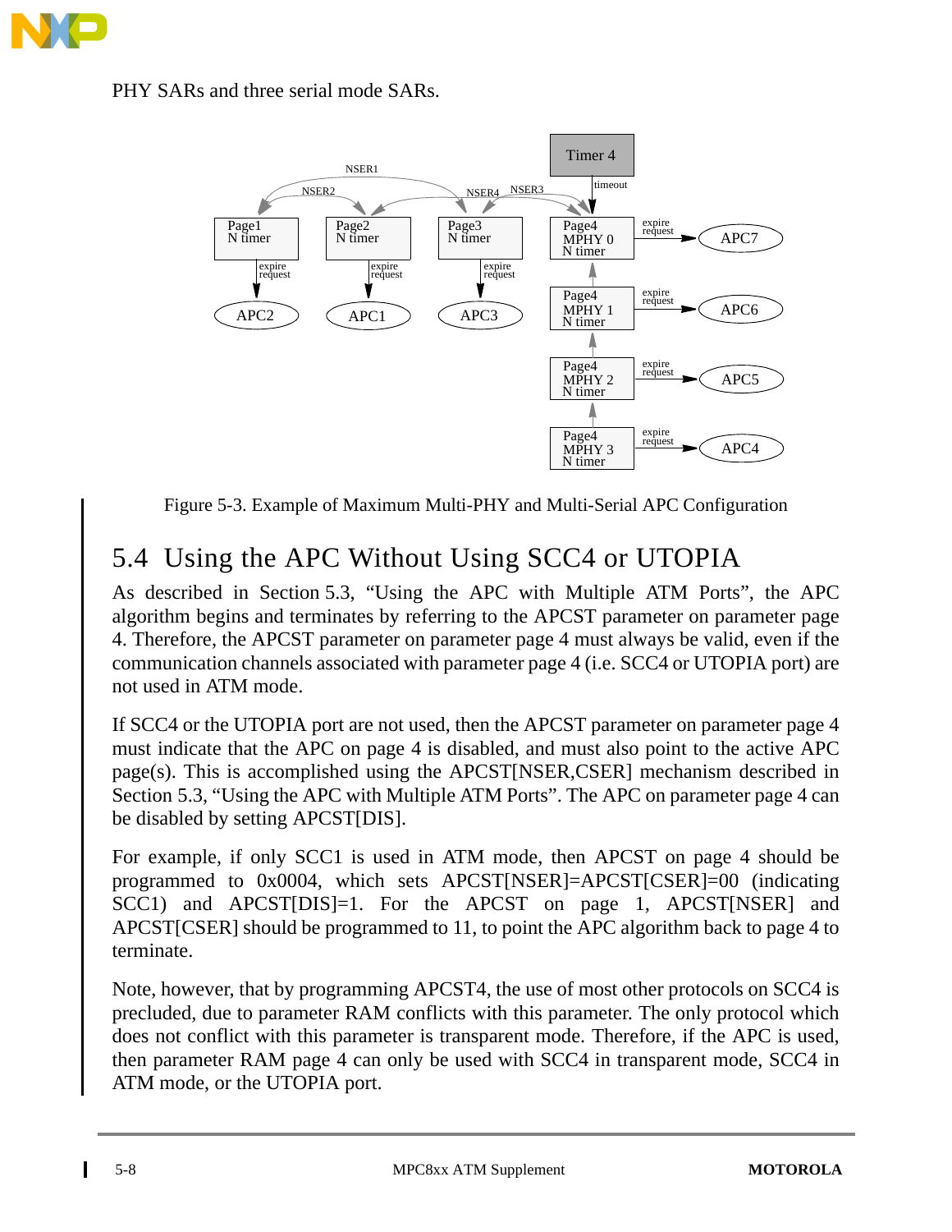PHY SARs and three serial mode SARs.

Figure 5-3. Example of Maximum Multi-PHY and Multi-Serial APC Configuration

## 5.4 Using the APC Without Using SCC4 or UTOPIA

As described in Section 5.3, “Using the APC with Multiple ATM Ports”, the APC algorithm begins and terminates by referring to the APCST parameter on parameter page 4. Therefore, the APCST parameter on parameter page 4 must always be valid, even if the communication channels associated with parameter page 4 (i.e. SCC4 or UTOPIA port) are not used in ATM mode.

If SCC4 or the UTOPIA port are not used, then the APCST parameter on parameter page 4 must indicate that the APC on page 4 is disabled, and must also point to the active APC page(s). This is accomplished using the APCST[NSER,CSER] mechanism described in Section 5.3, “Using the APC with Multiple ATM Ports”. The APC on parameter page 4 can be disabled by setting APCST[DIS].

For example, if only SCC1 is used in ATM mode, then APCST on page 4 should be programmed to 0x0004, which sets APCST[NSER]=APCST[CSER]=00 (indicating SCC1) and APCST[DIS]=1. For the APCST on page 1, APCST[NSER] and APCST[CSER] should be programmed to 11, to point the APC algorithm back to page 4 to terminate.

Note, however, that by programming APCST4, the use of most other protocols on SCC4 is precluded, due to parameter RAM conflicts with this parameter. The only protocol which does not conflict with this parameter is transparent mode. Therefore, if the APC is used, then parameter RAM page 4 can only be used with SCC4 in transparent mode, SCC4 in ATM mode, or the UTOPIA port.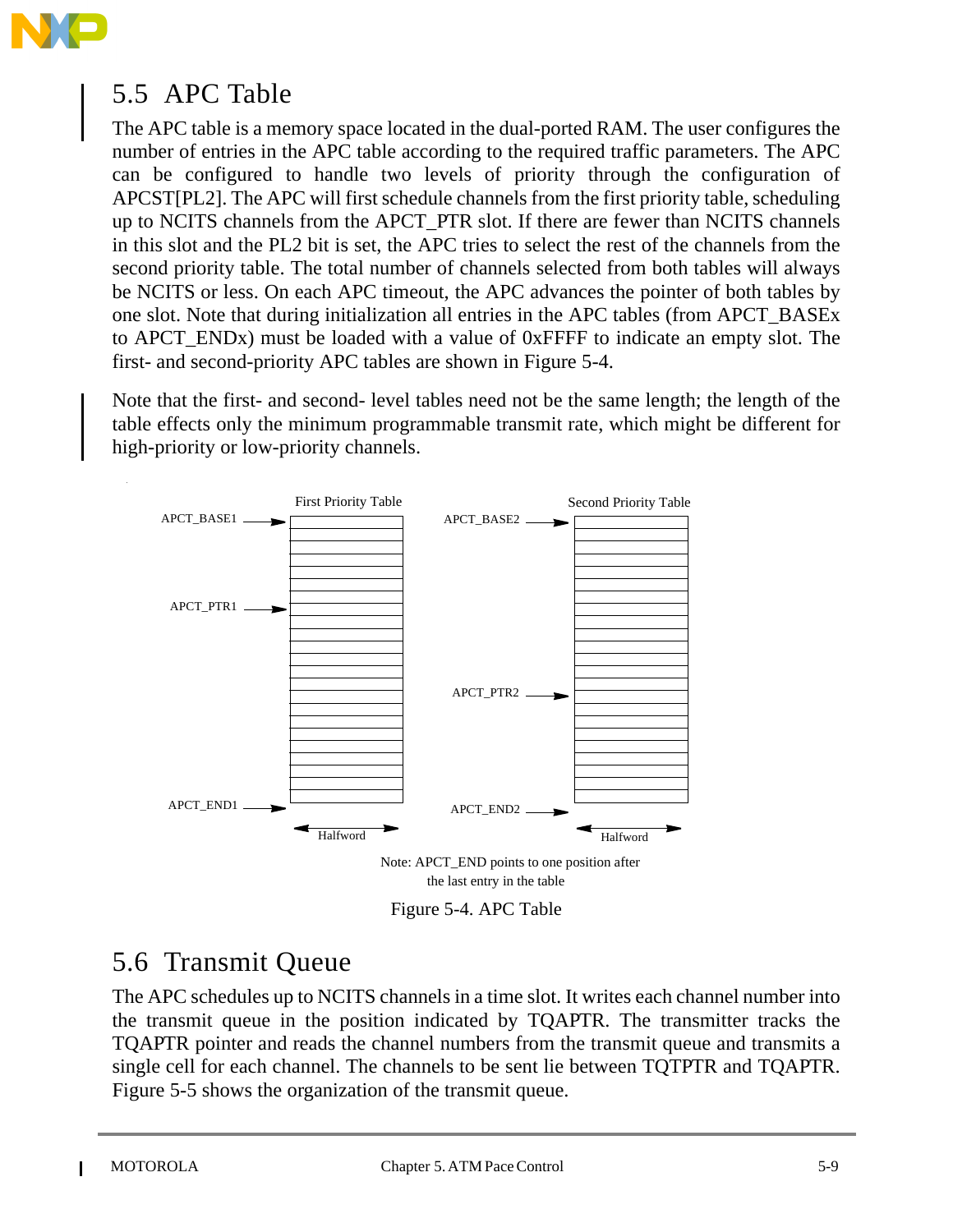## 5.5 APC Table

The APC table is a memory space located in the dual-ported RAM. The user configures the number of entries in the APC table according to the required traffic parameters. The APC can be configured to handle two levels of priority through the configuration of APCST[PL2]. The APC will first schedule channels from the first priority table, scheduling up to NCITS channels from the APCT_PTR slot. If there are fewer than NCITS channels in this slot and the PL2 bit is set, the APC tries to select the rest of the channels from the second priority table. The total number of channels selected from both tables will always be NCITS or less. On each APC timeout, the APC advances the pointer of both tables by one slot. Note that during initialization all entries in the APC tables (from APCT_BASEx to APCT_ENDx) must be loaded with a value of 0xFFFF to indicate an empty slot. The first- and second-priority APC tables are shown in Figure 5-4.

Note that the first- and second- level tables need not be the same length; the length of the table effects only the minimum programmable transmit rate, which might be different for high-priority or low-priority channels.

First Priority Table — APCT_BASE1, APCT_PTR1, APCT_END1 (Halfword)

Second Priority Table — APCT_BASE2, APCT_PTR2, APCT_END2 (Halfword)

Note: APCT_END points to one position after the last entry in the table

Figure 5-4. APC Table

## 5.6 Transmit Queue

The APC schedules up to NCITS channels in a time slot. It writes each channel number into the transmit queue in the position indicated by TQAPTR. The transmitter tracks the TQAPTR pointer and reads the channel numbers from the transmit queue and transmits a single cell for each channel. The channels to be sent lie between TQTPTR and TQAPTR. Figure 5-5 shows the organization of the transmit queue.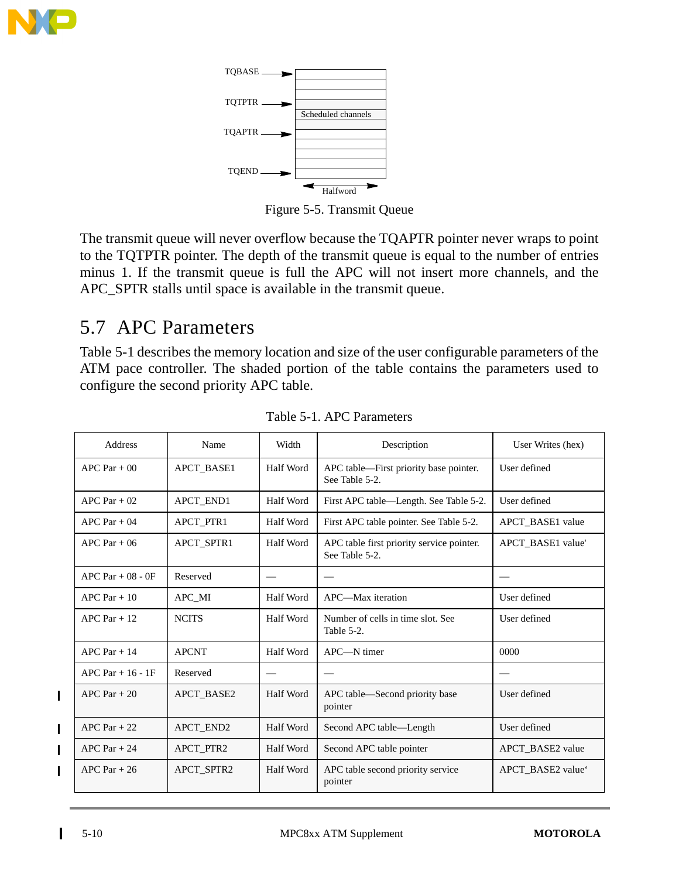TQBASE

TQTPTR

Scheduled channels

TQAPTR

TQEND

Halfword

Figure 5-5. Transmit Queue

The transmit queue will never overflow because the TQAPTR pointer never wraps to point to the TQTPTR pointer. The depth of the transmit queue is equal to the number of entries minus 1. If the transmit queue is full the APC will not insert more channels, and the APC_SPTR stalls until space is available in the transmit queue.

## 5.7 APC Parameters

Table 5-1 describes the memory location and size of the user configurable parameters of the ATM pace controller. The shaded portion of the table contains the parameters used to configure the second priority APC table.

Table 5-1. APC Parameters

| Address | Name | Width | Description | User Writes (hex) |
|---|---|---|---|---|
| APC Par + 00 | APCT_BASE1 | Half Word | APC table—First priority base pointer. See Table 5-2. | User defined |
| APC Par + 02 | APCT_END1 | Half Word | First APC table—Length. See Table 5-2. | User defined |
| APC Par + 04 | APCT_PTR1 | Half Word | First APC table pointer. See Table 5-2. | APCT_BASE1 value |
| APC Par + 06 | APCT_SPTR1 | Half Word | APC table first priority service pointer. See Table 5-2. | APCT_BASE1 value' |
| APC Par + 08 - 0F | Reserved | — | — | — |
| APC Par + 10 | APC_MI | Half Word | APC—Max iteration | User defined |
| APC Par + 12 | NCITS | Half Word | Number of cells in time slot. See Table 5-2. | User defined |
| APC Par + 14 | APCNT | Half Word | APC—N timer | 0000 |
| APC Par + 16 - 1F | Reserved | — | — | — |
| APC Par + 20 | APCT_BASE2 | Half Word | APC table—Second priority base pointer | User defined |
| APC Par + 22 | APCT_END2 | Half Word | Second APC table—Length | User defined |
| APC Par + 24 | APCT_PTR2 | Half Word | Second APC table pointer | APCT_BASE2 value |
| APC Par + 26 | APCT_SPTR2 | Half Word | APC table second priority service pointer | APCT_BASE2 value' |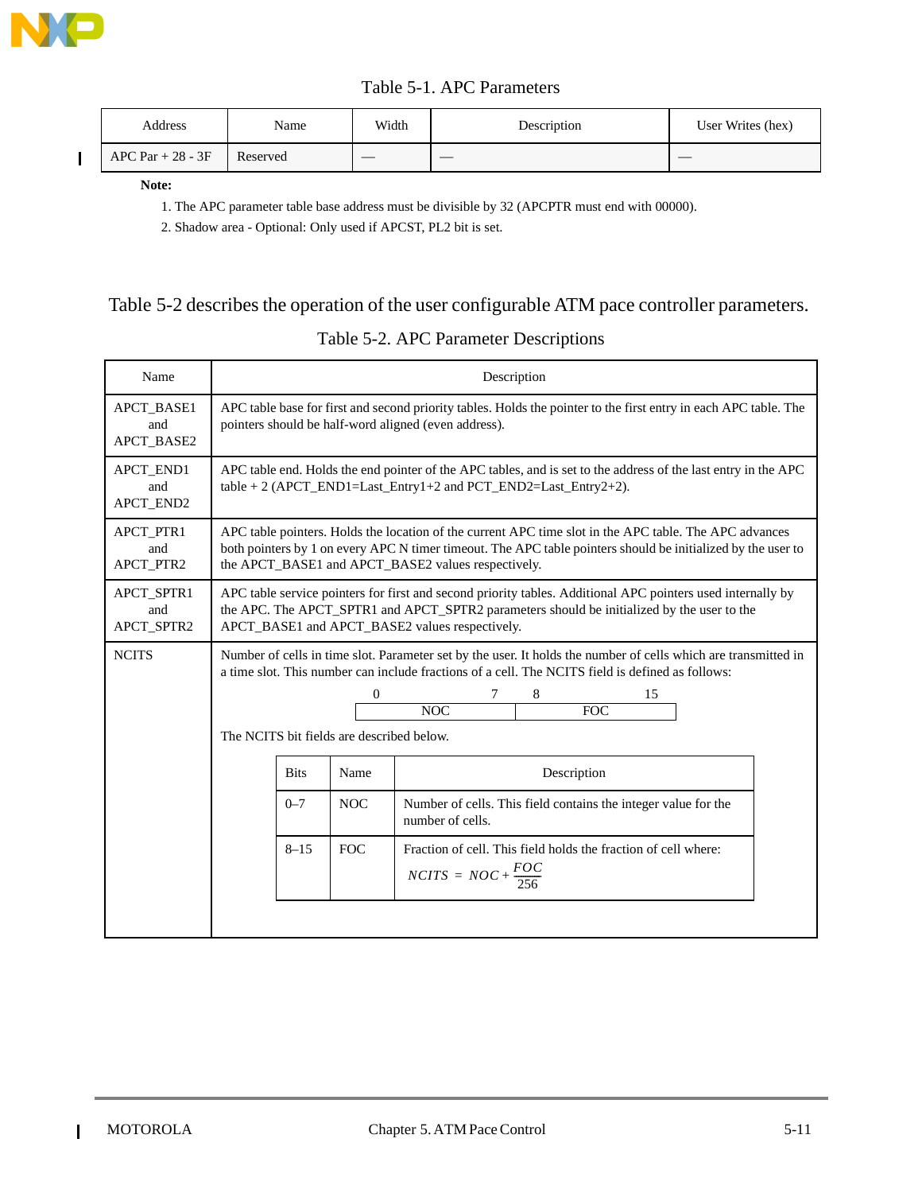Table 5-1. APC Parameters

| Address | Name | Width | Description | User Writes (hex) |
|---|---|---|---|---|
| APC Par + 28 - 3F | Reserved | — | — | — |

**Note:**

1. The APC parameter table base address must be divisible by 32 (APCPTR must end with 00000).
2. Shadow area - Optional: Only used if APCST, PL2 bit is set.

Table 5-2 describes the operation of the user configurable ATM pace controller parameters.

Table 5-2. APC Parameter Descriptions

| Name | Description |
|---|---|
| APCT_BASE1 and APCT_BASE2 | APC table base for first and second priority tables. Holds the pointer to the first entry in each APC table. The pointers should be half-word aligned (even address). |
| APCT_END1 and APCT_END2 | APC table end. Holds the end pointer of the APC tables, and is set to the address of the last entry in the APC table + 2 (APCT_END1=Last_Entry1+2 and PCT_END2=Last_Entry2+2). |
| APCT_PTR1 and APCT_PTR2 | APC table pointers. Holds the location of the current APC time slot in the APC table. The APC advances both pointers by 1 on every APC N timer timeout. The APC table pointers should be initialized by the user to the APCT_BASE1 and APCT_BASE2 values respectively. |
| APCT_SPTR1 and APCT_SPTR2 | APC table service pointers for first and second priority tables. Additional APC pointers used internally by the APC. The APCT_SPTR1 and APCT_SPTR2 parameters should be initialized by the user to the APCT_BASE1 and APCT_BASE2 values respectively. |
| NCITS | Number of cells in time slot. Parameter set by the user. It holds the number of cells which are transmitted in a time slot. This number can include fractions of a cell. The NCITS field is defined as follows: (see NCITS field layout and bit field descriptions below) |

NCITS field layout:

| 0–7 | 8–15 |
|---|---|
| NOC | FOC |

The NCITS bit fields are described below.

| Bits | Name | Description |
|---|---|---|
| 0–7 | NOC | Number of cells. This field contains the integer value for the number of cells. |
| 8–15 | FOC | Fraction of cell. This field holds the fraction of cell where: $NCITS = NOC + \frac{FOC}{256}$ |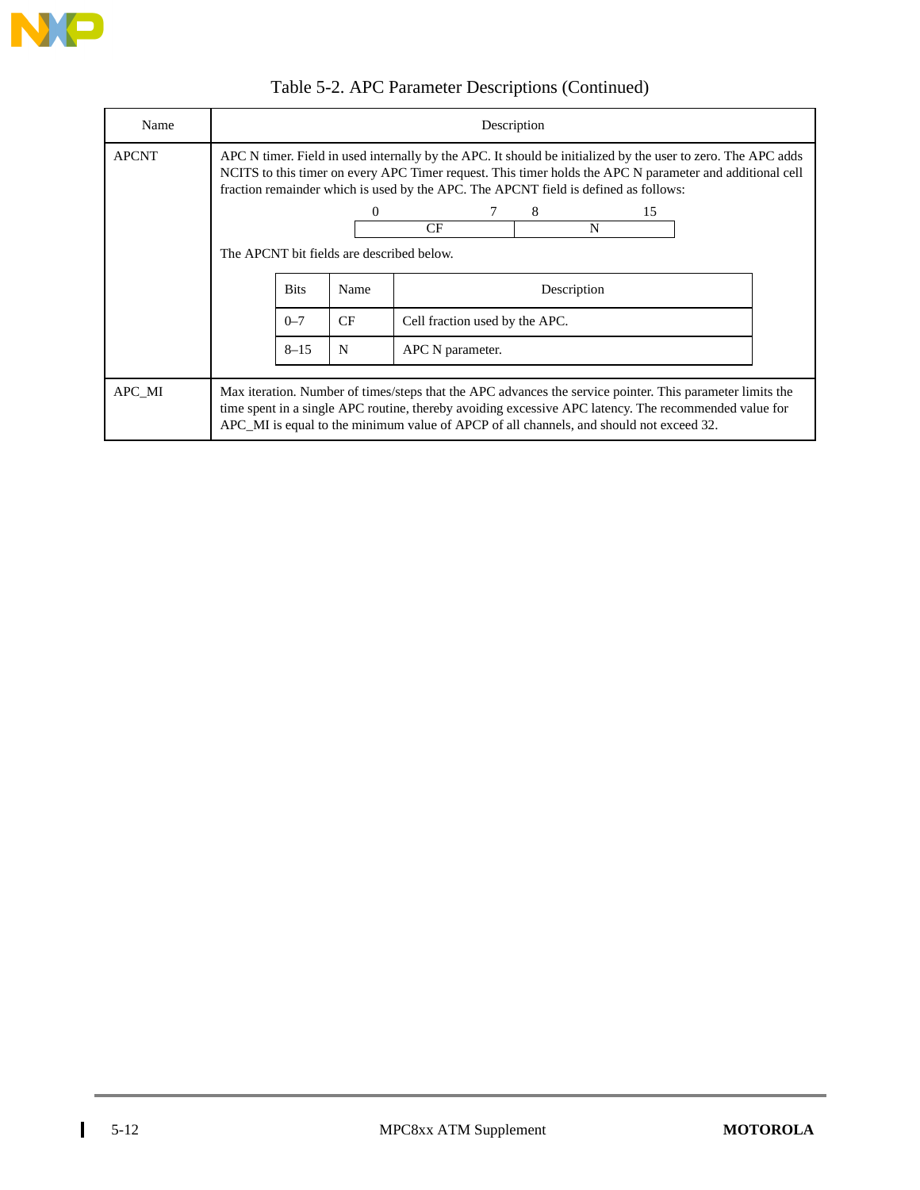Table 5-2. APC Parameter Descriptions (Continued)

<table>
<tr><th>Name</th><th>Description</th></tr>
<tr><td>APCNT</td><td>APC N timer. Field in used internally by the APC. It should be initialized by the user to zero. The APC adds NCITS to this timer on every APC Timer request. This timer holds the APC N parameter and additional cell fraction remainder which is used by the APC. The APCNT field is defined as follows:<br><br>
<table>
<tr><td>0–7</td><td>8–15</td></tr>
<tr><td>CF</td><td>N</td></tr>
</table>
<br>The APCNT bit fields are described below.<br><br>
<table>
<tr><th>Bits</th><th>Name</th><th>Description</th></tr>
<tr><td>0–7</td><td>CF</td><td>Cell fraction used by the APC.</td></tr>
<tr><td>8–15</td><td>N</td><td>APC N parameter.</td></tr>
</table>
</td></tr>
<tr><td>APC_MI</td><td>Max iteration. Number of times/steps that the APC advances the service pointer. This parameter limits the time spent in a single APC routine, thereby avoiding excessive APC latency. The recommended value for APC_MI is equal to the minimum value of APCP of all channels, and should not exceed 32.</td></tr>
</table>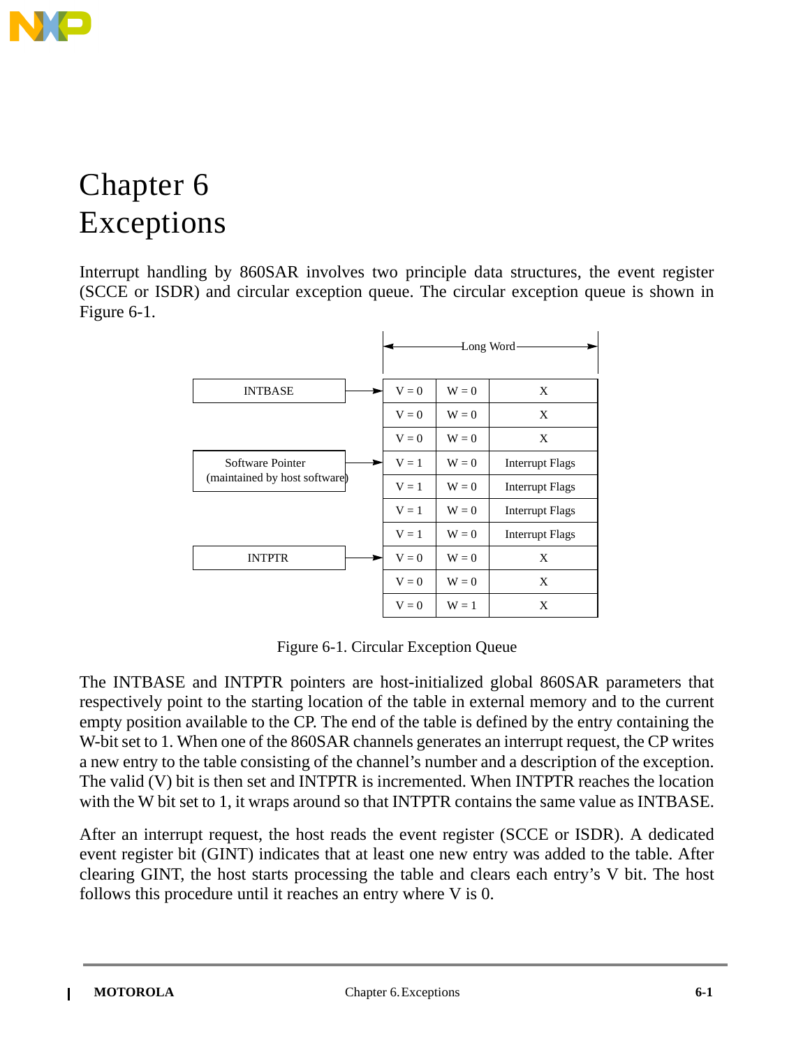# Chapter 6 Exceptions

Interrupt handling by 860SAR involves two principle data structures, the event register (SCCE or ISDR) and circular exception queue. The circular exception queue is shown in Figure 6-1.

| Pointer | V | W | Long Word |
|---|---|---|---|
| INTBASE → | V = 0 | W = 0 | X |
| | V = 0 | W = 0 | X |
| | V = 0 | W = 0 | X |
| Software Pointer (maintained by host software) → | V = 1 | W = 0 | Interrupt Flags |
| | V = 1 | W = 0 | Interrupt Flags |
| | V = 1 | W = 0 | Interrupt Flags |
| | V = 1 | W = 0 | Interrupt Flags |
| INTPTR → | V = 0 | W = 0 | X |
| | V = 0 | W = 0 | X |
| | V = 0 | W = 1 | X |

Figure 6-1. Circular Exception Queue

The INTBASE and INTPTR pointers are host-initialized global 860SAR parameters that respectively point to the starting location of the table in external memory and to the current empty position available to the CP. The end of the table is defined by the entry containing the W-bit set to 1. When one of the 860SAR channels generates an interrupt request, the CP writes a new entry to the table consisting of the channel's number and a description of the exception. The valid (V) bit is then set and INTPTR is incremented. When INTPTR reaches the location with the W bit set to 1, it wraps around so that INTPTR contains the same value as INTBASE.

After an interrupt request, the host reads the event register (SCCE or ISDR). A dedicated event register bit (GINT) indicates that at least one new entry was added to the table. After clearing GINT, the host starts processing the table and clears each entry's V bit. The host follows this procedure until it reaches an entry where V is 0.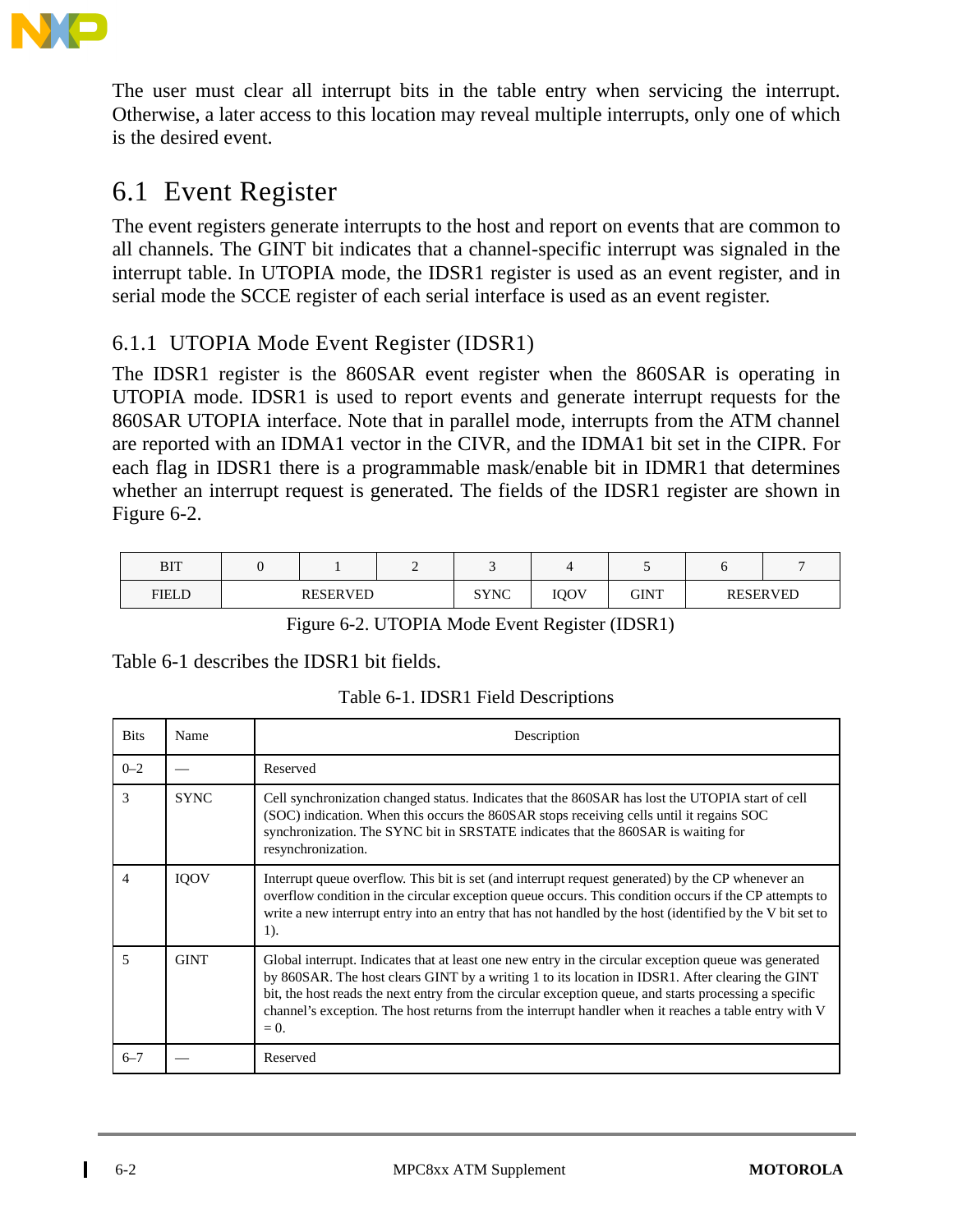The user must clear all interrupt bits in the table entry when servicing the interrupt. Otherwise, a later access to this location may reveal multiple interrupts, only one of which is the desired event.

## 6.1 Event Register

The event registers generate interrupts to the host and report on events that are common to all channels. The GINT bit indicates that a channel-specific interrupt was signaled in the interrupt table. In UTOPIA mode, the IDSR1 register is used as an event register, and in serial mode the SCCE register of each serial interface is used as an event register.

### 6.1.1 UTOPIA Mode Event Register (IDSR1)

The IDSR1 register is the 860SAR event register when the 860SAR is operating in UTOPIA mode. IDSR1 is used to report events and generate interrupt requests for the 860SAR UTOPIA interface. Note that in parallel mode, interrupts from the ATM channel are reported with an IDMA1 vector in the CIVR, and the IDMA1 bit set in the CIPR. For each flag in IDSR1 there is a programmable mask/enable bit in IDMR1 that determines whether an interrupt request is generated. The fields of the IDSR1 register are shown in Figure 6-2.

| BIT | 0 | 1 | 2 | 3 | 4 | 5 | 6 | 7 |
|---|---|---|---|---|---|---|---|---|
| FIELD | RESERVED | | | SYNC | IQOV | GINT | RESERVED | |

Figure 6-2. UTOPIA Mode Event Register (IDSR1)

Table 6-1 describes the IDSR1 bit fields.

Table 6-1. IDSR1 Field Descriptions

| Bits | Name | Description |
|---|---|---|
| 0–2 | — | Reserved |
| 3 | SYNC | Cell synchronization changed status. Indicates that the 860SAR has lost the UTOPIA start of cell (SOC) indication. When this occurs the 860SAR stops receiving cells until it regains SOC synchronization. The SYNC bit in SRSTATE indicates that the 860SAR is waiting for resynchronization. |
| 4 | IQOV | Interrupt queue overflow. This bit is set (and interrupt request generated) by the CP whenever an overflow condition in the circular exception queue occurs. This condition occurs if the CP attempts to write a new interrupt entry into an entry that has not handled by the host (identified by the V bit set to 1). |
| 5 | GINT | Global interrupt. Indicates that at least one new entry in the circular exception queue was generated by 860SAR. The host clears GINT by a writing 1 to its location in IDSR1. After clearing the GINT bit, the host reads the next entry from the circular exception queue, and starts processing a specific channel's exception. The host returns from the interrupt handler when it reaches a table entry with V = 0. |
| 6–7 | — | Reserved |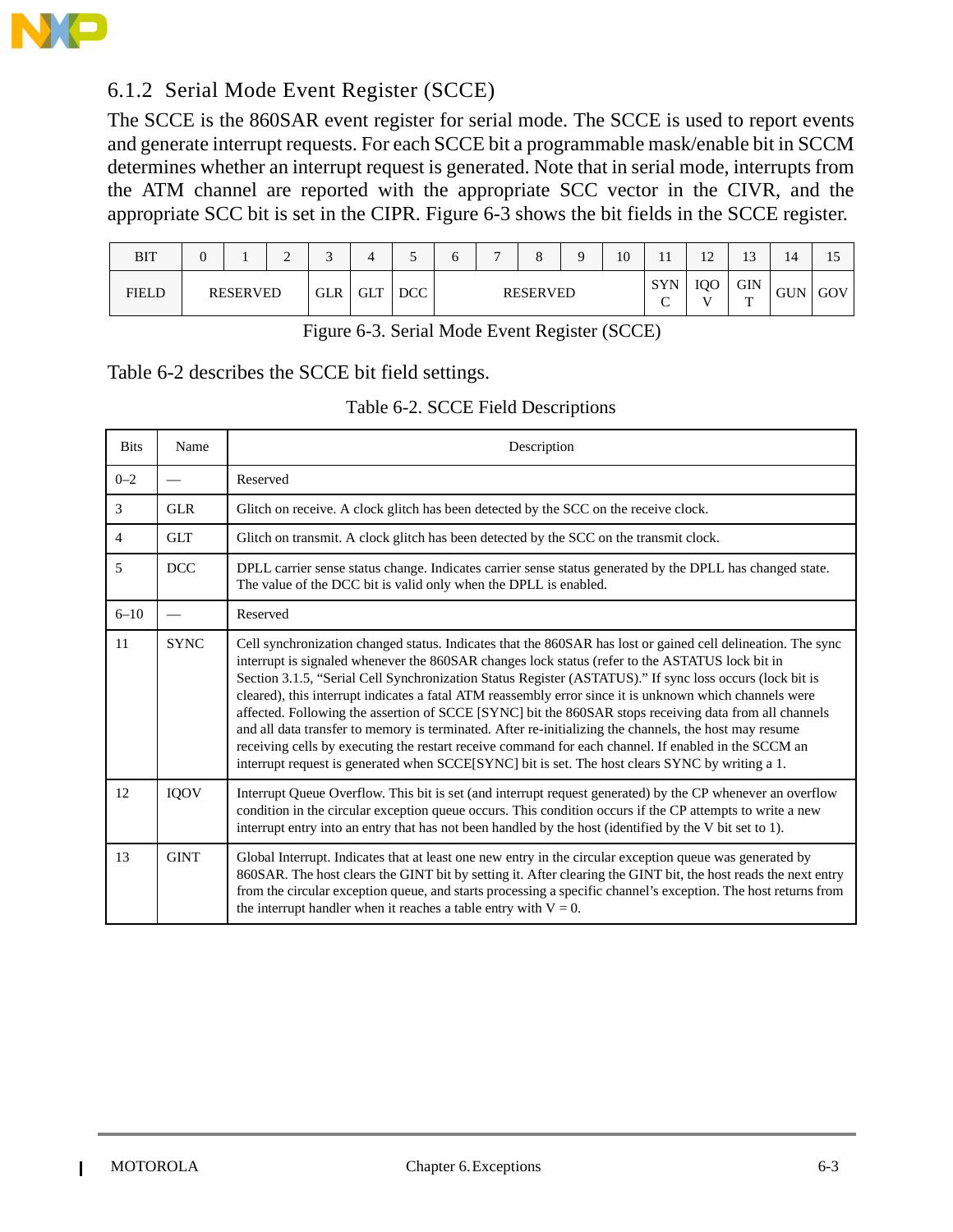### 6.1.2 Serial Mode Event Register (SCCE)

The SCCE is the 860SAR event register for serial mode. The SCCE is used to report events and generate interrupt requests. For each SCCE bit a programmable mask/enable bit in SCCM determines whether an interrupt request is generated. Note that in serial mode, interrupts from the ATM channel are reported with the appropriate SCC vector in the CIVR, and the appropriate SCC bit is set in the CIPR. Figure 6-3 shows the bit fields in the SCCE register.

| BIT | 0 | 1 | 2 | 3 | 4 | 5 | 6 | 7 | 8 | 9 | 10 | 11 | 12 | 13 | 14 | 15 |
|---|---|---|---|---|---|---|---|---|---|---|---|---|---|---|---|---|
| FIELD | RESERVED | | | GLR | GLT | DCC | RESERVED | | | | | SYNC | IQOV | GINT | GUN | GOV |

Figure 6-3. Serial Mode Event Register (SCCE)

Table 6-2 describes the SCCE bit field settings.

Table 6-2. SCCE Field Descriptions

| Bits | Name | Description |
|---|---|---|
| 0–2 | — | Reserved |
| 3 | GLR | Glitch on receive. A clock glitch has been detected by the SCC on the receive clock. |
| 4 | GLT | Glitch on transmit. A clock glitch has been detected by the SCC on the transmit clock. |
| 5 | DCC | DPLL carrier sense status change. Indicates carrier sense status generated by the DPLL has changed state. The value of the DCC bit is valid only when the DPLL is enabled. |
| 6–10 | — | Reserved |
| 11 | SYNC | Cell synchronization changed status. Indicates that the 860SAR has lost or gained cell delineation. The sync interrupt is signaled whenever the 860SAR changes lock status (refer to the ASTATUS lock bit in Section 3.1.5, "Serial Cell Synchronization Status Register (ASTATUS)." If sync loss occurs (lock bit is cleared), this interrupt indicates a fatal ATM reassembly error since it is unknown which channels were affected. Following the assertion of SCCE [SYNC] bit the 860SAR stops receiving data from all channels and all data transfer to memory is terminated. After re-initializing the channels, the host may resume receiving cells by executing the restart receive command for each channel. If enabled in the SCCM an interrupt request is generated when SCCE[SYNC] bit is set. The host clears SYNC by writing a 1. |
| 12 | IQOV | Interrupt Queue Overflow. This bit is set (and interrupt request generated) by the CP whenever an overflow condition in the circular exception queue occurs. This condition occurs if the CP attempts to write a new interrupt entry into an entry that has not been handled by the host (identified by the V bit set to 1). |
| 13 | GINT | Global Interrupt. Indicates that at least one new entry in the circular exception queue was generated by 860SAR. The host clears the GINT bit by setting it. After clearing the GINT bit, the host reads the next entry from the circular exception queue, and starts processing a specific channel's exception. The host returns from the interrupt handler when it reaches a table entry with V = 0. |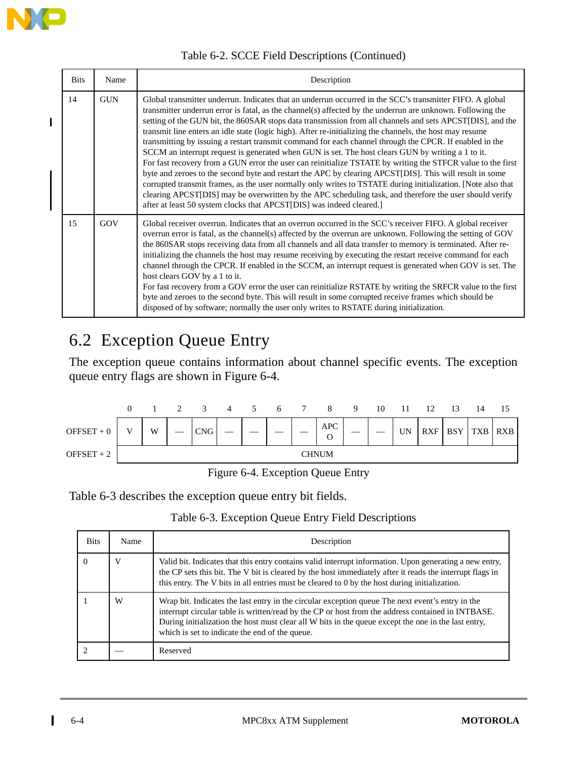Table 6-2. SCCE Field Descriptions (Continued)

| Bits | Name | Description |
|---|---|---|
| 14 | GUN | Global transmitter underrun. Indicates that an underrun occurred in the SCC's transmitter FIFO. A global transmitter underrun error is fatal, as the channel(s) affected by the underrun are unknown. Following the setting of the GUN bit, the 860SAR stops data transmission from all channels and sets APCST[DIS], and the transmit line enters an idle state (logic high). After re-initializing the channels, the host may resume transmitting by issuing a restart transmit command for each channel through the CPCR. If enabled in the SCCM an interrupt request is generated when GUN is set. The host clears GUN by writing a 1 to it.<br>For fast recovery from a GUN error the user can reinitialize TSTATE by writing the STFCR value to the first byte and zeroes to the second byte and restart the APC by clearing APCST[DIS]. This will result in some corrupted transmit frames, as the user normally only writes to TSTATE during initialization. [Note also that clearing APCST[DIS] may be overwritten by the APC scheduling task, and therefore the user should verify after at least 50 system clocks that APCST[DIS] was indeed cleared.] |
| 15 | GOV | Global receiver overrun. Indicates that an overrun occurred in the SCC's receiver FIFO. A global receiver overrun error is fatal, as the channel(s) affected by the overrun are unknown. Following the setting of GOV the 860SAR stops receiving data from all channels and all data transfer to memory is terminated. After re-initializing the channels the host may resume receiving by executing the restart receive command for each channel through the CPCR. If enabled in the SCCM, an interrupt request is generated when GOV is set. The host clears GOV by a 1 to it.<br>For fast recovery from a GOV error the user can reinitialize RSTATE by writing the SRFCR value to the first byte and zeroes to the second byte. This will result in some corrupted receive frames which should be disposed of by software; normally the user only writes to RSTATE during initialization. |

## 6.2 Exception Queue Entry

The exception queue contains information about channel specific events. The exception queue entry flags are shown in Figure 6-4.

| | 0 | 1 | 2 | 3 | 4 | 5 | 6 | 7 | 8 | 9 | 10 | 11 | 12 | 13 | 14 | 15 |
|---|---|---|---|---|---|---|---|---|---|---|---|---|---|---|---|---|
| OFFSET + 0 | V | W | — | CNG | — | — | — | — | APCO | — | — | UN | RXF | BSY | TXB | RXB |
| OFFSET + 2 | CHNUM | | | | | | | | | | | | | | | |

Figure 6-4. Exception Queue Entry

Table 6-3 describes the exception queue entry bit fields.

Table 6-3. Exception Queue Entry Field Descriptions

| Bits | Name | Description |
|---|---|---|
| 0 | V | Valid bit. Indicates that this entry contains valid interrupt information. Upon generating a new entry, the CP sets this bit. The V bit is cleared by the host immediately after it reads the interrupt flags in this entry. The V bits in all entries must be cleared to 0 by the host during initialization. |
| 1 | W | Wrap bit. Indicates the last entry in the circular exception queue The next event's entry in the interrupt circular table is written/read by the CP or host from the address contained in INTBASE. During initialization the host must clear all W bits in the queue except the one in the last entry, which is set to indicate the end of the queue. |
| 2 | — | Reserved |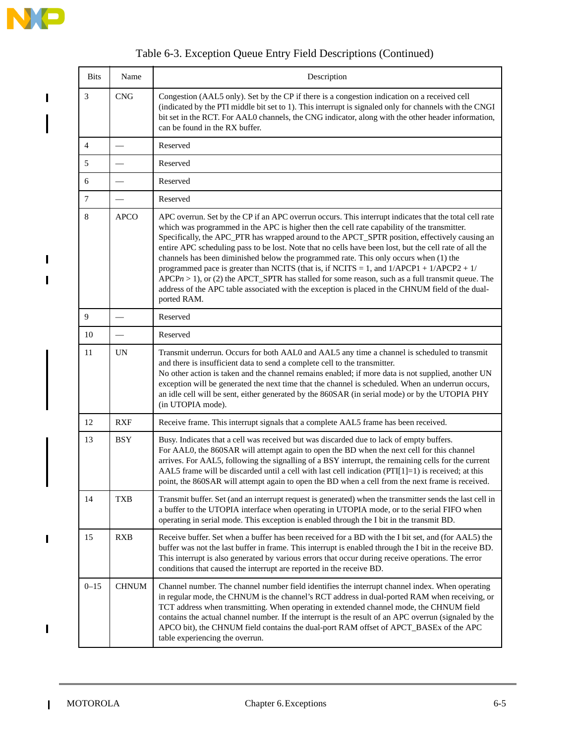Table 6-3. Exception Queue Entry Field Descriptions (Continued)

| Bits | Name | Description |
|---|---|---|
| 3 | CNG | Congestion (AAL5 only). Set by the CP if there is a congestion indication on a received cell (indicated by the PTI middle bit set to 1). This interrupt is signaled only for channels with the CNGI bit set in the RCT. For AAL0 channels, the CNG indicator, along with the other header information, can be found in the RX buffer. |
| 4 | — | Reserved |
| 5 | — | Reserved |
| 6 | — | Reserved |
| 7 | — | Reserved |
| 8 | APCO | APC overrun. Set by the CP if an APC overrun occurs. This interrupt indicates that the total cell rate which was programmed in the APC is higher then the cell rate capability of the transmitter. Specifically, the APC_PTR has wrapped around to the APCT_SPTR position, effectively causing an entire APC scheduling pass to be lost. Note that no cells have been lost, but the cell rate of all the channels has been diminished below the programmed rate. This only occurs when (1) the programmed pace is greater than NCITS (that is, if NCITS = 1, and 1/APCP1 + 1/APCP2 + 1/APCP*n* > 1), or (2) the APCT_SPTR has stalled for some reason, such as a full transmit queue. The address of the APC table associated with the exception is placed in the CHNUM field of the dual-ported RAM. |
| 9 | — | Reserved |
| 10 | — | Reserved |
| 11 | UN | Transmit underrun. Occurs for both AAL0 and AAL5 any time a channel is scheduled to transmit and there is insufficient data to send a complete cell to the transmitter.<br>No other action is taken and the channel remains enabled; if more data is not supplied, another UN exception will be generated the next time that the channel is scheduled. When an underrun occurs, an idle cell will be sent, either generated by the 860SAR (in serial mode) or by the UTOPIA PHY (in UTOPIA mode). |
| 12 | RXF | Receive frame. This interrupt signals that a complete AAL5 frame has been received. |
| 13 | BSY | Busy. Indicates that a cell was received but was discarded due to lack of empty buffers.<br>For AAL0, the 860SAR will attempt again to open the BD when the next cell for this channel arrives. For AAL5, following the signalling of a BSY interrupt, the remaining cells for the current AAL5 frame will be discarded until a cell with last cell indication (PTI[1]=1) is received; at this point, the 860SAR will attempt again to open the BD when a cell from the next frame is received. |
| 14 | TXB | Transmit buffer. Set (and an interrupt request is generated) when the transmitter sends the last cell in a buffer to the UTOPIA interface when operating in UTOPIA mode, or to the serial FIFO when operating in serial mode. This exception is enabled through the I bit in the transmit BD. |
| 15 | RXB | Receive buffer. Set when a buffer has been received for a BD with the I bit set, and (for AAL5) the buffer was not the last buffer in frame. This interrupt is enabled through the I bit in the receive BD. This interrupt is also generated by various errors that occur during receive operations. The error conditions that caused the interrupt are reported in the receive BD. |
| 0–15 | CHNUM | Channel number. The channel number field identifies the interrupt channel index. When operating in regular mode, the CHNUM is the channel's RCT address in dual-ported RAM when receiving, or TCT address when transmitting. When operating in extended channel mode, the CHNUM field contains the actual channel number. If the interrupt is the result of an APC overrun (signaled by the APCO bit), the CHNUM field contains the dual-port RAM offset of APCT_BASEx of the APC table experiencing the overrun. |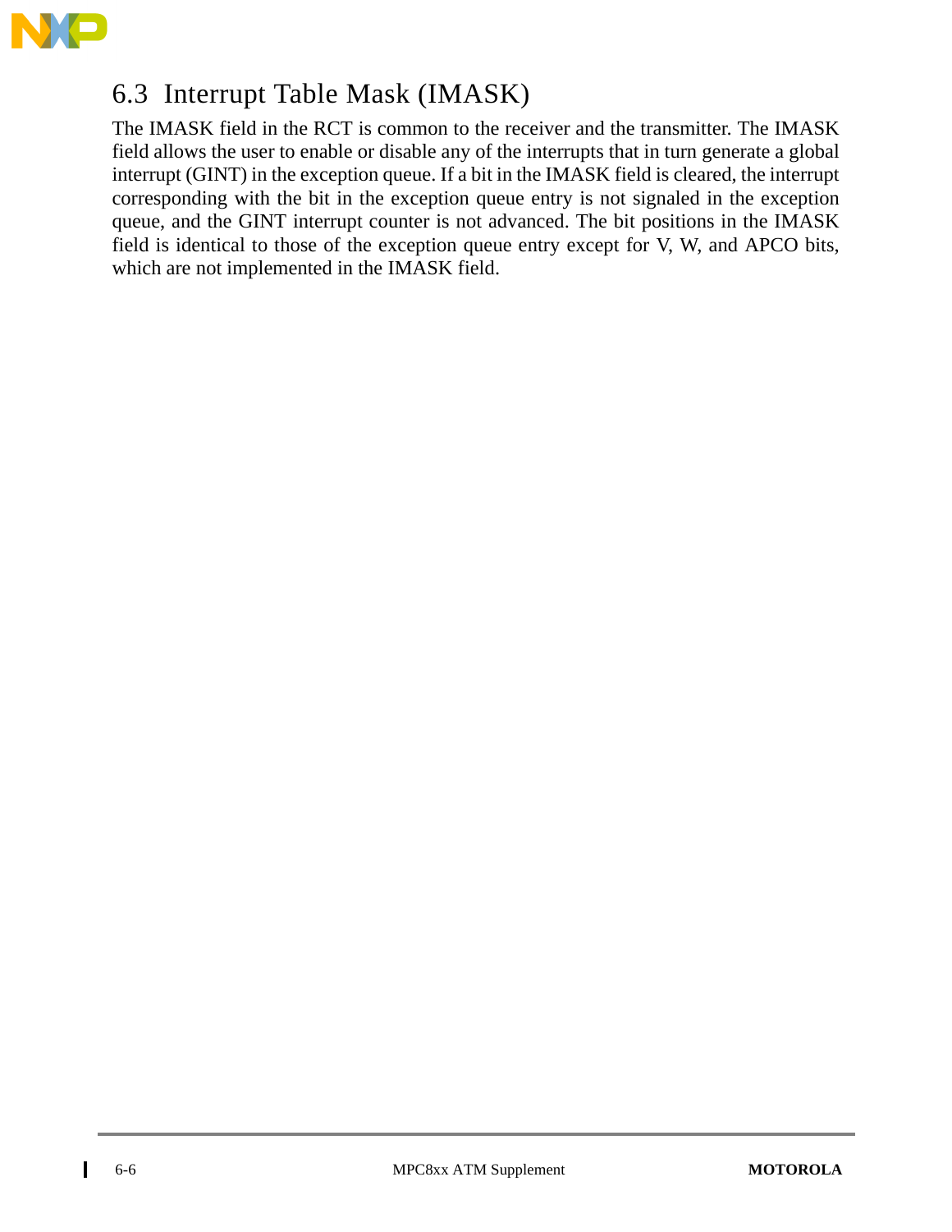## 6.3 Interrupt Table Mask (IMASK)

The IMASK field in the RCT is common to the receiver and the transmitter. The IMASK field allows the user to enable or disable any of the interrupts that in turn generate a global interrupt (GINT) in the exception queue. If a bit in the IMASK field is cleared, the interrupt corresponding with the bit in the exception queue entry is not signaled in the exception queue, and the GINT interrupt counter is not advanced. The bit positions in the IMASK field is identical to those of the exception queue entry except for V, W, and APCO bits, which are not implemented in the IMASK field.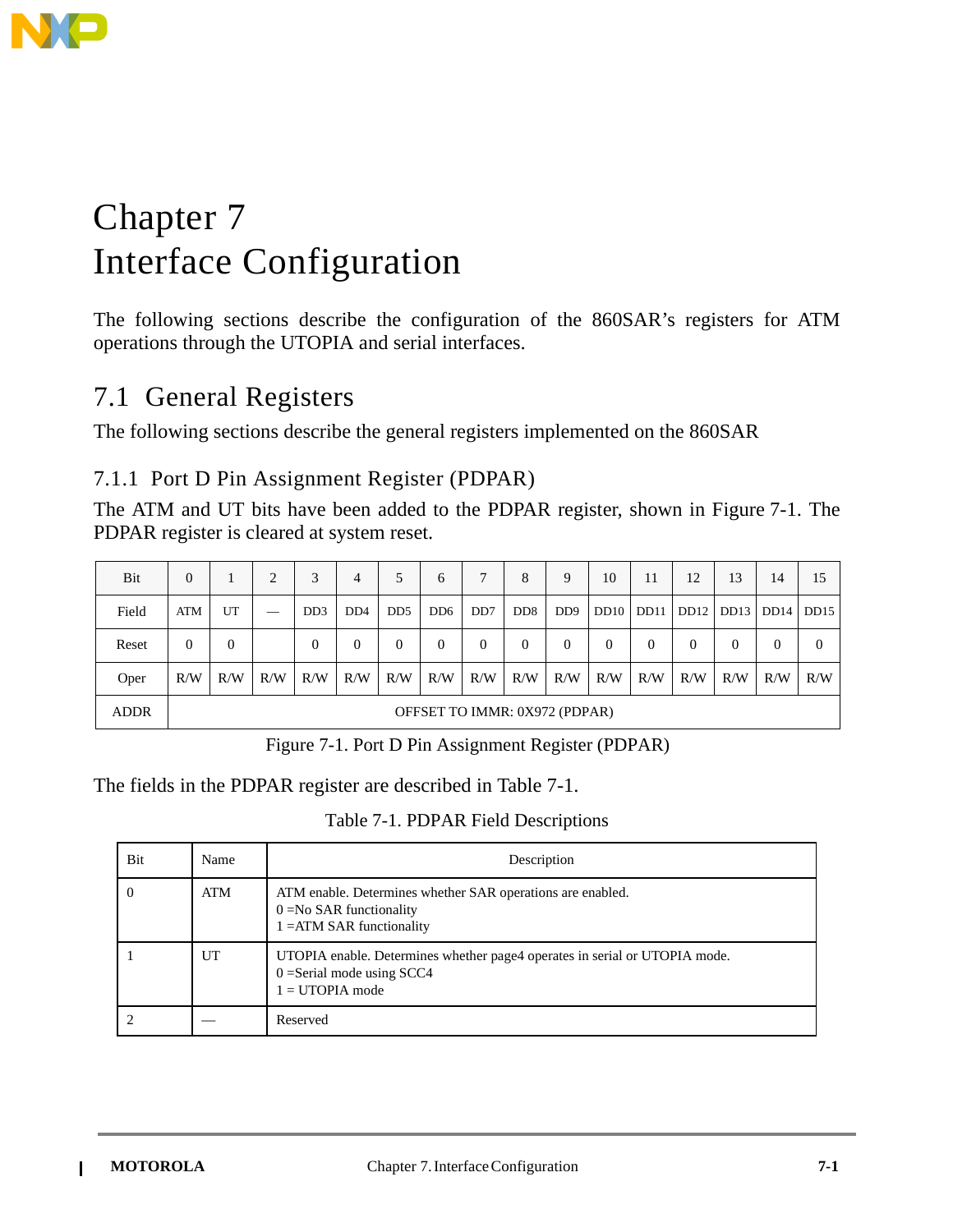// Chapter 7
# Interface Configuration

The following sections describe the configuration of the 860SAR's registers for ATM operations through the UTOPIA and serial interfaces.

## 7.1 General Registers

The following sections describe the general registers implemented on the 860SAR

### 7.1.1 Port D Pin Assignment Register (PDPAR)

The ATM and UT bits have been added to the PDPAR register, shown in Figure 7-1. The PDPAR register is cleared at system reset.

| Bit | 0 | 1 | 2 | 3 | 4 | 5 | 6 | 7 | 8 | 9 | 10 | 11 | 12 | 13 | 14 | 15 |
|---|---|---|---|---|---|---|---|---|---|---|---|---|---|---|---|---|
| Field | ATM | UT | — | DD3 | DD4 | DD5 | DD6 | DD7 | DD8 | DD9 | DD10 | DD11 | DD12 | DD13 | DD14 | DD15 |
| Reset | 0 | 0 | | 0 | 0 | 0 | 0 | 0 | 0 | 0 | 0 | 0 | 0 | 0 | 0 | 0 |
| Oper | R/W | R/W | R/W | R/W | R/W | R/W | R/W | R/W | R/W | R/W | R/W | R/W | R/W | R/W | R/W | R/W |
| ADDR | OFFSET TO IMMR: 0X972 (PDPAR) | | | | | | | | | | | | | | | |

Figure 7-1. Port D Pin Assignment Register (PDPAR)

The fields in the PDPAR register are described in Table 7-1.

Table 7-1. PDPAR Field Descriptions

| Bit | Name | Description |
|---|---|---|
| 0 | ATM | ATM enable. Determines whether SAR operations are enabled.<br>0 =No SAR functionality<br>1 =ATM SAR functionality |
| 1 | UT | UTOPIA enable. Determines whether page4 operates in serial or UTOPIA mode.<br>0 =Serial mode using SCC4<br>1 = UTOPIA mode |
| 2 | — | Reserved |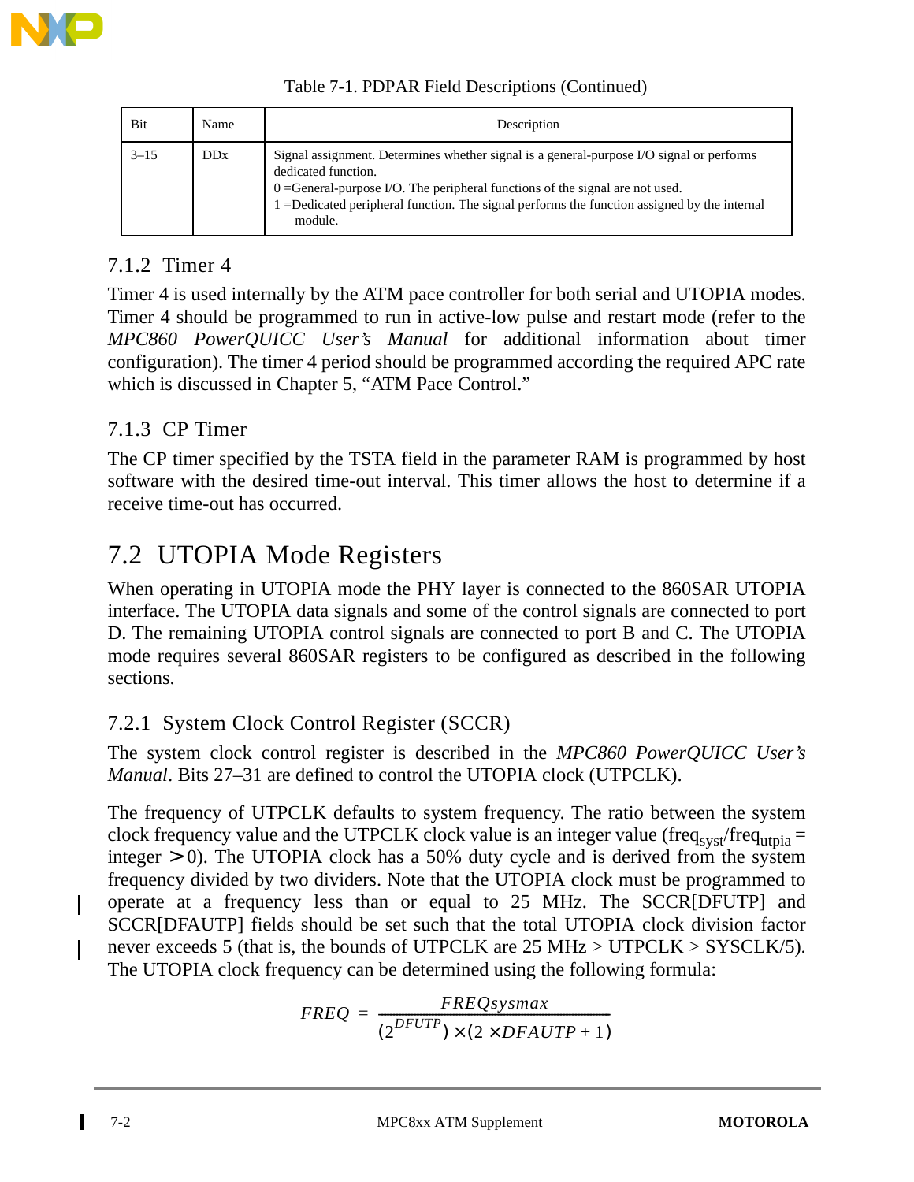Table 7-1. PDPAR Field Descriptions (Continued)

| Bit | Name | Description |
|---|---|---|
| 3–15 | DDx | Signal assignment. Determines whether signal is a general-purpose I/O signal or performs dedicated function.<br>0 =General-purpose I/O. The peripheral functions of the signal are not used.<br>1 =Dedicated peripheral function. The signal performs the function assigned by the internal module. |

### 7.1.2 Timer 4

Timer 4 is used internally by the ATM pace controller for both serial and UTOPIA modes. Timer 4 should be programmed to run in active-low pulse and restart mode (refer to the *MPC860 PowerQUICC User's Manual* for additional information about timer configuration). The timer 4 period should be programmed according the required APC rate which is discussed in Chapter 5, "ATM Pace Control."

### 7.1.3 CP Timer

The CP timer specified by the TSTA field in the parameter RAM is programmed by host software with the desired time-out interval. This timer allows the host to determine if a receive time-out has occurred.

## 7.2 UTOPIA Mode Registers

When operating in UTOPIA mode the PHY layer is connected to the 860SAR UTOPIA interface. The UTOPIA data signals and some of the control signals are connected to port D. The remaining UTOPIA control signals are connected to port B and C. The UTOPIA mode requires several 860SAR registers to be configured as described in the following sections.

### 7.2.1 System Clock Control Register (SCCR)

The system clock control register is described in the *MPC860 PowerQUICC User's Manual*. Bits 27–31 are defined to control the UTOPIA clock (UTPCLK).

The frequency of UTPCLK defaults to system frequency. The ratio between the system clock frequency value and the UTPCLK clock value is an integer value ($freq_{syst}/freq_{utpia}$ = integer $> 0$). The UTOPIA clock has a 50% duty cycle and is derived from the system frequency divided by two dividers. Note that the UTOPIA clock must be programmed to operate at a frequency less than or equal to 25 MHz. The SCCR[DFUTP] and SCCR[DFAUTP] fields should be set such that the total UTOPIA clock division factor never exceeds 5 (that is, the bounds of UTPCLK are 25 MHz > UTPCLK > SYSCLK/5). The UTOPIA clock frequency can be determined using the following formula:

$$FREQ = \frac{FREQsysmax}{(2^{DFUTP}) \times (2 \times DFAUTP + 1)}$$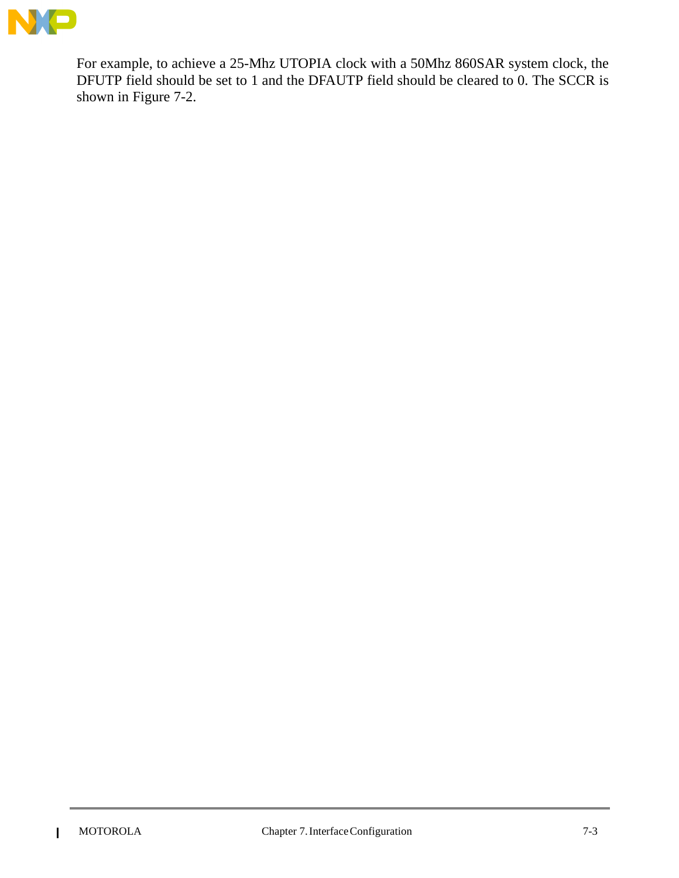For example, to achieve a 25-Mhz UTOPIA clock with a 50Mhz 860SAR system clock, the DFUTP field should be set to 1 and the DFAUTP field should be cleared to 0. The SCCR is shown in Figure 7-2.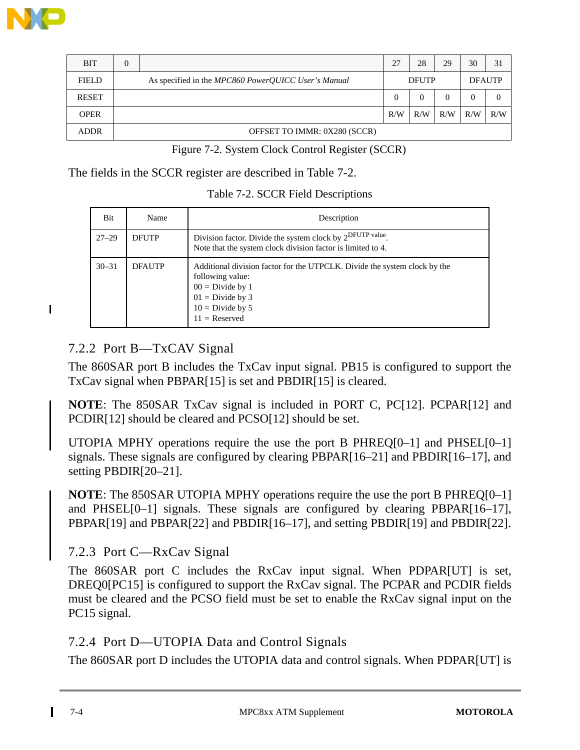| BIT | 0 | | 27 | 28 | 29 | 30 | 31 |
|---|---|---|---|---|---|---|---|
| FIELD | As specified in the *MPC860 PowerQUICC User's Manual* | | DFUTP | | | DFAUTP | |
| RESET | | | 0 | 0 | 0 | 0 | 0 |
| OPER | | | R/W | R/W | R/W | R/W | R/W |
| ADDR | OFFSET TO IMMR: 0X280 (SCCR) | | | | | | |

Figure 7-2. System Clock Control Register (SCCR)

The fields in the SCCR register are described in Table 7-2.

Table 7-2. SCCR Field Descriptions

| Bit | Name | Description |
|---|---|---|
| 27–29 | DFUTP | Division factor. Divide the system clock by $2^{\text{DFUTP value}}$. Note that the system clock division factor is limited to 4. |
| 30–31 | DFAUTP | Additional division factor for the UTPCLK. Divide the system clock by the following value:<br>00 = Divide by 1<br>01 = Divide by 3<br>10 = Divide by 5<br>11 = Reserved |

## 7.2.2 Port B—TxCAV Signal

The 860SAR port B includes the TxCav input signal. PB15 is configured to support the TxCav signal when PBPAR[15] is set and PBDIR[15] is cleared.

**NOTE**: The 850SAR TxCav signal is included in PORT C, PC[12]. PCPAR[12] and PCDIR[12] should be cleared and PCSO[12] should be set.

UTOPIA MPHY operations require the use the port B PHREQ[0–1] and PHSEL[0–1] signals. These signals are configured by clearing PBPAR[16–21] and PBDIR[16–17], and setting PBDIR[20–21].

**NOTE**: The 850SAR UTOPIA MPHY operations require the use the port B PHREQ[0–1] and PHSEL[0–1] signals. These signals are configured by clearing PBPAR[16–17], PBPAR[19] and PBPAR[22] and PBDIR[16–17], and setting PBDIR[19] and PBDIR[22].

## 7.2.3 Port C—RxCav Signal

The 860SAR port C includes the RxCav input signal. When PDPAR[UT] is set, DREQ0[PC15] is configured to support the RxCav signal. The PCPAR and PCDIR fields must be cleared and the PCSO field must be set to enable the RxCav signal input on the PC15 signal.

## 7.2.4 Port D—UTOPIA Data and Control Signals

The 860SAR port D includes the UTOPIA data and control signals. When PDPAR[UT] is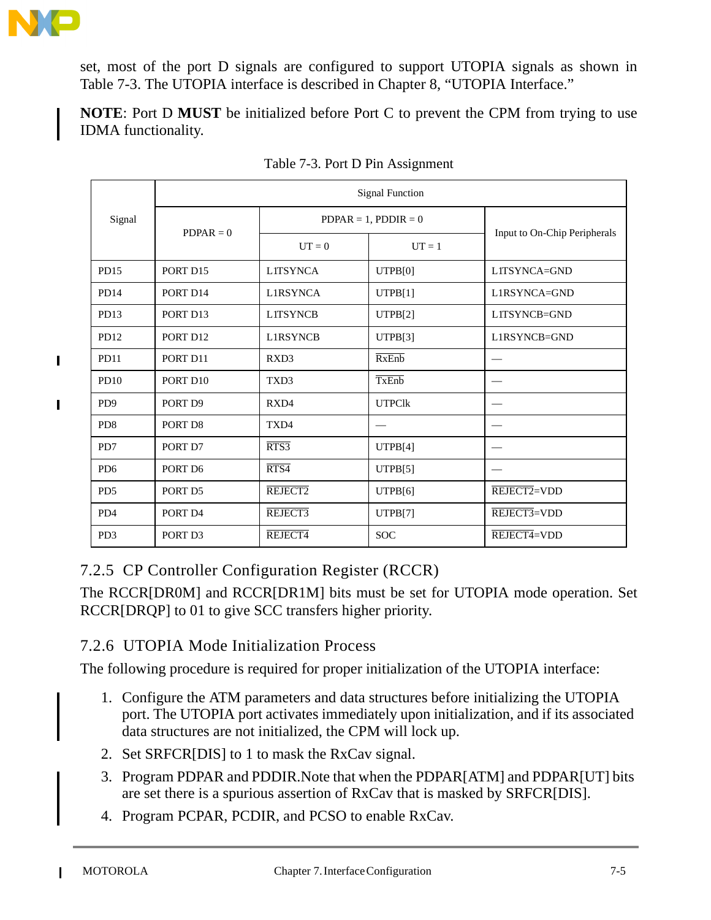set, most of the port D signals are configured to support UTOPIA signals as shown in Table 7-3. The UTOPIA interface is described in Chapter 8, “UTOPIA Interface.”

**NOTE**: Port D **MUST** be initialized before Port C to prevent the CPM from trying to use IDMA functionality.

Table 7-3. Port D Pin Assignment

| Signal | Signal Function | | | |
|---|---|---|---|---|
| | PDPAR = 0 | PDPAR = 1, PDDIR = 0 | | Input to On-Chip Peripherals |
| | | UT = 0 | UT = 1 | |
| PD15 | PORT D15 | L1TSYNCA | UTPB[0] | L1TSYNCA=GND |
| PD14 | PORT D14 | L1RSYNCA | UTPB[1] | L1RSYNCA=GND |
| PD13 | PORT D13 | L1TSYNCB | UTPB[2] | L1TSYNCB=GND |
| PD12 | PORT D12 | L1RSYNCB | UTPB[3] | L1RSYNCB=GND |
| PD11 | PORT D11 | RXD3 | $\overline{\text{RxEnb}}$ | — |
| PD10 | PORT D10 | TXD3 | $\overline{\text{TxEnb}}$ | — |
| PD9 | PORT D9 | RXD4 | UTPClk | — |
| PD8 | PORT D8 | TXD4 | — | — |
| PD7 | PORT D7 | $\overline{\text{RTS3}}$ | UTPB[4] | — |
| PD6 | PORT D6 | $\overline{\text{RTS4}}$ | UTPB[5] | — |
| PD5 | PORT D5 | $\overline{\text{REJECT2}}$ | UTPB[6] | $\overline{\text{REJECT2}}$=VDD |
| PD4 | PORT D4 | $\overline{\text{REJECT3}}$ | UTPB[7] | $\overline{\text{REJECT3}}$=VDD |
| PD3 | PORT D3 | $\overline{\text{REJECT4}}$ | SOC | $\overline{\text{REJECT4}}$=VDD |

### 7.2.5 CP Controller Configuration Register (RCCR)

The RCCR[DR0M] and RCCR[DR1M] bits must be set for UTOPIA mode operation. Set RCCR[DRQP] to 01 to give SCC transfers higher priority.

### 7.2.6 UTOPIA Mode Initialization Process

The following procedure is required for proper initialization of the UTOPIA interface:

1. Configure the ATM parameters and data structures before initializing the UTOPIA port. The UTOPIA port activates immediately upon initialization, and if its associated data structures are not initialized, the CPM will lock up.
2. Set SRFCR[DIS] to 1 to mask the RxCav signal.
3. Program PDPAR and PDDIR.Note that when the PDPAR[ATM] and PDPAR[UT] bits are set there is a spurious assertion of RxCav that is masked by SRFCR[DIS].
4. Program PCPAR, PCDIR, and PCSO to enable RxCav.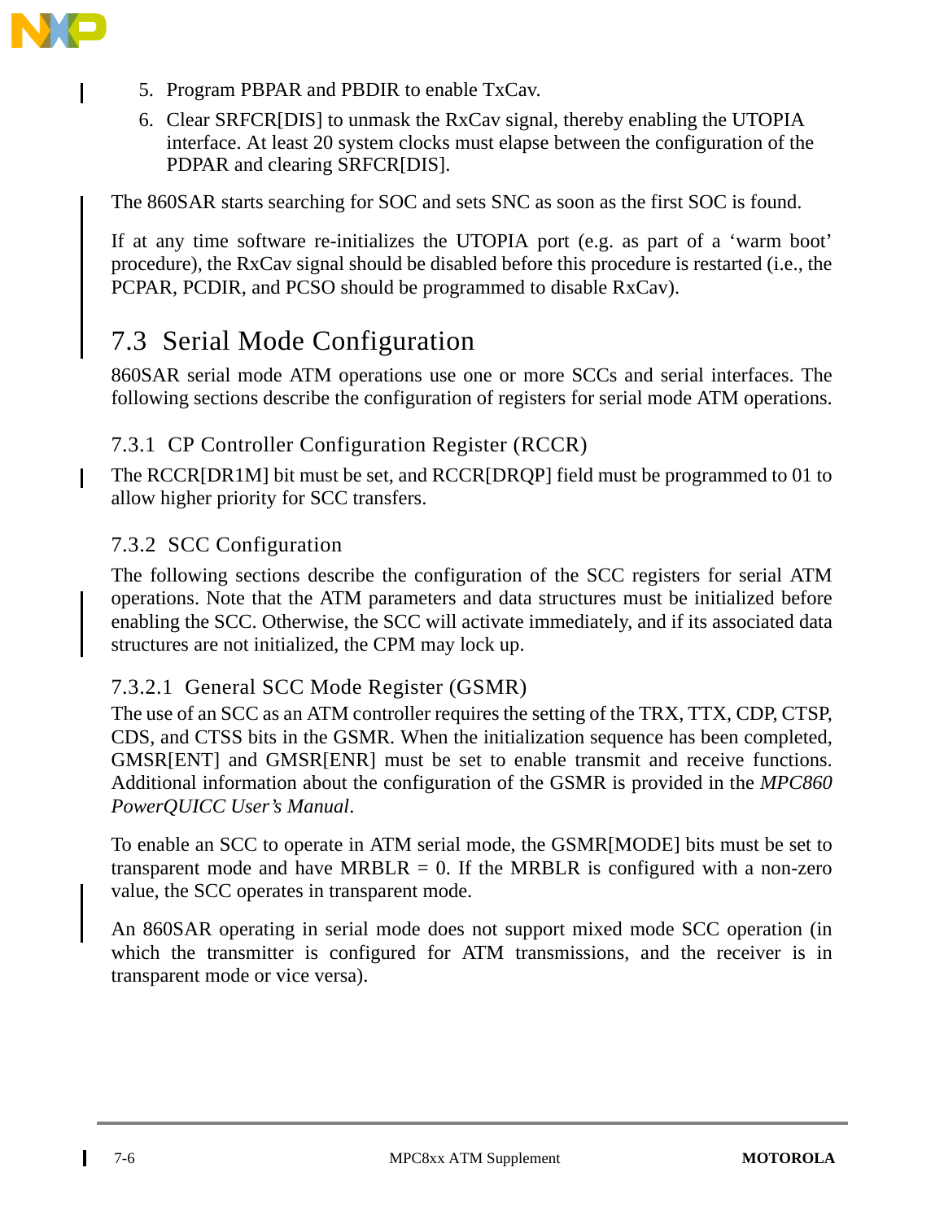5. Program PBPAR and PBDIR to enable TxCav.
6. Clear SRFCR[DIS] to unmask the RxCav signal, thereby enabling the UTOPIA interface. At least 20 system clocks must elapse between the configuration of the PDPAR and clearing SRFCR[DIS].

The 860SAR starts searching for SOC and sets SNC as soon as the first SOC is found.

If at any time software re-initializes the UTOPIA port (e.g. as part of a 'warm boot' procedure), the RxCav signal should be disabled before this procedure is restarted (i.e., the PCPAR, PCDIR, and PCSO should be programmed to disable RxCav).

## 7.3 Serial Mode Configuration

860SAR serial mode ATM operations use one or more SCCs and serial interfaces. The following sections describe the configuration of registers for serial mode ATM operations.

### 7.3.1 CP Controller Configuration Register (RCCR)

The RCCR[DR1M] bit must be set, and RCCR[DRQP] field must be programmed to 01 to allow higher priority for SCC transfers.

### 7.3.2 SCC Configuration

The following sections describe the configuration of the SCC registers for serial ATM operations. Note that the ATM parameters and data structures must be initialized before enabling the SCC. Otherwise, the SCC will activate immediately, and if its associated data structures are not initialized, the CPM may lock up.

#### 7.3.2.1 General SCC Mode Register (GSMR)

The use of an SCC as an ATM controller requires the setting of the TRX, TTX, CDP, CTSP, CDS, and CTSS bits in the GSMR. When the initialization sequence has been completed, GMSR[ENT] and GMSR[ENR] must be set to enable transmit and receive functions. Additional information about the configuration of the GSMR is provided in the *MPC860 PowerQUICC User's Manual*.

To enable an SCC to operate in ATM serial mode, the GSMR[MODE] bits must be set to transparent mode and have MRBLR = 0. If the MRBLR is configured with a non-zero value, the SCC operates in transparent mode.

An 860SAR operating in serial mode does not support mixed mode SCC operation (in which the transmitter is configured for ATM transmissions, and the receiver is in transparent mode or vice versa).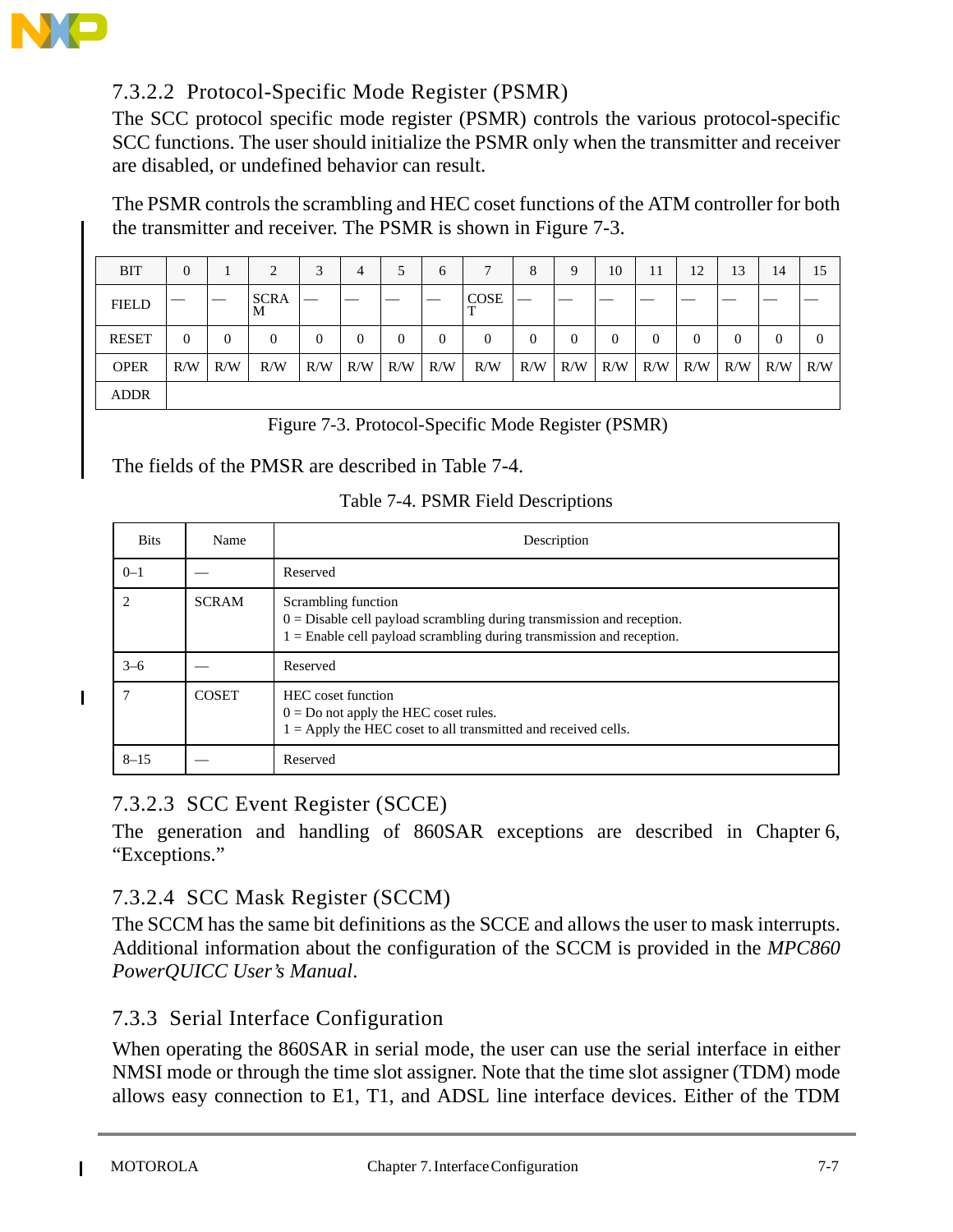### 7.3.2.2 Protocol-Specific Mode Register (PSMR)

The SCC protocol specific mode register (PSMR) controls the various protocol-specific SCC functions. The user should initialize the PSMR only when the transmitter and receiver are disabled, or undefined behavior can result.

The PSMR controls the scrambling and HEC coset functions of the ATM controller for both the transmitter and receiver. The PSMR is shown in Figure 7-3.

| BIT | 0 | 1 | 2 | 3 | 4 | 5 | 6 | 7 | 8 | 9 | 10 | 11 | 12 | 13 | 14 | 15 |
|---|---|---|---|---|---|---|---|---|---|---|---|---|---|---|---|---|
| FIELD | — | — | SCRAM | — | — | — | — | COSET | — | — | — | — | — | — | — | — |
| RESET | 0 | 0 | 0 | 0 | 0 | 0 | 0 | 0 | 0 | 0 | 0 | 0 | 0 | 0 | 0 | 0 |
| OPER | R/W | R/W | R/W | R/W | R/W | R/W | R/W | R/W | R/W | R/W | R/W | R/W | R/W | R/W | R/W | R/W |
| ADDR | | | | | | | | | | | | | | | | |

Figure 7-3. Protocol-Specific Mode Register (PSMR)

The fields of the PMSR are described in Table 7-4.

Table 7-4. PSMR Field Descriptions

| Bits | Name | Description |
|---|---|---|
| 0–1 | — | Reserved |
| 2 | SCRAM | Scrambling function<br>0 = Disable cell payload scrambling during transmission and reception.<br>1 = Enable cell payload scrambling during transmission and reception. |
| 3–6 | — | Reserved |
| 7 | COSET | HEC coset function<br>0 = Do not apply the HEC coset rules.<br>1 = Apply the HEC coset to all transmitted and received cells. |
| 8–15 | — | Reserved |

### 7.3.2.3 SCC Event Register (SCCE)

The generation and handling of 860SAR exceptions are described in Chapter 6, "Exceptions."

### 7.3.2.4 SCC Mask Register (SCCM)

The SCCM has the same bit definitions as the SCCE and allows the user to mask interrupts. Additional information about the configuration of the SCCM is provided in the *MPC860 PowerQUICC User's Manual*.

## 7.3.3 Serial Interface Configuration

When operating the 860SAR in serial mode, the user can use the serial interface in either NMSI mode or through the time slot assigner. Note that the time slot assigner (TDM) mode allows easy connection to E1, T1, and ADSL line interface devices. Either of the TDM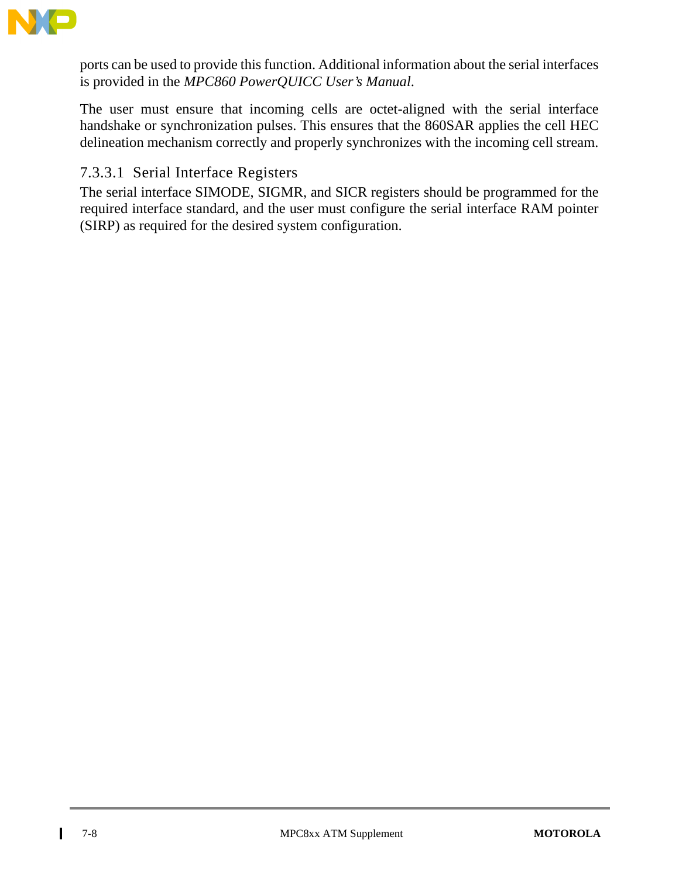ports can be used to provide this function. Additional information about the serial interfaces is provided in the *MPC860 PowerQUICC User's Manual*.

The user must ensure that incoming cells are octet-aligned with the serial interface handshake or synchronization pulses. This ensures that the 860SAR applies the cell HEC delineation mechanism correctly and properly synchronizes with the incoming cell stream.

#### 7.3.3.1 Serial Interface Registers

The serial interface SIMODE, SIGMR, and SICR registers should be programmed for the required interface standard, and the user must configure the serial interface RAM pointer (SIRP) as required for the desired system configuration.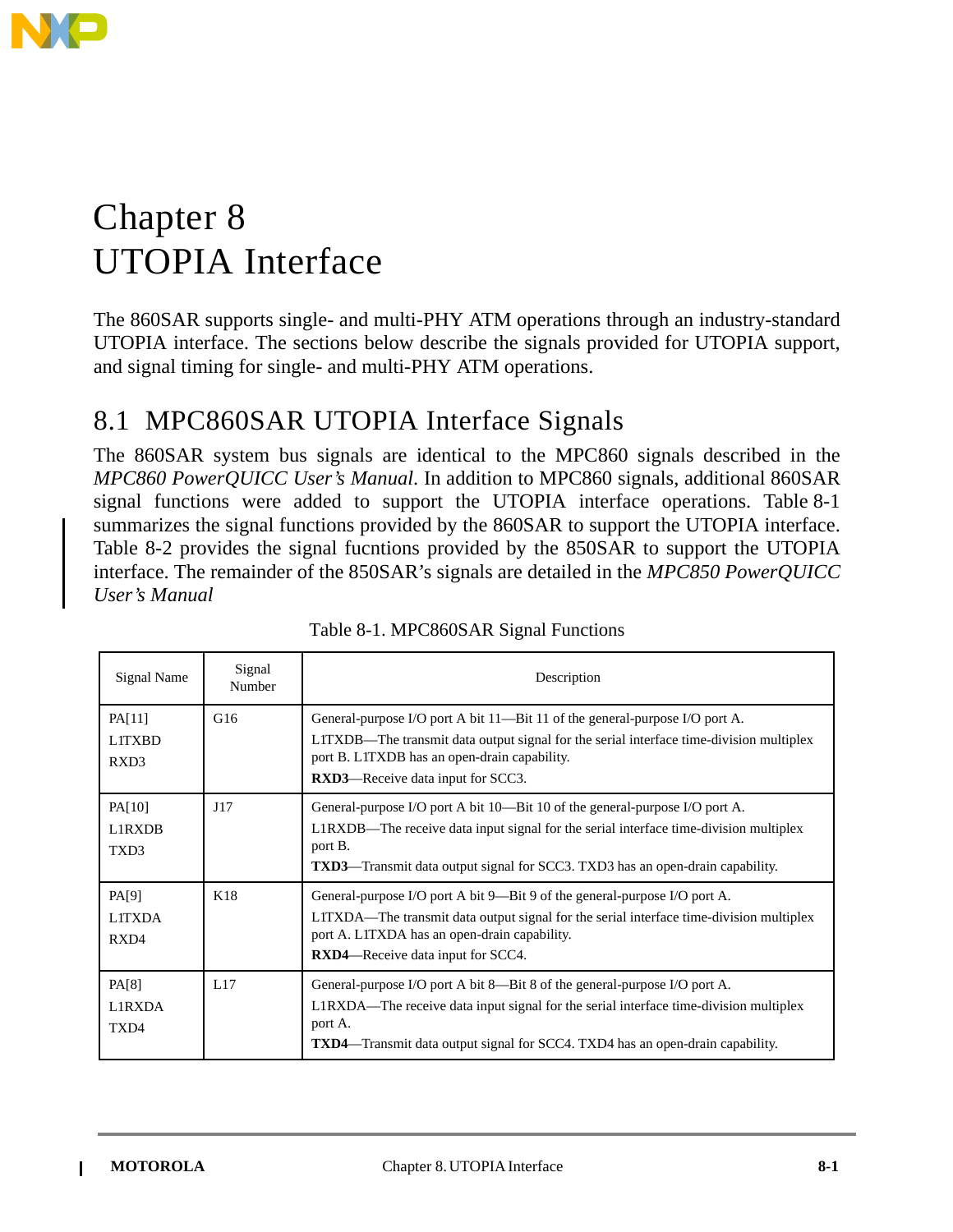# Chapter 8
# UTOPIA Interface

The 860SAR supports single- and multi-PHY ATM operations through an industry-standard UTOPIA interface. The sections below describe the signals provided for UTOPIA support, and signal timing for single- and multi-PHY ATM operations.

## 8.1 MPC860SAR UTOPIA Interface Signals

The 860SAR system bus signals are identical to the MPC860 signals described in the *MPC860 PowerQUICC User's Manual*. In addition to MPC860 signals, additional 860SAR signal functions were added to support the UTOPIA interface operations. Table 8-1 summarizes the signal functions provided by the 860SAR to support the UTOPIA interface. Table 8-2 provides the signal fucntions provided by the 850SAR to support the UTOPIA interface. The remainder of the 850SAR's signals are detailed in the *MPC850 PowerQUICC User's Manual*

Table 8-1. MPC860SAR Signal Functions

| Signal Name | Signal Number | Description |
|---|---|---|
| PA[11]<br>L1TXBD<br>RXD3 | G16 | General-purpose I/O port A bit 11—Bit 11 of the general-purpose I/O port A.<br>L1TXDB—The transmit data output signal for the serial interface time-division multiplex port B. L1TXDB has an open-drain capability.<br>**RXD3**—Receive data input for SCC3. |
| PA[10]<br>L1RXDB<br>TXD3 | J17 | General-purpose I/O port A bit 10—Bit 10 of the general-purpose I/O port A.<br>L1RXDB—The receive data input signal for the serial interface time-division multiplex port B.<br>**TXD3**—Transmit data output signal for SCC3. TXD3 has an open-drain capability. |
| PA[9]<br>L1TXDA<br>RXD4 | K18 | General-purpose I/O port A bit 9—Bit 9 of the general-purpose I/O port A.<br>L1TXDA—The transmit data output signal for the serial interface time-division multiplex port A. L1TXDA has an open-drain capability.<br>**RXD4**—Receive data input for SCC4. |
| PA[8]<br>L1RXDA<br>TXD4 | L17 | General-purpose I/O port A bit 8—Bit 8 of the general-purpose I/O port A.<br>L1RXDA—The receive data input signal for the serial interface time-division multiplex port A.<br>**TXD4**—Transmit data output signal for SCC4. TXD4 has an open-drain capability. |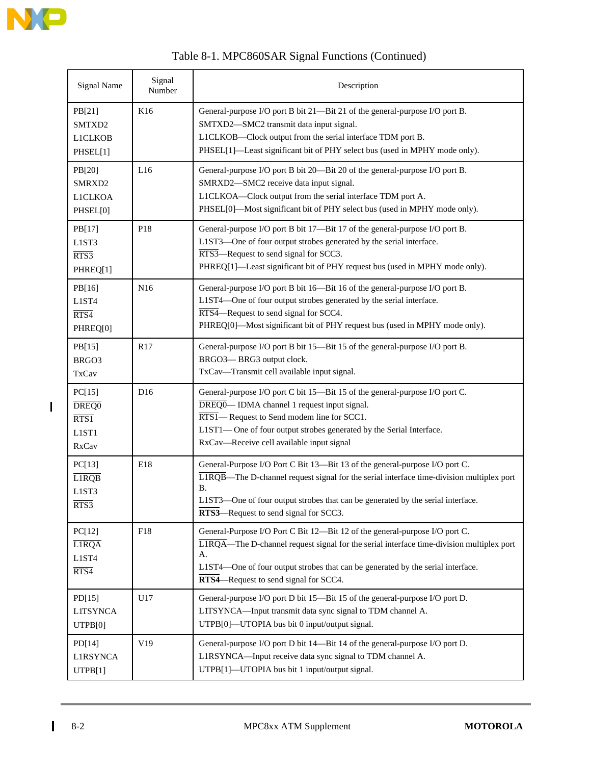Table 8-1. MPC860SAR Signal Functions (Continued)

| Signal Name | Signal Number | Description |
|---|---|---|
| PB[21]<br>SMTXD2<br>L1CLKOB<br>PHSEL[1] | K16 | General-purpose I/O port B bit 21—Bit 21 of the general-purpose I/O port B.<br>SMTXD2—SMC2 transmit data input signal.<br>L1CLKOB—Clock output from the serial interface TDM port B.<br>PHSEL[1]—Least significant bit of PHY select bus (used in MPHY mode only). |
| PB[20]<br>SMRXD2<br>L1CLKOA<br>PHSEL[0] | L16 | General-purpose I/O port B bit 20—Bit 20 of the general-purpose I/O port B.<br>SMRXD2—SMC2 receive data input signal.<br>L1CLKOA—Clock output from the serial interface TDM port A.<br>PHSEL[0]—Most significant bit of PHY select bus (used in MPHY mode only). |
| PB[17]<br>L1ST3<br>$\overline{\text{RTS3}}$<br>PHREQ[1] | P18 | General-purpose I/O port B bit 17—Bit 17 of the general-purpose I/O port B.<br>L1ST3—One of four output strobes generated by the serial interface.<br>$\overline{\text{RTS3}}$—Request to send signal for SCC3.<br>PHREQ[1]—Least significant bit of PHY request bus (used in MPHY mode only). |
| PB[16]<br>L1ST4<br>$\overline{\text{RTS4}}$<br>PHREQ[0] | N16 | General-purpose I/O port B bit 16—Bit 16 of the general-purpose I/O port B.<br>L1ST4—One of four output strobes generated by the serial interface.<br>$\overline{\text{RTS4}}$—Request to send signal for SCC4.<br>PHREQ[0]—Most significant bit of PHY request bus (used in MPHY mode only). |
| PB[15]<br>BRGO3<br>TxCav | R17 | General-purpose I/O port B bit 15—Bit 15 of the general-purpose I/O port B.<br>BRGO3— BRG3 output clock.<br>TxCav—Transmit cell available input signal. |
| PC[15]<br>$\overline{\text{DREQ0}}$<br>$\overline{\text{RTS1}}$<br>L1ST1<br>RxCav | D16 | General-purpose I/O port C bit 15—Bit 15 of the general-purpose I/O port C.<br>$\overline{\text{DREQ0}}$— IDMA channel 1 request input signal.<br>$\overline{\text{RTS1}}$— Request to Send modem line for SCC1.<br>L1ST1— One of four output strobes generated by the Serial Interface.<br>RxCav—Receive cell available input signal |
| PC[13]<br>$\overline{\text{L1RQB}}$<br>L1ST3<br>$\overline{\text{RTS3}}$ | E18 | General-Purpose I/O Port C Bit 13—Bit 13 of the general-purpose I/O port C.<br>$\overline{\text{L1RQB}}$—The D-channel request signal for the serial interface time-division multiplex port B.<br>L1ST3—One of four output strobes that can be generated by the serial interface.<br>**$\overline{\text{RTS3}}$**—Request to send signal for SCC3. |
| PC[12]<br>$\overline{\text{L1RQA}}$<br>L1ST4<br>$\overline{\text{RTS4}}$ | F18 | General-Purpose I/O Port C Bit 12—Bit 12 of the general-purpose I/O port C.<br>$\overline{\text{L1RQA}}$—The D-channel request signal for the serial interface time-division multiplex port A.<br>L1ST4—One of four output strobes that can be generated by the serial interface.<br>**$\overline{\text{RTS4}}$**—Request to send signal for SCC4. |
| PD[15]<br>L1TSYNCA<br>UTPB[0] | U17 | General-purpose I/O port D bit 15—Bit 15 of the general-purpose I/O port D.<br>L1TSYNCA—Input transmit data sync signal to TDM channel A.<br>UTPB[0]—UTOPIA bus bit 0 input/output signal. |
| PD[14]<br>L1RSYNCA<br>UTPB[1] | V19 | General-purpose I/O port D bit 14—Bit 14 of the general-purpose I/O port D.<br>L1RSYNCA—Input receive data sync signal to TDM channel A.<br>UTPB[1]—UTOPIA bus bit 1 input/output signal. |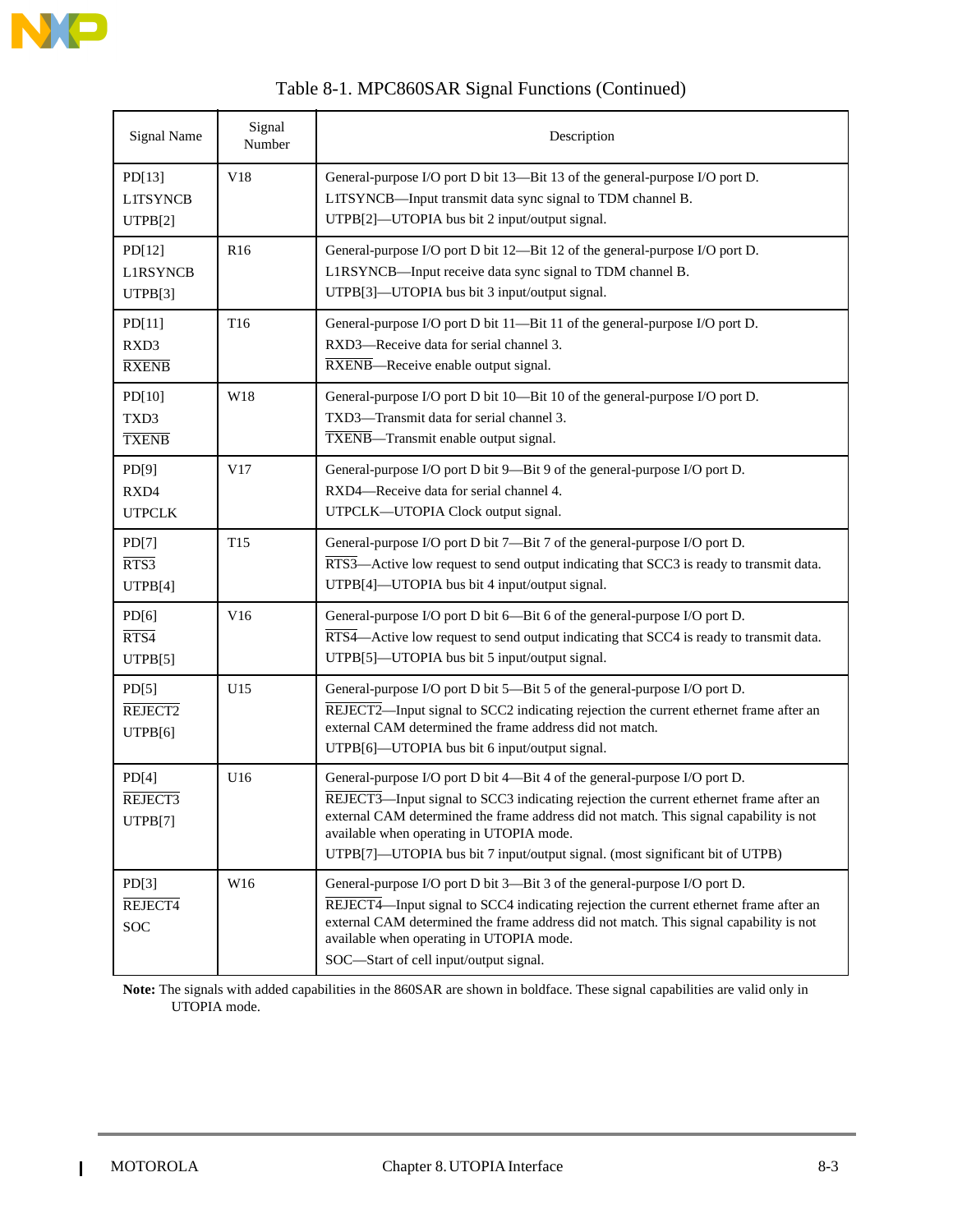Table 8-1. MPC860SAR Signal Functions (Continued)

| Signal Name | Signal Number | Description |
|---|---|---|
| PD[13]<br>L1TSYNCB<br>UTPB[2] | V18 | General-purpose I/O port D bit 13—Bit 13 of the general-purpose I/O port D.<br>L1TSYNCB—Input transmit data sync signal to TDM channel B.<br>UTPB[2]—UTOPIA bus bit 2 input/output signal. |
| PD[12]<br>L1RSYNCB<br>UTPB[3] | R16 | General-purpose I/O port D bit 12—Bit 12 of the general-purpose I/O port D.<br>L1RSYNCB—Input receive data sync signal to TDM channel B.<br>UTPB[3]—UTOPIA bus bit 3 input/output signal. |
| PD[11]<br>RXD3<br>$\overline{\text{RXENB}}$ | T16 | General-purpose I/O port D bit 11—Bit 11 of the general-purpose I/O port D.<br>RXD3—Receive data for serial channel 3.<br>$\overline{\text{RXENB}}$—Receive enable output signal. |
| PD[10]<br>TXD3<br>$\overline{\text{TXENB}}$ | W18 | General-purpose I/O port D bit 10—Bit 10 of the general-purpose I/O port D.<br>TXD3—Transmit data for serial channel 3.<br>$\overline{\text{TXENB}}$—Transmit enable output signal. |
| PD[9]<br>RXD4<br>UTPCLK | V17 | General-purpose I/O port D bit 9—Bit 9 of the general-purpose I/O port D.<br>RXD4—Receive data for serial channel 4.<br>UTPCLK—UTOPIA Clock output signal. |
| PD[7]<br>$\overline{\text{RTS3}}$<br>UTPB[4] | T15 | General-purpose I/O port D bit 7—Bit 7 of the general-purpose I/O port D.<br>$\overline{\text{RTS3}}$—Active low request to send output indicating that SCC3 is ready to transmit data.<br>UTPB[4]—UTOPIA bus bit 4 input/output signal. |
| PD[6]<br>$\overline{\text{RTS4}}$<br>UTPB[5] | V16 | General-purpose I/O port D bit 6—Bit 6 of the general-purpose I/O port D.<br>$\overline{\text{RTS4}}$—Active low request to send output indicating that SCC4 is ready to transmit data.<br>UTPB[5]—UTOPIA bus bit 5 input/output signal. |
| PD[5]<br>$\overline{\text{REJECT2}}$<br>UTPB[6] | U15 | General-purpose I/O port D bit 5—Bit 5 of the general-purpose I/O port D.<br>$\overline{\text{REJECT2}}$—Input signal to SCC2 indicating rejection the current ethernet frame after an external CAM determined the frame address did not match.<br>UTPB[6]—UTOPIA bus bit 6 input/output signal. |
| PD[4]<br>$\overline{\text{REJECT3}}$<br>UTPB[7] | U16 | General-purpose I/O port D bit 4—Bit 4 of the general-purpose I/O port D.<br>$\overline{\text{REJECT3}}$—Input signal to SCC3 indicating rejection the current ethernet frame after an external CAM determined the frame address did not match. This signal capability is not available when operating in UTOPIA mode.<br>UTPB[7]—UTOPIA bus bit 7 input/output signal. (most significant bit of UTPB) |
| PD[3]<br>$\overline{\text{REJECT4}}$<br>SOC | W16 | General-purpose I/O port D bit 3—Bit 3 of the general-purpose I/O port D.<br>$\overline{\text{REJECT4}}$—Input signal to SCC4 indicating rejection the current ethernet frame after an external CAM determined the frame address did not match. This signal capability is not available when operating in UTOPIA mode.<br>SOC—Start of cell input/output signal. |

**Note:** The signals with added capabilities in the 860SAR are shown in boldface. These signal capabilities are valid only in UTOPIA mode.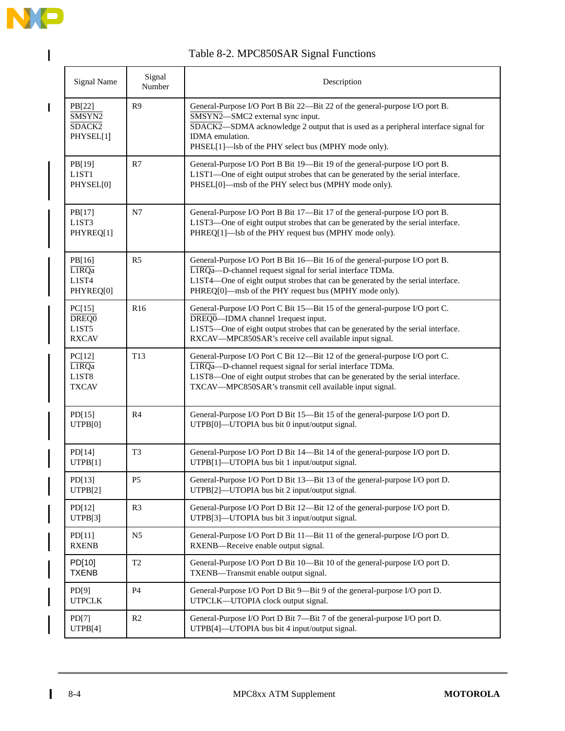Table 8-2. MPC850SAR Signal Functions

| Signal Name | Signal Number | Description |
|---|---|---|
| PB[22]<br>SMSYN2<br>SDACK2<br>PHYSEL[1] | R9 | General-Purpose I/O Port B Bit 22—Bit 22 of the general-purpose I/O port B.<br>SMSYN2—SMC2 external sync input.<br>SDACK2—SDMA acknowledge 2 output that is used as a peripheral interface signal for IDMA emulation.<br>PHSEL[1]—lsb of the PHY select bus (MPHY mode only). |
| PB[19]<br>L1ST1<br>PHYSEL[0] | R7 | General-Purpose I/O Port B Bit 19—Bit 19 of the general-purpose I/O port B.<br>L1ST1—One of eight output strobes that can be generated by the serial interface.<br>PHSEL[0]—msb of the PHY select bus (MPHY mode only). |
| PB[17]<br>L1ST3<br>PHYREQ[1] | N7 | General-Purpose I/O Port B Bit 17—Bit 17 of the general-purpose I/O port B.<br>L1ST3—One of eight output strobes that can be generated by the serial interface.<br>PHREQ[1]—lsb of the PHY request bus (MPHY mode only). |
| PB[16]<br>L1RQa<br>L1ST4<br>PHYREQ[0] | R5 | General-Purpose I/O Port B Bit 16—Bit 16 of the general-purpose I/O port B.<br>L1RQa—D-channel request signal for serial interface TDMa.<br>L1ST4—One of eight output strobes that can be generated by the serial interface.<br>PHREQ[0]—msb of the PHY request bus (MPHY mode only). |
| PC[15]<br>DREQ0<br>L1ST5<br>RXCAV | R16 | General-Purpose I/O Port C Bit 15—Bit 15 of the general-purpose I/O port C.<br>DREQ0—IDMA channel 1request input.<br>L1ST5—One of eight output strobes that can be generated by the serial interface.<br>RXCAV—MPC850SAR's receive cell available input signal. |
| PC[12]<br>L1RQa<br>L1ST8<br>TXCAV | T13 | General-Purpose I/O Port C Bit 12—Bit 12 of the general-purpose I/O port C.<br>L1RQa—D-channel request signal for serial interface TDMa.<br>L1ST8—One of eight output strobes that can be generated by the serial interface.<br>TXCAV—MPC850SAR's transmit cell available input signal. |
| PD[15]<br>UTPB[0] | R4 | General-Purpose I/O Port D Bit 15—Bit 15 of the general-purpose I/O port D.<br>UTPB[0]—UTOPIA bus bit 0 input/output signal. |
| PD[14]<br>UTPB[1] | T3 | General-Purpose I/O Port D Bit 14—Bit 14 of the general-purpose I/O port D.<br>UTPB[1]—UTOPIA bus bit 1 input/output signal. |
| PD[13]<br>UTPB[2] | P5 | General-Purpose I/O Port D Bit 13—Bit 13 of the general-purpose I/O port D.<br>UTPB[2]—UTOPIA bus bit 2 input/output signal. |
| PD[12]<br>UTPB[3] | R3 | General-Purpose I/O Port D Bit 12—Bit 12 of the general-purpose I/O port D.<br>UTPB[3]—UTOPIA bus bit 3 input/output signal. |
| PD[11]<br>RXENB | N5 | General-Purpose I/O Port D Bit 11—Bit 11 of the general-purpose I/O port D.<br>RXENB—Receive enable output signal. |
| PD[10]<br>TXENB | T2 | General-Purpose I/O Port D Bit 10—Bit 10 of the general-purpose I/O port D.<br>TXENB—Transmit enable output signal. |
| PD[9]<br>UTPCLK | P4 | General-Purpose I/O Port D Bit 9—Bit 9 of the general-purpose I/O port D.<br>UTPCLK—UTOPIA clock output signal. |
| PD[7]<br>UTPB[4] | R2 | General-Purpose I/O Port D Bit 7—Bit 7 of the general-purpose I/O port D.<br>UTPB[4]—UTOPIA bus bit 4 input/output signal. |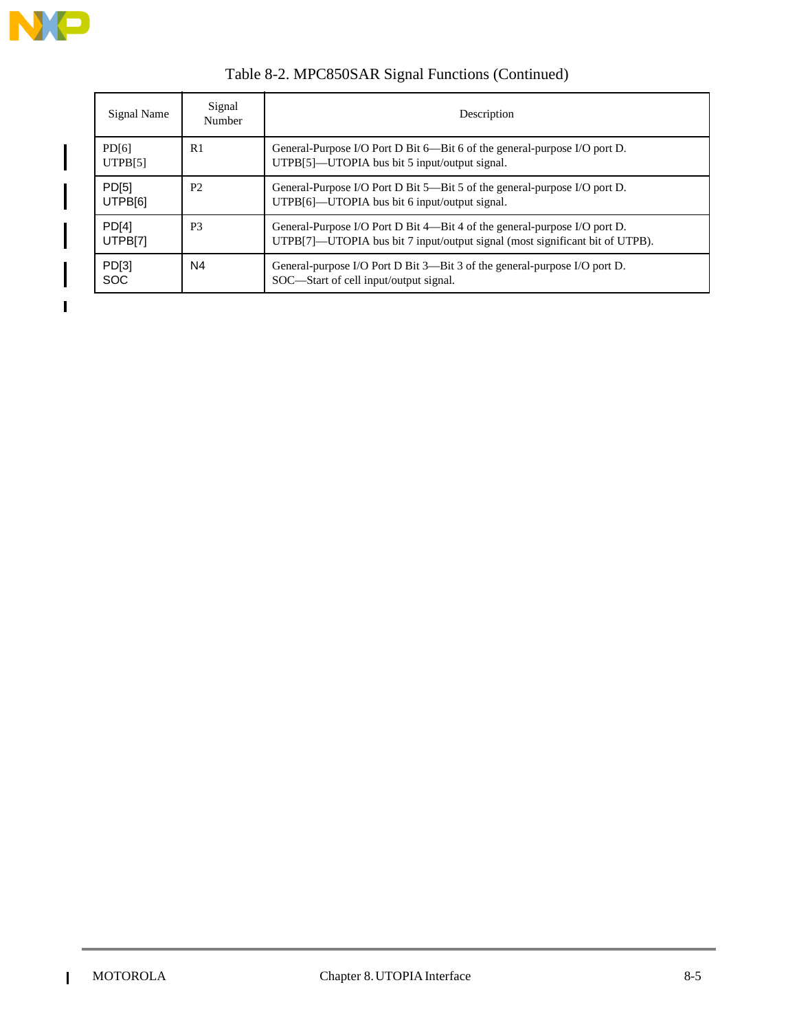Table 8-2. MPC850SAR Signal Functions (Continued)

| Signal Name | Signal Number | Description |
|---|---|---|
| PD[6]<br>UTPB[5] | R1 | General-Purpose I/O Port D Bit 6—Bit 6 of the general-purpose I/O port D.<br>UTPB[5]—UTOPIA bus bit 5 input/output signal. |
| PD[5]<br>UTPB[6] | P2 | General-Purpose I/O Port D Bit 5—Bit 5 of the general-purpose I/O port D.<br>UTPB[6]—UTOPIA bus bit 6 input/output signal. |
| PD[4]<br>UTPB[7] | P3 | General-Purpose I/O Port D Bit 4—Bit 4 of the general-purpose I/O port D.<br>UTPB[7]—UTOPIA bus bit 7 input/output signal (most significant bit of UTPB). |
| PD[3]<br>SOC | N4 | General-purpose I/O Port D Bit 3—Bit 3 of the general-purpose I/O port D.<br>SOC—Start of cell input/output signal. |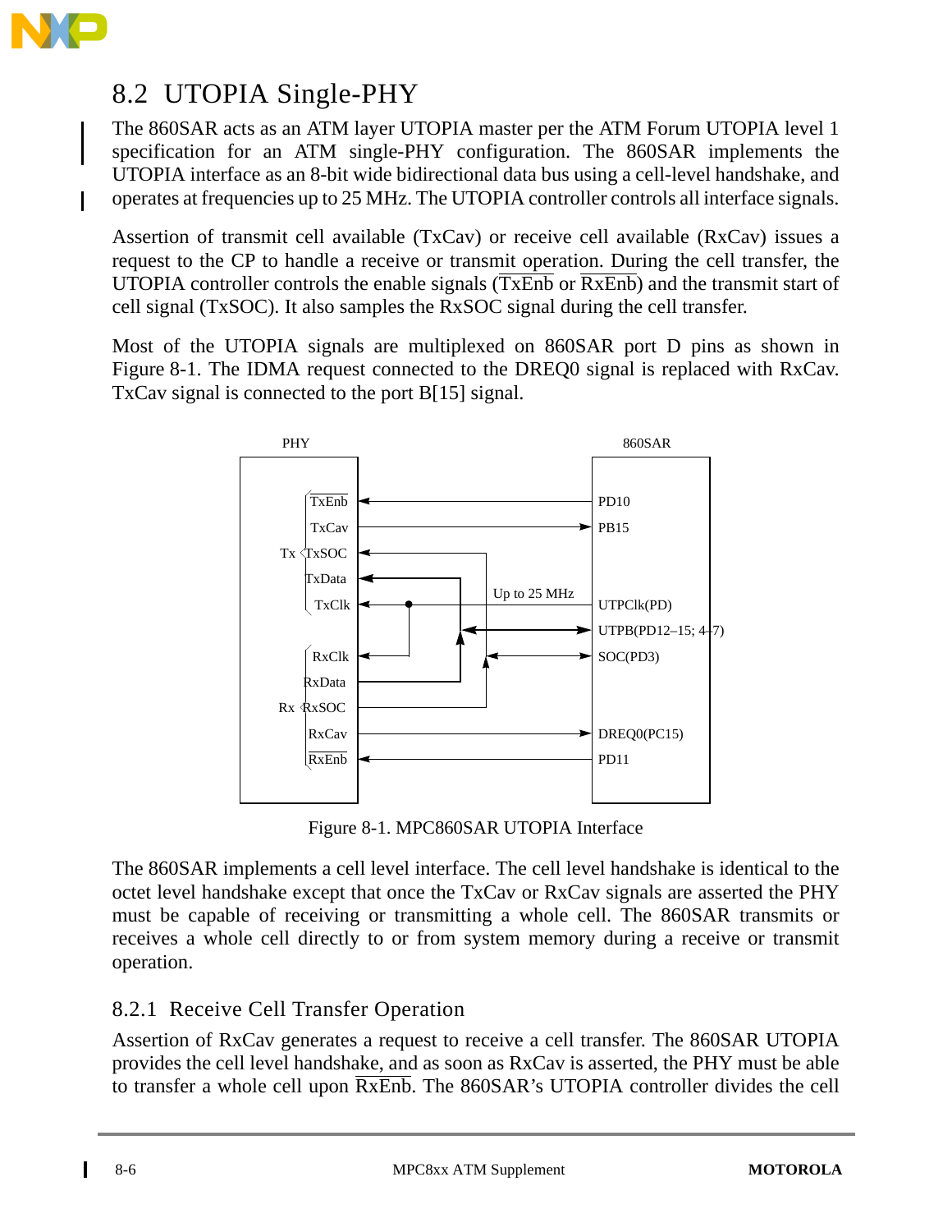## 8.2 UTOPIA Single-PHY

The 860SAR acts as an ATM layer UTOPIA master per the ATM Forum UTOPIA level 1 specification for an ATM single-PHY configuration. The 860SAR implements the UTOPIA interface as an 8-bit wide bidirectional data bus using a cell-level handshake, and operates at frequencies up to 25 MHz. The UTOPIA controller controls all interface signals.

Assertion of transmit cell available (TxCav) or receive cell available (RxCav) issues a request to the CP to handle a receive or transmit operation. During the cell transfer, the UTOPIA controller controls the enable signals ($\overline{\text{TxEnb}}$ or $\overline{\text{RxEnb}}$) and the transmit start of cell signal (TxSOC). It also samples the RxSOC signal during the cell transfer.

Most of the UTOPIA signals are multiplexed on 860SAR port D pins as shown in Figure 8-1. The IDMA request connected to the DREQ0 signal is replaced with RxCav. TxCav signal is connected to the port B[15] signal.

Figure 8-1. MPC860SAR UTOPIA Interface

The 860SAR implements a cell level interface. The cell level handshake is identical to the octet level handshake except that once the TxCav or RxCav signals are asserted the PHY must be capable of receiving or transmitting a whole cell. The 860SAR transmits or receives a whole cell directly to or from system memory during a receive or transmit operation.

### 8.2.1 Receive Cell Transfer Operation

Assertion of RxCav generates a request to receive a cell transfer. The 860SAR UTOPIA provides the cell level handshake, and as soon as RxCav is asserted, the PHY must be able to transfer a whole cell upon $\overline{\text{RxEnb}}$. The 860SAR's UTOPIA controller divides the cell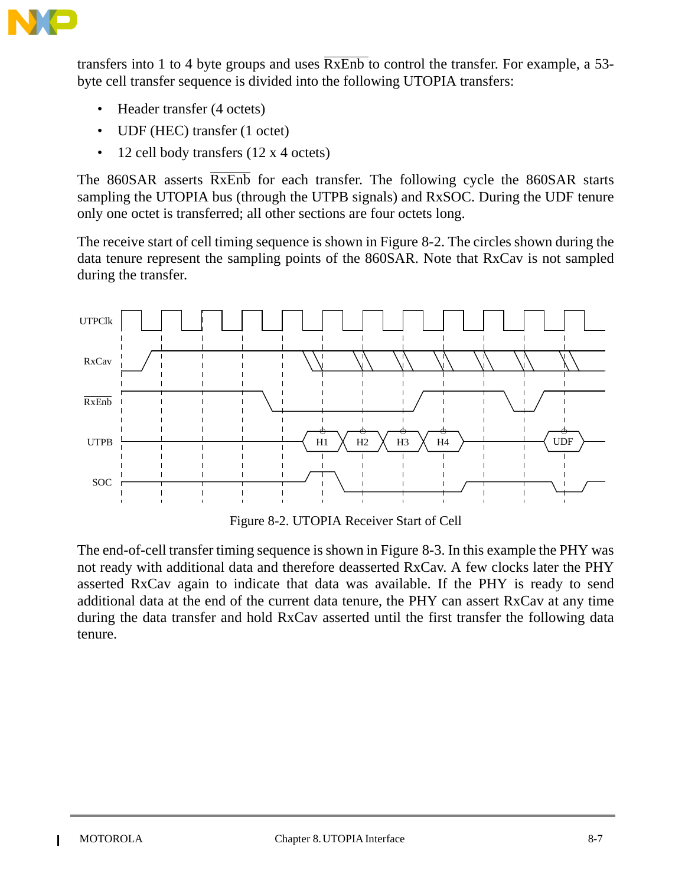transfers into 1 to 4 byte groups and uses $\overline{\text{RxEnb}}$ to control the transfer. For example, a 53-byte cell transfer sequence is divided into the following UTOPIA transfers:

- Header transfer (4 octets)
- UDF (HEC) transfer (1 octet)
- 12 cell body transfers (12 x 4 octets)

The 860SAR asserts $\overline{\text{RxEnb}}$ for each transfer. The following cycle the 860SAR starts sampling the UTOPIA bus (through the UTPB signals) and RxSOC. During the UDF tenure only one octet is transferred; all other sections are four octets long.

The receive start of cell timing sequence is shown in Figure 8-2. The circles shown during the data tenure represent the sampling points of the 860SAR. Note that RxCav is not sampled during the transfer.

Figure 8-2. UTOPIA Receiver Start of Cell

The end-of-cell transfer timing sequence is shown in Figure 8-3. In this example the PHY was not ready with additional data and therefore deasserted RxCav. A few clocks later the PHY asserted RxCav again to indicate that data was available. If the PHY is ready to send additional data at the end of the current data tenure, the PHY can assert RxCav at any time during the data transfer and hold RxCav asserted until the first transfer the following data tenure.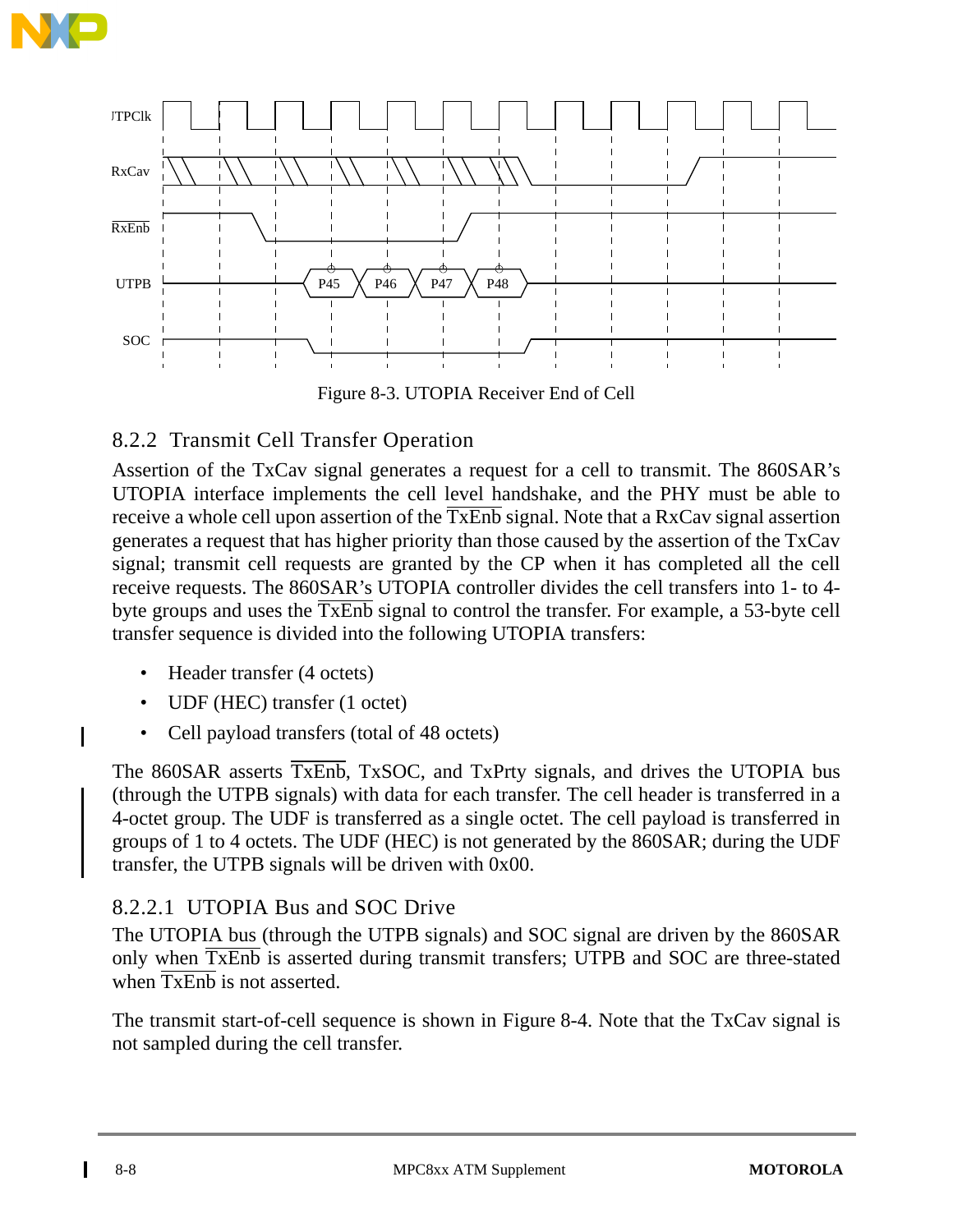Figure 8-3. UTOPIA Receiver End of Cell

### 8.2.2 Transmit Cell Transfer Operation

Assertion of the TxCav signal generates a request for a cell to transmit. The 860SAR's UTOPIA interface implements the cell level handshake, and the PHY must be able to receive a whole cell upon assertion of the $\overline{\text{TxEnb}}$ signal. Note that a RxCav signal assertion generates a request that has higher priority than those caused by the assertion of the TxCav signal; transmit cell requests are granted by the CP when it has completed all the cell receive requests. The 860SAR's UTOPIA controller divides the cell transfers into 1- to 4-byte groups and uses the $\overline{\text{TxEnb}}$ signal to control the transfer. For example, a 53-byte cell transfer sequence is divided into the following UTOPIA transfers:

- Header transfer (4 octets)
- UDF (HEC) transfer (1 octet)
- Cell payload transfers (total of 48 octets)

The 860SAR asserts $\overline{\text{TxEnb}}$, TxSOC, and TxPrty signals, and drives the UTOPIA bus (through the UTPB signals) with data for each transfer. The cell header is transferred in a 4-octet group. The UDF is transferred as a single octet. The cell payload is transferred in groups of 1 to 4 octets. The UDF (HEC) is not generated by the 860SAR; during the UDF transfer, the UTPB signals will be driven with 0x00.

#### 8.2.2.1 UTOPIA Bus and SOC Drive

The UTOPIA bus (through the UTPB signals) and SOC signal are driven by the 860SAR only when $\overline{\text{TxEnb}}$ is asserted during transmit transfers; UTPB and SOC are three-stated when $\overline{\text{TxEnb}}$ is not asserted.

The transmit start-of-cell sequence is shown in Figure 8-4. Note that the TxCav signal is not sampled during the cell transfer.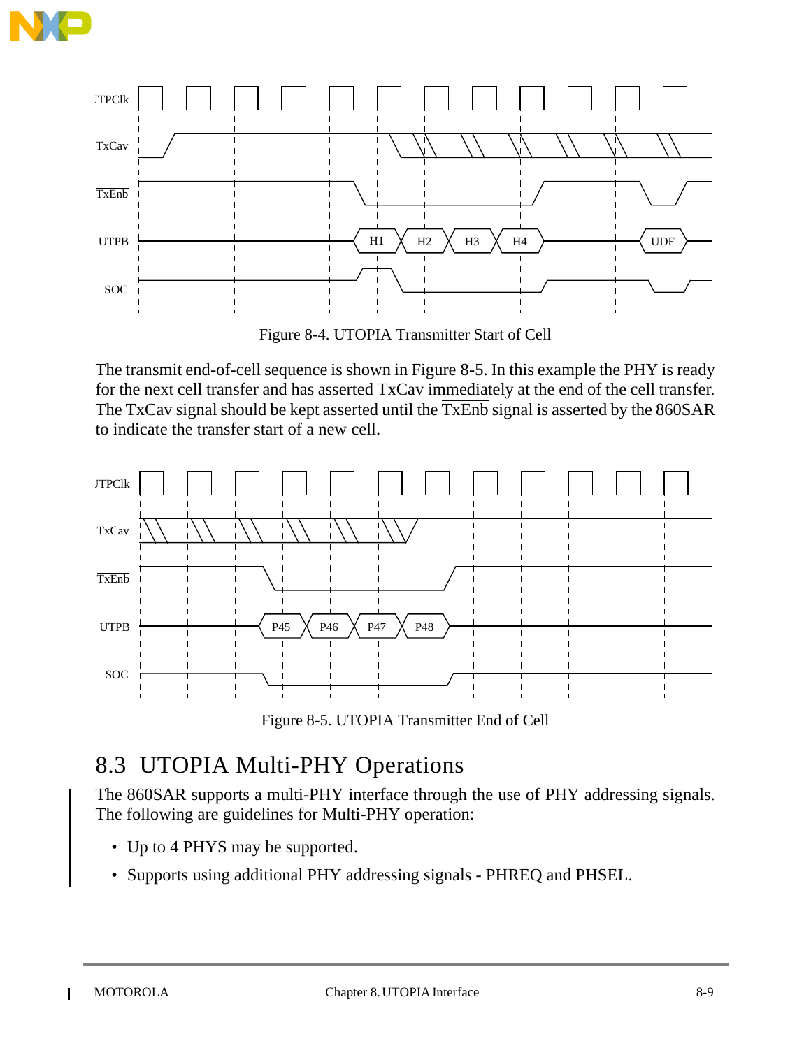Figure 8-4. UTOPIA Transmitter Start of Cell

The transmit end-of-cell sequence is shown in Figure 8-5. In this example the PHY is ready for the next cell transfer and has asserted TxCav immediately at the end of the cell transfer. The TxCav signal should be kept asserted until the $\overline{\text{TxEnb}}$ signal is asserted by the 860SAR to indicate the transfer start of a new cell.

Figure 8-5. UTOPIA Transmitter End of Cell

## 8.3 UTOPIA Multi-PHY Operations

The 860SAR supports a multi-PHY interface through the use of PHY addressing signals. The following are guidelines for Multi-PHY operation:

- Up to 4 PHYS may be supported.
- Supports using additional PHY addressing signals - PHREQ and PHSEL.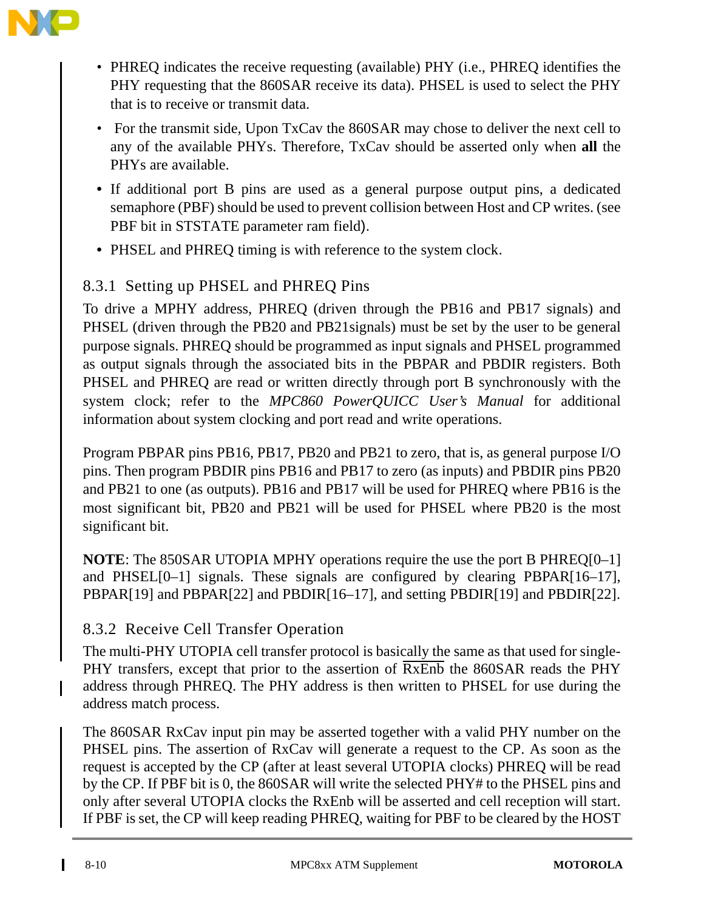- PHREQ indicates the receive requesting (available) PHY (i.e., PHREQ identifies the PHY requesting that the 860SAR receive its data). PHSEL is used to select the PHY that is to receive or transmit data.
- For the transmit side, Upon TxCav the 860SAR may chose to deliver the next cell to any of the available PHYs. Therefore, TxCav should be asserted only when **all** the PHYs are available.
- If additional port B pins are used as a general purpose output pins, a dedicated semaphore (PBF) should be used to prevent collision between Host and CP writes. (see PBF bit in STSTATE parameter ram field).
- PHSEL and PHREQ timing is with reference to the system clock.

### 8.3.1 Setting up PHSEL and PHREQ Pins

To drive a MPHY address, PHREQ (driven through the PB16 and PB17 signals) and PHSEL (driven through the PB20 and PB21signals) must be set by the user to be general purpose signals. PHREQ should be programmed as input signals and PHSEL programmed as output signals through the associated bits in the PBPAR and PBDIR registers. Both PHSEL and PHREQ are read or written directly through port B synchronously with the system clock; refer to the *MPC860 PowerQUICC User's Manual* for additional information about system clocking and port read and write operations.

Program PBPAR pins PB16, PB17, PB20 and PB21 to zero, that is, as general purpose I/O pins. Then program PBDIR pins PB16 and PB17 to zero (as inputs) and PBDIR pins PB20 and PB21 to one (as outputs). PB16 and PB17 will be used for PHREQ where PB16 is the most significant bit, PB20 and PB21 will be used for PHSEL where PB20 is the most significant bit.

**NOTE**: The 850SAR UTOPIA MPHY operations require the use the port B PHREQ[0–1] and PHSEL[0–1] signals. These signals are configured by clearing PBPAR[16–17], PBPAR[19] and PBPAR[22] and PBDIR[16–17], and setting PBDIR[19] and PBDIR[22].

### 8.3.2 Receive Cell Transfer Operation

The multi-PHY UTOPIA cell transfer protocol is basically the same as that used for single-PHY transfers, except that prior to the assertion of $\overline{\text{RxEnb}}$ the 860SAR reads the PHY address through PHREQ. The PHY address is then written to PHSEL for use during the address match process.

The 860SAR RxCav input pin may be asserted together with a valid PHY number on the PHSEL pins. The assertion of RxCav will generate a request to the CP. As soon as the request is accepted by the CP (after at least several UTOPIA clocks) PHREQ will be read by the CP. If PBF bit is 0, the 860SAR will write the selected PHY# to the PHSEL pins and only after several UTOPIA clocks the RxEnb will be asserted and cell reception will start. If PBF is set, the CP will keep reading PHREQ, waiting for PBF to be cleared by the HOST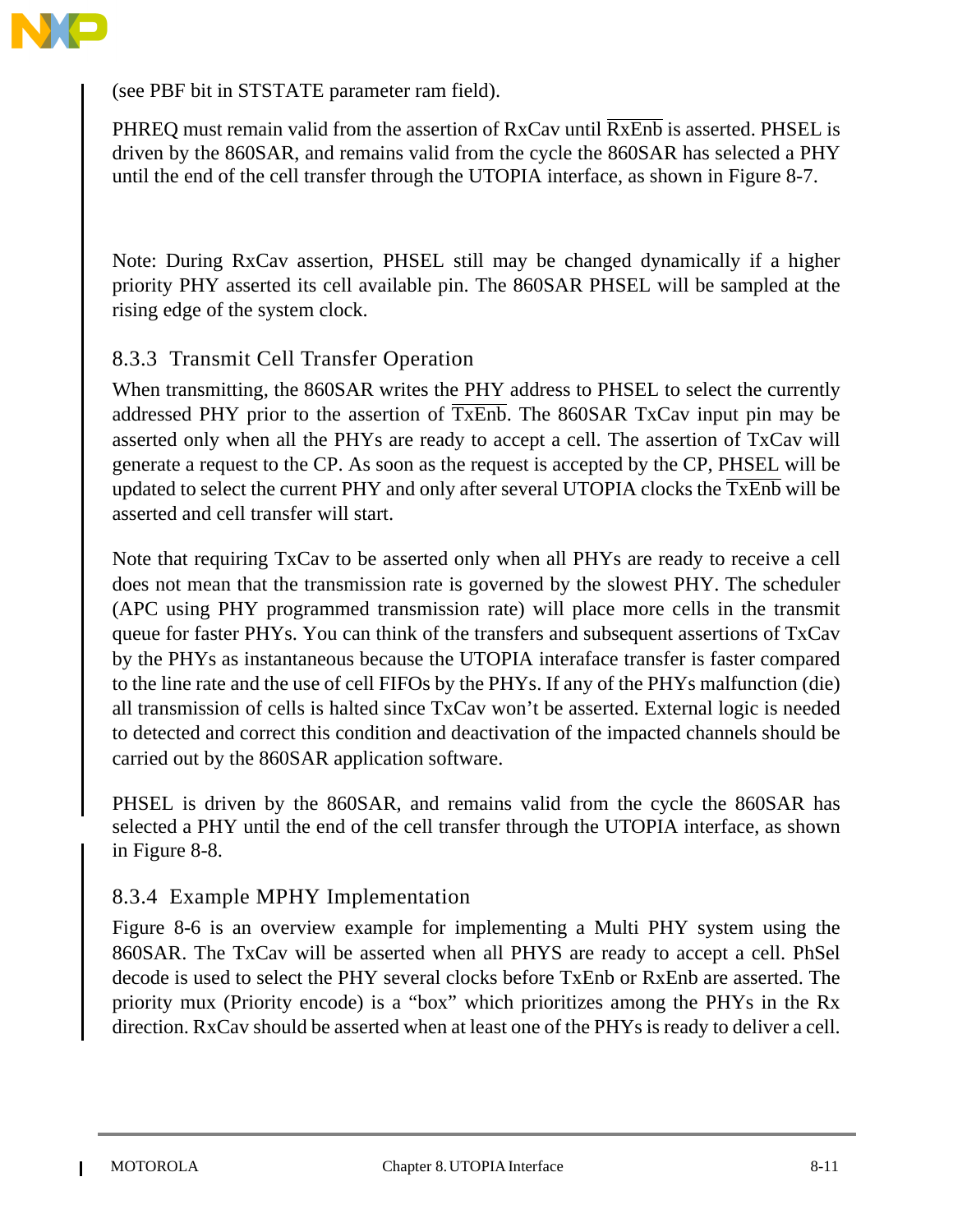(see PBF bit in STSTATE parameter ram field).

PHREQ must remain valid from the assertion of RxCav until $\overline{\text{RxEnb}}$ is asserted. PHSEL is driven by the 860SAR, and remains valid from the cycle the 860SAR has selected a PHY until the end of the cell transfer through the UTOPIA interface, as shown in Figure 8-7.

Note: During RxCav assertion, PHSEL still may be changed dynamically if a higher priority PHY asserted its cell available pin. The 860SAR PHSEL will be sampled at the rising edge of the system clock.

### 8.3.3 Transmit Cell Transfer Operation

When transmitting, the 860SAR writes the PHY address to PHSEL to select the currently addressed PHY prior to the assertion of $\overline{\text{TxEnb}}$. The 860SAR TxCav input pin may be asserted only when all the PHYs are ready to accept a cell. The assertion of TxCav will generate a request to the CP. As soon as the request is accepted by the CP, PHSEL will be updated to select the current PHY and only after several UTOPIA clocks the $\overline{\text{TxEnb}}$ will be asserted and cell transfer will start.

Note that requiring TxCav to be asserted only when all PHYs are ready to receive a cell does not mean that the transmission rate is governed by the slowest PHY. The scheduler (APC using PHY programmed transmission rate) will place more cells in the transmit queue for faster PHYs. You can think of the transfers and subsequent assertions of TxCav by the PHYs as instantaneous because the UTOPIA interaface transfer is faster compared to the line rate and the use of cell FIFOs by the PHYs. If any of the PHYs malfunction (die) all transmission of cells is halted since TxCav won't be asserted. External logic is needed to detected and correct this condition and deactivation of the impacted channels should be carried out by the 860SAR application software.

PHSEL is driven by the 860SAR, and remains valid from the cycle the 860SAR has selected a PHY until the end of the cell transfer through the UTOPIA interface, as shown in Figure 8-8.

### 8.3.4 Example MPHY Implementation

Figure 8-6 is an overview example for implementing a Multi PHY system using the 860SAR. The TxCav will be asserted when all PHYS are ready to accept a cell. PhSel decode is used to select the PHY several clocks before TxEnb or RxEnb are asserted. The priority mux (Priority encode) is a "box" which prioritizes among the PHYs in the Rx direction. RxCav should be asserted when at least one of the PHYs is ready to deliver a cell.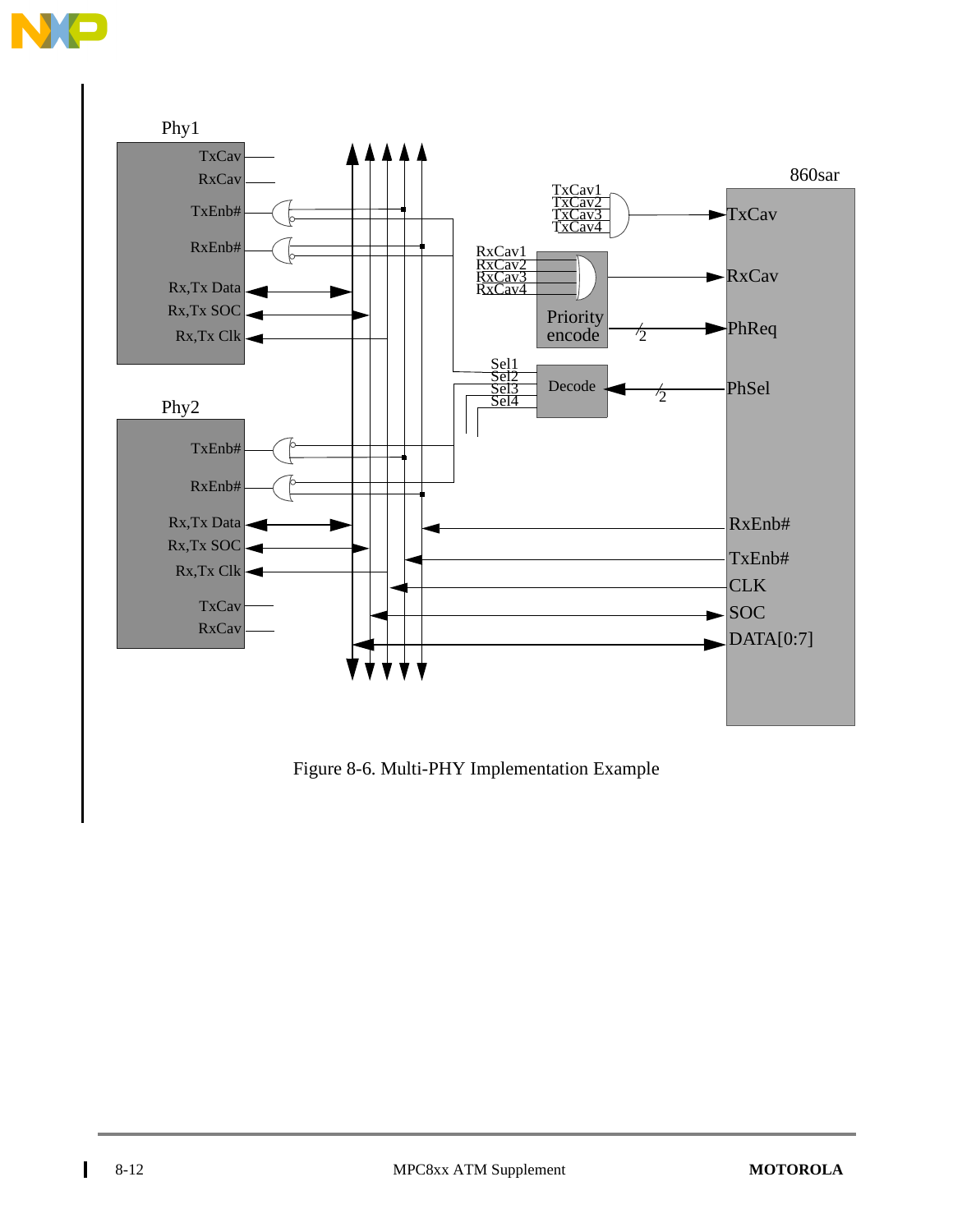Figure 8-6. Multi-PHY Implementation Example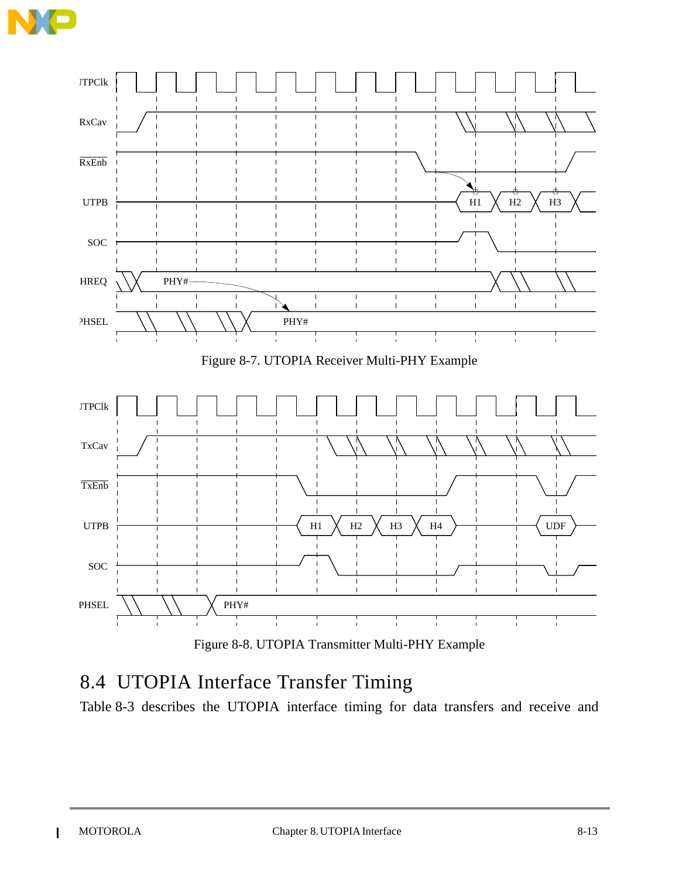Figure 8-7. UTOPIA Receiver Multi-PHY Example

Figure 8-8. UTOPIA Transmitter Multi-PHY Example

## 8.4 UTOPIA Interface Transfer Timing

Table 8-3 describes the UTOPIA interface timing for data transfers and receive and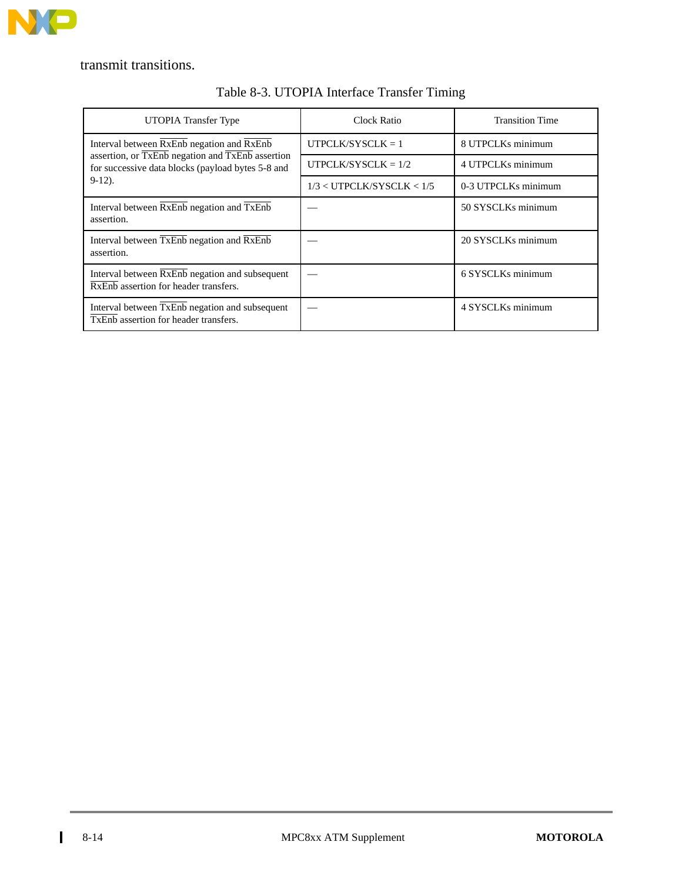transmit transitions.

Table 8-3. UTOPIA Interface Transfer Timing

| UTOPIA Transfer Type | Clock Ratio | Transition Time |
|---|---|---|
| Interval between $\overline{\text{RxEnb}}$ negation and $\overline{\text{RxEnb}}$ assertion, or $\overline{\text{TxEnb}}$ negation and $\overline{\text{TxEnb}}$ assertion for successive data blocks (payload bytes 5-8 and 9-12). | UTPCLK/SYSCLK = 1 | 8 UTPCLKs minimum |
| | UTPCLK/SYSCLK = 1/2 | 4 UTPCLKs minimum |
| | 1/3 < UTPCLK/SYSCLK < 1/5 | 0-3 UTPCLKs minimum |
| Interval between $\overline{\text{RxEnb}}$ negation and $\overline{\text{TxEnb}}$ assertion. | — | 50 SYSCLKs minimum |
| Interval between $\overline{\text{TxEnb}}$ negation and $\overline{\text{RxEnb}}$ assertion. | — | 20 SYSCLKs minimum |
| Interval between $\overline{\text{RxEnb}}$ negation and subsequent $\overline{\text{RxEnb}}$ assertion for header transfers. | — | 6 SYSCLKs minimum |
| Interval between $\overline{\text{TxEnb}}$ negation and subsequent $\overline{\text{TxEnb}}$ assertion for header transfers. | — | 4 SYSCLKs minimum |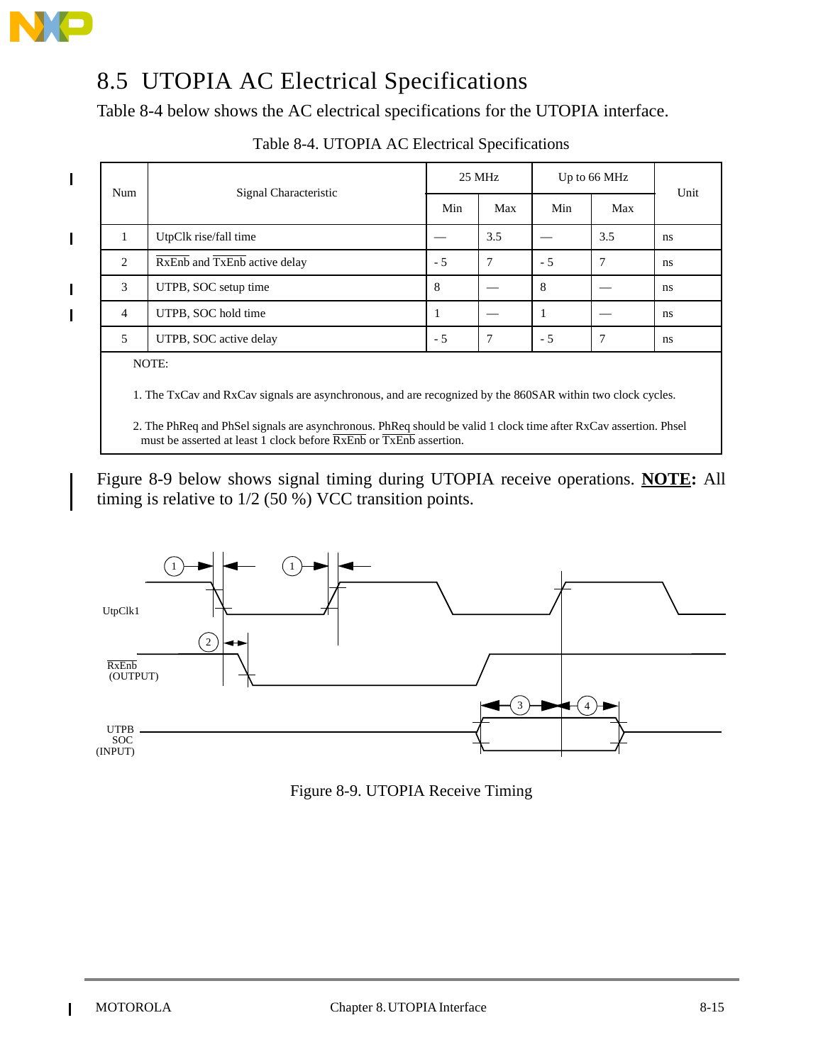## 8.5 UTOPIA AC Electrical Specifications

Table 8-4 below shows the AC electrical specifications for the UTOPIA interface.

Table 8-4. UTOPIA AC Electrical Specifications

| Num | Signal Characteristic | 25 MHz | | Up to 66 MHz | | Unit |
|---|---|---|---|---|---|---|
| | | Min | Max | Min | Max | |
| 1 | UtpClk rise/fall time | — | 3.5 | — | 3.5 | ns |
| 2 | $\overline{RxEnb}$ and $\overline{TxEnb}$ active delay | - 5 | 7 | - 5 | 7 | ns |
| 3 | UTPB, SOC setup time | 8 | — | 8 | — | ns |
| 4 | UTPB, SOC hold time | 1 | — | 1 | — | ns |
| 5 | UTPB, SOC active delay | - 5 | 7 | - 5 | 7 | ns |

NOTE:

1. The TxCav and RxCav signals are asynchronous, and are recognized by the 860SAR within two clock cycles.

2. The PhReq and PhSel signals are asynchronous. PhReq should be valid 1 clock time after RxCav assertion. Phsel must be asserted at least 1 clock before $\overline{RxEnb}$ or $\overline{TxEnb}$ assertion.

Figure 8-9 below shows signal timing during UTOPIA receive operations. **NOTE:** All timing is relative to 1/2 (50 %) VCC transition points.

Figure 8-9. UTOPIA Receive Timing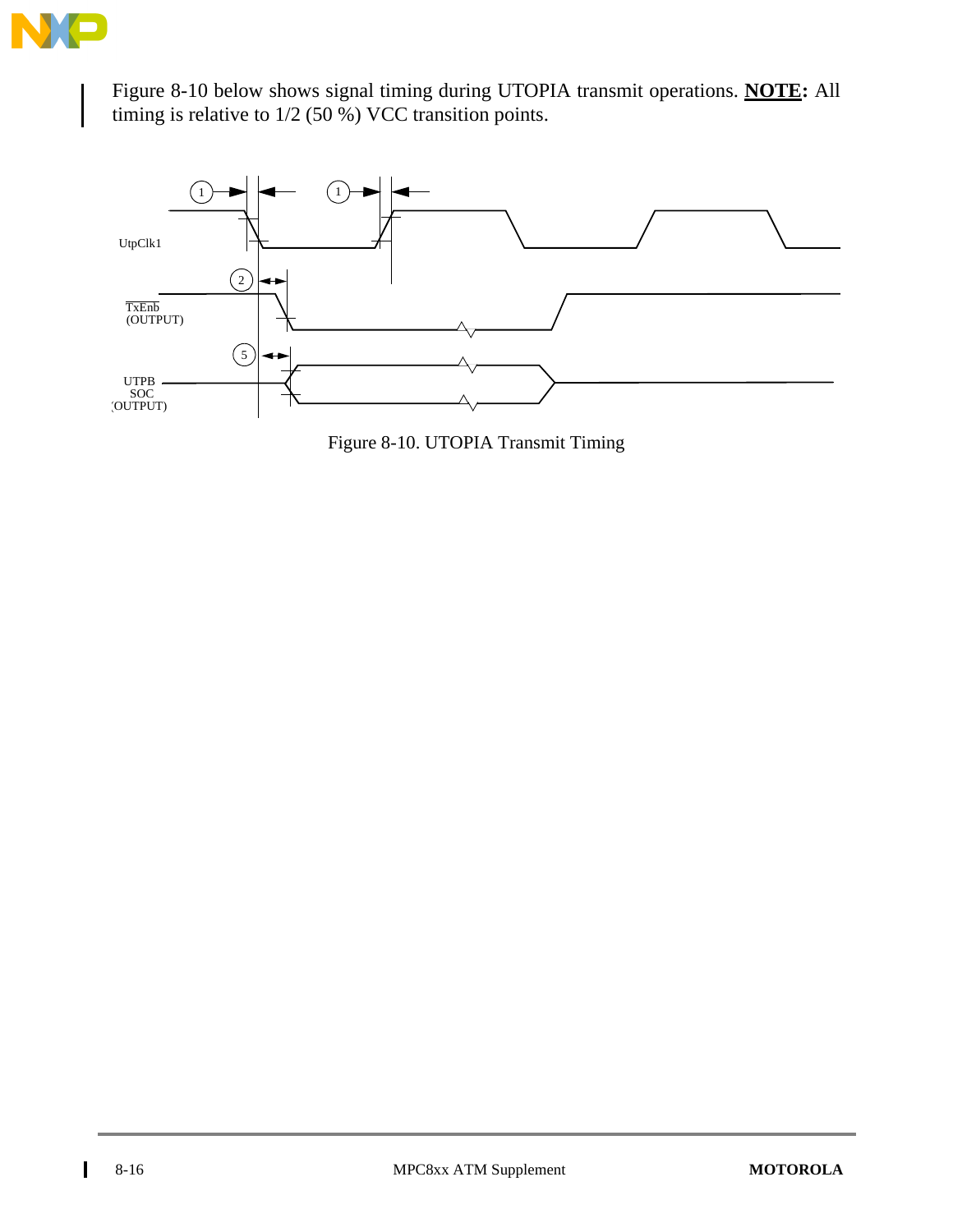Figure 8-10 below shows signal timing during UTOPIA transmit operations. **NOTE:** All timing is relative to 1/2 (50 %) VCC transition points.

Figure 8-10. UTOPIA Transmit Timing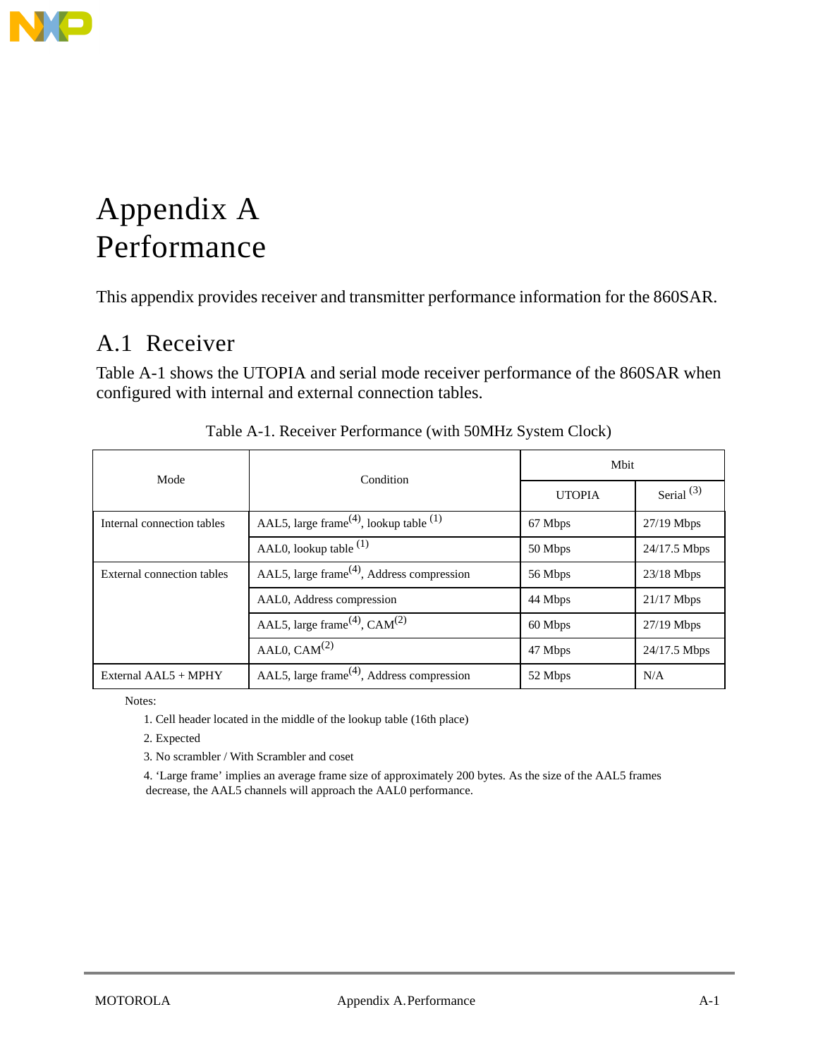# Appendix A Performance

This appendix provides receiver and transmitter performance information for the 860SAR.

## A.1 Receiver

Table A-1 shows the UTOPIA and serial mode receiver performance of the 860SAR when configured with internal and external connection tables.

Table A-1. Receiver Performance (with 50MHz System Clock)

| Mode | Condition | Mbit | |
|---|---|---|---|
| | | UTOPIA | Serial [3] |
| Internal connection tables | AAL5, large frame[4], lookup table [1] | 67 Mbps | 27/19 Mbps |
| | AAL0, lookup table [1] | 50 Mbps | 24/17.5 Mbps |
| External connection tables | AAL5, large frame[4], Address compression | 56 Mbps | 23/18 Mbps |
| | AAL0, Address compression | 44 Mbps | 21/17 Mbps |
| | AAL5, large frame[4], CAM[2] | 60 Mbps | 27/19 Mbps |
| | AAL0, CAM[2] | 47 Mbps | 24/17.5 Mbps |
| External AAL5 + MPHY | AAL5, large frame[4], Address compression | 52 Mbps | N/A |

Notes:

1. Cell header located in the middle of the lookup table (16th place)
2. Expected
3. No scrambler / With Scrambler and coset
4. 'Large frame' implies an average frame size of approximately 200 bytes. As the size of the AAL5 frames decrease, the AAL5 channels will approach the AAL0 performance.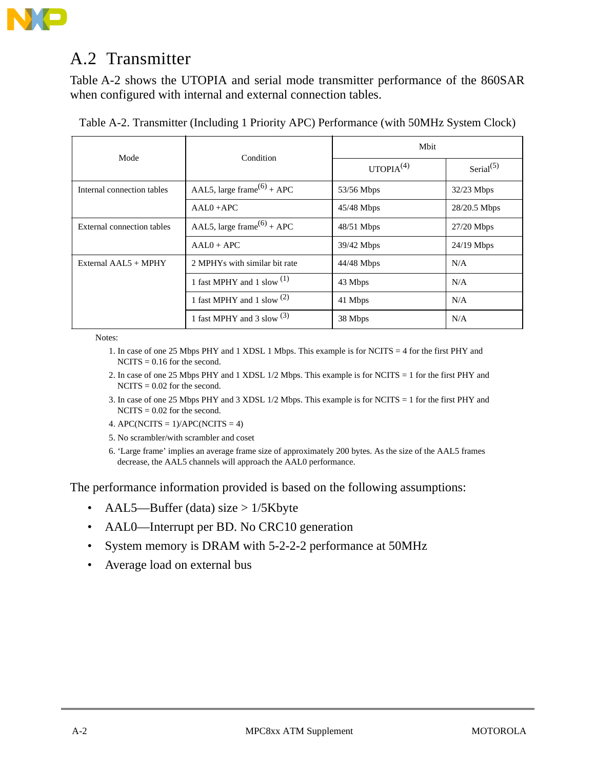## A.2 Transmitter

Table A-2 shows the UTOPIA and serial mode transmitter performance of the 860SAR when configured with internal and external connection tables.

Table A-2. Transmitter (Including 1 Priority APC) Performance (with 50MHz System Clock)

| Mode | Condition | Mbit | |
|---|---|---|---|
| | | UTOPIA[4] | Serial[5] |
| Internal connection tables | AAL5, large frame[6] + APC | 53/56 Mbps | 32/23 Mbps |
| | AAL0 +APC | 45/48 Mbps | 28/20.5 Mbps |
| External connection tables | AAL5, large frame[6] + APC | 48/51 Mbps | 27/20 Mbps |
| | AAL0 + APC | 39/42 Mbps | 24/19 Mbps |
| External AAL5 + MPHY | 2 MPHYs with similar bit rate | 44/48 Mbps | N/A |
| | 1 fast MPHY and 1 slow [1] | 43 Mbps | N/A |
| | 1 fast MPHY and 1 slow [2] | 41 Mbps | N/A |
| | 1 fast MPHY and 3 slow [3] | 38 Mbps | N/A |

Notes:

1. In case of one 25 Mbps PHY and 1 XDSL 1 Mbps. This example is for NCITS = 4 for the first PHY and NCITS = 0.16 for the second.
2. In case of one 25 Mbps PHY and 1 XDSL 1/2 Mbps. This example is for NCITS = 1 for the first PHY and NCITS = 0.02 for the second.
3. In case of one 25 Mbps PHY and 3 XDSL 1/2 Mbps. This example is for NCITS = 1 for the first PHY and NCITS = 0.02 for the second.
4. APC(NCITS = 1)/APC(NCITS = 4)
5. No scrambler/with scrambler and coset
6. 'Large frame' implies an average frame size of approximately 200 bytes. As the size of the AAL5 frames decrease, the AAL5 channels will approach the AAL0 performance.

The performance information provided is based on the following assumptions:

- AAL5—Buffer (data) size > 1/5Kbyte
- AAL0—Interrupt per BD. No CRC10 generation
- System memory is DRAM with 5-2-2-2 performance at 50MHz
- Average load on external bus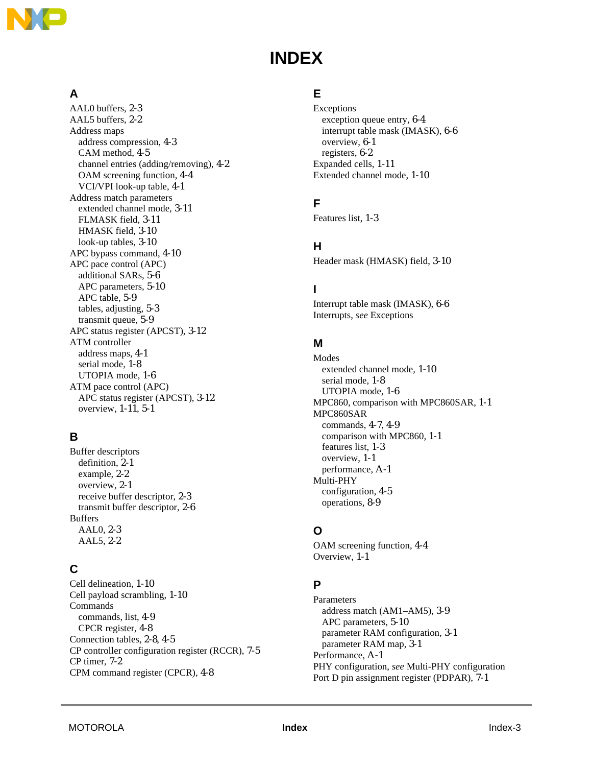# INDEX

## A

AAL0 buffers, 2-3
AAL5 buffers, 2-2
Address maps
  address compression, 4-3
  CAM method, 4-5
  channel entries (adding/removing), 4-2
  OAM screening function, 4-4
  VCI/VPI look-up table, 4-1
Address match parameters
  extended channel mode, 3-11
  FLMASK field, 3-11
  HMASK field, 3-10
  look-up tables, 3-10
APC bypass command, 4-10
APC pace control (APC)
  additional SARs, 5-6
  APC parameters, 5-10
  APC table, 5-9
  tables, adjusting, 5-3
  transmit queue, 5-9
APC status register (APCST), 3-12
ATM controller
  address maps, 4-1
  serial mode, 1-8
  UTOPIA mode, 1-6
ATM pace control (APC)
  APC status register (APCST), 3-12
  overview, 1-11, 5-1

## B

Buffer descriptors
  definition, 2-1
  example, 2-2
  overview, 2-1
  receive buffer descriptor, 2-3
  transmit buffer descriptor, 2-6
Buffers
  AAL0, 2-3
  AAL5, 2-2

## C

Cell delineation, 1-10
Cell payload scrambling, 1-10
Commands
  commands, list, 4-9
  CPCR register, 4-8
Connection tables, 2-8, 4-5
CP controller configuration register (RCCR), 7-5
CP timer, 7-2
CPM command register (CPCR), 4-8

## E

Exceptions
  exception queue entry, 6-4
  interrupt table mask (IMASK), 6-6
  overview, 6-1
  registers, 6-2
Expanded cells, 1-11
Extended channel mode, 1-10

## F

Features list, 1-3

## H

Header mask (HMASK) field, 3-10

## I

Interrupt table mask (IMASK), 6-6
Interrupts, *see* Exceptions

## M

Modes
  extended channel mode, 1-10
  serial mode, 1-8
  UTOPIA mode, 1-6
MPC860, comparison with MPC860SAR, 1-1
MPC860SAR
  commands, 4-7, 4-9
  comparison with MPC860, 1-1
  features list, 1-3
  overview, 1-1
  performance, A-1
Multi-PHY
  configuration, 4-5
  operations, 8-9

## O

OAM screening function, 4-4
Overview, 1-1

## P

Parameters
  address match (AM1–AM5), 3-9
  APC parameters, 5-10
  parameter RAM configuration, 3-1
  parameter RAM map, 3-1
Performance, A-1
PHY configuration, *see* Multi-PHY configuration
Port D pin assignment register (PDPAR), 7-1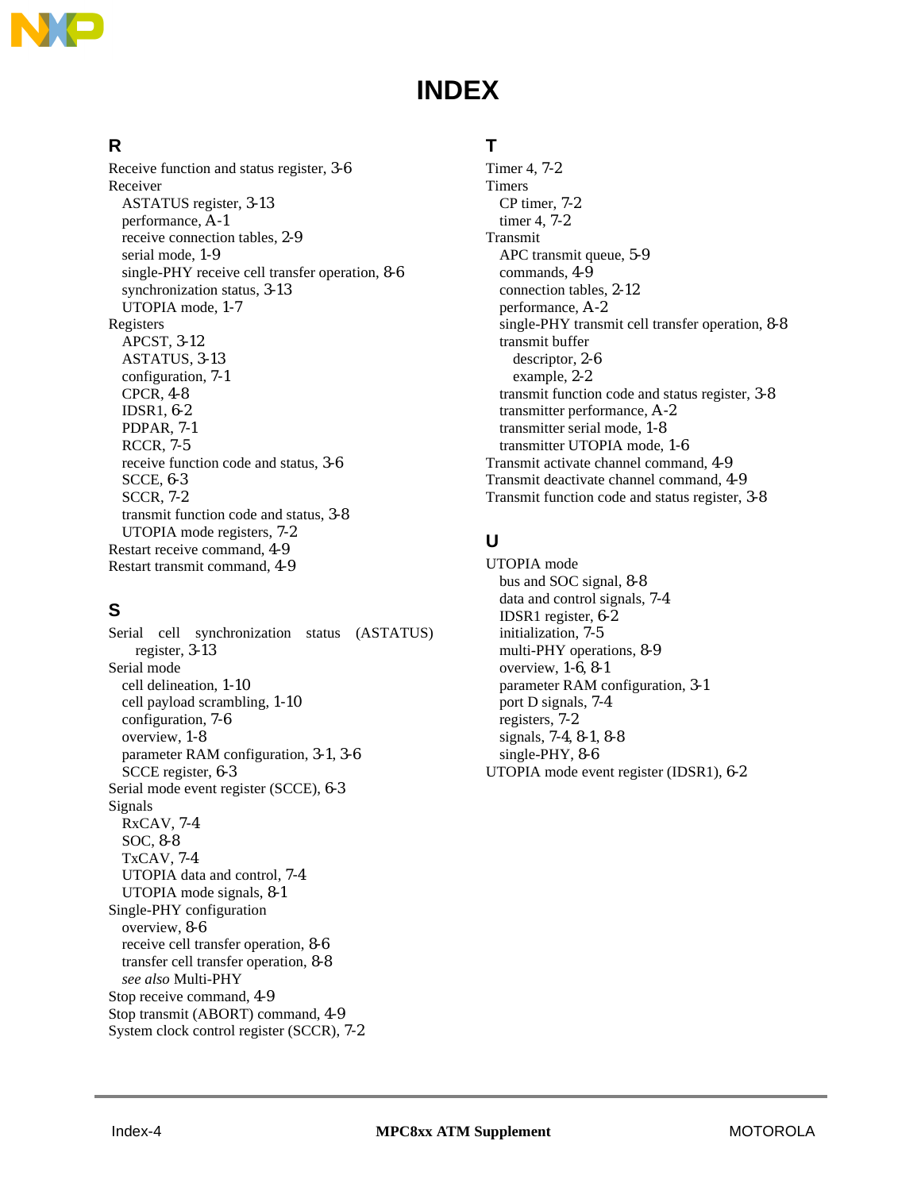# INDEX

## R

Receive function and status register, 3-6
Receiver
  ASTATUS register, 3-13
  performance, A-1
  receive connection tables, 2-9
  serial mode, 1-9
  single-PHY receive cell transfer operation, 8-6
  synchronization status, 3-13
  UTOPIA mode, 1-7
Registers
  APCST, 3-12
  ASTATUS, 3-13
  configuration, 7-1
  CPCR, 4-8
  IDSR1, 6-2
  PDPAR, 7-1
  RCCR, 7-5
  receive function code and status, 3-6
  SCCE, 6-3
  SCCR, 7-2
  transmit function code and status, 3-8
  UTOPIA mode registers, 7-2
Restart receive command, 4-9
Restart transmit command, 4-9

## S

Serial cell synchronization status (ASTATUS) register, 3-13
Serial mode
  cell delineation, 1-10
  cell payload scrambling, 1-10
  configuration, 7-6
  overview, 1-8
  parameter RAM configuration, 3-1, 3-6
  SCCE register, 6-3
Serial mode event register (SCCE), 6-3
Signals
  RxCAV, 7-4
  SOC, 8-8
  TxCAV, 7-4
  UTOPIA data and control, 7-4
  UTOPIA mode signals, 8-1
Single-PHY configuration
  overview, 8-6
  receive cell transfer operation, 8-6
  transfer cell transfer operation, 8-8
  *see also* Multi-PHY
Stop receive command, 4-9
Stop transmit (ABORT) command, 4-9
System clock control register (SCCR), 7-2

## T

Timer 4, 7-2
Timers
  CP timer, 7-2
  timer 4, 7-2
Transmit
  APC transmit queue, 5-9
  commands, 4-9
  connection tables, 2-12
  performance, A-2
  single-PHY transmit cell transfer operation, 8-8
  transmit buffer
    descriptor, 2-6
    example, 2-2
  transmit function code and status register, 3-8
  transmitter performance, A-2
  transmitter serial mode, 1-8
  transmitter UTOPIA mode, 1-6
Transmit activate channel command, 4-9
Transmit deactivate channel command, 4-9
Transmit function code and status register, 3-8

## U

UTOPIA mode
  bus and SOC signal, 8-8
  data and control signals, 7-4
  IDSR1 register, 6-2
  initialization, 7-5
  multi-PHY operations, 8-9
  overview, 1-6, 8-1
  parameter RAM configuration, 3-1
  port D signals, 7-4
  registers, 7-2
  signals, 7-4, 8-1, 8-8
  single-PHY, 8-6
UTOPIA mode event register (IDSR1), 6-2